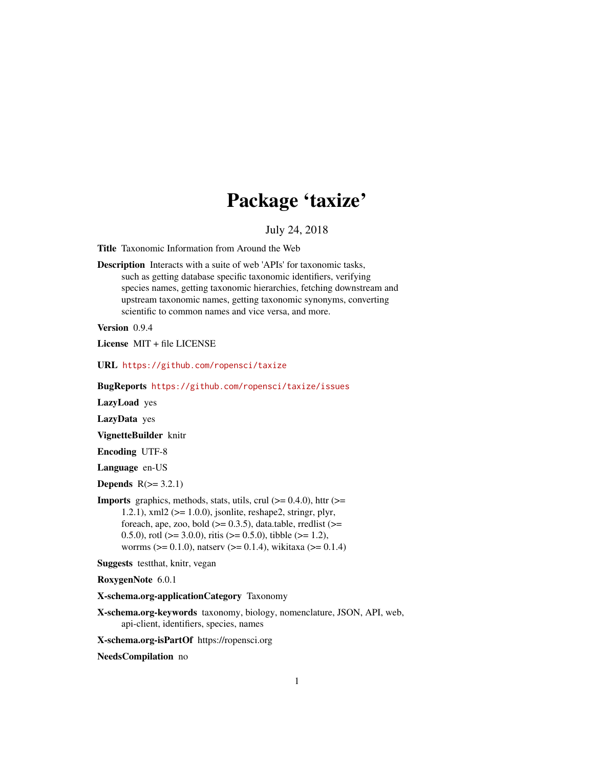# Package 'taxize'

July 24, 2018

**Title** Taxonomic Information from Around the Web

**Description** Interacts with a suite of web 'APIs' for taxonomic tasks, such as getting database specific taxonomic identifiers, verifying species names, getting taxonomic hierarchies, fetching downstream and upstream taxonomic names, getting taxonomic synonyms, converting scientific to common names and vice versa, and more.

**Version** 0.9.4

**License** MIT + file LICENSE

**URL** https://github.com/ropensci/taxize

**BugReports** https://github.com/ropensci/taxize/issues

**LazyLoad** yes

**LazyData** yes

**VignetteBuilder** knitr

**Encoding** UTF-8

**Language** en-US

**Depends** R(>= 3.2.1)

**Imports** graphics, methods, stats, utils, crul (>= 0.4.0), httr (>= 1.2.1), xml2 (>= 1.0.0), jsonlite, reshape2, stringr, plyr, foreach, ape, zoo, bold (>= 0.3.5), data.table, rredlist (>= 0.5.0), rotl (>= 3.0.0), ritis (>= 0.5.0), tibble (>= 1.2), worrms (>= 0.1.0), natserv (>= 0.1.4), wikitaxa (>= 0.1.4)

**Suggests** testthat, knitr, vegan

**RoxygenNote** 6.0.1

**X-schema.org-applicationCategory** Taxonomy

**X-schema.org-keywords** taxonomy, biology, nomenclature, JSON, API, web, api-client, identifiers, species, names

**X-schema.org-isPartOf** https://ropensci.org

**NeedsCompilation** no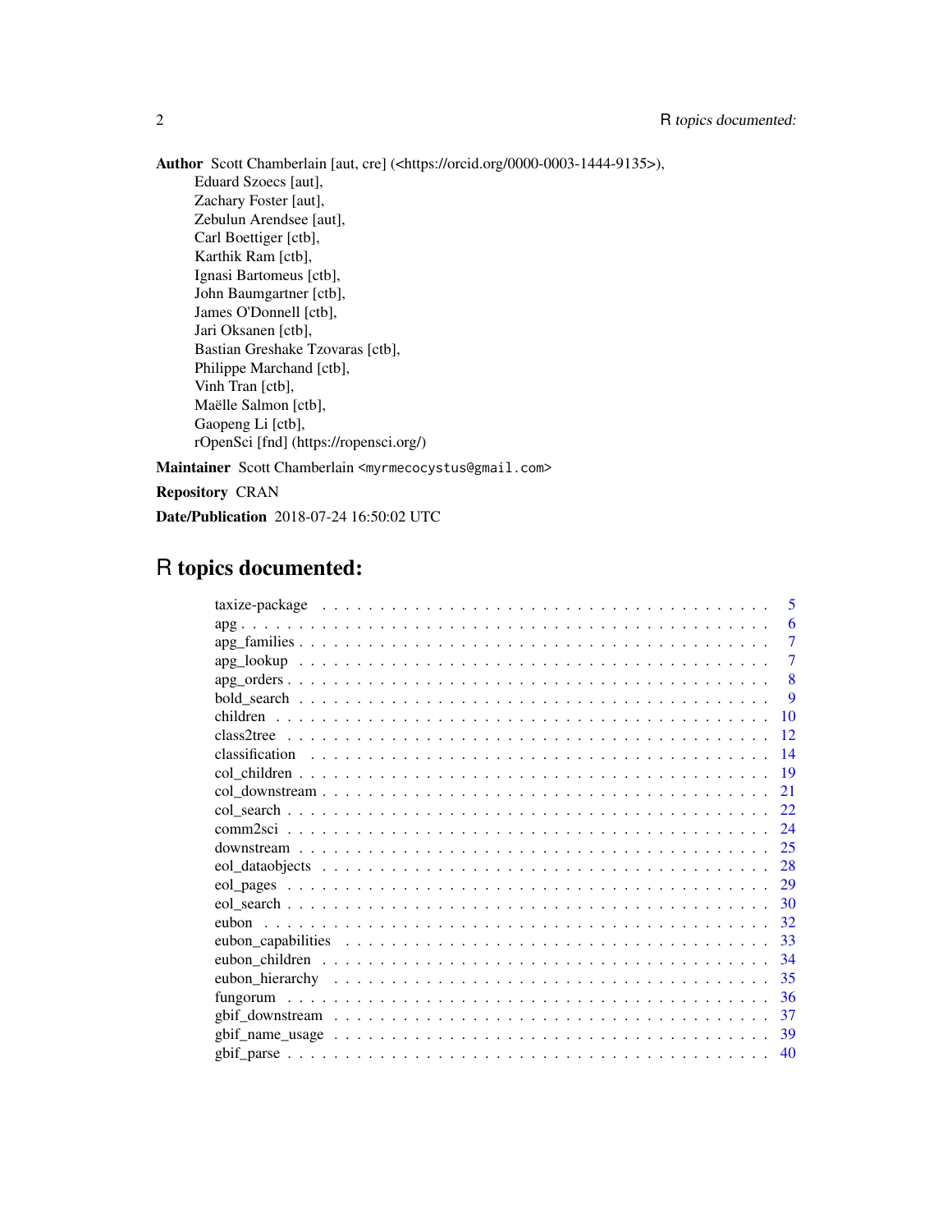**Author** Scott Chamberlain [aut, cre] (<https://orcid.org/0000-0003-1444-9135>),
Eduard Szoecs [aut],
Zachary Foster [aut],
Zebulun Arendsee [aut],
Carl Boettiger [ctb],
Karthik Ram [ctb],
Ignasi Bartomeus [ctb],
John Baumgartner [ctb],
James O'Donnell [ctb],
Jari Oksanen [ctb],
Bastian Greshake Tzovaras [ctb],
Philippe Marchand [ctb],
Vinh Tran [ctb],
Maëlle Salmon [ctb],
Gaopeng Li [ctb],
rOpenSci [fnd] (https://ropensci.org/)

**Maintainer** Scott Chamberlain <myrmecocystus@gmail.com>

**Repository** CRAN

**Date/Publication** 2018-07-24 16:50:02 UTC

# R topics documented:

| | |
|---|---|
| taxize-package | 5 |
| apg | 6 |
| apg_families | 7 |
| apg_lookup | 7 |
| apg_orders | 8 |
| bold_search | 9 |
| children | 10 |
| class2tree | 12 |
| classification | 14 |
| col_children | 19 |
| col_downstream | 21 |
| col_search | 22 |
| comm2sci | 24 |
| downstream | 25 |
| eol_dataobjects | 28 |
| eol_pages | 29 |
| eol_search | 30 |
| eubon | 32 |
| eubon_capabilities | 33 |
| eubon_children | 34 |
| eubon_hierarchy | 35 |
| fungorum | 36 |
| gbif_downstream | 37 |
| gbif_name_usage | 39 |
| gbif_parse | 40 |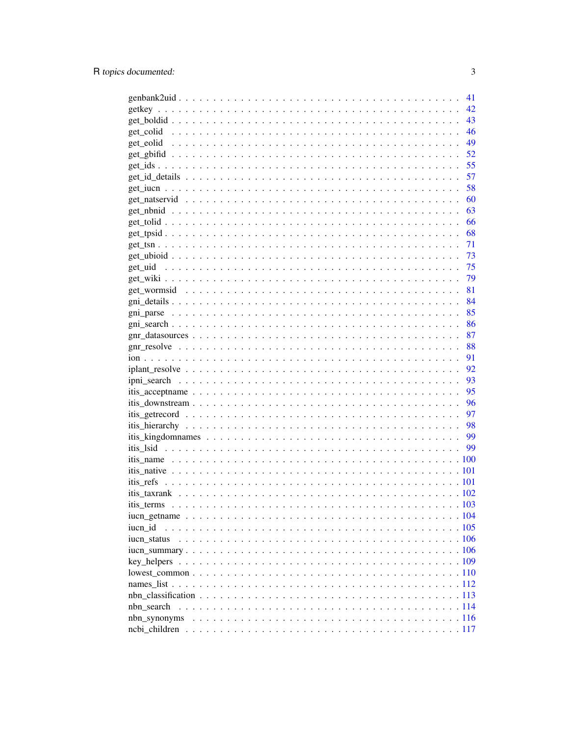| | |
|---|---|
| genbank2uid | 41 |
| getkey | 42 |
| get_boldid | 43 |
| get_colid | 46 |
| get_eolid | 49 |
| get_gbifid | 52 |
| get_ids | 55 |
| get_id_details | 57 |
| get_iucn | 58 |
| get_natservid | 60 |
| get_nbnid | 63 |
| get_tolid | 66 |
| get_tpsid | 68 |
| get_tsn | 71 |
| get_ubioid | 73 |
| get_uid | 75 |
| get_wiki | 79 |
| get_wormsid | 81 |
| gni_details | 84 |
| gni_parse | 85 |
| gni_search | 86 |
| gnr_datasources | 87 |
| gnr_resolve | 88 |
| ion | 91 |
| iplant_resolve | 92 |
| ipni_search | 93 |
| itis_acceptname | 95 |
| itis_downstream | 96 |
| itis_getrecord | 97 |
| itis_hierarchy | 98 |
| itis_kingdomnames | 99 |
| itis_lsid | 99 |
| itis_name | 100 |
| itis_native | 101 |
| itis_refs | 101 |
| itis_taxrank | 102 |
| itis_terms | 103 |
| iucn_getname | 104 |
| iucn_id | 105 |
| iucn_status | 106 |
| iucn_summary | 106 |
| key_helpers | 109 |
| lowest_common | 110 |
| names_list | 112 |
| nbn_classification | 113 |
| nbn_search | 114 |
| nbn_synonyms | 116 |
| ncbi_children | 117 |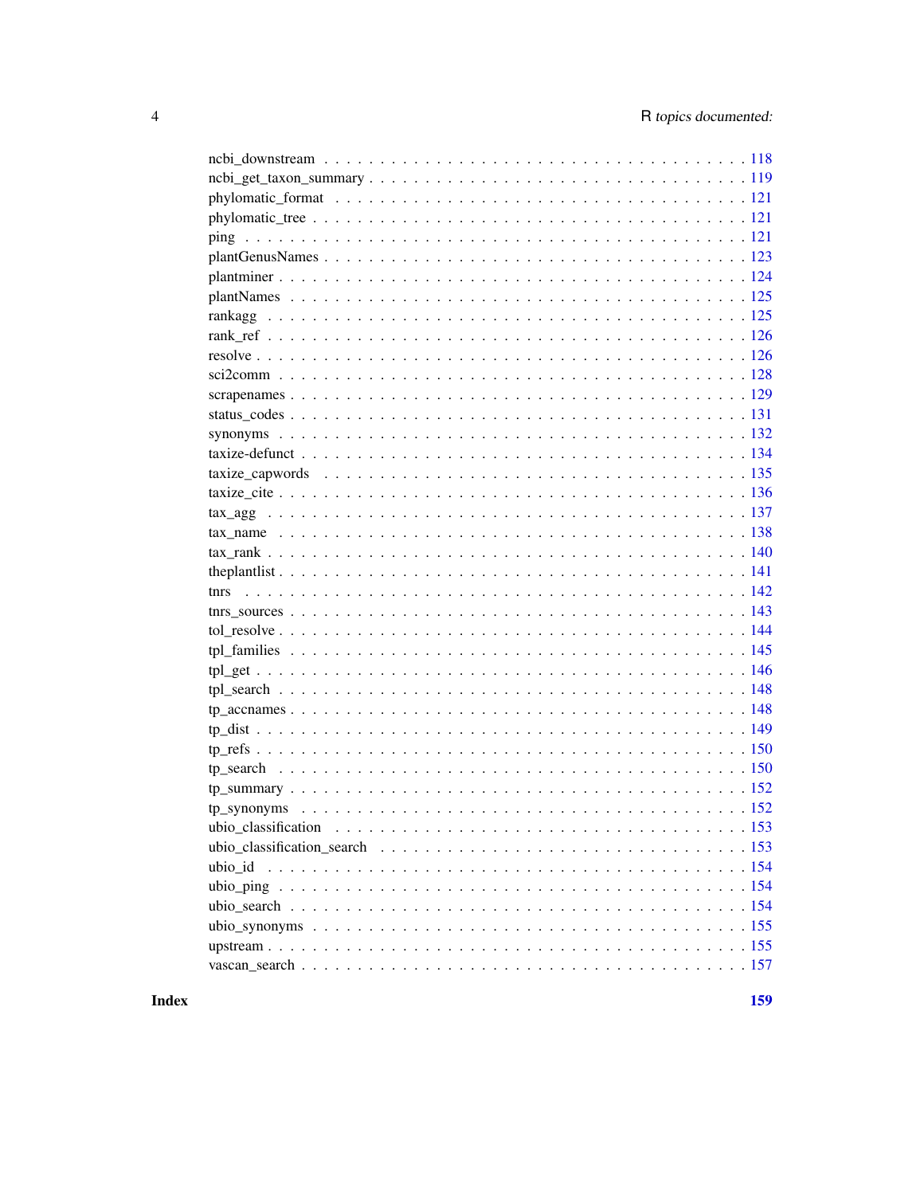ncbi_downstream . . . . . . . . . . . . . . . . . . . . . . . . . . . . . . . . . . . . . 118
ncbi_get_taxon_summary . . . . . . . . . . . . . . . . . . . . . . . . . . . . . . . . . 119
phylomatic_format . . . . . . . . . . . . . . . . . . . . . . . . . . . . . . . . . . . . 121
phylomatic_tree . . . . . . . . . . . . . . . . . . . . . . . . . . . . . . . . . . . . . 121
ping . . . . . . . . . . . . . . . . . . . . . . . . . . . . . . . . . . . . . . . . . . . 121
plantGenusNames . . . . . . . . . . . . . . . . . . . . . . . . . . . . . . . . . . . . 123
plantminer . . . . . . . . . . . . . . . . . . . . . . . . . . . . . . . . . . . . . . . 124
plantNames . . . . . . . . . . . . . . . . . . . . . . . . . . . . . . . . . . . . . . . 125
rankagg . . . . . . . . . . . . . . . . . . . . . . . . . . . . . . . . . . . . . . . . . 125
rank_ref . . . . . . . . . . . . . . . . . . . . . . . . . . . . . . . . . . . . . . . . 126
resolve . . . . . . . . . . . . . . . . . . . . . . . . . . . . . . . . . . . . . . . . . 126
sci2comm . . . . . . . . . . . . . . . . . . . . . . . . . . . . . . . . . . . . . . . . 128
scrapenames . . . . . . . . . . . . . . . . . . . . . . . . . . . . . . . . . . . . . . 129
status_codes . . . . . . . . . . . . . . . . . . . . . . . . . . . . . . . . . . . . . . 131
synonyms . . . . . . . . . . . . . . . . . . . . . . . . . . . . . . . . . . . . . . . . 132
taxize-defunct . . . . . . . . . . . . . . . . . . . . . . . . . . . . . . . . . . . . . 134
taxize_capwords . . . . . . . . . . . . . . . . . . . . . . . . . . . . . . . . . . . . 135
taxize_cite . . . . . . . . . . . . . . . . . . . . . . . . . . . . . . . . . . . . . . . 136
tax_agg . . . . . . . . . . . . . . . . . . . . . . . . . . . . . . . . . . . . . . . . . 137
tax_name . . . . . . . . . . . . . . . . . . . . . . . . . . . . . . . . . . . . . . . . 138
tax_rank . . . . . . . . . . . . . . . . . . . . . . . . . . . . . . . . . . . . . . . . 140
theplantlist . . . . . . . . . . . . . . . . . . . . . . . . . . . . . . . . . . . . . . 141
tnrs . . . . . . . . . . . . . . . . . . . . . . . . . . . . . . . . . . . . . . . . . . . 142
tnrs_sources . . . . . . . . . . . . . . . . . . . . . . . . . . . . . . . . . . . . . . 143
tol_resolve . . . . . . . . . . . . . . . . . . . . . . . . . . . . . . . . . . . . . . . 144
tpl_families . . . . . . . . . . . . . . . . . . . . . . . . . . . . . . . . . . . . . . 145
tpl_get . . . . . . . . . . . . . . . . . . . . . . . . . . . . . . . . . . . . . . . . . 146
tpl_search . . . . . . . . . . . . . . . . . . . . . . . . . . . . . . . . . . . . . . . 148
tp_accnames . . . . . . . . . . . . . . . . . . . . . . . . . . . . . . . . . . . . . . 148
tp_dist . . . . . . . . . . . . . . . . . . . . . . . . . . . . . . . . . . . . . . . . . 149
tp_refs . . . . . . . . . . . . . . . . . . . . . . . . . . . . . . . . . . . . . . . . . 150
tp_search . . . . . . . . . . . . . . . . . . . . . . . . . . . . . . . . . . . . . . . . 150
tp_summary . . . . . . . . . . . . . . . . . . . . . . . . . . . . . . . . . . . . . . . 152
tp_synonyms . . . . . . . . . . . . . . . . . . . . . . . . . . . . . . . . . . . . . . 152
ubio_classification . . . . . . . . . . . . . . . . . . . . . . . . . . . . . . . . . . 153
ubio_classification_search . . . . . . . . . . . . . . . . . . . . . . . . . . . . . . 153
ubio_id . . . . . . . . . . . . . . . . . . . . . . . . . . . . . . . . . . . . . . . . . 154
ubio_ping . . . . . . . . . . . . . . . . . . . . . . . . . . . . . . . . . . . . . . . . 154
ubio_search . . . . . . . . . . . . . . . . . . . . . . . . . . . . . . . . . . . . . . . 154
ubio_synonyms . . . . . . . . . . . . . . . . . . . . . . . . . . . . . . . . . . . . . 155
upstream . . . . . . . . . . . . . . . . . . . . . . . . . . . . . . . . . . . . . . . . 155
vascan_search . . . . . . . . . . . . . . . . . . . . . . . . . . . . . . . . . . . . . 157

**Index** **159**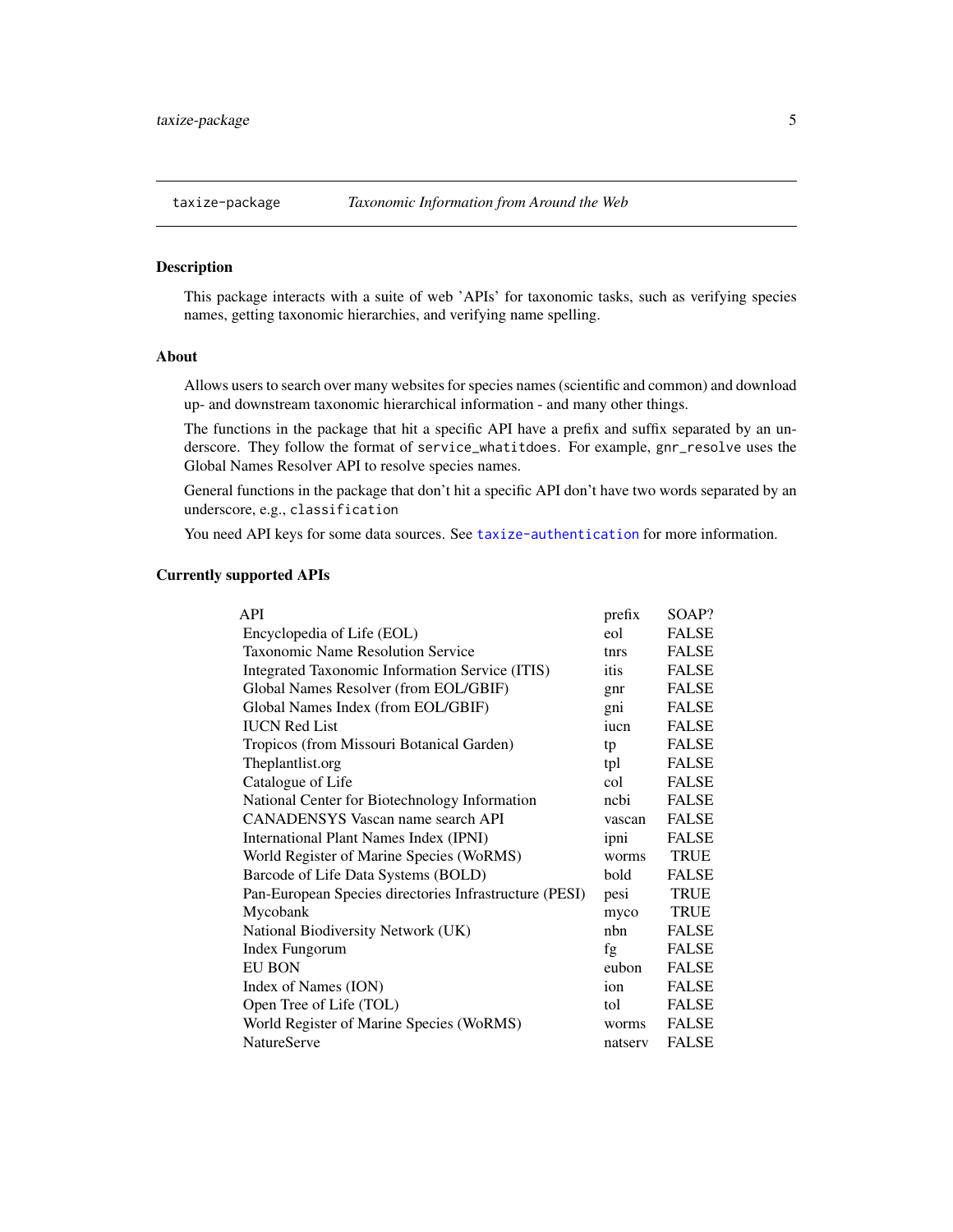## taxize-package — *Taxonomic Information from Around the Web*

### Description

This package interacts with a suite of web 'APIs' for taxonomic tasks, such as verifying species names, getting taxonomic hierarchies, and verifying name spelling.

### About

Allows users to search over many websites for species names (scientific and common) and download up- and downstream taxonomic hierarchical information - and many other things.

The functions in the package that hit a specific API have a prefix and suffix separated by an underscore. They follow the format of `service_whatitdoes`. For example, `gnr_resolve` uses the Global Names Resolver API to resolve species names.

General functions in the package that don't hit a specific API don't have two words separated by an underscore, e.g., `classification`

You need API keys for some data sources. See `taxize-authentication` for more information.

### Currently supported APIs

| API | prefix | SOAP? |
|---|---|---|
| Encyclopedia of Life (EOL) | eol | FALSE |
| Taxonomic Name Resolution Service | tnrs | FALSE |
| Integrated Taxonomic Information Service (ITIS) | itis | FALSE |
| Global Names Resolver (from EOL/GBIF) | gnr | FALSE |
| Global Names Index (from EOL/GBIF) | gni | FALSE |
| IUCN Red List | iucn | FALSE |
| Tropicos (from Missouri Botanical Garden) | tp | FALSE |
| Theplantlist.org | tpl | FALSE |
| Catalogue of Life | col | FALSE |
| National Center for Biotechnology Information | ncbi | FALSE |
| CANADENSYS Vascan name search API | vascan | FALSE |
| International Plant Names Index (IPNI) | ipni | FALSE |
| World Register of Marine Species (WoRMS) | worms | TRUE |
| Barcode of Life Data Systems (BOLD) | bold | FALSE |
| Pan-European Species directories Infrastructure (PESI) | pesi | TRUE |
| Mycobank | myco | TRUE |
| National Biodiversity Network (UK) | nbn | FALSE |
| Index Fungorum | fg | FALSE |
| EU BON | eubon | FALSE |
| Index of Names (ION) | ion | FALSE |
| Open Tree of Life (TOL) | tol | FALSE |
| World Register of Marine Species (WoRMS) | worms | FALSE |
| NatureServe | natserv | FALSE |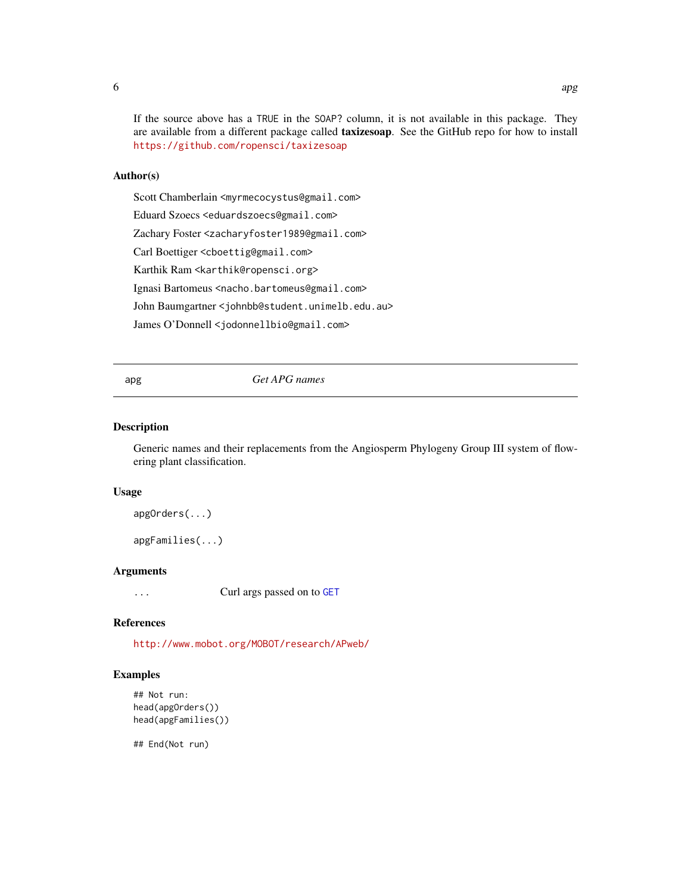If the source above has a TRUE in the SOAP? column, it is not available in this package. They are available from a different package called **taxizesoap**. See the GitHub repo for how to install https://github.com/ropensci/taxizesoap

### Author(s)

Scott Chamberlain <myrmecocystus@gmail.com>

Eduard Szoecs <eduardszoecs@gmail.com>

Zachary Foster <zacharyfoster1989@gmail.com>

Carl Boettiger <cboettig@gmail.com>

Karthik Ram <karthik@ropensci.org>

Ignasi Bartomeus <nacho.bartomeus@gmail.com>

John Baumgartner <johnbb@student.unimelb.edu.au>

James O'Donnell <jodonnellbio@gmail.com>

---

## apg — *Get APG names*

---

### Description

Generic names and their replacements from the Angiosperm Phylogeny Group III system of flowering plant classification.

### Usage

```
apgOrders(...)

apgFamilies(...)
```

### Arguments

| | |
|---|---|
| ... | Curl args passed on to GET |

### References

http://www.mobot.org/MOBOT/research/APweb/

### Examples

```
## Not run:
head(apgOrders())
head(apgFamilies())

## End(Not run)
```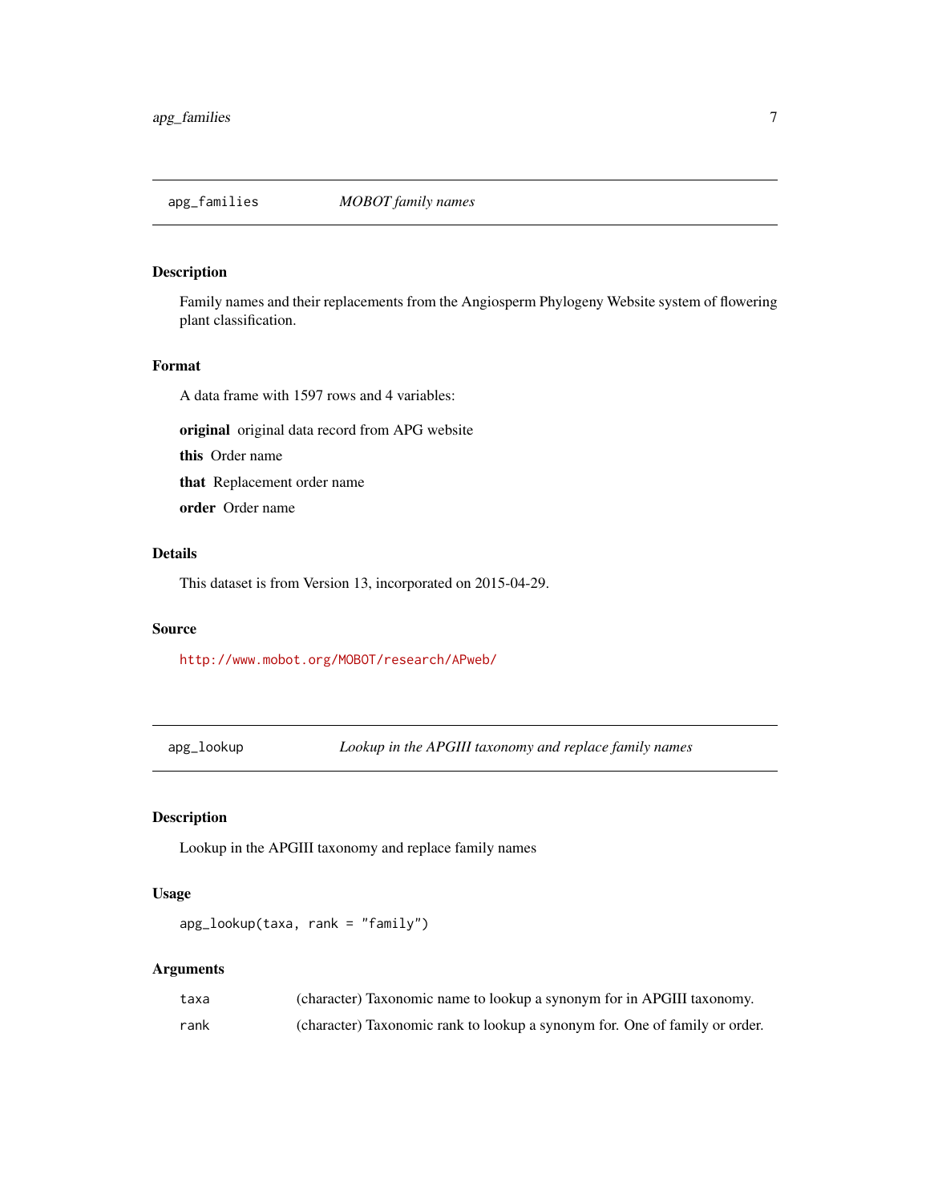## apg_families — *MOBOT family names*

### Description

Family names and their replacements from the Angiosperm Phylogeny Website system of flowering plant classification.

### Format

A data frame with 1597 rows and 4 variables:

**original** original data record from APG website

**this** Order name

**that** Replacement order name

**order** Order name

### Details

This dataset is from Version 13, incorporated on 2015-04-29.

### Source

http://www.mobot.org/MOBOT/research/APweb/

## apg_lookup — *Lookup in the APGIII taxonomy and replace family names*

### Description

Lookup in the APGIII taxonomy and replace family names

### Usage

```
apg_lookup(taxa, rank = "family")
```

### Arguments

| | |
|---|---|
| taxa | (character) Taxonomic name to lookup a synonym for in APGIII taxonomy. |
| rank | (character) Taxonomic rank to lookup a synonym for. One of family or order. |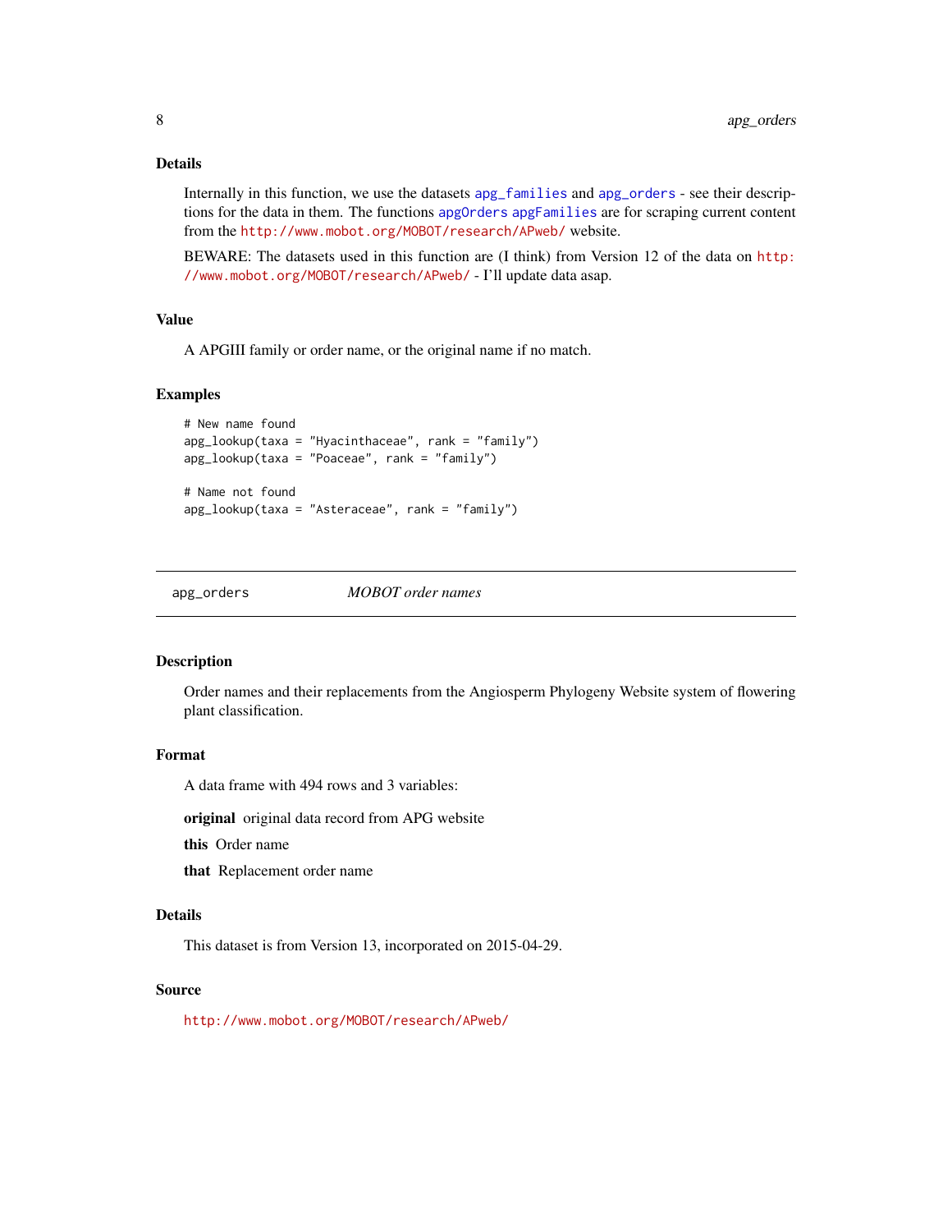### Details

Internally in this function, we use the datasets `apg_families` and `apg_orders` - see their descriptions for the data in them. The functions `apgOrders` `apgFamilies` are for scraping current content from the http://www.mobot.org/MOBOT/research/APweb/ website.

BEWARE: The datasets used in this function are (I think) from Version 12 of the data on http://www.mobot.org/MOBOT/research/APweb/ - I'll update data asap.

### Value

A APGIII family or order name, or the original name if no match.

### Examples

```
# New name found
apg_lookup(taxa = "Hyacinthaceae", rank = "family")
apg_lookup(taxa = "Poaceae", rank = "family")

# Name not found
apg_lookup(taxa = "Asteraceae", rank = "family")
```

---

## apg_orders *MOBOT order names*

---

### Description

Order names and their replacements from the Angiosperm Phylogeny Website system of flowering plant classification.

### Format

A data frame with 494 rows and 3 variables:

**original** original data record from APG website

**this** Order name

**that** Replacement order name

### Details

This dataset is from Version 13, incorporated on 2015-04-29.

### Source

http://www.mobot.org/MOBOT/research/APweb/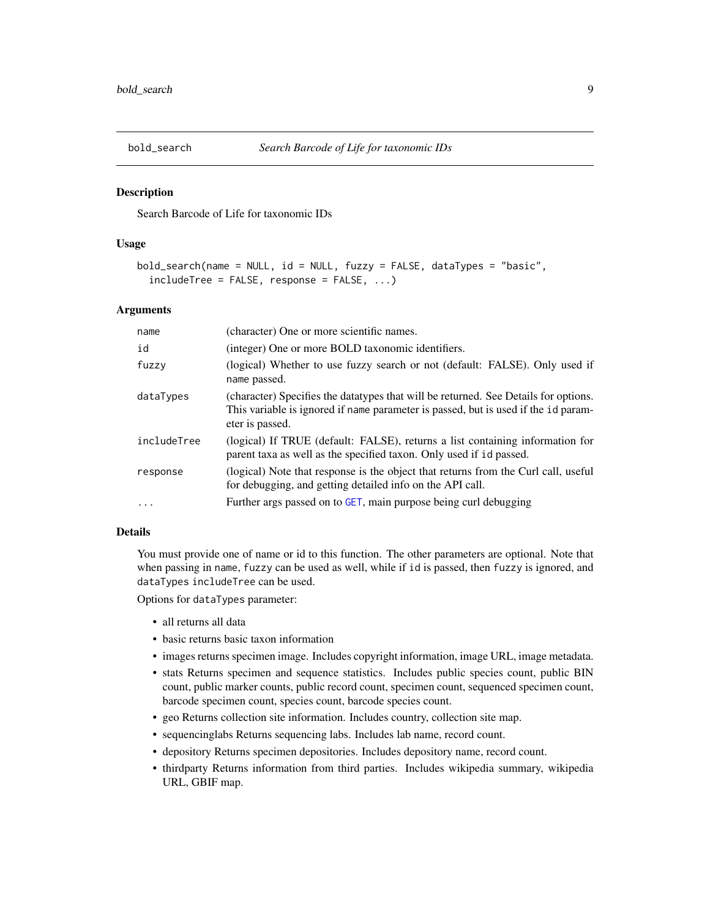## bold_search — *Search Barcode of Life for taxonomic IDs*

### Description

Search Barcode of Life for taxonomic IDs

### Usage

```
bold_search(name = NULL, id = NULL, fuzzy = FALSE, dataTypes = "basic",
  includeTree = FALSE, response = FALSE, ...)
```

### Arguments

| | |
|---|---|
| `name` | (character) One or more scientific names. |
| `id` | (integer) One or more BOLD taxonomic identifiers. |
| `fuzzy` | (logical) Whether to use fuzzy search or not (default: FALSE). Only used if `name` passed. |
| `dataTypes` | (character) Specifies the datatypes that will be returned. See Details for options. This variable is ignored if `name` parameter is passed, but is used if the `id` parameter is passed. |
| `includeTree` | (logical) If TRUE (default: FALSE), returns a list containing information for parent taxa as well as the specified taxon. Only used if `id` passed. |
| `response` | (logical) Note that response is the object that returns from the Curl call, useful for debugging, and getting detailed info on the API call. |
| `...` | Further args passed on to GET, main purpose being curl debugging |

### Details

You must provide one of name or id to this function. The other parameters are optional. Note that when passing in `name`, `fuzzy` can be used as well, while if `id` is passed, then `fuzzy` is ignored, and `dataTypes` `includeTree` can be used.

Options for `dataTypes` parameter:

- all returns all data
- basic returns basic taxon information
- images returns specimen image. Includes copyright information, image URL, image metadata.
- stats Returns specimen and sequence statistics. Includes public species count, public BIN count, public marker counts, public record count, specimen count, sequenced specimen count, barcode specimen count, species count, barcode species count.
- geo Returns collection site information. Includes country, collection site map.
- sequencinglabs Returns sequencing labs. Includes lab name, record count.
- depository Returns specimen depositories. Includes depository name, record count.
- thirdparty Returns information from third parties. Includes wikipedia summary, wikipedia URL, GBIF map.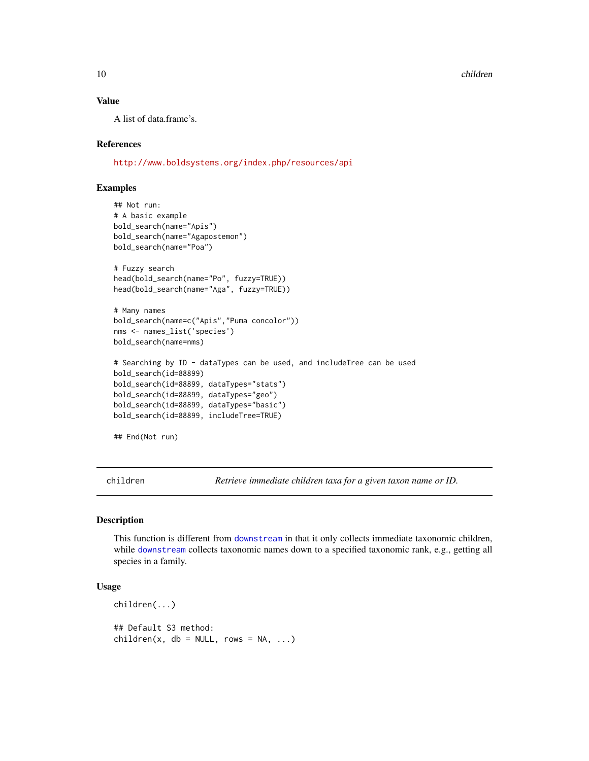### Value

A list of data.frame's.

### References

http://www.boldsystems.org/index.php/resources/api

### Examples

```
## Not run:
# A basic example
bold_search(name="Apis")
bold_search(name="Agapostemon")
bold_search(name="Poa")

# Fuzzy search
head(bold_search(name="Po", fuzzy=TRUE))
head(bold_search(name="Aga", fuzzy=TRUE))

# Many names
bold_search(name=c("Apis","Puma concolor"))
nms <- names_list('species')
bold_search(name=nms)

# Searching by ID - dataTypes can be used, and includeTree can be used
bold_search(id=88899)
bold_search(id=88899, dataTypes="stats")
bold_search(id=88899, dataTypes="geo")
bold_search(id=88899, dataTypes="basic")
bold_search(id=88899, includeTree=TRUE)

## End(Not run)
```

---

## children — *Retrieve immediate children taxa for a given taxon name or ID.*

### Description

This function is different from downstream in that it only collects immediate taxonomic children, while downstream collects taxonomic names down to a specified taxonomic rank, e.g., getting all species in a family.

### Usage

```
children(...)

## Default S3 method:
children(x, db = NULL, rows = NA, ...)
```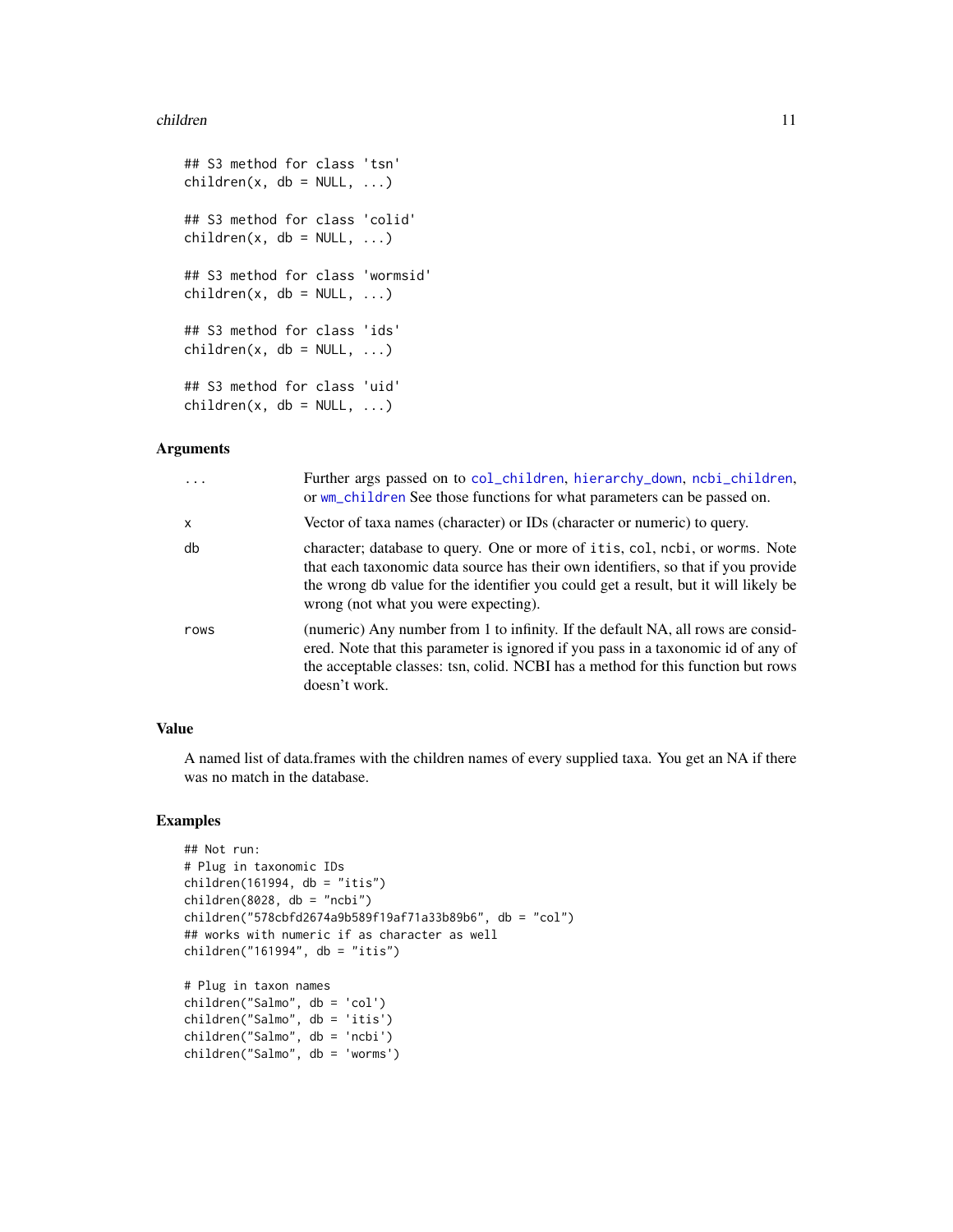```
## S3 method for class 'tsn'
children(x, db = NULL, ...)

## S3 method for class 'colid'
children(x, db = NULL, ...)

## S3 method for class 'wormsid'
children(x, db = NULL, ...)

## S3 method for class 'ids'
children(x, db = NULL, ...)

## S3 method for class 'uid'
children(x, db = NULL, ...)
```

## Arguments

| | |
|---|---|
| `...` | Further args passed on to `col_children`, `hierarchy_down`, `ncbi_children`, or `wm_children` See those functions for what parameters can be passed on. |
| `x` | Vector of taxa names (character) or IDs (character or numeric) to query. |
| `db` | character; database to query. One or more of `itis`, `col`, `ncbi`, or `worms`. Note that each taxonomic data source has their own identifiers, so that if you provide the wrong `db` value for the identifier you could get a result, but it will likely be wrong (not what you were expecting). |
| `rows` | (numeric) Any number from 1 to infinity. If the default NA, all rows are considered. Note that this parameter is ignored if you pass in a taxonomic id of any of the acceptable classes: tsn, colid. NCBI has a method for this function but rows doesn't work. |

## Value

A named list of data.frames with the children names of every supplied taxa. You get an NA if there was no match in the database.

## Examples

```
## Not run:
# Plug in taxonomic IDs
children(161994, db = "itis")
children(8028, db = "ncbi")
children("578cbfd2674a9b589f19af71a33b89b6", db = "col")
## works with numeric if as character as well
children("161994", db = "itis")

# Plug in taxon names
children("Salmo", db = 'col')
children("Salmo", db = 'itis')
children("Salmo", db = 'ncbi')
children("Salmo", db = 'worms')
```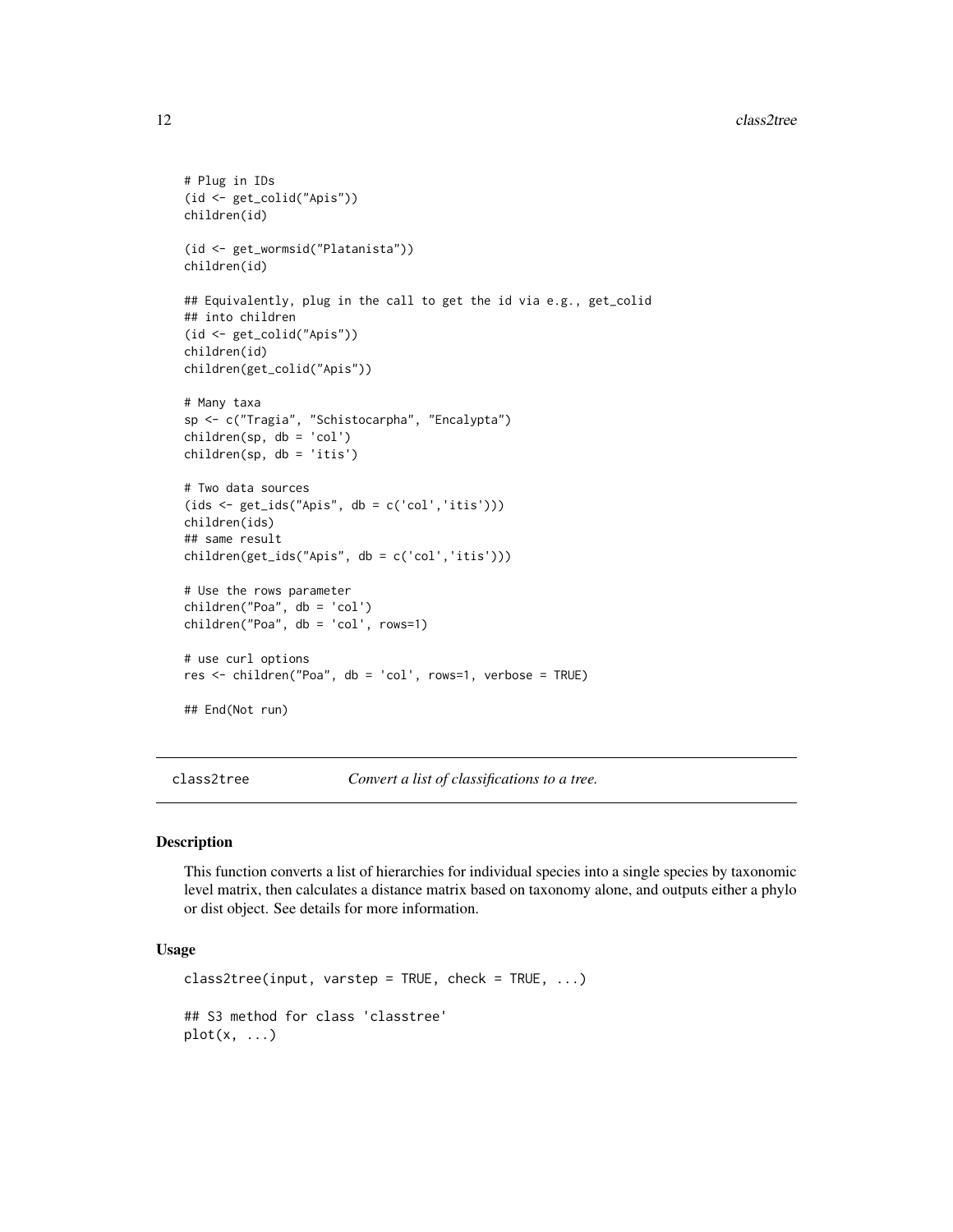```
# Plug in IDs
(id <- get_colid("Apis"))
children(id)

(id <- get_wormsid("Platanista"))
children(id)

## Equivalently, plug in the call to get the id via e.g., get_colid
## into children
(id <- get_colid("Apis"))
children(id)
children(get_colid("Apis"))

# Many taxa
sp <- c("Tragia", "Schistocarpha", "Encalypta")
children(sp, db = 'col')
children(sp, db = 'itis')

# Two data sources
(ids <- get_ids("Apis", db = c('col','itis')))
children(ids)
## same result
children(get_ids("Apis", db = c('col','itis')))

# Use the rows parameter
children("Poa", db = 'col')
children("Poa", db = 'col', rows=1)

# use curl options
res <- children("Poa", db = 'col', rows=1, verbose = TRUE)

## End(Not run)
```

---

class2tree *Convert a list of classifications to a tree.*

---

### Description

This function converts a list of hierarchies for individual species into a single species by taxonomic level matrix, then calculates a distance matrix based on taxonomy alone, and outputs either a phylo or dist object. See details for more information.

### Usage

```
class2tree(input, varstep = TRUE, check = TRUE, ...)

## S3 method for class 'classtree'
plot(x, ...)
```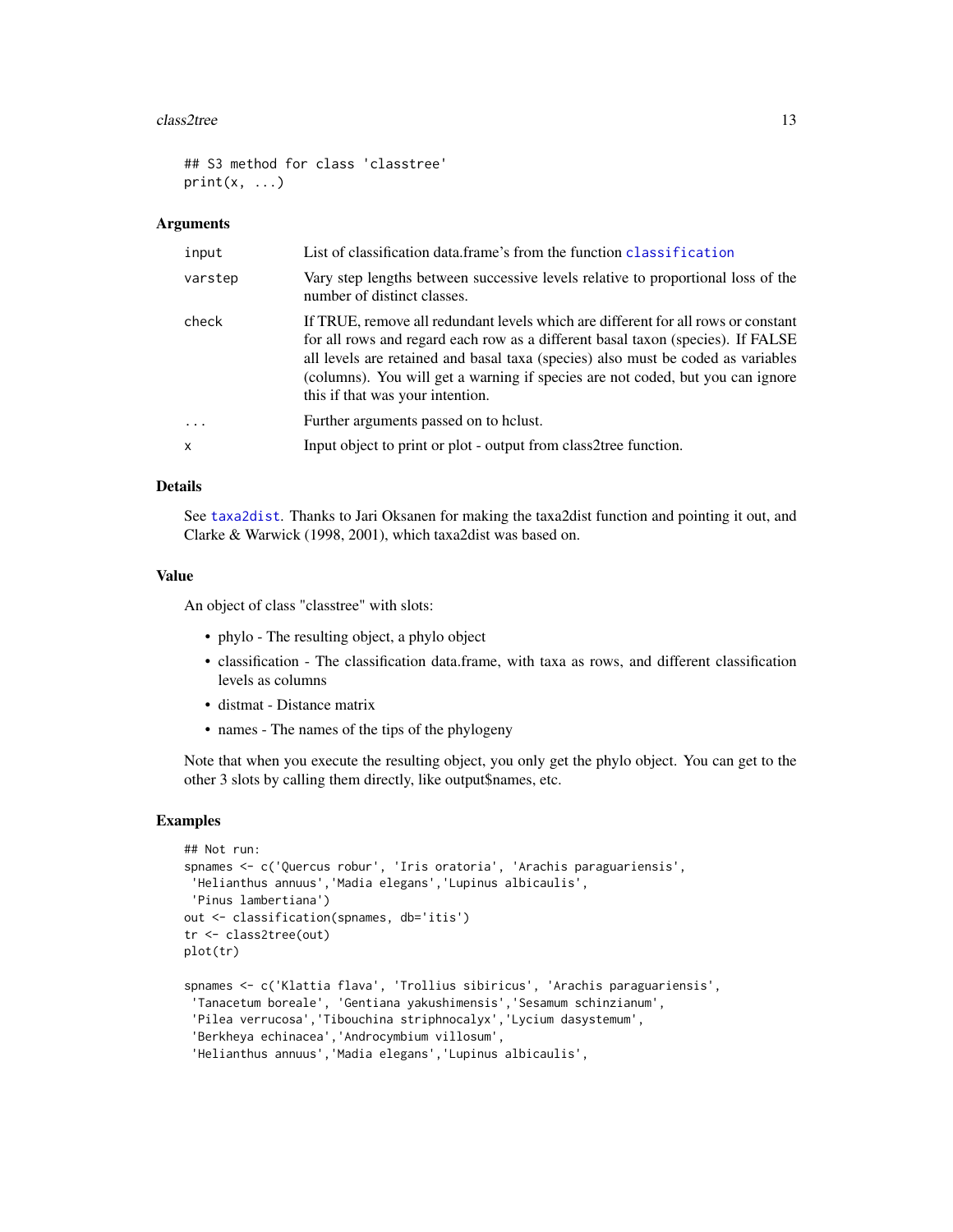```
## S3 method for class 'classtree'
print(x, ...)
```

### Arguments

| | |
|---|---|
| input | List of classification data.frame's from the function classification |
| varstep | Vary step lengths between successive levels relative to proportional loss of the number of distinct classes. |
| check | If TRUE, remove all redundant levels which are different for all rows or constant for all rows and regard each row as a different basal taxon (species). If FALSE all levels are retained and basal taxa (species) also must be coded as variables (columns). You will get a warning if species are not coded, but you can ignore this if that was your intention. |
| ... | Further arguments passed on to hclust. |
| x | Input object to print or plot - output from class2tree function. |

### Details

See taxa2dist. Thanks to Jari Oksanen for making the taxa2dist function and pointing it out, and Clarke & Warwick (1998, 2001), which taxa2dist was based on.

### Value

An object of class "classtree" with slots:

- phylo - The resulting object, a phylo object
- classification - The classification data.frame, with taxa as rows, and different classification levels as columns
- distmat - Distance matrix
- names - The names of the tips of the phylogeny

Note that when you execute the resulting object, you only get the phylo object. You can get to the other 3 slots by calling them directly, like output$names, etc.

### Examples

```
## Not run:
spnames <- c('Quercus robur', 'Iris oratoria', 'Arachis paraguariensis',
 'Helianthus annuus','Madia elegans','Lupinus albicaulis',
 'Pinus lambertiana')
out <- classification(spnames, db='itis')
tr <- class2tree(out)
plot(tr)

spnames <- c('Klattia flava', 'Trollius sibiricus', 'Arachis paraguariensis',
 'Tanacetum boreale', 'Gentiana yakushimensis','Sesamum schinzianum',
 'Pilea verrucosa','Tibouchina striphnocalyx','Lycium dasystemum',
 'Berkheya echinacea','Androcymbium villosum',
 'Helianthus annuus','Madia elegans','Lupinus albicaulis',
```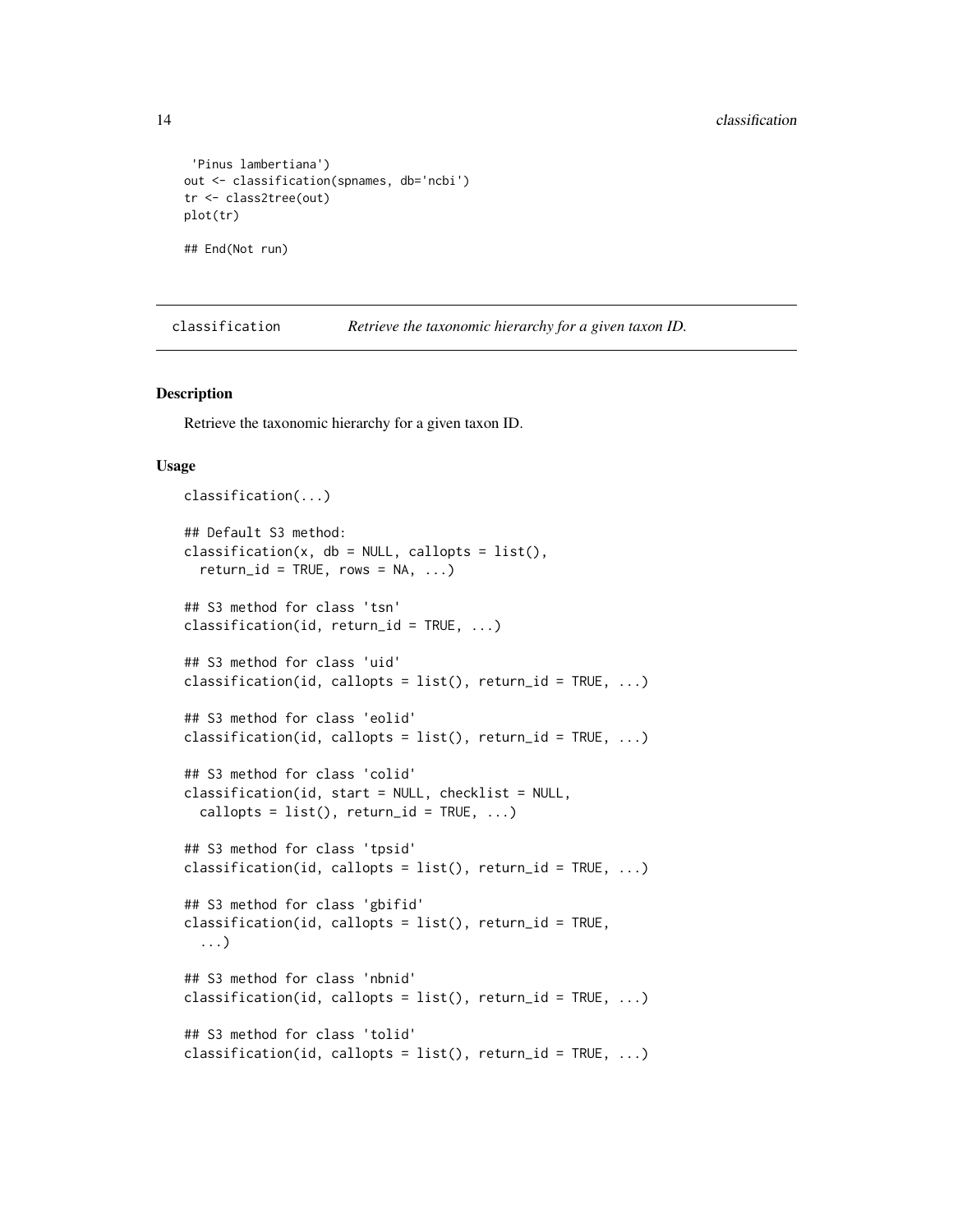```
 'Pinus lambertiana')
out <- classification(spnames, db='ncbi')
tr <- class2tree(out)
plot(tr)

## End(Not run)
```

---

classification — *Retrieve the taxonomic hierarchy for a given taxon ID.*

---

## Description

Retrieve the taxonomic hierarchy for a given taxon ID.

## Usage

```
classification(...)

## Default S3 method:
classification(x, db = NULL, callopts = list(),
  return_id = TRUE, rows = NA, ...)

## S3 method for class 'tsn'
classification(id, return_id = TRUE, ...)

## S3 method for class 'uid'
classification(id, callopts = list(), return_id = TRUE, ...)

## S3 method for class 'eolid'
classification(id, callopts = list(), return_id = TRUE, ...)

## S3 method for class 'colid'
classification(id, start = NULL, checklist = NULL,
  callopts = list(), return_id = TRUE, ...)

## S3 method for class 'tpsid'
classification(id, callopts = list(), return_id = TRUE, ...)

## S3 method for class 'gbifid'
classification(id, callopts = list(), return_id = TRUE,
  ...)

## S3 method for class 'nbnid'
classification(id, callopts = list(), return_id = TRUE, ...)

## S3 method for class 'tolid'
classification(id, callopts = list(), return_id = TRUE, ...)
```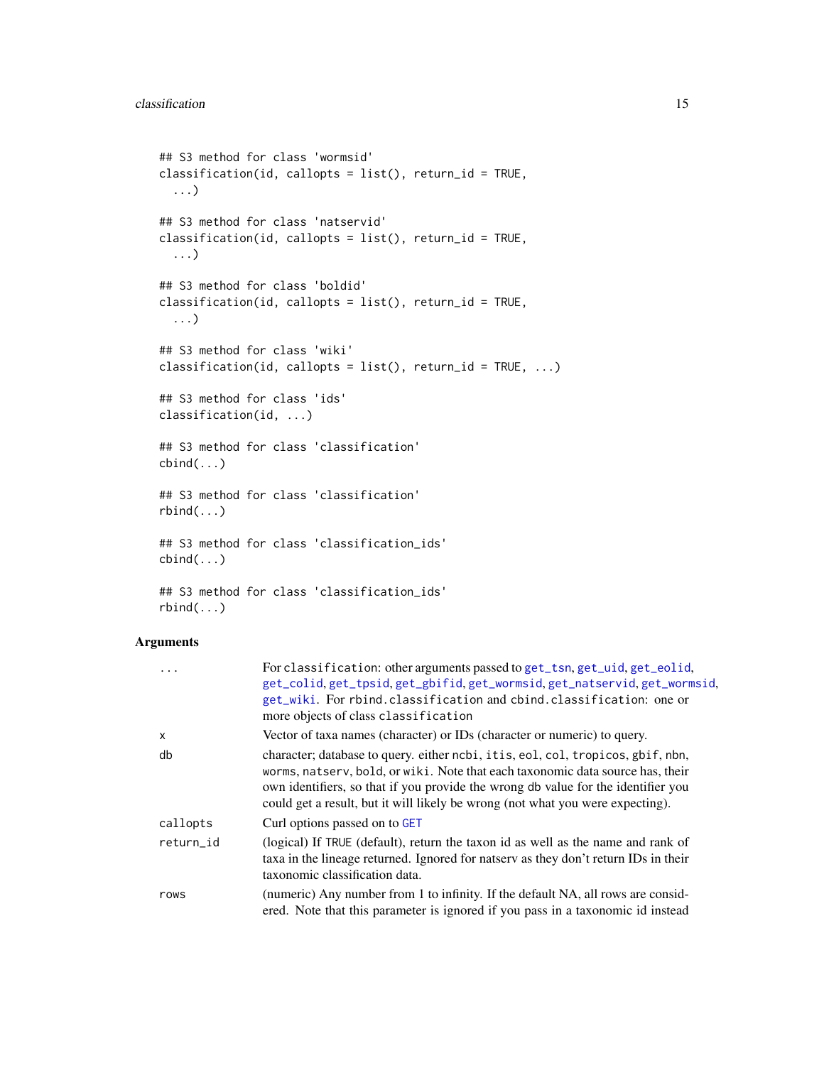```
## S3 method for class 'wormsid'
classification(id, callopts = list(), return_id = TRUE,
  ...)

## S3 method for class 'natservid'
classification(id, callopts = list(), return_id = TRUE,
  ...)

## S3 method for class 'boldid'
classification(id, callopts = list(), return_id = TRUE,
  ...)

## S3 method for class 'wiki'
classification(id, callopts = list(), return_id = TRUE, ...)

## S3 method for class 'ids'
classification(id, ...)

## S3 method for class 'classification'
cbind(...)

## S3 method for class 'classification'
rbind(...)

## S3 method for class 'classification_ids'
cbind(...)

## S3 method for class 'classification_ids'
rbind(...)
```

### Arguments

| | |
|---|---|
| `...` | For `classification`: other arguments passed to `get_tsn`, `get_uid`, `get_eolid`, `get_colid`, `get_tpsid`, `get_gbifid`, `get_wormsid`, `get_natservid`, `get_wormsid`, `get_wiki`. For `rbind.classification` and `cbind.classification`: one or more objects of class `classification` |
| `x` | Vector of taxa names (character) or IDs (character or numeric) to query. |
| `db` | character; database to query. either `ncbi`, `itis`, `eol`, `col`, `tropicos`, `gbif`, `nbn`, `worms`, `natserv`, `bold`, or `wiki`. Note that each taxonomic data source has, their own identifiers, so that if you provide the wrong `db` value for the identifier you could get a result, but it will likely be wrong (not what you were expecting). |
| `callopts` | Curl options passed on to `GET` |
| `return_id` | (logical) If `TRUE` (default), return the taxon id as well as the name and rank of taxa in the lineage returned. Ignored for natserv as they don't return IDs in their taxonomic classification data. |
| `rows` | (numeric) Any number from 1 to infinity. If the default NA, all rows are considered. Note that this parameter is ignored if you pass in a taxonomic id instead |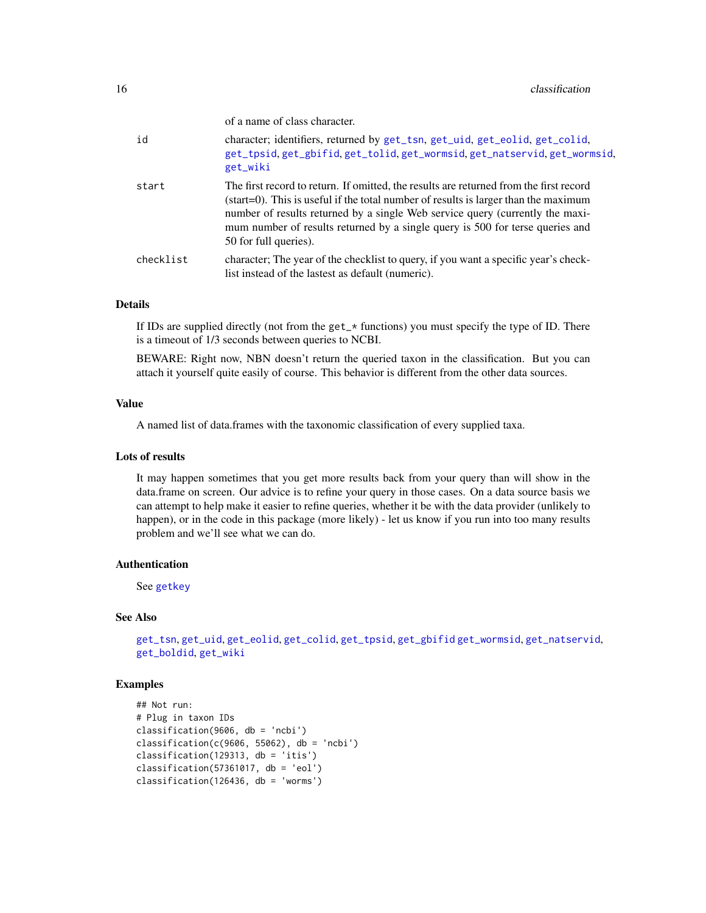of a name of class character.

| | |
|---|---|
| id | character; identifiers, returned by `get_tsn`, `get_uid`, `get_eolid`, `get_colid`, `get_tpsid`, `get_gbifid`, `get_tolid`, `get_wormsid`, `get_natservid`, `get_wormsid`, `get_wiki` |
| start | The first record to return. If omitted, the results are returned from the first record (start=0). This is useful if the total number of results is larger than the maximum number of results returned by a single Web service query (currently the maximum number of results returned by a single query is 500 for terse queries and 50 for full queries). |
| checklist | character; The year of the checklist to query, if you want a specific year's checklist instead of the lastest as default (numeric). |

## Details

If IDs are supplied directly (not from the `get_*` functions) you must specify the type of ID. There is a timeout of 1/3 seconds between queries to NCBI.

BEWARE: Right now, NBN doesn't return the queried taxon in the classification. But you can attach it yourself quite easily of course. This behavior is different from the other data sources.

## Value

A named list of data.frames with the taxonomic classification of every supplied taxa.

## Lots of results

It may happen sometimes that you get more results back from your query than will show in the data.frame on screen. Our advice is to refine your query in those cases. On a data source basis we can attempt to help make it easier to refine queries, whether it be with the data provider (unlikely to happen), or in the code in this package (more likely) - let us know if you run into too many results problem and we'll see what we can do.

## Authentication

See `getkey`

## See Also

`get_tsn`, `get_uid`, `get_eolid`, `get_colid`, `get_tpsid`, `get_gbifid` `get_wormsid`, `get_natservid`, `get_boldid`, `get_wiki`

## Examples

```
## Not run:
# Plug in taxon IDs
classification(9606, db = 'ncbi')
classification(c(9606, 55062), db = 'ncbi')
classification(129313, db = 'itis')
classification(57361017, db = 'eol')
classification(126436, db = 'worms')
```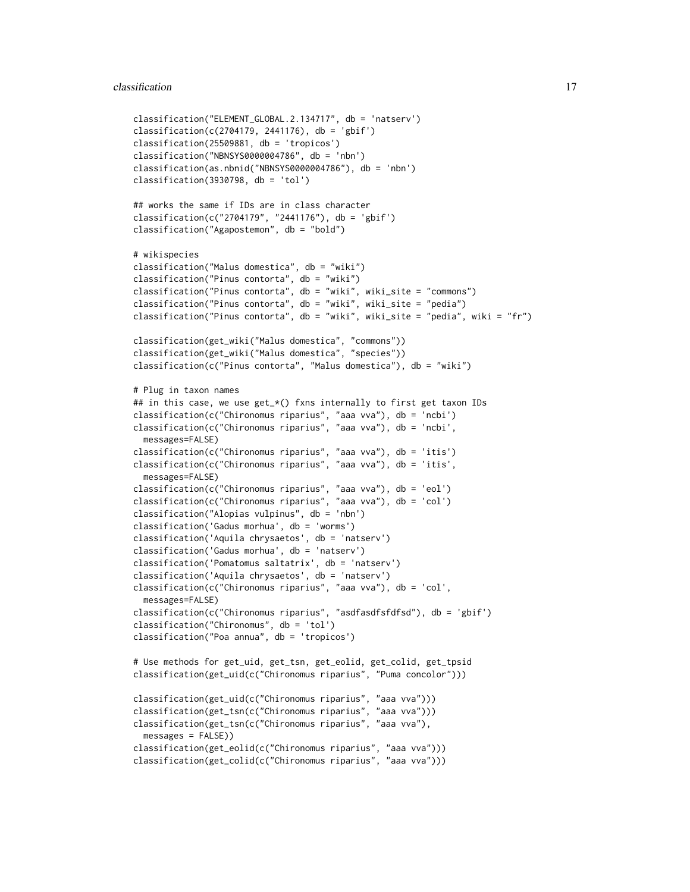```
classification("ELEMENT_GLOBAL.2.134717", db = 'natserv')
classification(c(2704179, 2441176), db = 'gbif')
classification(25509881, db = 'tropicos')
classification("NBNSYS0000004786", db = 'nbn')
classification(as.nbnid("NBNSYS0000004786"), db = 'nbn')
classification(3930798, db = 'tol')

## works the same if IDs are in class character
classification(c("2704179", "2441176"), db = 'gbif')
classification("Agapostemon", db = "bold")

# wikispecies
classification("Malus domestica", db = "wiki")
classification("Pinus contorta", db = "wiki")
classification("Pinus contorta", db = "wiki", wiki_site = "commons")
classification("Pinus contorta", db = "wiki", wiki_site = "pedia")
classification("Pinus contorta", db = "wiki", wiki_site = "pedia", wiki = "fr")

classification(get_wiki("Malus domestica", "commons"))
classification(get_wiki("Malus domestica", "species"))
classification(c("Pinus contorta", "Malus domestica"), db = "wiki")

# Plug in taxon names
## in this case, we use get_*() fxns internally to first get taxon IDs
classification(c("Chironomus riparius", "aaa vva"), db = 'ncbi')
classification(c("Chironomus riparius", "aaa vva"), db = 'ncbi',
  messages=FALSE)
classification(c("Chironomus riparius", "aaa vva"), db = 'itis')
classification(c("Chironomus riparius", "aaa vva"), db = 'itis',
  messages=FALSE)
classification(c("Chironomus riparius", "aaa vva"), db = 'eol')
classification(c("Chironomus riparius", "aaa vva"), db = 'col')
classification("Alopias vulpinus", db = 'nbn')
classification('Gadus morhua', db = 'worms')
classification('Aquila chrysaetos', db = 'natserv')
classification('Gadus morhua', db = 'natserv')
classification('Pomatomus saltatrix', db = 'natserv')
classification('Aquila chrysaetos', db = 'natserv')
classification(c("Chironomus riparius", "aaa vva"), db = 'col',
  messages=FALSE)
classification(c("Chironomus riparius", "asdfasdfsfdfsd"), db = 'gbif')
classification("Chironomus", db = 'tol')
classification("Poa annua", db = 'tropicos')

# Use methods for get_uid, get_tsn, get_eolid, get_colid, get_tpsid
classification(get_uid(c("Chironomus riparius", "Puma concolor")))

classification(get_uid(c("Chironomus riparius", "aaa vva")))
classification(get_tsn(c("Chironomus riparius", "aaa vva")))
classification(get_tsn(c("Chironomus riparius", "aaa vva"),
  messages = FALSE))
classification(get_eolid(c("Chironomus riparius", "aaa vva")))
classification(get_colid(c("Chironomus riparius", "aaa vva")))
```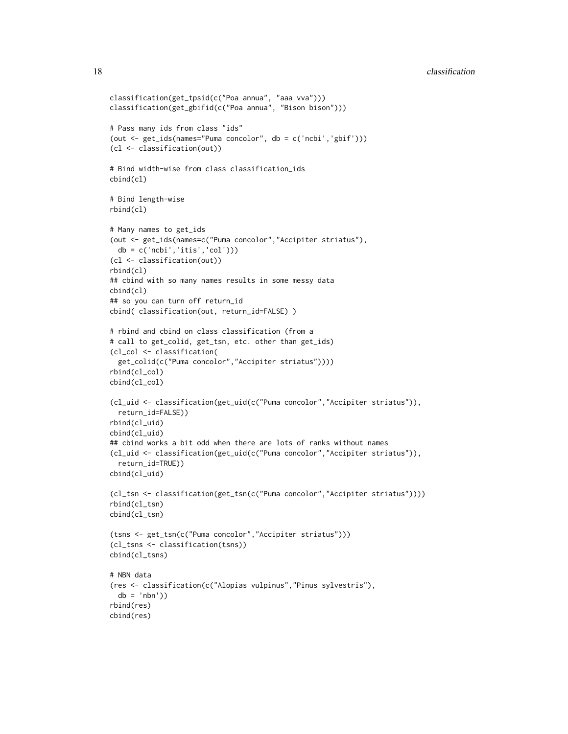```
classification(get_tpsid(c("Poa annua", "aaa vva")))
classification(get_gbifid(c("Poa annua", "Bison bison")))

# Pass many ids from class "ids"
(out <- get_ids(names="Puma concolor", db = c('ncbi','gbif')))
(cl <- classification(out))

# Bind width-wise from class classification_ids
cbind(cl)

# Bind length-wise
rbind(cl)

# Many names to get_ids
(out <- get_ids(names=c("Puma concolor","Accipiter striatus"),
  db = c('ncbi','itis','col')))
(cl <- classification(out))
rbind(cl)
## cbind with so many names results in some messy data
cbind(cl)
## so you can turn off return_id
cbind( classification(out, return_id=FALSE) )

# rbind and cbind on class classification (from a
# call to get_colid, get_tsn, etc. other than get_ids)
(cl_col <- classification(
  get_colid(c("Puma concolor","Accipiter striatus"))))
rbind(cl_col)
cbind(cl_col)

(cl_uid <- classification(get_uid(c("Puma concolor","Accipiter striatus")),
  return_id=FALSE))
rbind(cl_uid)
cbind(cl_uid)
## cbind works a bit odd when there are lots of ranks without names
(cl_uid <- classification(get_uid(c("Puma concolor","Accipiter striatus")),
  return_id=TRUE))
cbind(cl_uid)

(cl_tsn <- classification(get_tsn(c("Puma concolor","Accipiter striatus"))))
rbind(cl_tsn)
cbind(cl_tsn)

(tsns <- get_tsn(c("Puma concolor","Accipiter striatus")))
(cl_tsns <- classification(tsns))
cbind(cl_tsns)

# NBN data
(res <- classification(c("Alopias vulpinus","Pinus sylvestris"),
  db = 'nbn'))
rbind(res)
cbind(res)
```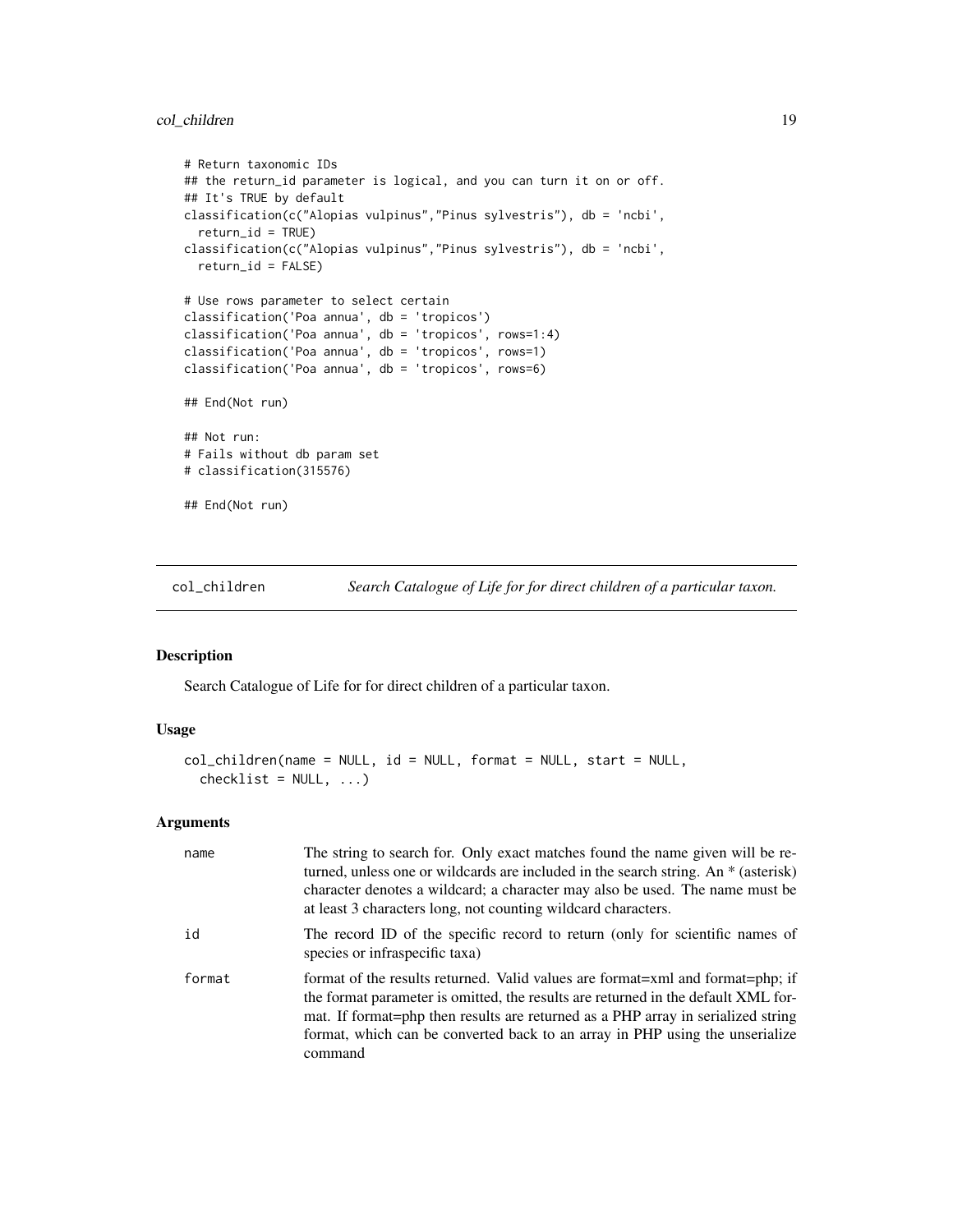```
# Return taxonomic IDs
## the return_id parameter is logical, and you can turn it on or off.
## It's TRUE by default
classification(c("Alopias vulpinus","Pinus sylvestris"), db = 'ncbi',
  return_id = TRUE)
classification(c("Alopias vulpinus","Pinus sylvestris"), db = 'ncbi',
  return_id = FALSE)

# Use rows parameter to select certain
classification('Poa annua', db = 'tropicos')
classification('Poa annua', db = 'tropicos', rows=1:4)
classification('Poa annua', db = 'tropicos', rows=1)
classification('Poa annua', db = 'tropicos', rows=6)

## End(Not run)

## Not run:
# Fails without db param set
# classification(315576)

## End(Not run)
```

## col_children — *Search Catalogue of Life for for direct children of a particular taxon.*

### Description

Search Catalogue of Life for for direct children of a particular taxon.

### Usage

```
col_children(name = NULL, id = NULL, format = NULL, start = NULL,
  checklist = NULL, ...)
```

### Arguments

| | |
|---|---|
| name | The string to search for. Only exact matches found the name given will be returned, unless one or wildcards are included in the search string. An * (asterisk) character denotes a wildcard; a character may also be used. The name must be at least 3 characters long, not counting wildcard characters. |
| id | The record ID of the specific record to return (only for scientific names of species or infraspecific taxa) |
| format | format of the results returned. Valid values are format=xml and format=php; if the format parameter is omitted, the results are returned in the default XML format. If format=php then results are returned as a PHP array in serialized string format, which can be converted back to an array in PHP using the unserialize command |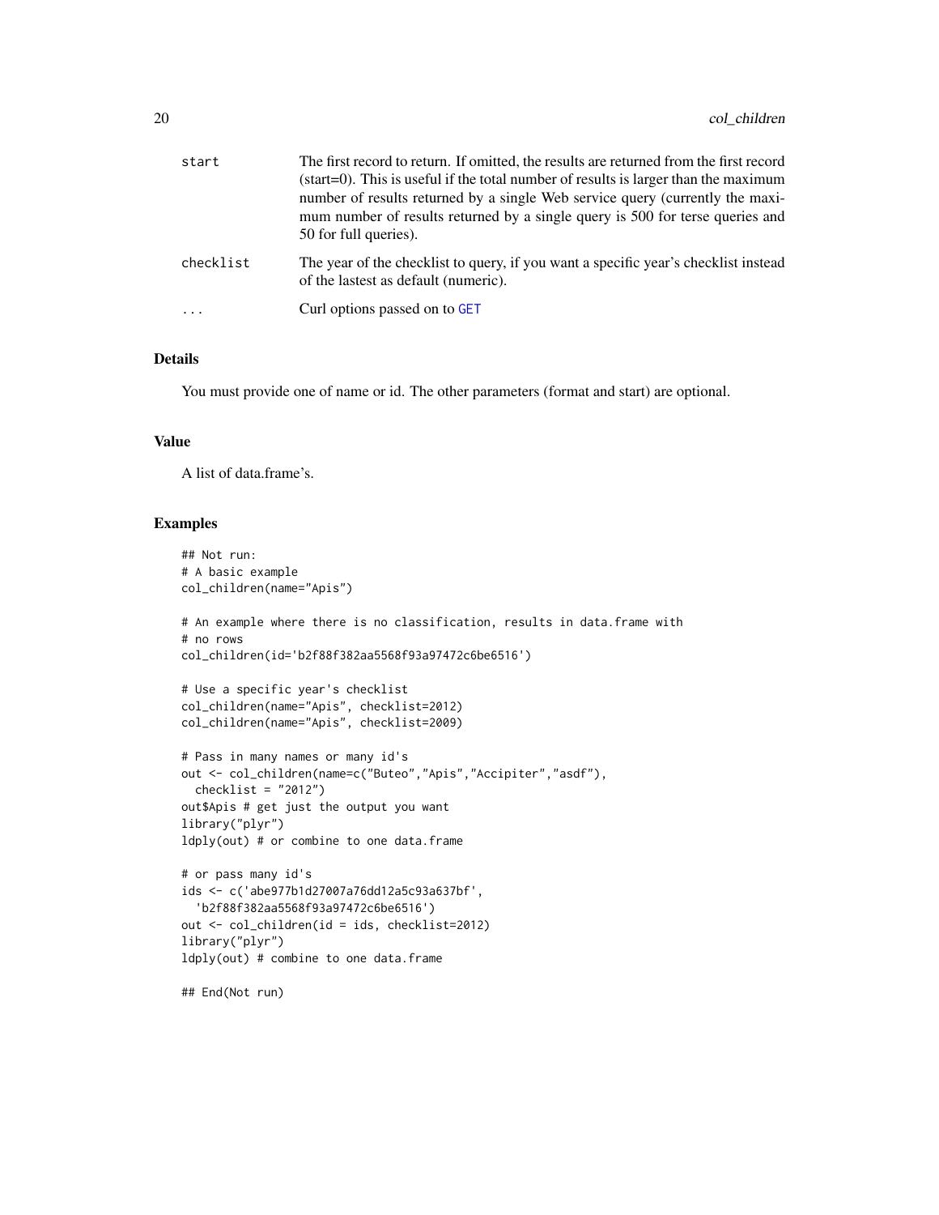| | |
|---|---|
| start | The first record to return. If omitted, the results are returned from the first record (start=0). This is useful if the total number of results is larger than the maximum number of results returned by a single Web service query (currently the maximum number of results returned by a single query is 500 for terse queries and 50 for full queries). |
| checklist | The year of the checklist to query, if you want a specific year's checklist instead of the lastest as default (numeric). |
| ... | Curl options passed on to GET |

## Details

You must provide one of name or id. The other parameters (format and start) are optional.

## Value

A list of data.frame's.

## Examples

```
## Not run:
# A basic example
col_children(name="Apis")

# An example where there is no classification, results in data.frame with
# no rows
col_children(id='b2f88f382aa5568f93a97472c6be6516')

# Use a specific year's checklist
col_children(name="Apis", checklist=2012)
col_children(name="Apis", checklist=2009)

# Pass in many names or many id's
out <- col_children(name=c("Buteo","Apis","Accipiter","asdf"),
  checklist = "2012")
out$Apis # get just the output you want
library("plyr")
ldply(out) # or combine to one data.frame

# or pass many id's
ids <- c('abe977b1d27007a76dd12a5c93a637bf',
  'b2f88f382aa5568f93a97472c6be6516')
out <- col_children(id = ids, checklist=2012)
library("plyr")
ldply(out) # combine to one data.frame

## End(Not run)
```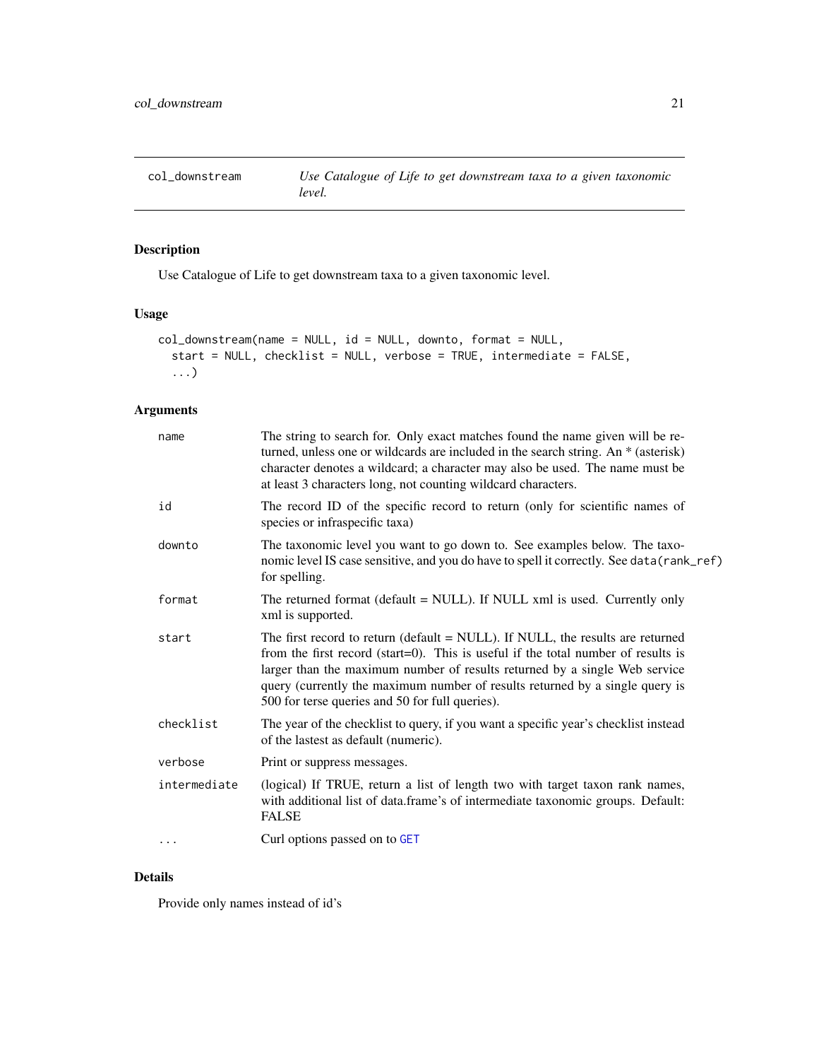# col_downstream

*Use Catalogue of Life to get downstream taxa to a given taxonomic level.*

## Description

Use Catalogue of Life to get downstream taxa to a given taxonomic level.

## Usage

```
col_downstream(name = NULL, id = NULL, downto, format = NULL,
  start = NULL, checklist = NULL, verbose = TRUE, intermediate = FALSE,
  ...)
```

## Arguments

| Argument | Description |
|---|---|
| name | The string to search for. Only exact matches found the name given will be returned, unless one or wildcards are included in the search string. An * (asterisk) character denotes a wildcard; a character may also be used. The name must be at least 3 characters long, not counting wildcard characters. |
| id | The record ID of the specific record to return (only for scientific names of species or infraspecific taxa) |
| downto | The taxonomic level you want to go down to. See examples below. The taxonomic level IS case sensitive, and you do have to spell it correctly. See `data(rank_ref)` for spelling. |
| format | The returned format (default = NULL). If NULL xml is used. Currently only xml is supported. |
| start | The first record to return (default = NULL). If NULL, the results are returned from the first record (start=0). This is useful if the total number of results is larger than the maximum number of results returned by a single Web service query (currently the maximum number of results returned by a single query is 500 for terse queries and 50 for full queries). |
| checklist | The year of the checklist to query, if you want a specific year's checklist instead of the lastest as default (numeric). |
| verbose | Print or suppress messages. |
| intermediate | (logical) If TRUE, return a list of length two with target taxon rank names, with additional list of data.frame's of intermediate taxonomic groups. Default: FALSE |
| ... | Curl options passed on to GET |

## Details

Provide only names instead of id's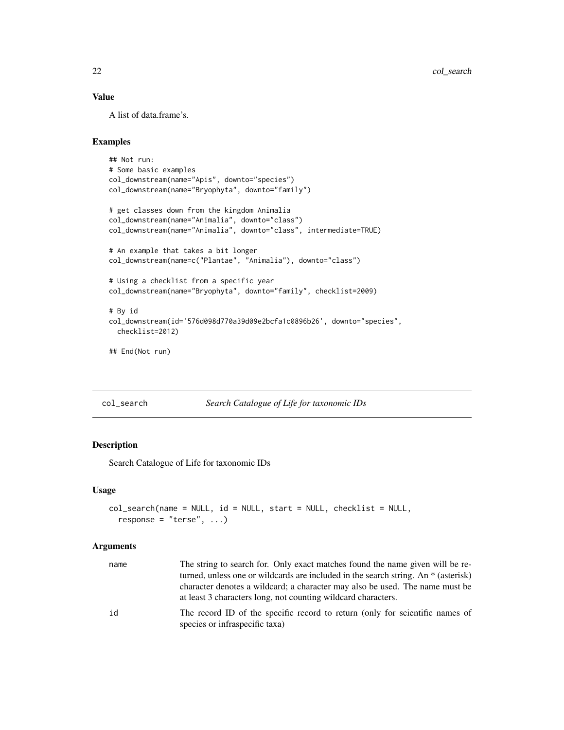### Value

A list of data.frame's.

### Examples

```
## Not run:
# Some basic examples
col_downstream(name="Apis", downto="species")
col_downstream(name="Bryophyta", downto="family")

# get classes down from the kingdom Animalia
col_downstream(name="Animalia", downto="class")
col_downstream(name="Animalia", downto="class", intermediate=TRUE)

# An example that takes a bit longer
col_downstream(name=c("Plantae", "Animalia"), downto="class")

# Using a checklist from a specific year
col_downstream(name="Bryophyta", downto="family", checklist=2009)

# By id
col_downstream(id='576d098d770a39d09e2bcfa1c0896b26', downto="species",
  checklist=2012)

## End(Not run)
```

---

## col_search *Search Catalogue of Life for taxonomic IDs*

### Description

Search Catalogue of Life for taxonomic IDs

### Usage

```
col_search(name = NULL, id = NULL, start = NULL, checklist = NULL,
  response = "terse", ...)
```

### Arguments

| | |
|---|---|
| name | The string to search for. Only exact matches found the name given will be returned, unless one or wildcards are included in the search string. An * (asterisk) character denotes a wildcard; a character may also be used. The name must be at least 3 characters long, not counting wildcard characters. |
| id | The record ID of the specific record to return (only for scientific names of species or infraspecific taxa) |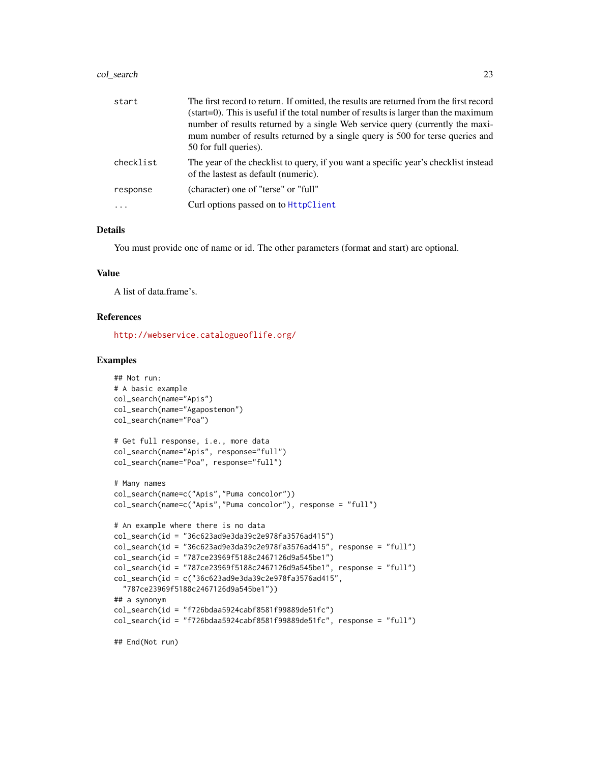| | |
|---|---|
| start | The first record to return. If omitted, the results are returned from the first record (start=0). This is useful if the total number of results is larger than the maximum number of results returned by a single Web service query (currently the maximum number of results returned by a single query is 500 for terse queries and 50 for full queries). |
| checklist | The year of the checklist to query, if you want a specific year's checklist instead of the lastest as default (numeric). |
| response | (character) one of "terse" or "full" |
| ... | Curl options passed on to HttpClient |

### Details

You must provide one of name or id. The other parameters (format and start) are optional.

### Value

A list of data.frame's.

### References

http://webservice.catalogueoflife.org/

### Examples

```
## Not run:
# A basic example
col_search(name="Apis")
col_search(name="Agapostemon")
col_search(name="Poa")

# Get full response, i.e., more data
col_search(name="Apis", response="full")
col_search(name="Poa", response="full")

# Many names
col_search(name=c("Apis","Puma concolor"))
col_search(name=c("Apis","Puma concolor"), response = "full")

# An example where there is no data
col_search(id = "36c623ad9e3da39c2e978fa3576ad415")
col_search(id = "36c623ad9e3da39c2e978fa3576ad415", response = "full")
col_search(id = "787ce23969f5188c2467126d9a545be1")
col_search(id = "787ce23969f5188c2467126d9a545be1", response = "full")
col_search(id = c("36c623ad9e3da39c2e978fa3576ad415",
  "787ce23969f5188c2467126d9a545be1"))
## a synonym
col_search(id = "f726bdaa5924cabf8581f99889de51fc")
col_search(id = "f726bdaa5924cabf8581f99889de51fc", response = "full")

## End(Not run)
```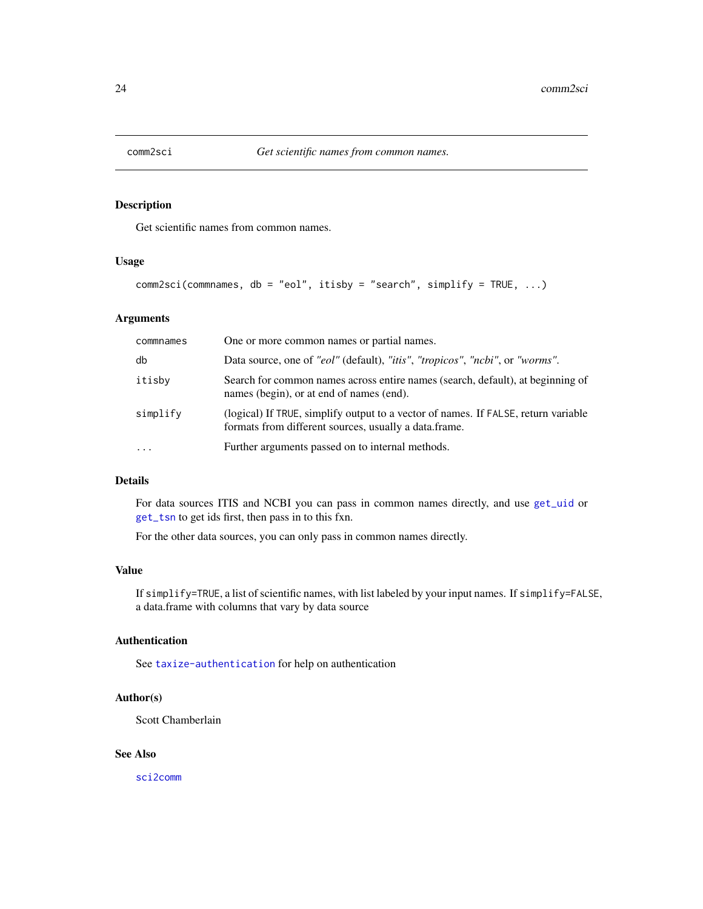## comm2sci — *Get scientific names from common names.*

### Description

Get scientific names from common names.

### Usage

```
comm2sci(commnames, db = "eol", itisby = "search", simplify = TRUE, ...)
```

### Arguments

| Argument | Description |
|---|---|
| `commnames` | One or more common names or partial names. |
| `db` | Data source, one of *"eol"* (default), *"itis"*, *"tropicos"*, *"ncbi"*, or *"worms"*. |
| `itisby` | Search for common names across entire names (search, default), at beginning of names (begin), or at end of names (end). |
| `simplify` | (logical) If `TRUE`, simplify output to a vector of names. If `FALSE`, return variable formats from different sources, usually a data.frame. |
| `...` | Further arguments passed on to internal methods. |

### Details

For data sources ITIS and NCBI you can pass in common names directly, and use `get_uid` or `get_tsn` to get ids first, then pass in to this fxn.

For the other data sources, you can only pass in common names directly.

### Value

If `simplify=TRUE`, a list of scientific names, with list labeled by your input names. If `simplify=FALSE`, a data.frame with columns that vary by data source

### Authentication

See `taxize-authentication` for help on authentication

### Author(s)

Scott Chamberlain

### See Also

`sci2comm`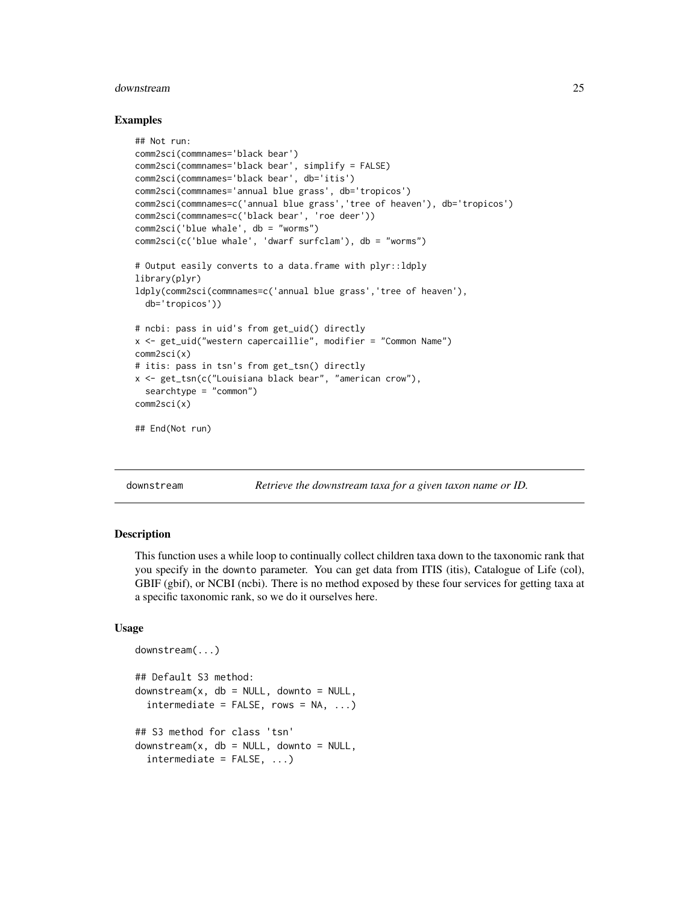### Examples

```
## Not run:
comm2sci(commnames='black bear')
comm2sci(commnames='black bear', simplify = FALSE)
comm2sci(commnames='black bear', db='itis')
comm2sci(commnames='annual blue grass', db='tropicos')
comm2sci(commnames=c('annual blue grass','tree of heaven'), db='tropicos')
comm2sci(commnames=c('black bear', 'roe deer'))
comm2sci('blue whale', db = "worms")
comm2sci(c('blue whale', 'dwarf surfclam'), db = "worms")

# Output easily converts to a data.frame with plyr::ldply
library(plyr)
ldply(comm2sci(commnames=c('annual blue grass','tree of heaven'),
  db='tropicos'))

# ncbi: pass in uid's from get_uid() directly
x <- get_uid("western capercaillie", modifier = "Common Name")
comm2sci(x)
# itis: pass in tsn's from get_tsn() directly
x <- get_tsn(c("Louisiana black bear", "american crow"),
  searchtype = "common")
comm2sci(x)

## End(Not run)
```

---

## downstream — *Retrieve the downstream taxa for a given taxon name or ID.*

---

### Description

This function uses a while loop to continually collect children taxa down to the taxonomic rank that you specify in the downto parameter. You can get data from ITIS (itis), Catalogue of Life (col), GBIF (gbif), or NCBI (ncbi). There is no method exposed by these four services for getting taxa at a specific taxonomic rank, so we do it ourselves here.

### Usage

```
downstream(...)

## Default S3 method:
downstream(x, db = NULL, downto = NULL,
  intermediate = FALSE, rows = NA, ...)

## S3 method for class 'tsn'
downstream(x, db = NULL, downto = NULL,
  intermediate = FALSE, ...)
```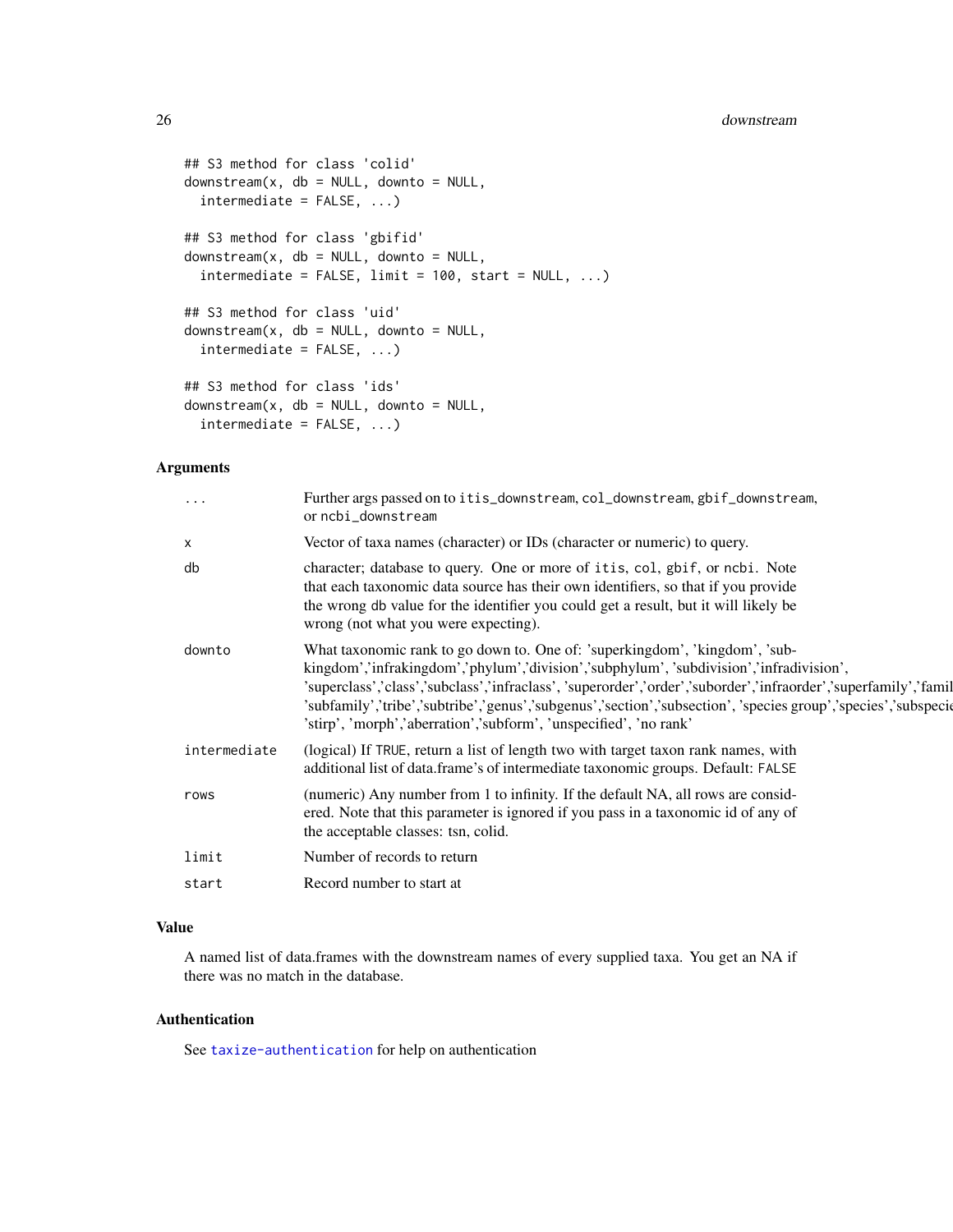```
## S3 method for class 'colid'
downstream(x, db = NULL, downto = NULL,
  intermediate = FALSE, ...)

## S3 method for class 'gbifid'
downstream(x, db = NULL, downto = NULL,
  intermediate = FALSE, limit = 100, start = NULL, ...)

## S3 method for class 'uid'
downstream(x, db = NULL, downto = NULL,
  intermediate = FALSE, ...)

## S3 method for class 'ids'
downstream(x, db = NULL, downto = NULL,
  intermediate = FALSE, ...)
```

## Arguments

| | |
|---|---|
| `...` | Further args passed on to `itis_downstream`, `col_downstream`, `gbif_downstream`, or `ncbi_downstream` |
| `x` | Vector of taxa names (character) or IDs (character or numeric) to query. |
| `db` | character; database to query. One or more of `itis`, `col`, `gbif`, or `ncbi`. Note that each taxonomic data source has their own identifiers, so that if you provide the wrong `db` value for the identifier you could get a result, but it will likely be wrong (not what you were expecting). |
| `downto` | What taxonomic rank to go down to. One of: 'superkingdom', 'kingdom', 'subkingdom','infrakingdom','phylum','division','subphylum', 'subdivision','infradivision', 'superclass','class','subclass','infraclass', 'superorder','order','suborder','infraorder','superfamily','famil 'subfamily','tribe','subtribe','genus','subgenus','section','subsection', 'species group','species','subspecie 'stirp', 'morph','aberration','subform', 'unspecified', 'no rank' |
| `intermediate` | (logical) If `TRUE`, return a list of length two with target taxon rank names, with additional list of data.frame's of intermediate taxonomic groups. Default: `FALSE` |
| `rows` | (numeric) Any number from 1 to infinity. If the default NA, all rows are considered. Note that this parameter is ignored if you pass in a taxonomic id of any of the acceptable classes: tsn, colid. |
| `limit` | Number of records to return |
| `start` | Record number to start at |

## Value

A named list of data.frames with the downstream names of every supplied taxa. You get an NA if there was no match in the database.

## Authentication

See `taxize-authentication` for help on authentication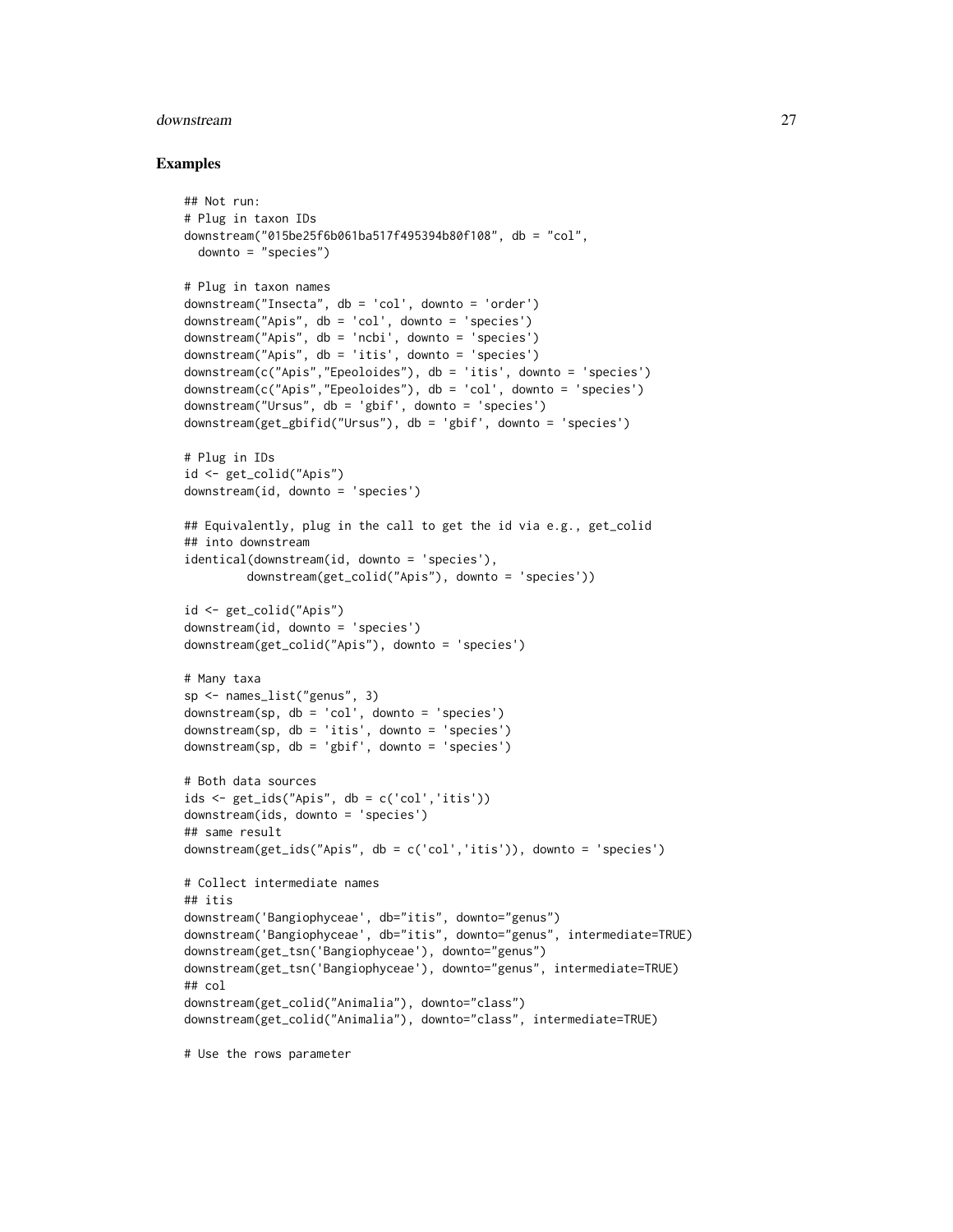## Examples

```
## Not run:
# Plug in taxon IDs
downstream("015be25f6b061ba517f495394b80f108", db = "col",
  downto = "species")

# Plug in taxon names
downstream("Insecta", db = 'col', downto = 'order')
downstream("Apis", db = 'col', downto = 'species')
downstream("Apis", db = 'ncbi', downto = 'species')
downstream("Apis", db = 'itis', downto = 'species')
downstream(c("Apis","Epeoloides"), db = 'itis', downto = 'species')
downstream(c("Apis","Epeoloides"), db = 'col', downto = 'species')
downstream("Ursus", db = 'gbif', downto = 'species')
downstream(get_gbifid("Ursus"), db = 'gbif', downto = 'species')

# Plug in IDs
id <- get_colid("Apis")
downstream(id, downto = 'species')

## Equivalently, plug in the call to get the id via e.g., get_colid
## into downstream
identical(downstream(id, downto = 'species'),
         downstream(get_colid("Apis"), downto = 'species'))

id <- get_colid("Apis")
downstream(id, downto = 'species')
downstream(get_colid("Apis"), downto = 'species')

# Many taxa
sp <- names_list("genus", 3)
downstream(sp, db = 'col', downto = 'species')
downstream(sp, db = 'itis', downto = 'species')
downstream(sp, db = 'gbif', downto = 'species')

# Both data sources
ids <- get_ids("Apis", db = c('col','itis'))
downstream(ids, downto = 'species')
## same result
downstream(get_ids("Apis", db = c('col','itis')), downto = 'species')

# Collect intermediate names
## itis
downstream('Bangiophyceae', db="itis", downto="genus")
downstream('Bangiophyceae', db="itis", downto="genus", intermediate=TRUE)
downstream(get_tsn('Bangiophyceae'), downto="genus")
downstream(get_tsn('Bangiophyceae'), downto="genus", intermediate=TRUE)
## col
downstream(get_colid("Animalia"), downto="class")
downstream(get_colid("Animalia"), downto="class", intermediate=TRUE)

# Use the rows parameter
```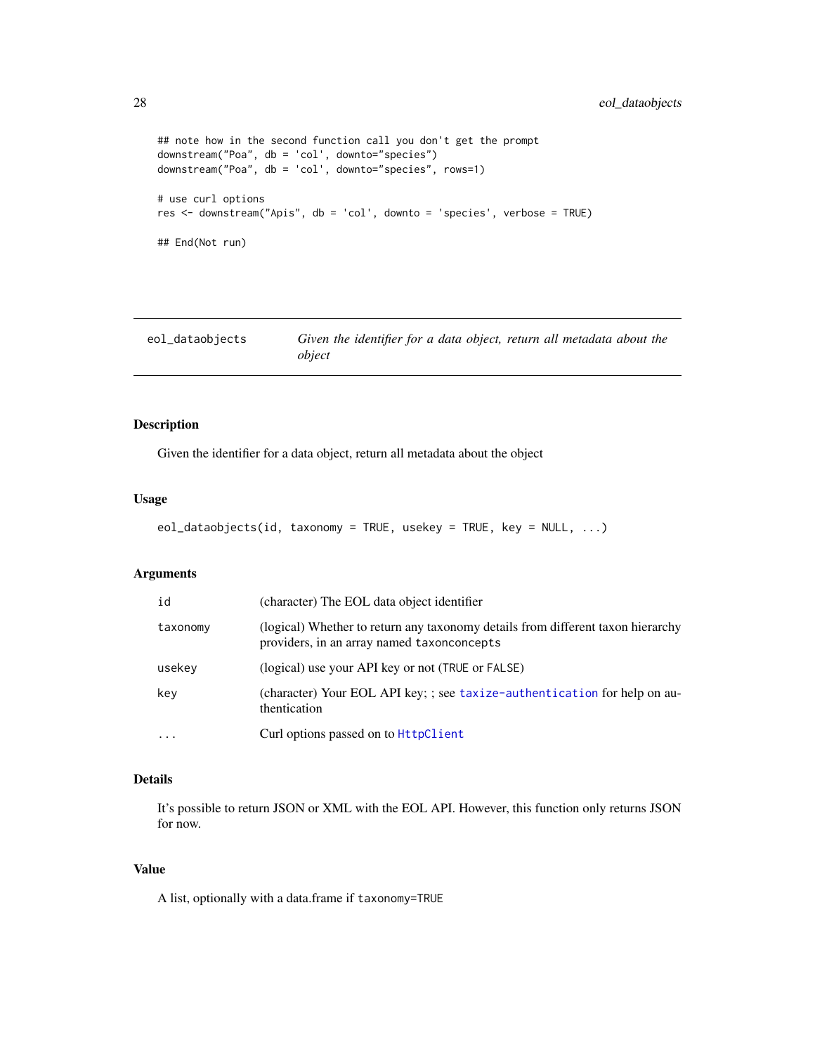```
## note how in the second function call you don't get the prompt
downstream("Poa", db = 'col', downto="species")
downstream("Poa", db = 'col', downto="species", rows=1)

# use curl options
res <- downstream("Apis", db = 'col', downto = 'species', verbose = TRUE)

## End(Not run)
```

---

## eol_dataobjects — *Given the identifier for a data object, return all metadata about the object*

---

### Description

Given the identifier for a data object, return all metadata about the object

### Usage

```
eol_dataobjects(id, taxonomy = TRUE, usekey = TRUE, key = NULL, ...)
```

### Arguments

| | |
|---|---|
| id | (character) The EOL data object identifier |
| taxonomy | (logical) Whether to return any taxonomy details from different taxon hierarchy providers, in an array named `taxonconcepts` |
| usekey | (logical) use your API key or not (`TRUE` or `FALSE`) |
| key | (character) Your EOL API key; ; see `taxize-authentication` for help on authentication |
| ... | Curl options passed on to `HttpClient` |

### Details

It's possible to return JSON or XML with the EOL API. However, this function only returns JSON for now.

### Value

A list, optionally with a data.frame if `taxonomy=TRUE`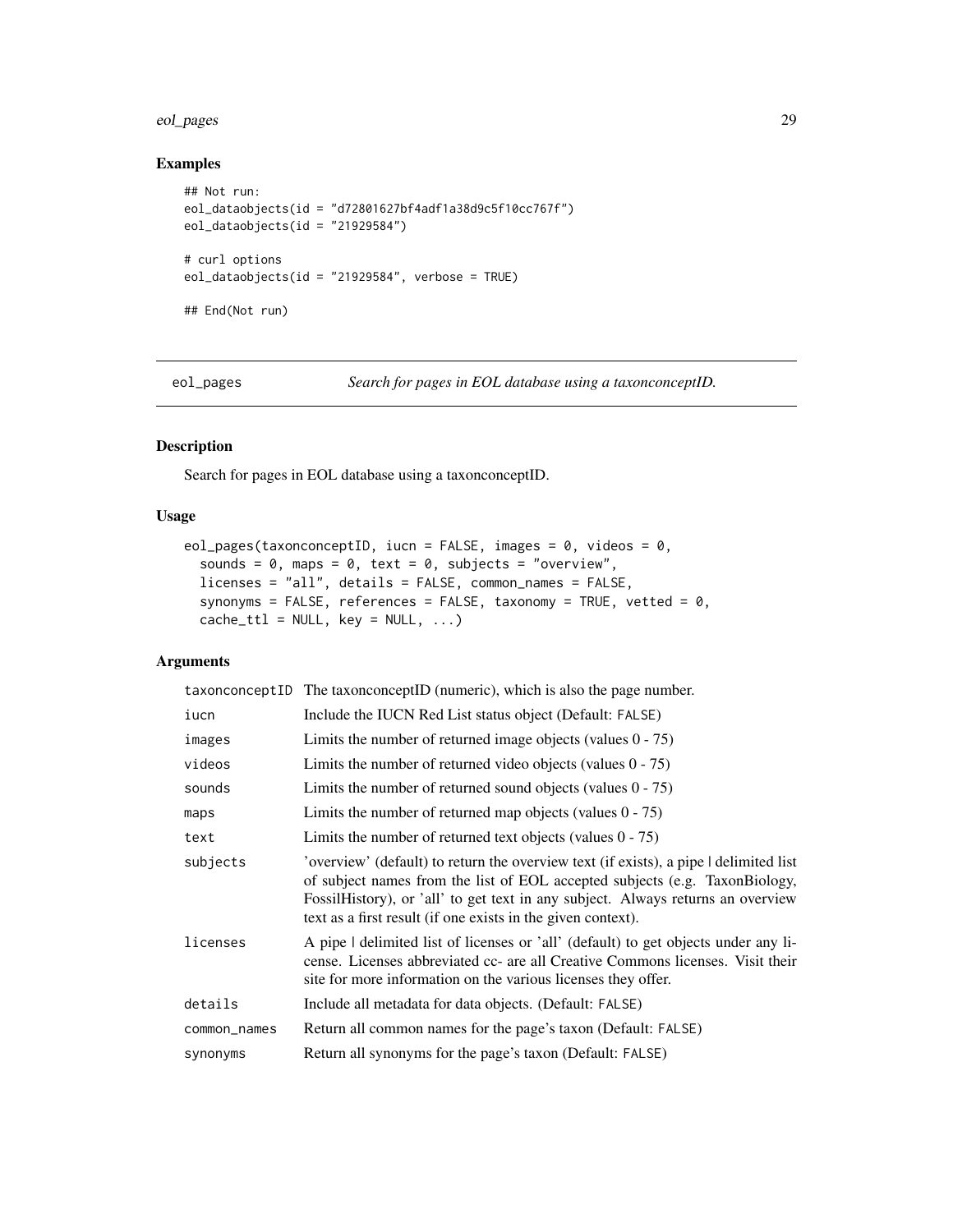## Examples

```
## Not run:
eol_dataobjects(id = "d72801627bf4adf1a38d9c5f10cc767f")
eol_dataobjects(id = "21929584")

# curl options
eol_dataobjects(id = "21929584", verbose = TRUE)

## End(Not run)
```

---

# eol_pages — *Search for pages in EOL database using a taxonconceptID.*

## Description

Search for pages in EOL database using a taxonconceptID.

## Usage

```
eol_pages(taxonconceptID, iucn = FALSE, images = 0, videos = 0,
  sounds = 0, maps = 0, text = 0, subjects = "overview",
  licenses = "all", details = FALSE, common_names = FALSE,
  synonyms = FALSE, references = FALSE, taxonomy = TRUE, vetted = 0,
  cache_ttl = NULL, key = NULL, ...)
```

## Arguments

| Argument | Description |
|---|---|
| `taxonconceptID` | The taxonconceptID (numeric), which is also the page number. |
| `iucn` | Include the IUCN Red List status object (Default: `FALSE`) |
| `images` | Limits the number of returned image objects (values 0 - 75) |
| `videos` | Limits the number of returned video objects (values 0 - 75) |
| `sounds` | Limits the number of returned sound objects (values 0 - 75) |
| `maps` | Limits the number of returned map objects (values 0 - 75) |
| `text` | Limits the number of returned text objects (values 0 - 75) |
| `subjects` | 'overview' (default) to return the overview text (if exists), a pipe \| delimited list of subject names from the list of EOL accepted subjects (e.g. TaxonBiology, FossilHistory), or 'all' to get text in any subject. Always returns an overview text as a first result (if one exists in the given context). |
| `licenses` | A pipe \| delimited list of licenses or 'all' (default) to get objects under any license. Licenses abbreviated cc- are all Creative Commons licenses. Visit their site for more information on the various licenses they offer. |
| `details` | Include all metadata for data objects. (Default: `FALSE`) |
| `common_names` | Return all common names for the page's taxon (Default: `FALSE`) |
| `synonyms` | Return all synonyms for the page's taxon (Default: `FALSE`) |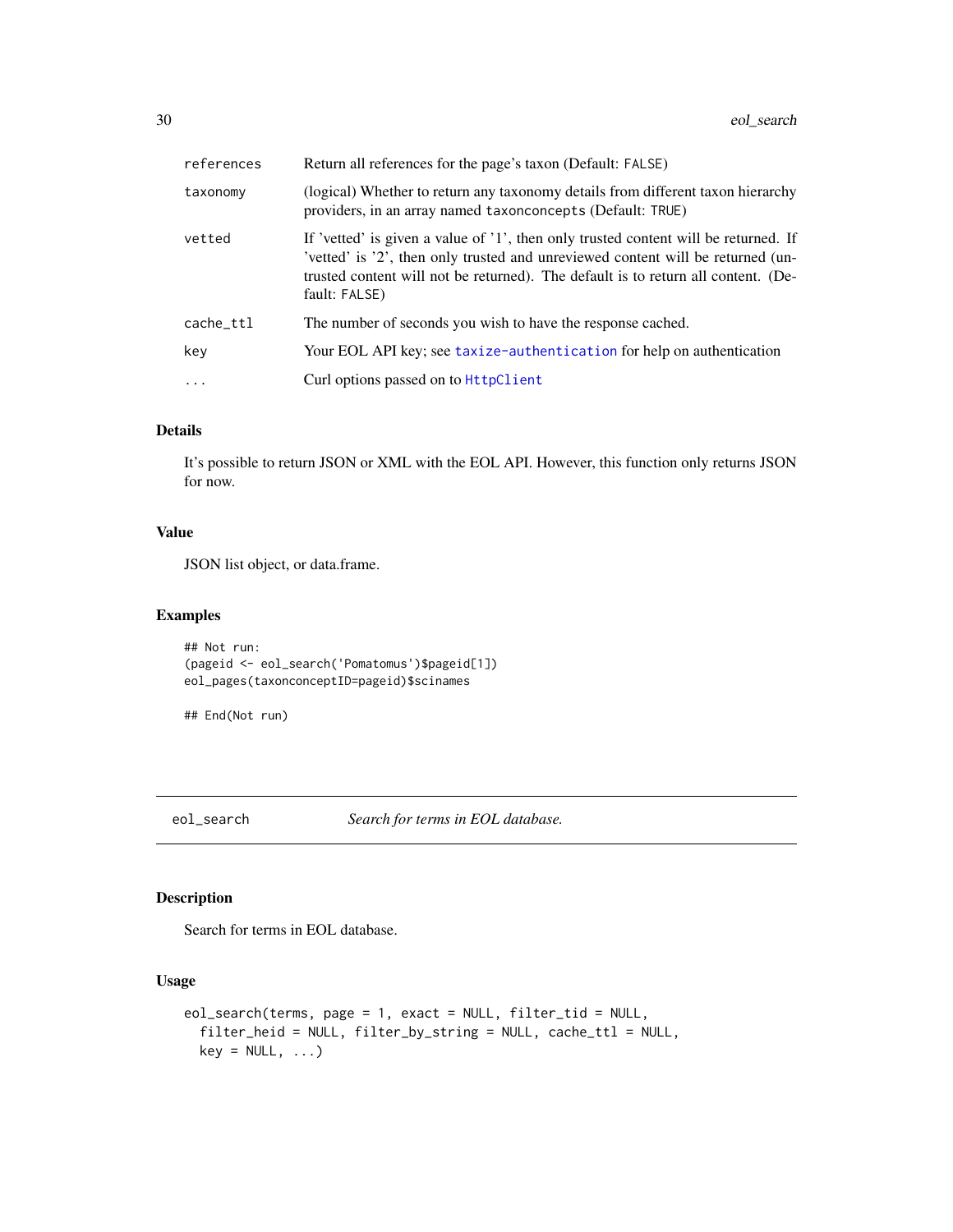| | |
|---|---|
| references | Return all references for the page's taxon (Default: FALSE) |
| taxonomy | (logical) Whether to return any taxonomy details from different taxon hierarchy providers, in an array named taxonconcepts (Default: TRUE) |
| vetted | If 'vetted' is given a value of '1', then only trusted content will be returned. If 'vetted' is '2', then only trusted and unreviewed content will be returned (untrusted content will not be returned). The default is to return all content. (Default: FALSE) |
| cache_ttl | The number of seconds you wish to have the response cached. |
| key | Your EOL API key; see taxize-authentication for help on authentication |
| ... | Curl options passed on to HttpClient |

### Details

It's possible to return JSON or XML with the EOL API. However, this function only returns JSON for now.

### Value

JSON list object, or data.frame.

### Examples

```
## Not run:
(pageid <- eol_search('Pomatomus')$pageid[1])
eol_pages(taxonconceptID=pageid)$scinames

## End(Not run)
```

---

## eol_search *Search for terms in EOL database.*

### Description

Search for terms in EOL database.

### Usage

```
eol_search(terms, page = 1, exact = NULL, filter_tid = NULL,
  filter_heid = NULL, filter_by_string = NULL, cache_ttl = NULL,
  key = NULL, ...)
```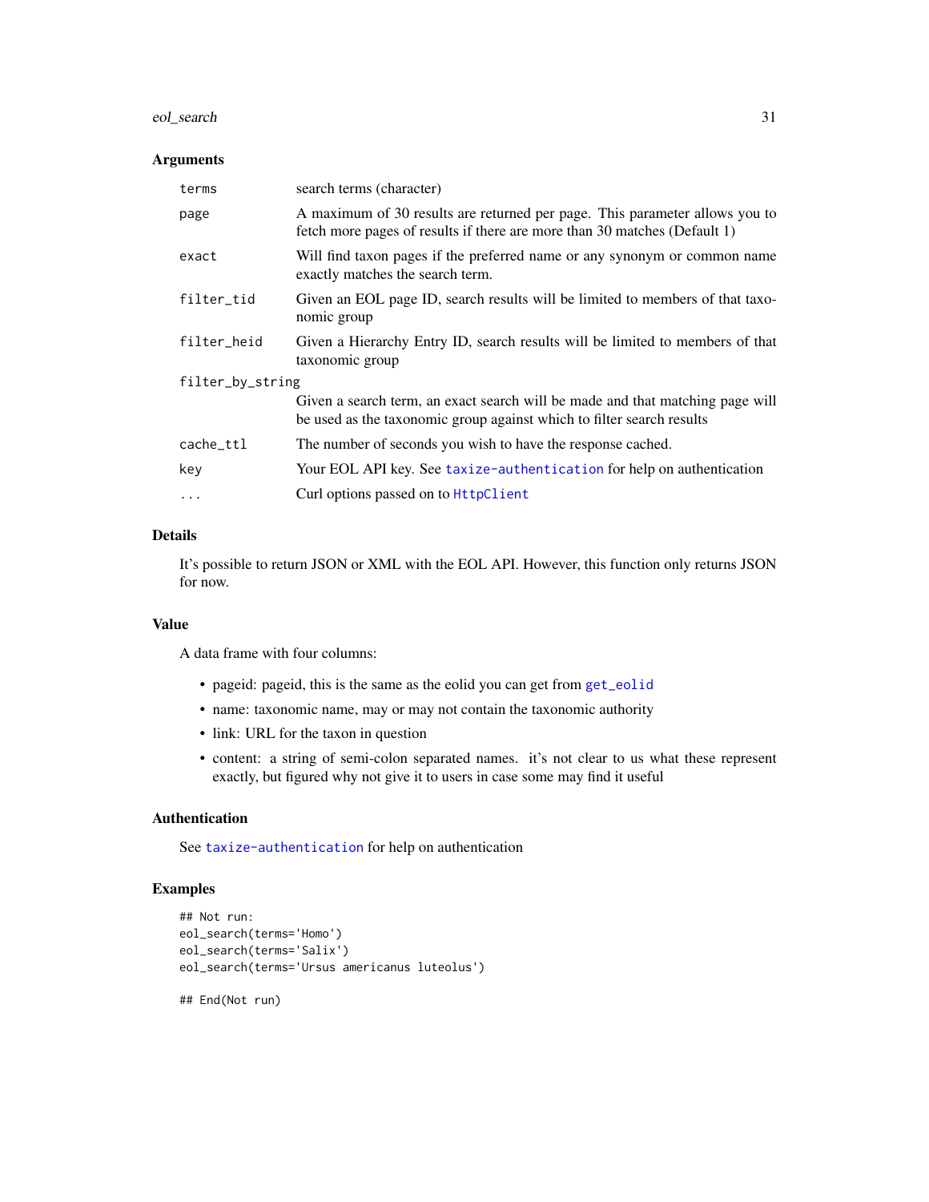## Arguments

| | |
|---|---|
| terms | search terms (character) |
| page | A maximum of 30 results are returned per page. This parameter allows you to fetch more pages of results if there are more than 30 matches (Default 1) |
| exact | Will find taxon pages if the preferred name or any synonym or common name exactly matches the search term. |
| filter_tid | Given an EOL page ID, search results will be limited to members of that taxonomic group |
| filter_heid | Given a Hierarchy Entry ID, search results will be limited to members of that taxonomic group |
| filter_by_string | Given a search term, an exact search will be made and that matching page will be used as the taxonomic group against which to filter search results |
| cache_ttl | The number of seconds you wish to have the response cached. |
| key | Your EOL API key. See taxize-authentication for help on authentication |
| ... | Curl options passed on to HttpClient |

## Details

It's possible to return JSON or XML with the EOL API. However, this function only returns JSON for now.

## Value

A data frame with four columns:

- pageid: pageid, this is the same as the eolid you can get from get_eolid
- name: taxonomic name, may or may not contain the taxonomic authority
- link: URL for the taxon in question
- content: a string of semi-colon separated names. it's not clear to us what these represent exactly, but figured why not give it to users in case some may find it useful

## Authentication

See taxize-authentication for help on authentication

## Examples

```
## Not run:
eol_search(terms='Homo')
eol_search(terms='Salix')
eol_search(terms='Ursus americanus luteolus')

## End(Not run)
```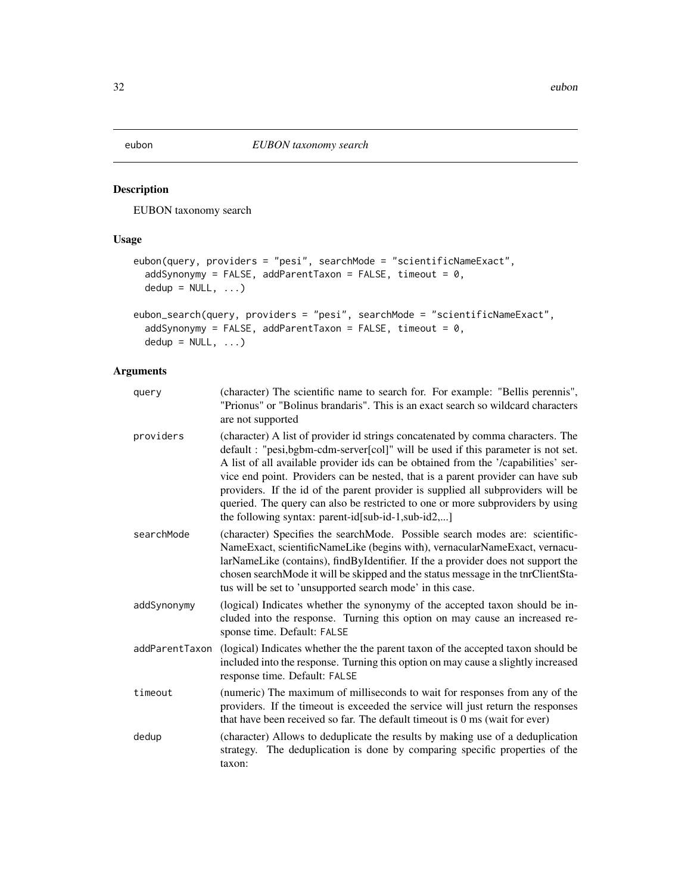eubon *EUBON taxonomy search*

## Description

EUBON taxonomy search

## Usage

```
eubon(query, providers = "pesi", searchMode = "scientificNameExact",
  addSynonymy = FALSE, addParentTaxon = FALSE, timeout = 0,
  dedup = NULL, ...)

eubon_search(query, providers = "pesi", searchMode = "scientificNameExact",
  addSynonymy = FALSE, addParentTaxon = FALSE, timeout = 0,
  dedup = NULL, ...)
```

## Arguments

| | |
|---|---|
| query | (character) The scientific name to search for. For example: "Bellis perennis", "Prionus" or "Bolinus brandaris". This is an exact search so wildcard characters are not supported |
| providers | (character) A list of provider id strings concatenated by comma characters. The default : "pesi,bgbm-cdm-server[col]" will be used if this parameter is not set. A list of all available provider ids can be obtained from the '/capabilities' service end point. Providers can be nested, that is a parent provider can have sub providers. If the id of the parent provider is supplied all subproviders will be queried. The query can also be restricted to one or more subproviders by using the following syntax: parent-id[sub-id-1,sub-id2,...] |
| searchMode | (character) Specifies the searchMode. Possible search modes are: scientificNameExact, scientificNameLike (begins with), vernacularNameExact, vernacularNameLike (contains), findByIdentifier. If the a provider does not support the chosen searchMode it will be skipped and the status message in the tnrClientStatus will be set to 'unsupported search mode' in this case. |
| addSynonymy | (logical) Indicates whether the synonymy of the accepted taxon should be included into the response. Turning this option on may cause an increased response time. Default: `FALSE` |
| addParentTaxon | (logical) Indicates whether the the parent taxon of the accepted taxon should be included into the response. Turning this option on may cause a slightly increased response time. Default: `FALSE` |
| timeout | (numeric) The maximum of milliseconds to wait for responses from any of the providers. If the timeout is exceeded the service will just return the responses that have been received so far. The default timeout is 0 ms (wait for ever) |
| dedup | (character) Allows to deduplicate the results by making use of a deduplication strategy. The deduplication is done by comparing specific properties of the taxon: |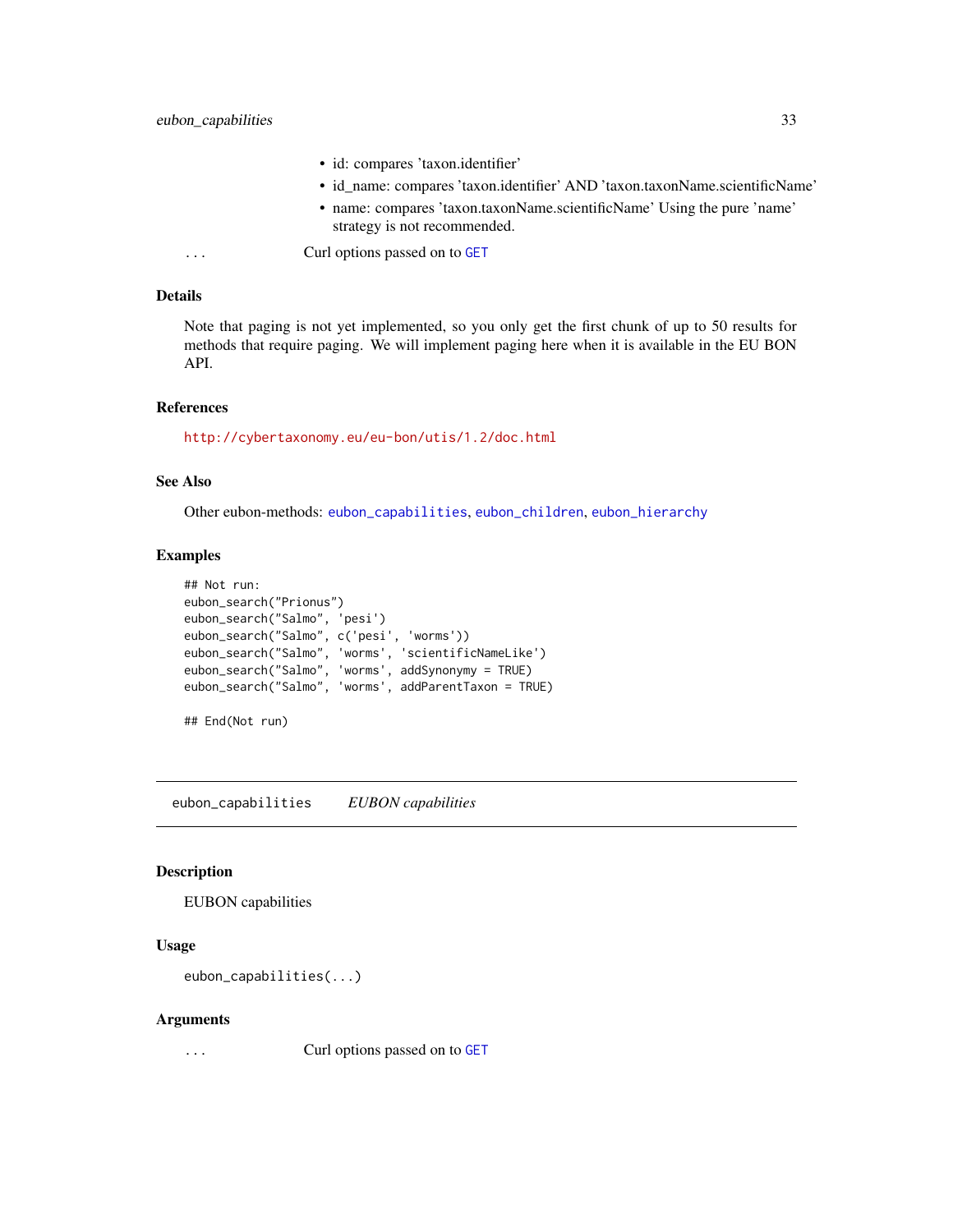- id: compares 'taxon.identifier'
- id_name: compares 'taxon.identifier' AND 'taxon.taxonName.scientificName'
- name: compares 'taxon.taxonName.scientificName' Using the pure 'name' strategy is not recommended.

... Curl options passed on to GET

### Details

Note that paging is not yet implemented, so you only get the first chunk of up to 50 results for methods that require paging. We will implement paging here when it is available in the EU BON API.

### References

http://cybertaxonomy.eu/eu-bon/utis/1.2/doc.html

### See Also

Other eubon-methods: eubon_capabilities, eubon_children, eubon_hierarchy

### Examples

```
## Not run:
eubon_search("Prionus")
eubon_search("Salmo", 'pesi')
eubon_search("Salmo", c('pesi', 'worms'))
eubon_search("Salmo", 'worms', 'scientificNameLike')
eubon_search("Salmo", 'worms', addSynonymy = TRUE)
eubon_search("Salmo", 'worms', addParentTaxon = TRUE)

## End(Not run)
```

---

## eubon_capabilities *EUBON capabilities*

### Description

EUBON capabilities

### Usage

```
eubon_capabilities(...)
```

### Arguments

... Curl options passed on to GET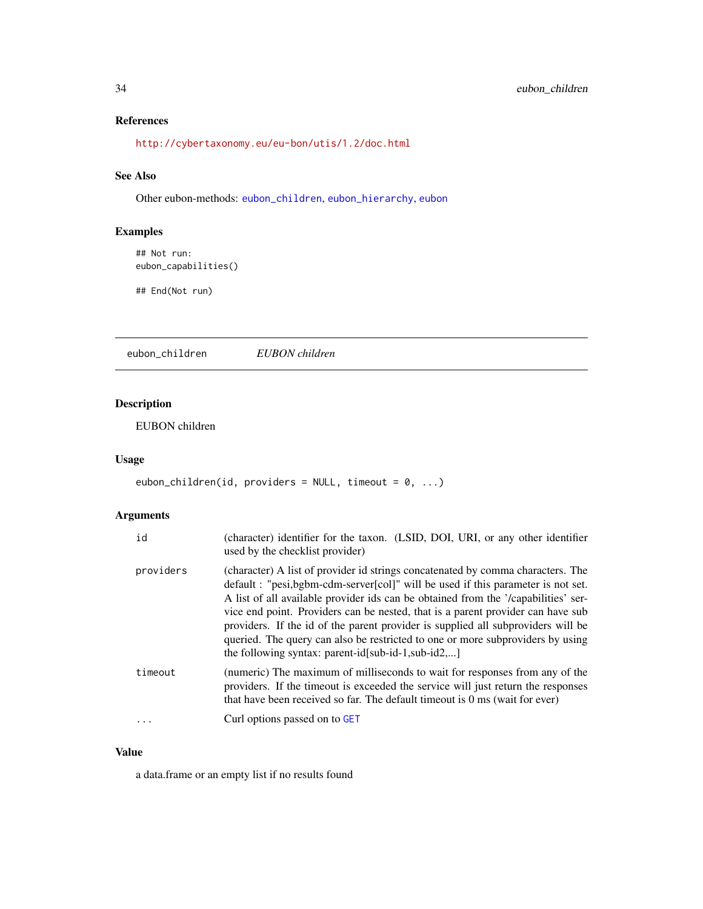## References

http://cybertaxonomy.eu/eu-bon/utis/1.2/doc.html

## See Also

Other eubon-methods: eubon_children, eubon_hierarchy, eubon

## Examples

```
## Not run:
eubon_capabilities()

## End(Not run)
```

---

# eubon_children — *EUBON children*

## Description

EUBON children

## Usage

```
eubon_children(id, providers = NULL, timeout = 0, ...)
```

## Arguments

| | |
|---|---|
| id | (character) identifier for the taxon. (LSID, DOI, URI, or any other identifier used by the checklist provider) |
| providers | (character) A list of provider id strings concatenated by comma characters. The default : "pesi,bgbm-cdm-server[col]" will be used if this parameter is not set. A list of all available provider ids can be obtained from the '/capabilities' service end point. Providers can be nested, that is a parent provider can have sub providers. If the id of the parent provider is supplied all subproviders will be queried. The query can also be restricted to one or more subproviders by using the following syntax: parent-id[sub-id-1,sub-id2,...] |
| timeout | (numeric) The maximum of milliseconds to wait for responses from any of the providers. If the timeout is exceeded the service will just return the responses that have been received so far. The default timeout is 0 ms (wait for ever) |
| ... | Curl options passed on to GET |

## Value

a data.frame or an empty list if no results found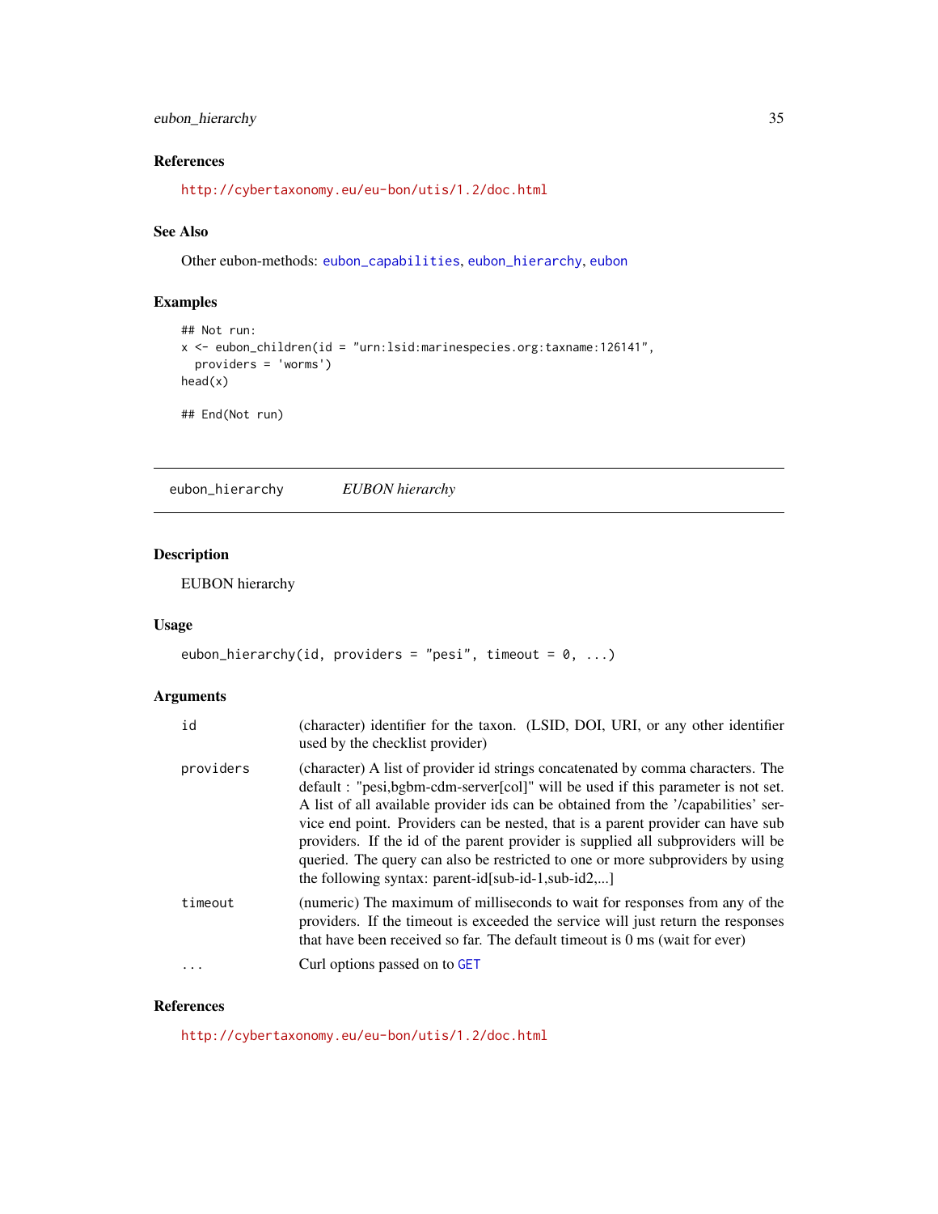### References

http://cybertaxonomy.eu/eu-bon/utis/1.2/doc.html

### See Also

Other eubon-methods: eubon_capabilities, eubon_hierarchy, eubon

### Examples

```
## Not run:
x <- eubon_children(id = "urn:lsid:marinespecies.org:taxname:126141",
  providers = 'worms')
head(x)

## End(Not run)
```

---

## eubon_hierarchy *EUBON hierarchy*

### Description

EUBON hierarchy

### Usage

```
eubon_hierarchy(id, providers = "pesi", timeout = 0, ...)
```

### Arguments

| | |
|---|---|
| id | (character) identifier for the taxon. (LSID, DOI, URI, or any other identifier used by the checklist provider) |
| providers | (character) A list of provider id strings concatenated by comma characters. The default : "pesi,bgbm-cdm-server[col]" will be used if this parameter is not set. A list of all available provider ids can be obtained from the '/capabilities' service end point. Providers can be nested, that is a parent provider can have sub providers. If the id of the parent provider is supplied all subproviders will be queried. The query can also be restricted to one or more subproviders by using the following syntax: parent-id[sub-id-1,sub-id2,...] |
| timeout | (numeric) The maximum of milliseconds to wait for responses from any of the providers. If the timeout is exceeded the service will just return the responses that have been received so far. The default timeout is 0 ms (wait for ever) |
| ... | Curl options passed on to GET |

### References

http://cybertaxonomy.eu/eu-bon/utis/1.2/doc.html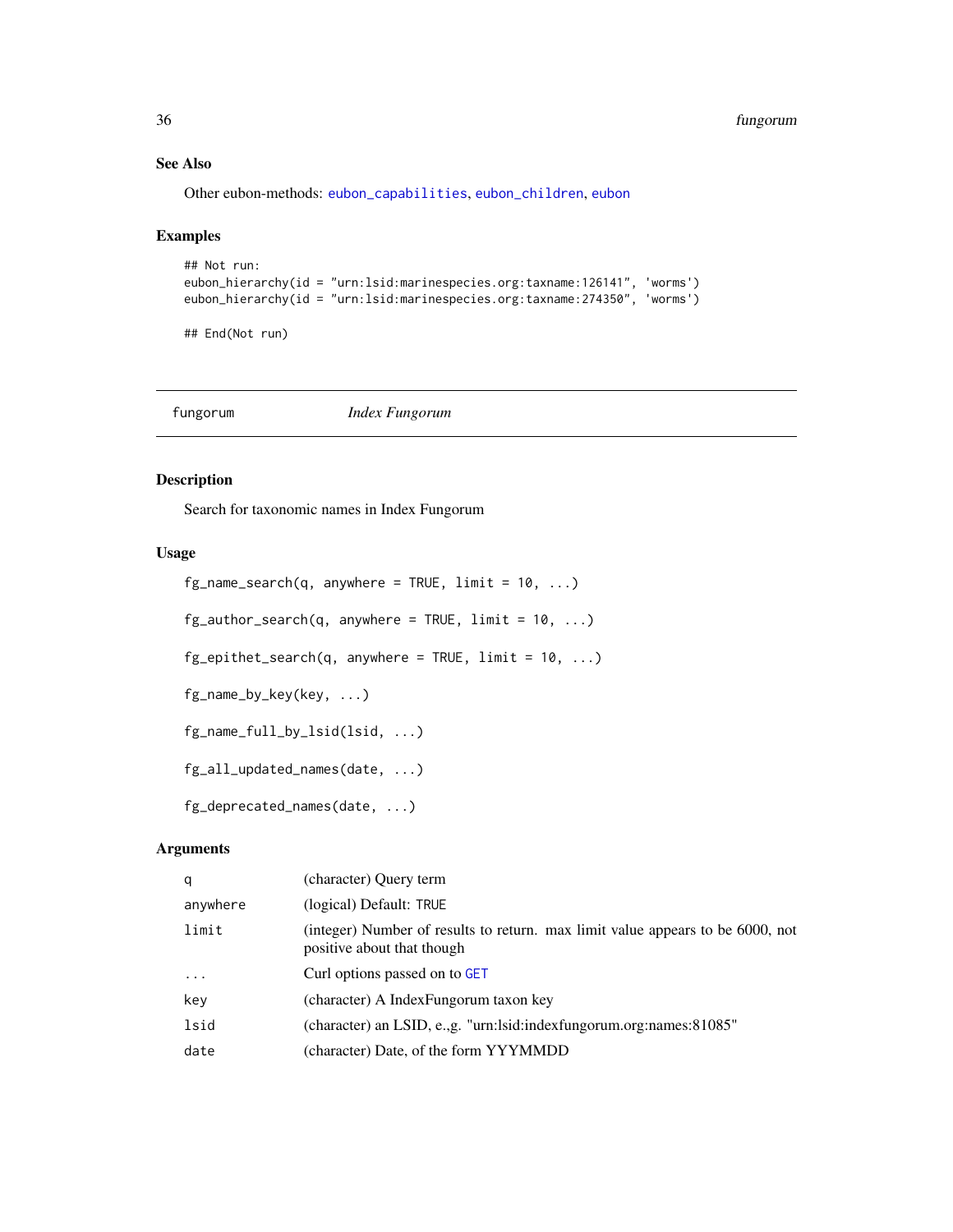## See Also

Other eubon-methods: eubon_capabilities, eubon_children, eubon

## Examples

```
## Not run:
eubon_hierarchy(id = "urn:lsid:marinespecies.org:taxname:126141", 'worms')
eubon_hierarchy(id = "urn:lsid:marinespecies.org:taxname:274350", 'worms')

## End(Not run)
```

---

# fungorum — *Index Fungorum*

---

## Description

Search for taxonomic names in Index Fungorum

## Usage

```
fg_name_search(q, anywhere = TRUE, limit = 10, ...)

fg_author_search(q, anywhere = TRUE, limit = 10, ...)

fg_epithet_search(q, anywhere = TRUE, limit = 10, ...)

fg_name_by_key(key, ...)

fg_name_full_by_lsid(lsid, ...)

fg_all_updated_names(date, ...)

fg_deprecated_names(date, ...)
```

## Arguments

| | |
|---|---|
| q | (character) Query term |
| anywhere | (logical) Default: TRUE |
| limit | (integer) Number of results to return. max limit value appears to be 6000, not positive about that though |
| ... | Curl options passed on to GET |
| key | (character) A IndexFungorum taxon key |
| lsid | (character) an LSID, e.,g. "urn:lsid:indexfungorum.org:names:81085" |
| date | (character) Date, of the form YYYMMDD |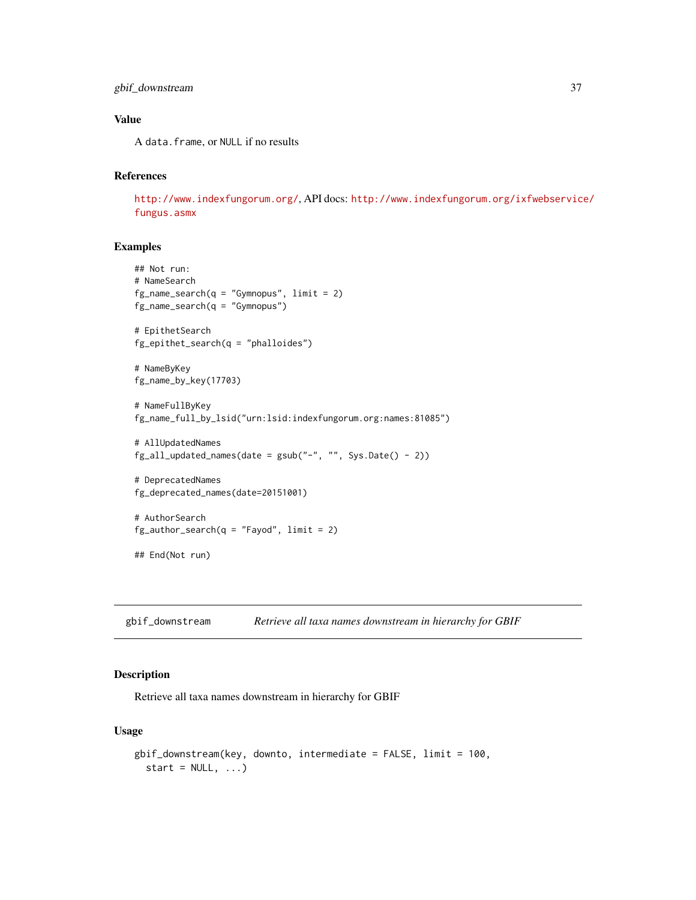### Value

A `data.frame`, or `NULL` if no results

### References

http://www.indexfungorum.org/, API docs: http://www.indexfungorum.org/ixfwebservice/fungus.asmx

### Examples

```
## Not run:
# NameSearch
fg_name_search(q = "Gymnopus", limit = 2)
fg_name_search(q = "Gymnopus")

# EpithetSearch
fg_epithet_search(q = "phalloides")

# NameByKey
fg_name_by_key(17703)

# NameFullByKey
fg_name_full_by_lsid("urn:lsid:indexfungorum.org:names:81085")

# AllUpdatedNames
fg_all_updated_names(date = gsub("-", "", Sys.Date() - 2))

# DeprecatedNames
fg_deprecated_names(date=20151001)

# AuthorSearch
fg_author_search(q = "Fayod", limit = 2)

## End(Not run)
```

---

## gbif_downstream &nbsp;&nbsp;&nbsp; *Retrieve all taxa names downstream in hierarchy for GBIF*

### Description

Retrieve all taxa names downstream in hierarchy for GBIF

### Usage

```
gbif_downstream(key, downto, intermediate = FALSE, limit = 100,
  start = NULL, ...)
```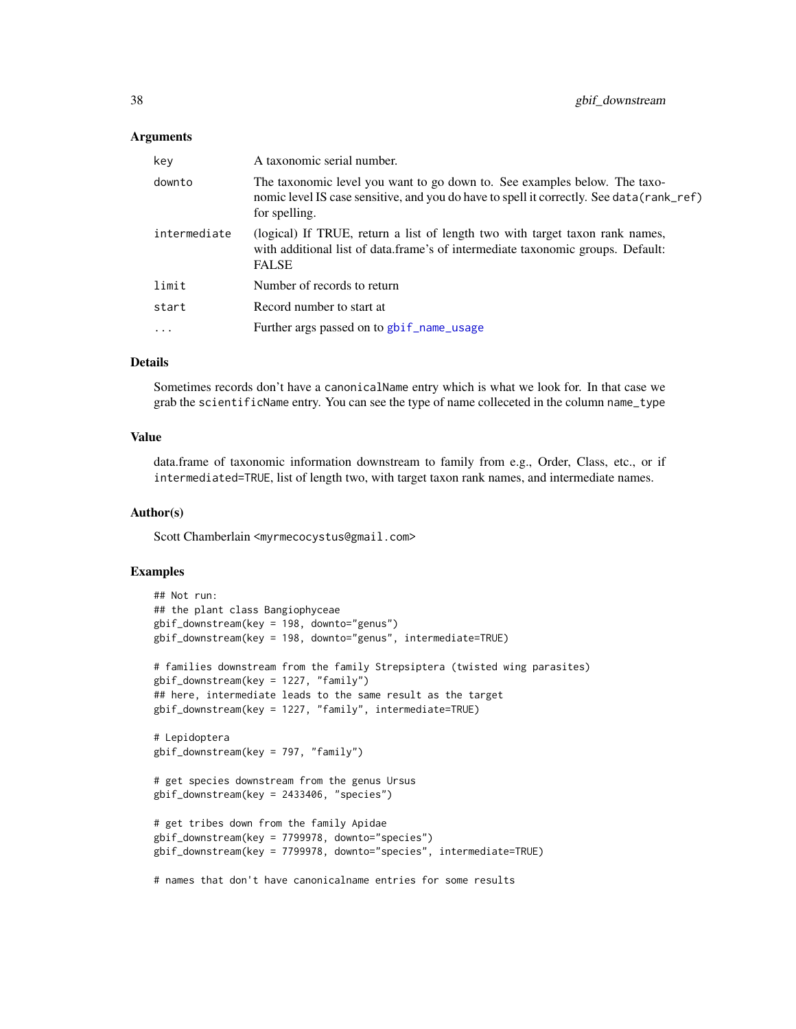### Arguments

| | |
|---|---|
| key | A taxonomic serial number. |
| downto | The taxonomic level you want to go down to. See examples below. The taxonomic level IS case sensitive, and you do have to spell it correctly. See `data(rank_ref)` for spelling. |
| intermediate | (logical) If TRUE, return a list of length two with target taxon rank names, with additional list of data.frame's of intermediate taxonomic groups. Default: FALSE |
| limit | Number of records to return |
| start | Record number to start at |
| ... | Further args passed on to gbif_name_usage |

### Details

Sometimes records don't have a `canonicalName` entry which is what we look for. In that case we grab the `scientificName` entry. You can see the type of name colleceted in the column `name_type`

### Value

data.frame of taxonomic information downstream to family from e.g., Order, Class, etc., or if `intermediated=TRUE`, list of length two, with target taxon rank names, and intermediate names.

### Author(s)

Scott Chamberlain <myrmecocystus@gmail.com>

### Examples

```
## Not run:
## the plant class Bangiophyceae
gbif_downstream(key = 198, downto="genus")
gbif_downstream(key = 198, downto="genus", intermediate=TRUE)

# families downstream from the family Strepsiptera (twisted wing parasites)
gbif_downstream(key = 1227, "family")
## here, intermediate leads to the same result as the target
gbif_downstream(key = 1227, "family", intermediate=TRUE)

# Lepidoptera
gbif_downstream(key = 797, "family")

# get species downstream from the genus Ursus
gbif_downstream(key = 2433406, "species")

# get tribes down from the family Apidae
gbif_downstream(key = 7799978, downto="species")
gbif_downstream(key = 7799978, downto="species", intermediate=TRUE)

# names that don't have canonicalname entries for some results
```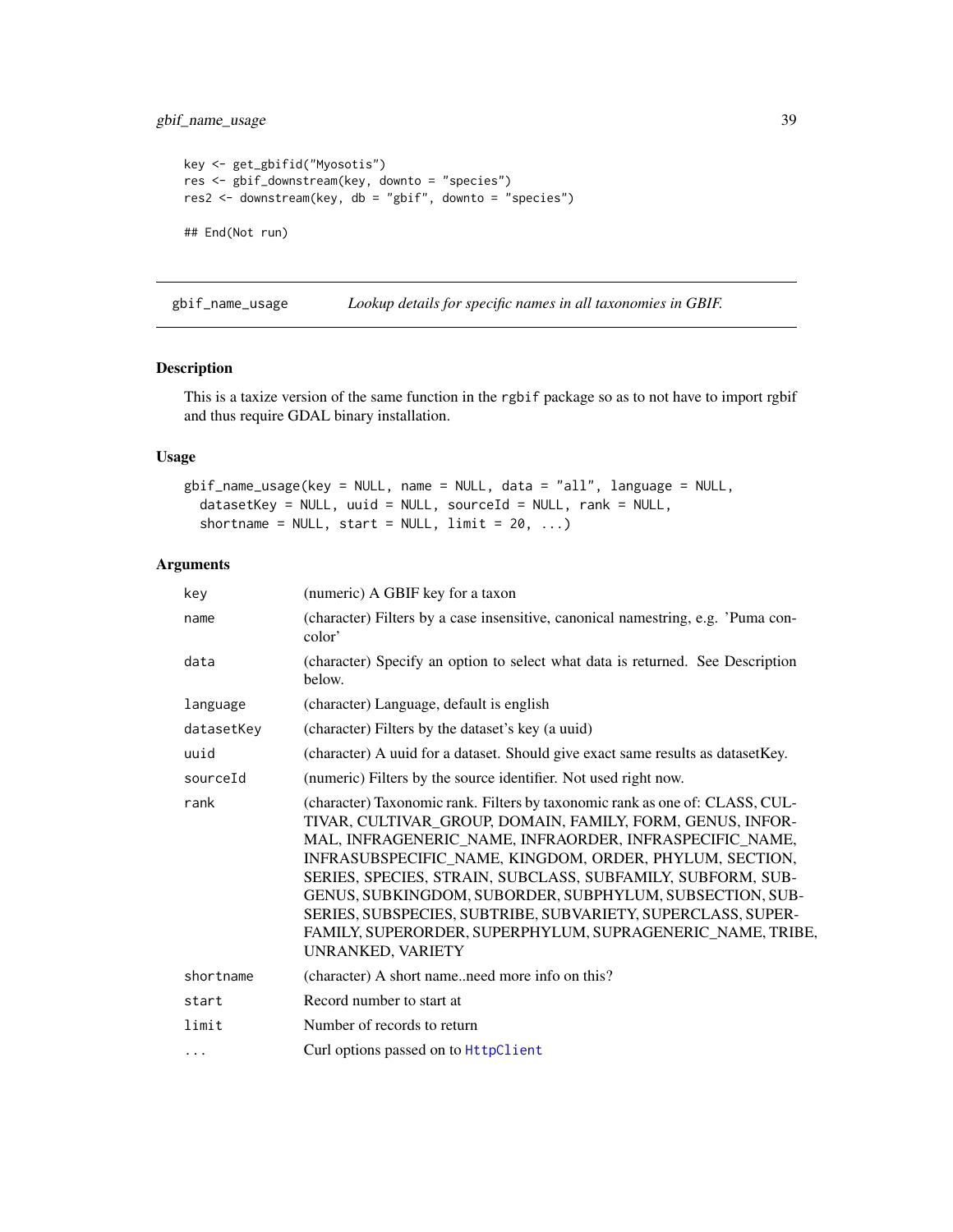```
key <- get_gbifid("Myosotis")
res <- gbif_downstream(key, downto = "species")
res2 <- downstream(key, db = "gbif", downto = "species")

## End(Not run)
```

## gbif_name_usage — *Lookup details for specific names in all taxonomies in GBIF.*

### Description

This is a taxize version of the same function in the `rgbif` package so as to not have to import rgbif and thus require GDAL binary installation.

### Usage

```
gbif_name_usage(key = NULL, name = NULL, data = "all", language = NULL,
  datasetKey = NULL, uuid = NULL, sourceId = NULL, rank = NULL,
  shortname = NULL, start = NULL, limit = 20, ...)
```

### Arguments

| Argument | Description |
|---|---|
| `key` | (numeric) A GBIF key for a taxon |
| `name` | (character) Filters by a case insensitive, canonical namestring, e.g. 'Puma concolor' |
| `data` | (character) Specify an option to select what data is returned. See Description below. |
| `language` | (character) Language, default is english |
| `datasetKey` | (character) Filters by the dataset's key (a uuid) |
| `uuid` | (character) A uuid for a dataset. Should give exact same results as datasetKey. |
| `sourceId` | (numeric) Filters by the source identifier. Not used right now. |
| `rank` | (character) Taxonomic rank. Filters by taxonomic rank as one of: CLASS, CULTIVAR, CULTIVAR_GROUP, DOMAIN, FAMILY, FORM, GENUS, INFORMAL, INFRAGENERIC_NAME, INFRAORDER, INFRASPECIFIC_NAME, INFRASUBSPECIFIC_NAME, KINGDOM, ORDER, PHYLUM, SECTION, SERIES, SPECIES, STRAIN, SUBCLASS, SUBFAMILY, SUBFORM, SUBGENUS, SUBKINGDOM, SUBORDER, SUBPHYLUM, SUBSECTION, SUBSERIES, SUBSPECIES, SUBTRIBE, SUBVARIETY, SUPERCLASS, SUPERFAMILY, SUPERORDER, SUPERPHYLUM, SUPRAGENERIC_NAME, TRIBE, UNRANKED, VARIETY |
| `shortname` | (character) A short name..need more info on this? |
| `start` | Record number to start at |
| `limit` | Number of records to return |
| `...` | Curl options passed on to `HttpClient` |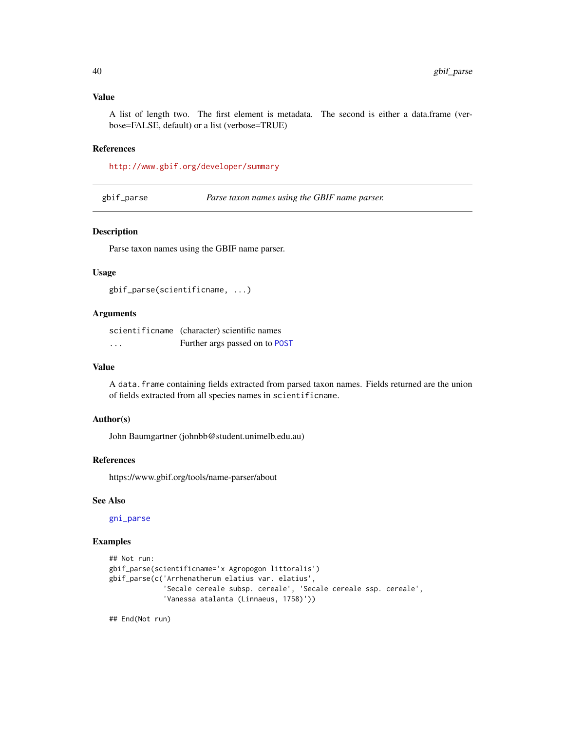## Value

A list of length two. The first element is metadata. The second is either a data.frame (verbose=FALSE, default) or a list (verbose=TRUE)

## References

http://www.gbif.org/developer/summary

---

# gbif_parse — *Parse taxon names using the GBIF name parser.*

---

## Description

Parse taxon names using the GBIF name parser.

## Usage

```
gbif_parse(scientificname, ...)
```

## Arguments

| | |
|---|---|
| scientificname | (character) scientific names |
| ... | Further args passed on to POST |

## Value

A `data.frame` containing fields extracted from parsed taxon names. Fields returned are the union of fields extracted from all species names in `scientificname`.

## Author(s)

John Baumgartner (johnbb@student.unimelb.edu.au)

## References

https://www.gbif.org/tools/name-parser/about

## See Also

gni_parse

## Examples

```
## Not run:
gbif_parse(scientificname='x Agropogon littoralis')
gbif_parse(c('Arrhenatherum elatius var. elatius',
             'Secale cereale subsp. cereale', 'Secale cereale ssp. cereale',
             'Vanessa atalanta (Linnaeus, 1758)'))

## End(Not run)
```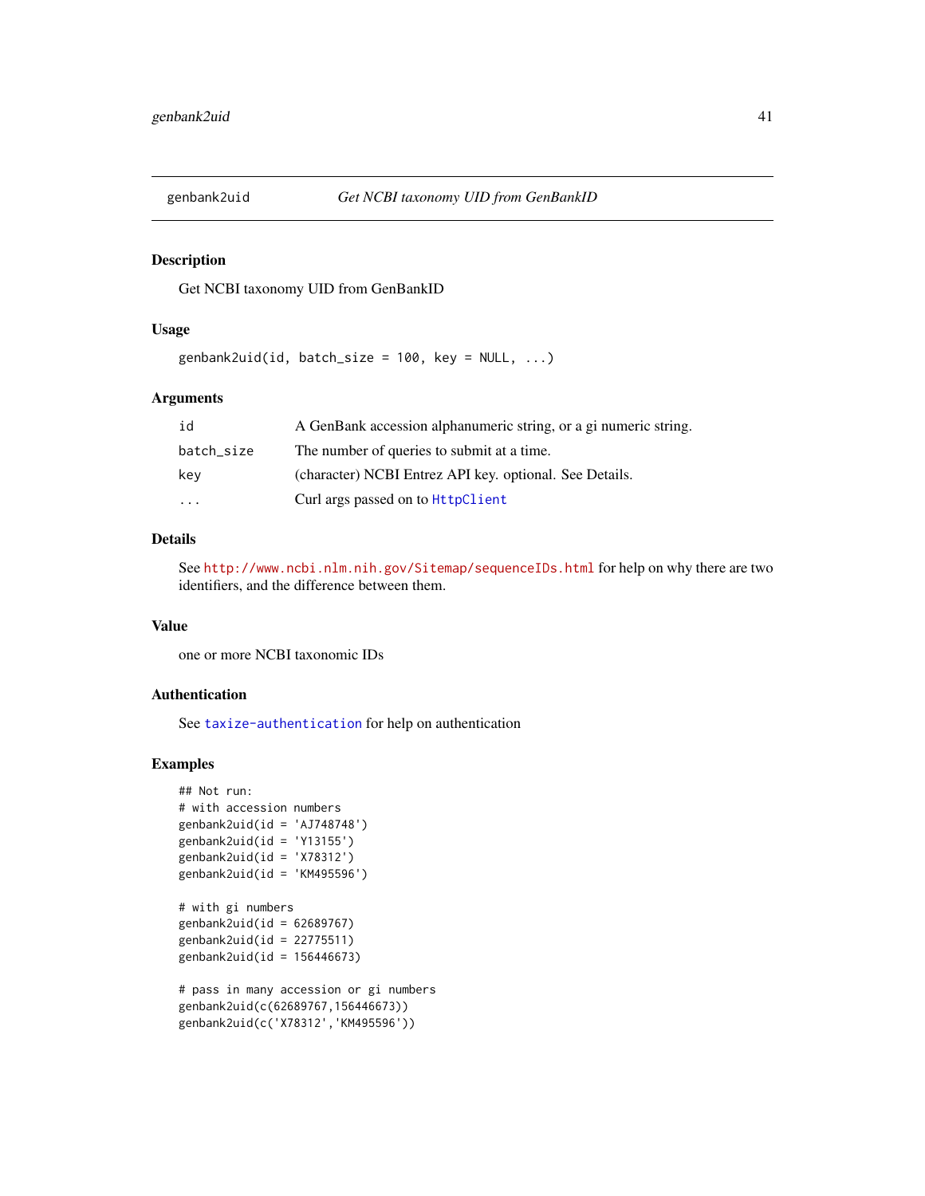## genbank2uid — *Get NCBI taxonomy UID from GenBankID*

### Description

Get NCBI taxonomy UID from GenBankID

### Usage

```
genbank2uid(id, batch_size = 100, key = NULL, ...)
```

### Arguments

| | |
|---|---|
| id | A GenBank accession alphanumeric string, or a gi numeric string. |
| batch_size | The number of queries to submit at a time. |
| key | (character) NCBI Entrez API key. optional. See Details. |
| ... | Curl args passed on to HttpClient |

### Details

See http://www.ncbi.nlm.nih.gov/Sitemap/sequenceIDs.html for help on why there are two identifiers, and the difference between them.

### Value

one or more NCBI taxonomic IDs

### Authentication

See taxize-authentication for help on authentication

### Examples

```
## Not run:
# with accession numbers
genbank2uid(id = 'AJ748748')
genbank2uid(id = 'Y13155')
genbank2uid(id = 'X78312')
genbank2uid(id = 'KM495596')

# with gi numbers
genbank2uid(id = 62689767)
genbank2uid(id = 22775511)
genbank2uid(id = 156446673)

# pass in many accession or gi numbers
genbank2uid(c(62689767,156446673))
genbank2uid(c('X78312','KM495596'))
```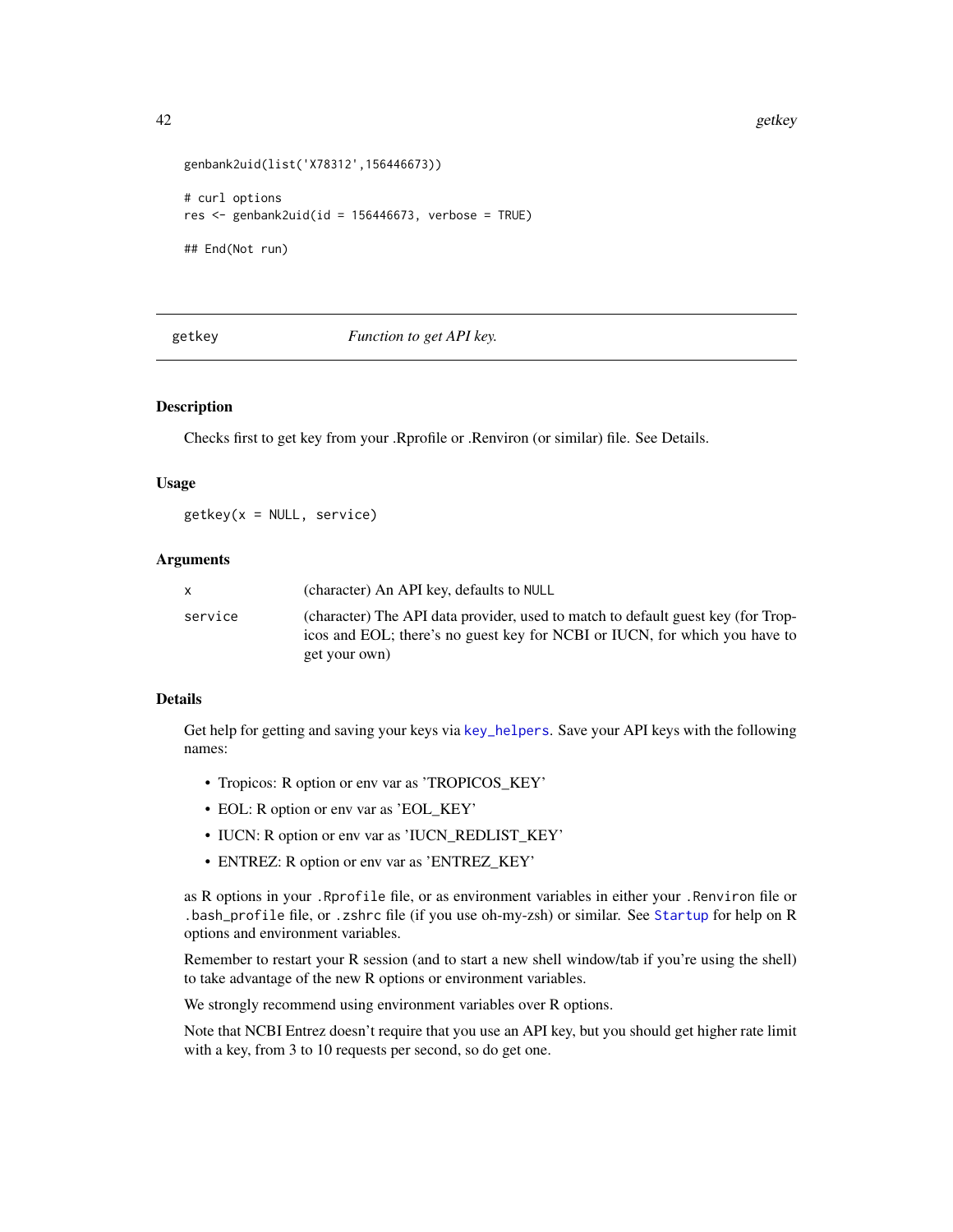```
genbank2uid(list('X78312',156446673))

# curl options
res <- genbank2uid(id = 156446673, verbose = TRUE)

## End(Not run)
```

---

## getkey — *Function to get API key.*

### Description

Checks first to get key from your .Rprofile or .Renviron (or similar) file. See Details.

### Usage

```
getkey(x = NULL, service)
```

### Arguments

| | |
|---|---|
| x | (character) An API key, defaults to NULL |
| service | (character) The API data provider, used to match to default guest key (for Tropicos and EOL; there's no guest key for NCBI or IUCN, for which you have to get your own) |

### Details

Get help for getting and saving your keys via `key_helpers`. Save your API keys with the following names:

- Tropicos: R option or env var as 'TROPICOS_KEY'
- EOL: R option or env var as 'EOL_KEY'
- IUCN: R option or env var as 'IUCN_REDLIST_KEY'
- ENTREZ: R option or env var as 'ENTREZ_KEY'

as R options in your `.Rprofile` file, or as environment variables in either your `.Renviron` file or `.bash_profile` file, or `.zshrc` file (if you use oh-my-zsh) or similar. See `Startup` for help on R options and environment variables.

Remember to restart your R session (and to start a new shell window/tab if you're using the shell) to take advantage of the new R options or environment variables.

We strongly recommend using environment variables over R options.

Note that NCBI Entrez doesn't require that you use an API key, but you should get higher rate limit with a key, from 3 to 10 requests per second, so do get one.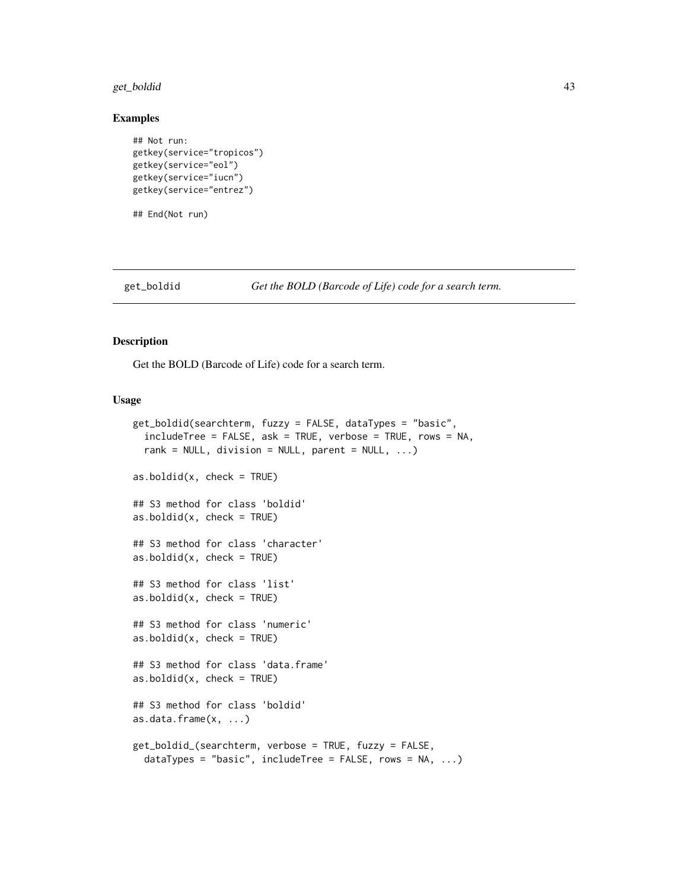## Examples

```
## Not run:
getkey(service="tropicos")
getkey(service="eol")
getkey(service="iucn")
getkey(service="entrez")

## End(Not run)
```

---

get_boldid    *Get the BOLD (Barcode of Life) code for a search term.*

---

## Description

Get the BOLD (Barcode of Life) code for a search term.

## Usage

```
get_boldid(searchterm, fuzzy = FALSE, dataTypes = "basic",
  includeTree = FALSE, ask = TRUE, verbose = TRUE, rows = NA,
  rank = NULL, division = NULL, parent = NULL, ...)

as.boldid(x, check = TRUE)

## S3 method for class 'boldid'
as.boldid(x, check = TRUE)

## S3 method for class 'character'
as.boldid(x, check = TRUE)

## S3 method for class 'list'
as.boldid(x, check = TRUE)

## S3 method for class 'numeric'
as.boldid(x, check = TRUE)

## S3 method for class 'data.frame'
as.boldid(x, check = TRUE)

## S3 method for class 'boldid'
as.data.frame(x, ...)

get_boldid_(searchterm, verbose = TRUE, fuzzy = FALSE,
  dataTypes = "basic", includeTree = FALSE, rows = NA, ...)
```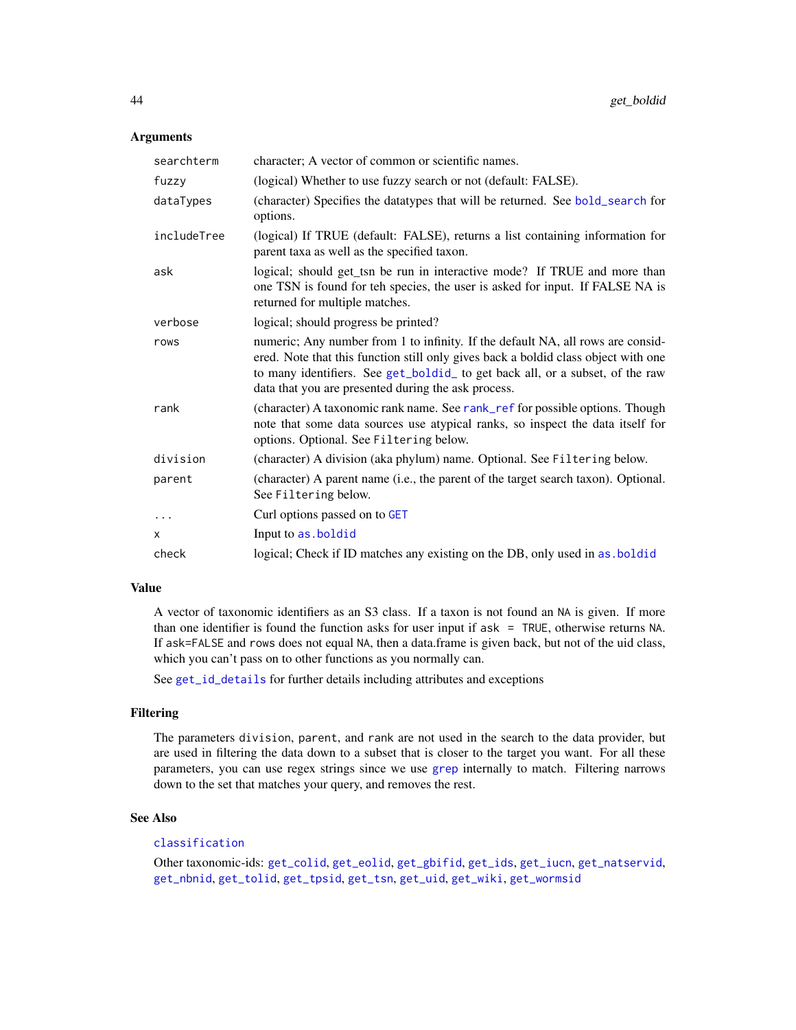### Arguments

| | |
|---|---|
| `searchterm` | character; A vector of common or scientific names. |
| `fuzzy` | (logical) Whether to use fuzzy search or not (default: FALSE). |
| `dataTypes` | (character) Specifies the datatypes that will be returned. See `bold_search` for options. |
| `includeTree` | (logical) If TRUE (default: FALSE), returns a list containing information for parent taxa as well as the specified taxon. |
| `ask` | logical; should get_tsn be run in interactive mode? If TRUE and more than one TSN is found for teh species, the user is asked for input. If FALSE NA is returned for multiple matches. |
| `verbose` | logical; should progress be printed? |
| `rows` | numeric; Any number from 1 to infinity. If the default NA, all rows are considered. Note that this function still only gives back a boldid class object with one to many identifiers. See `get_boldid_` to get back all, or a subset, of the raw data that you are presented during the ask process. |
| `rank` | (character) A taxonomic rank name. See `rank_ref` for possible options. Though note that some data sources use atypical ranks, so inspect the data itself for options. Optional. See `Filtering` below. |
| `division` | (character) A division (aka phylum) name. Optional. See `Filtering` below. |
| `parent` | (character) A parent name (i.e., the parent of the target search taxon). Optional. See `Filtering` below. |
| `...` | Curl options passed on to `GET` |
| `x` | Input to `as.boldid` |
| `check` | logical; Check if ID matches any existing on the DB, only used in `as.boldid` |

### Value

A vector of taxonomic identifiers as an S3 class. If a taxon is not found an `NA` is given. If more than one identifier is found the function asks for user input if `ask = TRUE`, otherwise returns `NA`. If `ask=FALSE` and `rows` does not equal `NA`, then a data.frame is given back, but not of the uid class, which you can't pass on to other functions as you normally can.

See `get_id_details` for further details including attributes and exceptions

### Filtering

The parameters `division`, `parent`, and `rank` are not used in the search to the data provider, but are used in filtering the data down to a subset that is closer to the target you want. For all these parameters, you can use regex strings since we use `grep` internally to match. Filtering narrows down to the set that matches your query, and removes the rest.

### See Also

`classification`

Other taxonomic-ids: `get_colid`, `get_eolid`, `get_gbifid`, `get_ids`, `get_iucn`, `get_natservid`, `get_nbnid`, `get_tolid`, `get_tpsid`, `get_tsn`, `get_uid`, `get_wiki`, `get_wormsid`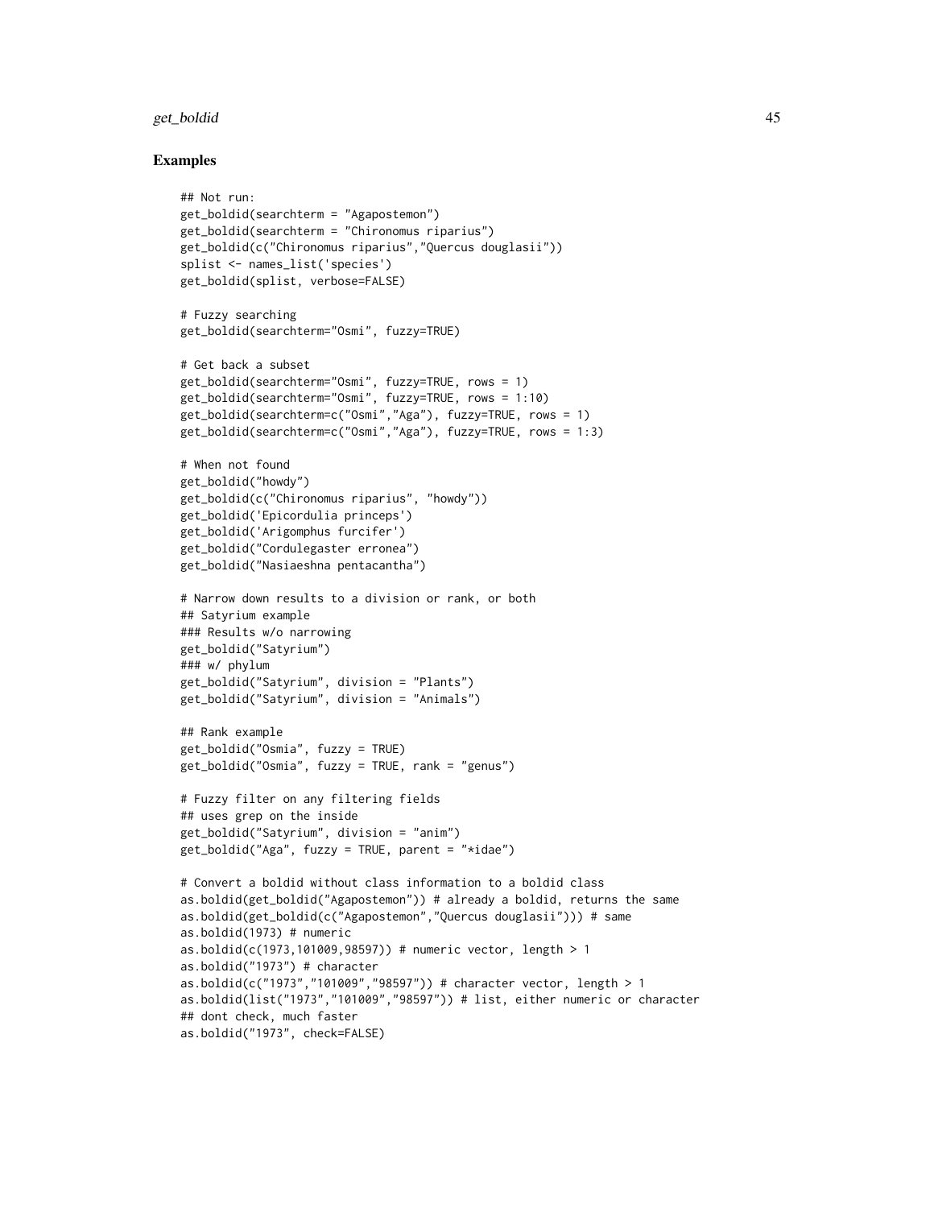## Examples

```
## Not run:
get_boldid(searchterm = "Agapostemon")
get_boldid(searchterm = "Chironomus riparius")
get_boldid(c("Chironomus riparius","Quercus douglasii"))
splist <- names_list('species')
get_boldid(splist, verbose=FALSE)

# Fuzzy searching
get_boldid(searchterm="Osmi", fuzzy=TRUE)

# Get back a subset
get_boldid(searchterm="Osmi", fuzzy=TRUE, rows = 1)
get_boldid(searchterm="Osmi", fuzzy=TRUE, rows = 1:10)
get_boldid(searchterm=c("Osmi","Aga"), fuzzy=TRUE, rows = 1)
get_boldid(searchterm=c("Osmi","Aga"), fuzzy=TRUE, rows = 1:3)

# When not found
get_boldid("howdy")
get_boldid(c("Chironomus riparius", "howdy"))
get_boldid('Epicordulia princeps')
get_boldid('Arigomphus furcifer')
get_boldid("Cordulegaster erronea")
get_boldid("Nasiaeshna pentacantha")

# Narrow down results to a division or rank, or both
## Satyrium example
### Results w/o narrowing
get_boldid("Satyrium")
### w/ phylum
get_boldid("Satyrium", division = "Plants")
get_boldid("Satyrium", division = "Animals")

## Rank example
get_boldid("Osmia", fuzzy = TRUE)
get_boldid("Osmia", fuzzy = TRUE, rank = "genus")

# Fuzzy filter on any filtering fields
## uses grep on the inside
get_boldid("Satyrium", division = "anim")
get_boldid("Aga", fuzzy = TRUE, parent = "*idae")

# Convert a boldid without class information to a boldid class
as.boldid(get_boldid("Agapostemon")) # already a boldid, returns the same
as.boldid(get_boldid(c("Agapostemon","Quercus douglasii"))) # same
as.boldid(1973) # numeric
as.boldid(c(1973,101009,98597)) # numeric vector, length > 1
as.boldid("1973") # character
as.boldid(c("1973","101009","98597")) # character vector, length > 1
as.boldid(list("1973","101009","98597")) # list, either numeric or character
## dont check, much faster
as.boldid("1973", check=FALSE)
```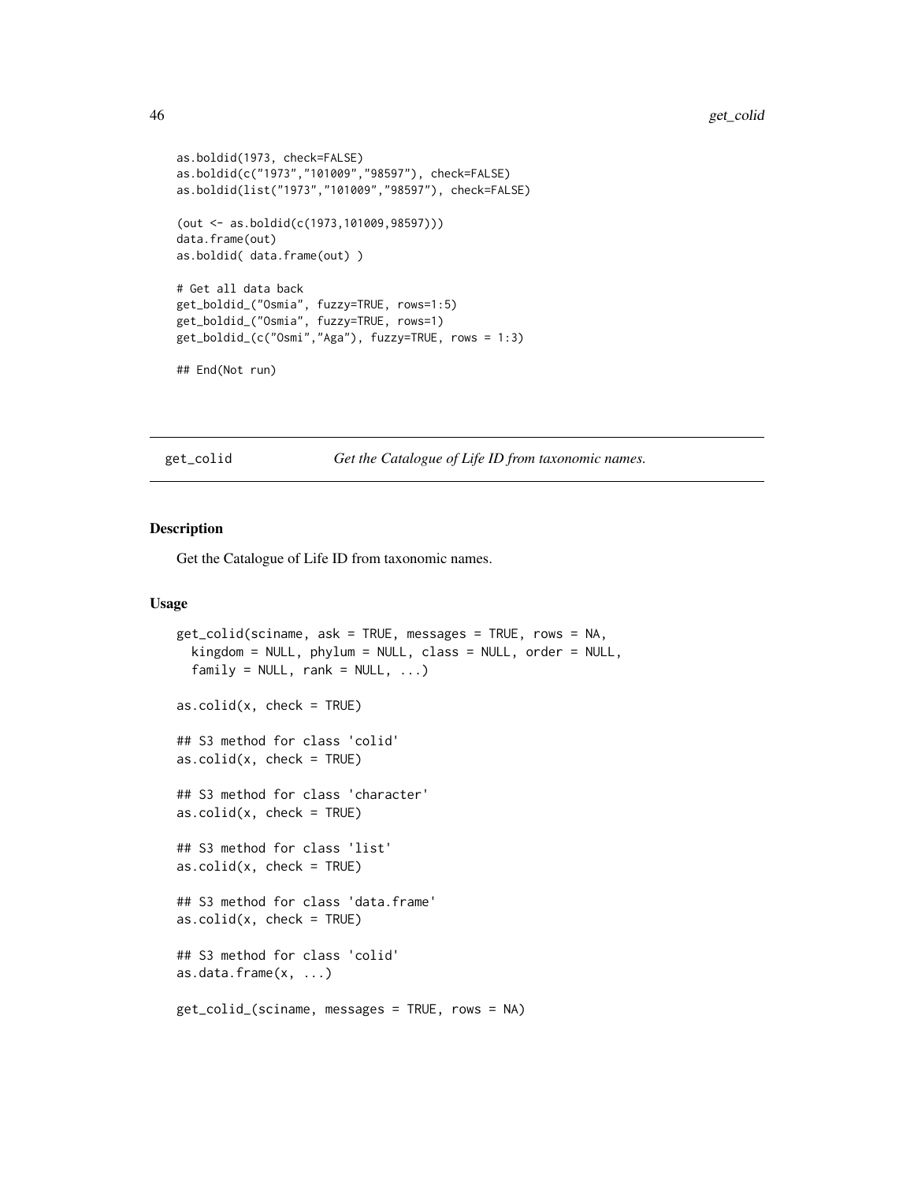```
as.boldid(1973, check=FALSE)
as.boldid(c("1973","101009","98597"), check=FALSE)
as.boldid(list("1973","101009","98597"), check=FALSE)

(out <- as.boldid(c(1973,101009,98597)))
data.frame(out)
as.boldid( data.frame(out) )

# Get all data back
get_boldid_("Osmia", fuzzy=TRUE, rows=1:5)
get_boldid_("Osmia", fuzzy=TRUE, rows=1)
get_boldid_(c("Osmi","Aga"), fuzzy=TRUE, rows = 1:3)

## End(Not run)
```

## get_colid *Get the Catalogue of Life ID from taxonomic names.*

### Description

Get the Catalogue of Life ID from taxonomic names.

### Usage

```
get_colid(sciname, ask = TRUE, messages = TRUE, rows = NA,
  kingdom = NULL, phylum = NULL, class = NULL, order = NULL,
  family = NULL, rank = NULL, ...)

as.colid(x, check = TRUE)

## S3 method for class 'colid'
as.colid(x, check = TRUE)

## S3 method for class 'character'
as.colid(x, check = TRUE)

## S3 method for class 'list'
as.colid(x, check = TRUE)

## S3 method for class 'data.frame'
as.colid(x, check = TRUE)

## S3 method for class 'colid'
as.data.frame(x, ...)

get_colid_(sciname, messages = TRUE, rows = NA)
```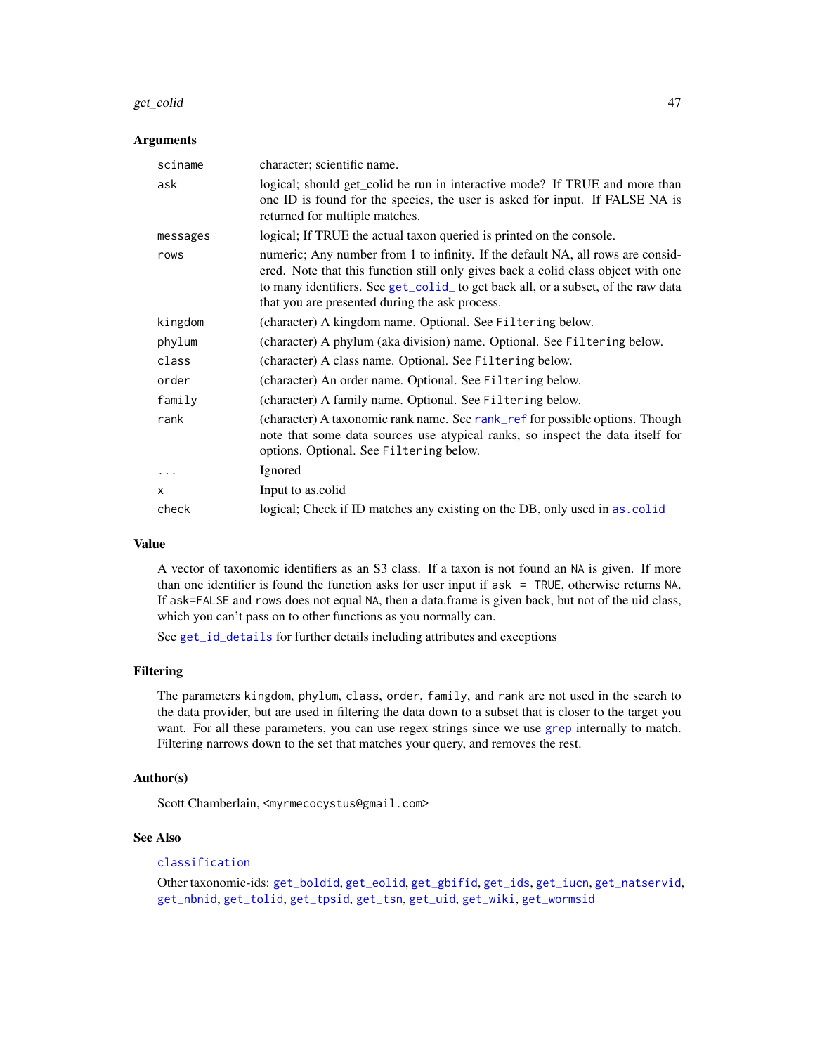## Arguments

| | |
|---|---|
| sciname | character; scientific name. |
| ask | logical; should get_colid be run in interactive mode? If TRUE and more than one ID is found for the species, the user is asked for input. If FALSE NA is returned for multiple matches. |
| messages | logical; If TRUE the actual taxon queried is printed on the console. |
| rows | numeric; Any number from 1 to infinity. If the default NA, all rows are considered. Note that this function still only gives back a colid class object with one to many identifiers. See get_colid_ to get back all, or a subset, of the raw data that you are presented during the ask process. |
| kingdom | (character) A kingdom name. Optional. See Filtering below. |
| phylum | (character) A phylum (aka division) name. Optional. See Filtering below. |
| class | (character) A class name. Optional. See Filtering below. |
| order | (character) An order name. Optional. See Filtering below. |
| family | (character) A family name. Optional. See Filtering below. |
| rank | (character) A taxonomic rank name. See rank_ref for possible options. Though note that some data sources use atypical ranks, so inspect the data itself for options. Optional. See Filtering below. |
| ... | Ignored |
| x | Input to as.colid |
| check | logical; Check if ID matches any existing on the DB, only used in as.colid |

## Value

A vector of taxonomic identifiers as an S3 class. If a taxon is not found an NA is given. If more than one identifier is found the function asks for user input if ask = TRUE, otherwise returns NA. If ask=FALSE and rows does not equal NA, then a data.frame is given back, but not of the uid class, which you can't pass on to other functions as you normally can.

See get_id_details for further details including attributes and exceptions

## Filtering

The parameters kingdom, phylum, class, order, family, and rank are not used in the search to the data provider, but are used in filtering the data down to a subset that is closer to the target you want. For all these parameters, you can use regex strings since we use grep internally to match. Filtering narrows down to the set that matches your query, and removes the rest.

## Author(s)

Scott Chamberlain, <myrmecocystus@gmail.com>

## See Also

classification

Other taxonomic-ids: get_boldid, get_eolid, get_gbifid, get_ids, get_iucn, get_natservid, get_nbnid, get_tolid, get_tpsid, get_tsn, get_uid, get_wiki, get_wormsid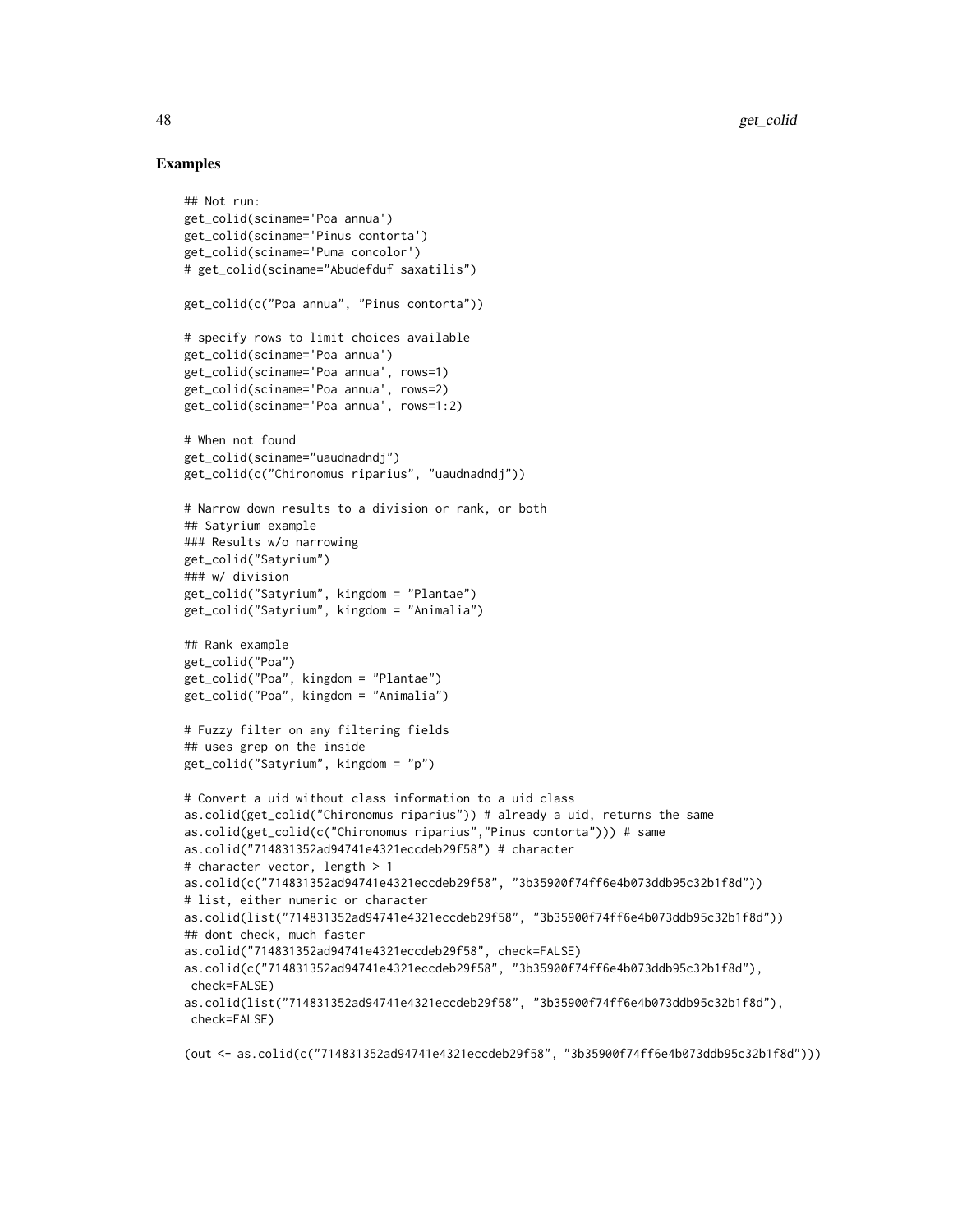### Examples

```
## Not run:
get_colid(sciname='Poa annua')
get_colid(sciname='Pinus contorta')
get_colid(sciname='Puma concolor')
# get_colid(sciname="Abudefduf saxatilis")

get_colid(c("Poa annua", "Pinus contorta"))

# specify rows to limit choices available
get_colid(sciname='Poa annua')
get_colid(sciname='Poa annua', rows=1)
get_colid(sciname='Poa annua', rows=2)
get_colid(sciname='Poa annua', rows=1:2)

# When not found
get_colid(sciname="uaudnadndj")
get_colid(c("Chironomus riparius", "uaudnadndj"))

# Narrow down results to a division or rank, or both
## Satyrium example
### Results w/o narrowing
get_colid("Satyrium")
### w/ division
get_colid("Satyrium", kingdom = "Plantae")
get_colid("Satyrium", kingdom = "Animalia")

## Rank example
get_colid("Poa")
get_colid("Poa", kingdom = "Plantae")
get_colid("Poa", kingdom = "Animalia")

# Fuzzy filter on any filtering fields
## uses grep on the inside
get_colid("Satyrium", kingdom = "p")

# Convert a uid without class information to a uid class
as.colid(get_colid("Chironomus riparius")) # already a uid, returns the same
as.colid(get_colid(c("Chironomus riparius","Pinus contorta"))) # same
as.colid("714831352ad94741e4321eccdeb29f58") # character
# character vector, length > 1
as.colid(c("714831352ad94741e4321eccdeb29f58", "3b35900f74ff6e4b073ddb95c32b1f8d"))
# list, either numeric or character
as.colid(list("714831352ad94741e4321eccdeb29f58", "3b35900f74ff6e4b073ddb95c32b1f8d"))
## dont check, much faster
as.colid("714831352ad94741e4321eccdeb29f58", check=FALSE)
as.colid(c("714831352ad94741e4321eccdeb29f58", "3b35900f74ff6e4b073ddb95c32b1f8d"),
 check=FALSE)
as.colid(list("714831352ad94741e4321eccdeb29f58", "3b35900f74ff6e4b073ddb95c32b1f8d"),
 check=FALSE)

(out <- as.colid(c("714831352ad94741e4321eccdeb29f58", "3b35900f74ff6e4b073ddb95c32b1f8d")))
```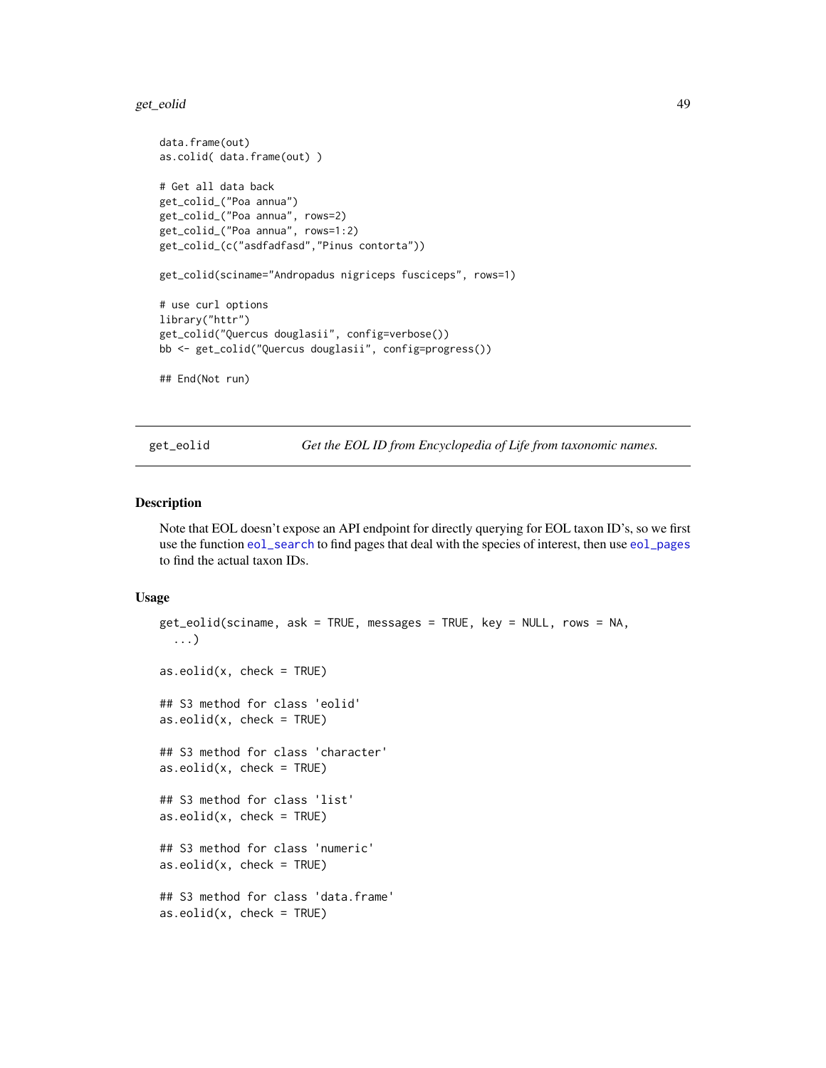```
data.frame(out)
as.colid( data.frame(out) )

# Get all data back
get_colid_("Poa annua")
get_colid_("Poa annua", rows=2)
get_colid_("Poa annua", rows=1:2)
get_colid_(c("asdfadfasd","Pinus contorta"))

get_colid(sciname="Andropadus nigriceps fusciceps", rows=1)

# use curl options
library("httr")
get_colid("Quercus douglasii", config=verbose())
bb <- get_colid("Quercus douglasii", config=progress())

## End(Not run)
```

---

## get_eolid — *Get the EOL ID from Encyclopedia of Life from taxonomic names.*

### Description

Note that EOL doesn't expose an API endpoint for directly querying for EOL taxon ID's, so we first use the function eol_search to find pages that deal with the species of interest, then use eol_pages to find the actual taxon IDs.

### Usage

```
get_eolid(sciname, ask = TRUE, messages = TRUE, key = NULL, rows = NA,
  ...)

as.eolid(x, check = TRUE)

## S3 method for class 'eolid'
as.eolid(x, check = TRUE)

## S3 method for class 'character'
as.eolid(x, check = TRUE)

## S3 method for class 'list'
as.eolid(x, check = TRUE)

## S3 method for class 'numeric'
as.eolid(x, check = TRUE)

## S3 method for class 'data.frame'
as.eolid(x, check = TRUE)
```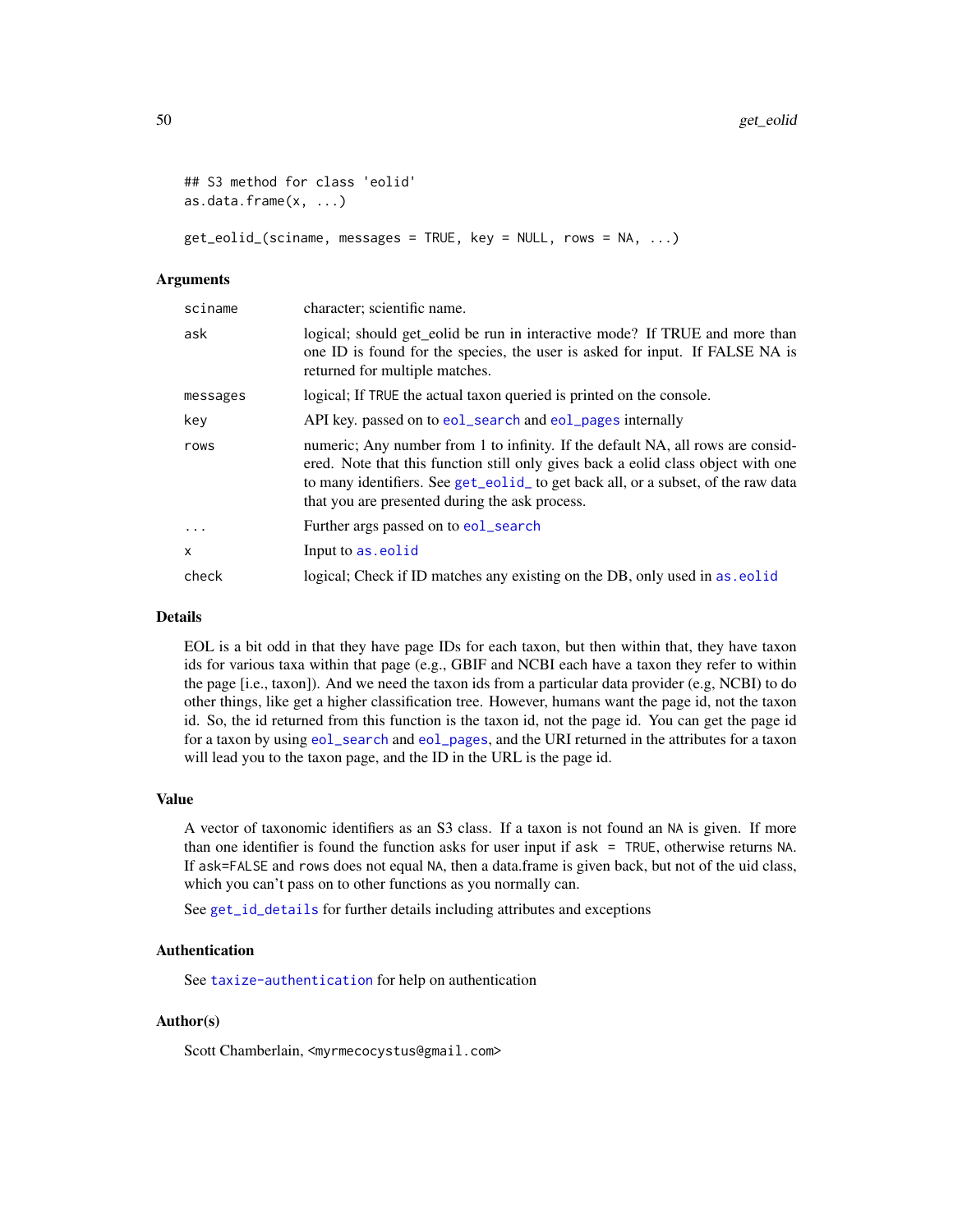```
## S3 method for class 'eolid'
as.data.frame(x, ...)

get_eolid_(sciname, messages = TRUE, key = NULL, rows = NA, ...)
```

## Arguments

| | |
|---|---|
| sciname | character; scientific name. |
| ask | logical; should get_eolid be run in interactive mode? If TRUE and more than one ID is found for the species, the user is asked for input. If FALSE NA is returned for multiple matches. |
| messages | logical; If TRUE the actual taxon queried is printed on the console. |
| key | API key. passed on to eol_search and eol_pages internally |
| rows | numeric; Any number from 1 to infinity. If the default NA, all rows are considered. Note that this function still only gives back a eolid class object with one to many identifiers. See get_eolid_ to get back all, or a subset, of the raw data that you are presented during the ask process. |
| ... | Further args passed on to eol_search |
| x | Input to as.eolid |
| check | logical; Check if ID matches any existing on the DB, only used in as.eolid |

## Details

EOL is a bit odd in that they have page IDs for each taxon, but then within that, they have taxon ids for various taxa within that page (e.g., GBIF and NCBI each have a taxon they refer to within the page [i.e., taxon]). And we need the taxon ids from a particular data provider (e.g, NCBI) to do other things, like get a higher classification tree. However, humans want the page id, not the taxon id. So, the id returned from this function is the taxon id, not the page id. You can get the page id for a taxon by using eol_search and eol_pages, and the URI returned in the attributes for a taxon will lead you to the taxon page, and the ID in the URL is the page id.

## Value

A vector of taxonomic identifiers as an S3 class. If a taxon is not found an NA is given. If more than one identifier is found the function asks for user input if ask = TRUE, otherwise returns NA. If ask=FALSE and rows does not equal NA, then a data.frame is given back, but not of the uid class, which you can't pass on to other functions as you normally can.

See get_id_details for further details including attributes and exceptions

## Authentication

See taxize-authentication for help on authentication

## Author(s)

Scott Chamberlain, <myrmecocystus@gmail.com>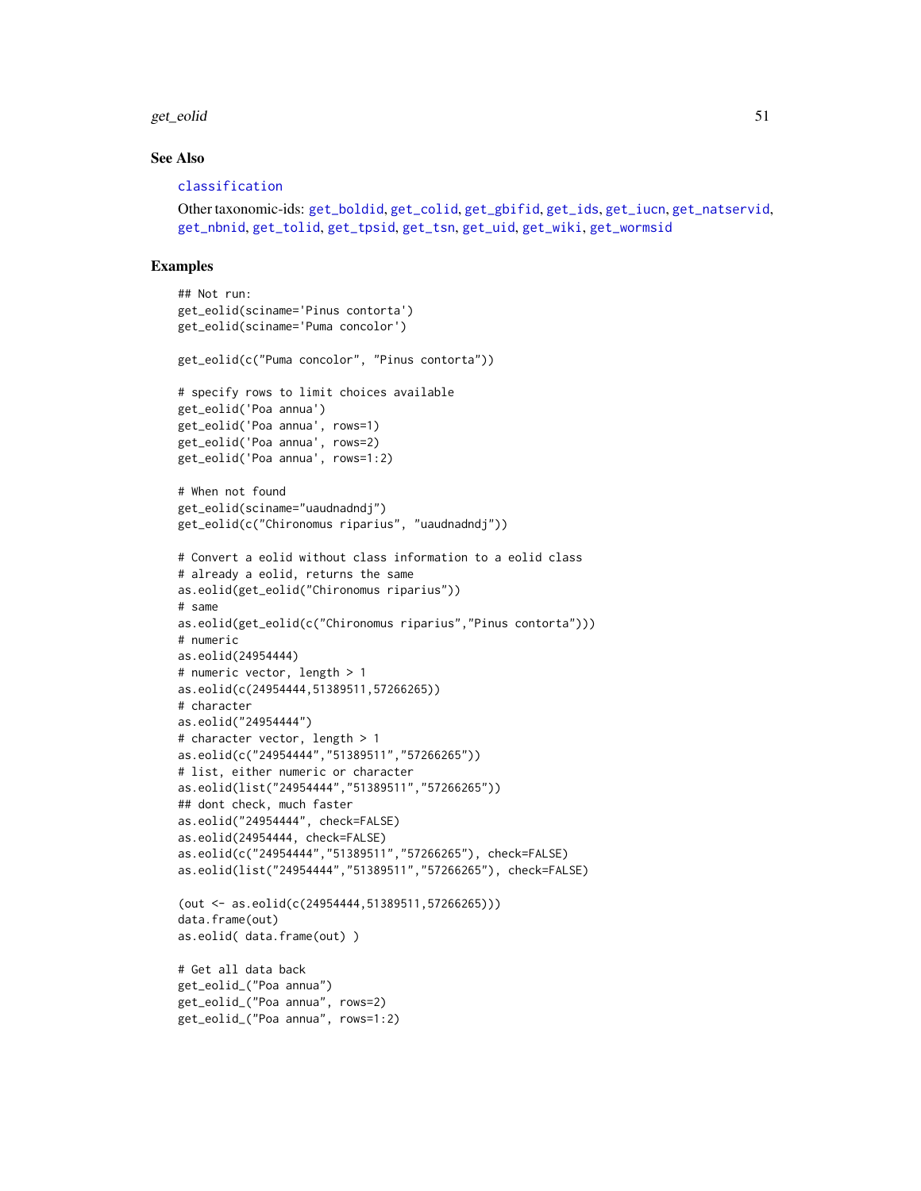### See Also

classification

Other taxonomic-ids: get_boldid, get_colid, get_gbifid, get_ids, get_iucn, get_natservid, get_nbnid, get_tolid, get_tpsid, get_tsn, get_uid, get_wiki, get_wormsid

### Examples

```
## Not run:
get_eolid(sciname='Pinus contorta')
get_eolid(sciname='Puma concolor')

get_eolid(c("Puma concolor", "Pinus contorta"))

# specify rows to limit choices available
get_eolid('Poa annua')
get_eolid('Poa annua', rows=1)
get_eolid('Poa annua', rows=2)
get_eolid('Poa annua', rows=1:2)

# When not found
get_eolid(sciname="uaudnadndj")
get_eolid(c("Chironomus riparius", "uaudnadndj"))

# Convert a eolid without class information to a eolid class
# already a eolid, returns the same
as.eolid(get_eolid("Chironomus riparius"))
# same
as.eolid(get_eolid(c("Chironomus riparius","Pinus contorta")))
# numeric
as.eolid(24954444)
# numeric vector, length > 1
as.eolid(c(24954444,51389511,57266265))
# character
as.eolid("24954444")
# character vector, length > 1
as.eolid(c("24954444","51389511","57266265"))
# list, either numeric or character
as.eolid(list("24954444","51389511","57266265"))
## dont check, much faster
as.eolid("24954444", check=FALSE)
as.eolid(24954444, check=FALSE)
as.eolid(c("24954444","51389511","57266265"), check=FALSE)
as.eolid(list("24954444","51389511","57266265"), check=FALSE)

(out <- as.eolid(c(24954444,51389511,57266265)))
data.frame(out)
as.eolid( data.frame(out) )

# Get all data back
get_eolid_("Poa annua")
get_eolid_("Poa annua", rows=2)
get_eolid_("Poa annua", rows=1:2)
```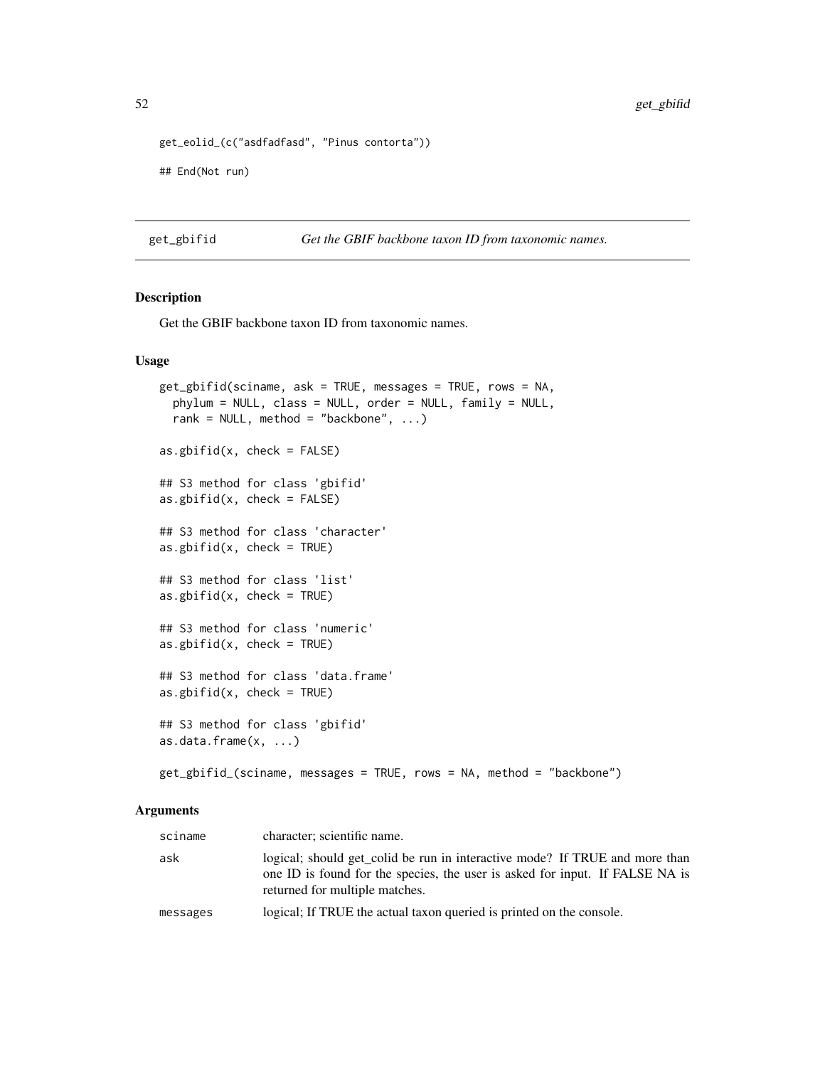```
get_eolid_(c("asdfadfasd", "Pinus contorta"))

## End(Not run)
```

## get_gbifid — *Get the GBIF backbone taxon ID from taxonomic names.*

### Description

Get the GBIF backbone taxon ID from taxonomic names.

### Usage

```
get_gbifid(sciname, ask = TRUE, messages = TRUE, rows = NA,
  phylum = NULL, class = NULL, order = NULL, family = NULL,
  rank = NULL, method = "backbone", ...)

as.gbifid(x, check = FALSE)

## S3 method for class 'gbifid'
as.gbifid(x, check = FALSE)

## S3 method for class 'character'
as.gbifid(x, check = TRUE)

## S3 method for class 'list'
as.gbifid(x, check = TRUE)

## S3 method for class 'numeric'
as.gbifid(x, check = TRUE)

## S3 method for class 'data.frame'
as.gbifid(x, check = TRUE)

## S3 method for class 'gbifid'
as.data.frame(x, ...)

get_gbifid_(sciname, messages = TRUE, rows = NA, method = "backbone")
```

### Arguments

| | |
|---|---|
| sciname | character; scientific name. |
| ask | logical; should get_colid be run in interactive mode? If TRUE and more than one ID is found for the species, the user is asked for input. If FALSE NA is returned for multiple matches. |
| messages | logical; If TRUE the actual taxon queried is printed on the console. |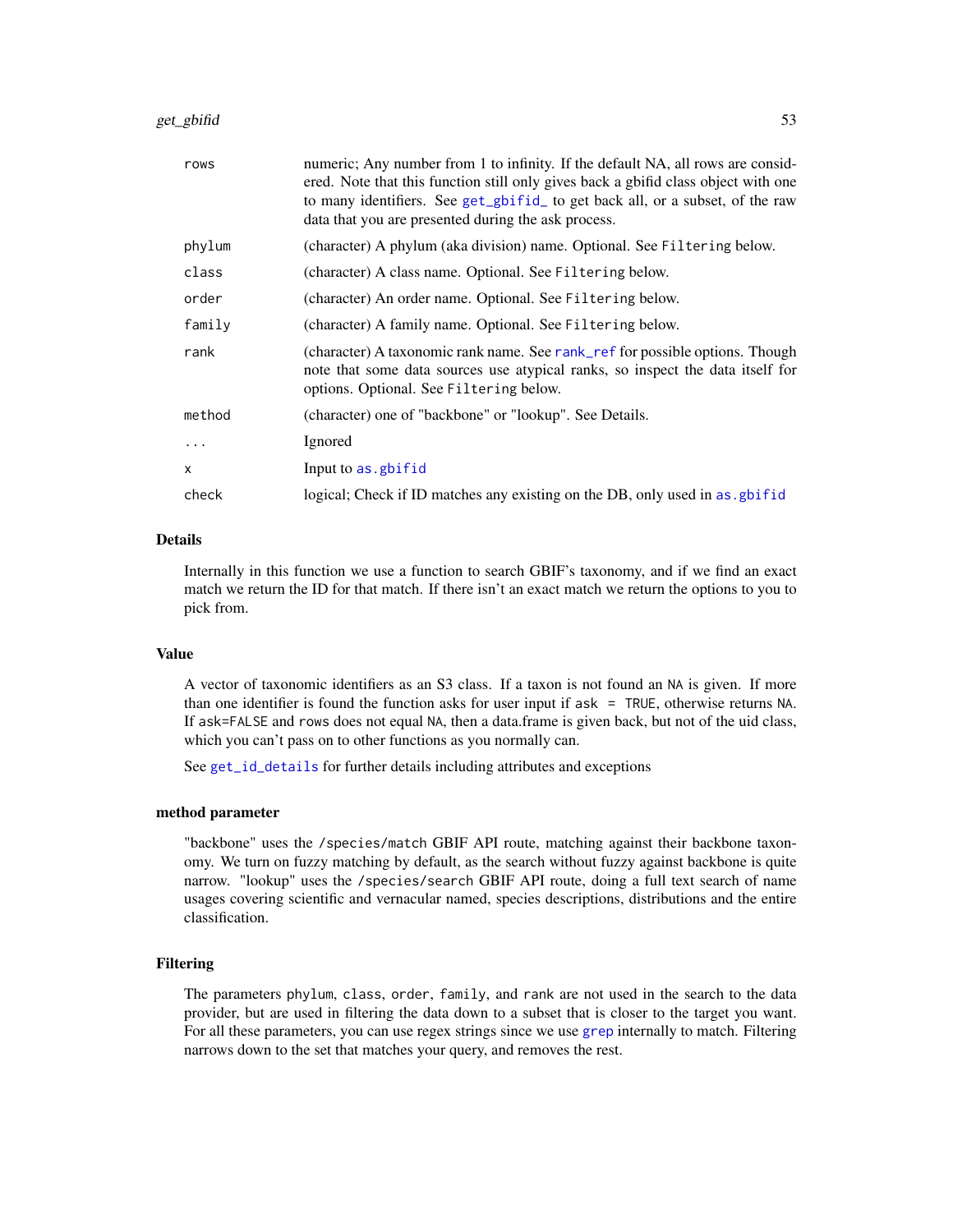| | |
|---|---|
| `rows` | numeric; Any number from 1 to infinity. If the default NA, all rows are considered. Note that this function still only gives back a gbifid class object with one to many identifiers. See `get_gbifid_` to get back all, or a subset, of the raw data that you are presented during the ask process. |
| `phylum` | (character) A phylum (aka division) name. Optional. See `Filtering` below. |
| `class` | (character) A class name. Optional. See `Filtering` below. |
| `order` | (character) An order name. Optional. See `Filtering` below. |
| `family` | (character) A family name. Optional. See `Filtering` below. |
| `rank` | (character) A taxonomic rank name. See `rank_ref` for possible options. Though note that some data sources use atypical ranks, so inspect the data itself for options. Optional. See `Filtering` below. |
| `method` | (character) one of "backbone" or "lookup". See Details. |
| `...` | Ignored |
| `x` | Input to `as.gbifid` |
| `check` | logical; Check if ID matches any existing on the DB, only used in `as.gbifid` |

## Details

Internally in this function we use a function to search GBIF's taxonomy, and if we find an exact match we return the ID for that match. If there isn't an exact match we return the options to you to pick from.

## Value

A vector of taxonomic identifiers as an S3 class. If a taxon is not found an `NA` is given. If more than one identifier is found the function asks for user input if `ask = TRUE`, otherwise returns `NA`. If `ask=FALSE` and `rows` does not equal `NA`, then a data.frame is given back, but not of the uid class, which you can't pass on to other functions as you normally can.

See `get_id_details` for further details including attributes and exceptions

## method parameter

"backbone" uses the `/species/match` GBIF API route, matching against their backbone taxonomy. We turn on fuzzy matching by default, as the search without fuzzy against backbone is quite narrow. "lookup" uses the `/species/search` GBIF API route, doing a full text search of name usages covering scientific and vernacular named, species descriptions, distributions and the entire classification.

## Filtering

The parameters `phylum`, `class`, `order`, `family`, and `rank` are not used in the search to the data provider, but are used in filtering the data down to a subset that is closer to the target you want. For all these parameters, you can use regex strings since we use `grep` internally to match. Filtering narrows down to the set that matches your query, and removes the rest.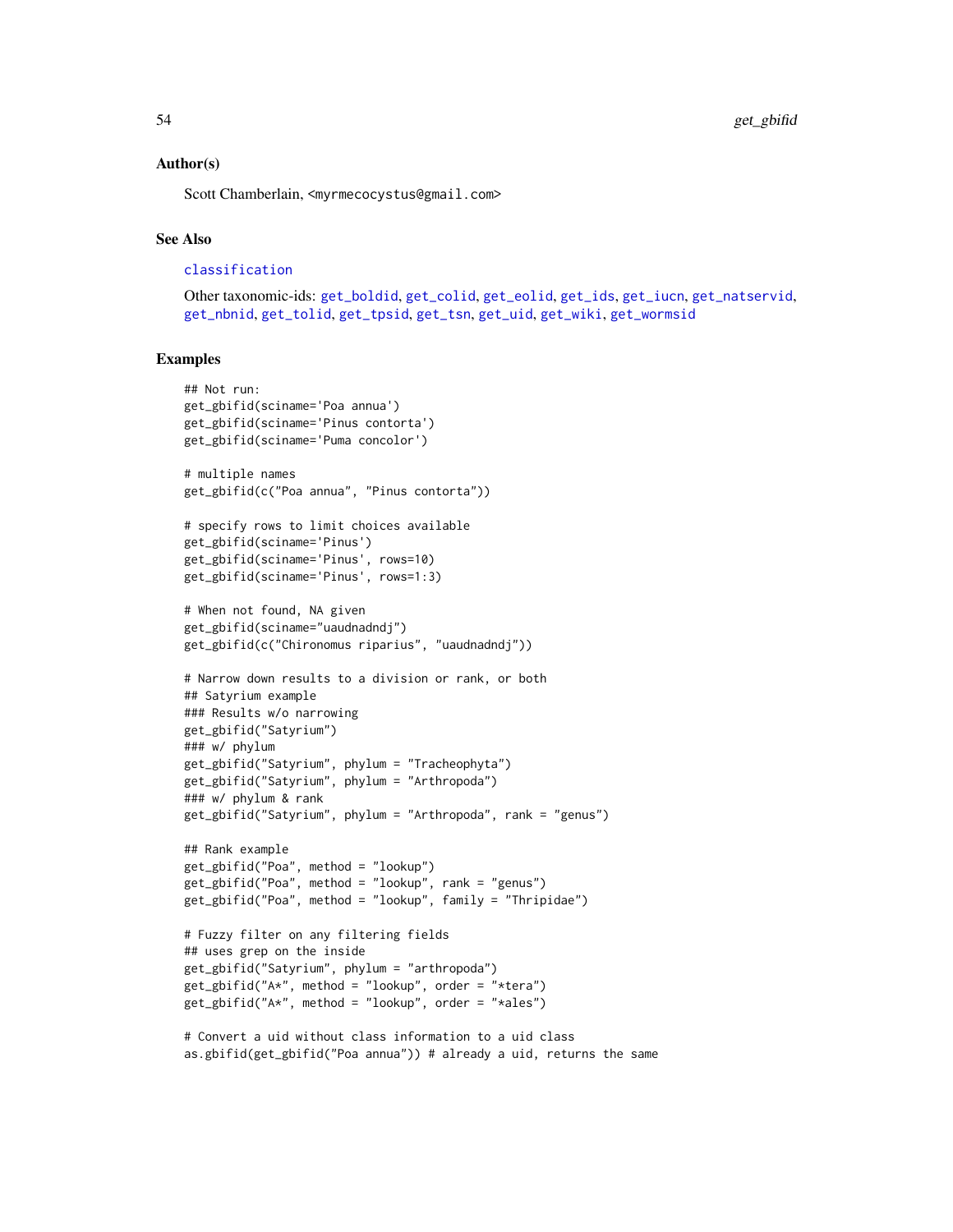### Author(s)

Scott Chamberlain, <myrmecocystus@gmail.com>

### See Also

classification

Other taxonomic-ids: get_boldid, get_colid, get_eolid, get_ids, get_iucn, get_natservid, get_nbnid, get_tolid, get_tpsid, get_tsn, get_uid, get_wiki, get_wormsid

### Examples

```
## Not run:
get_gbifid(sciname='Poa annua')
get_gbifid(sciname='Pinus contorta')
get_gbifid(sciname='Puma concolor')

# multiple names
get_gbifid(c("Poa annua", "Pinus contorta"))

# specify rows to limit choices available
get_gbifid(sciname='Pinus')
get_gbifid(sciname='Pinus', rows=10)
get_gbifid(sciname='Pinus', rows=1:3)

# When not found, NA given
get_gbifid(sciname="uaudnadndj")
get_gbifid(c("Chironomus riparius", "uaudnadndj"))

# Narrow down results to a division or rank, or both
## Satyrium example
### Results w/o narrowing
get_gbifid("Satyrium")
### w/ phylum
get_gbifid("Satyrium", phylum = "Tracheophyta")
get_gbifid("Satyrium", phylum = "Arthropoda")
### w/ phylum & rank
get_gbifid("Satyrium", phylum = "Arthropoda", rank = "genus")

## Rank example
get_gbifid("Poa", method = "lookup")
get_gbifid("Poa", method = "lookup", rank = "genus")
get_gbifid("Poa", method = "lookup", family = "Thripidae")

# Fuzzy filter on any filtering fields
## uses grep on the inside
get_gbifid("Satyrium", phylum = "arthropoda")
get_gbifid("A*", method = "lookup", order = "*tera")
get_gbifid("A*", method = "lookup", order = "*ales")

# Convert a uid without class information to a uid class
as.gbifid(get_gbifid("Poa annua")) # already a uid, returns the same
```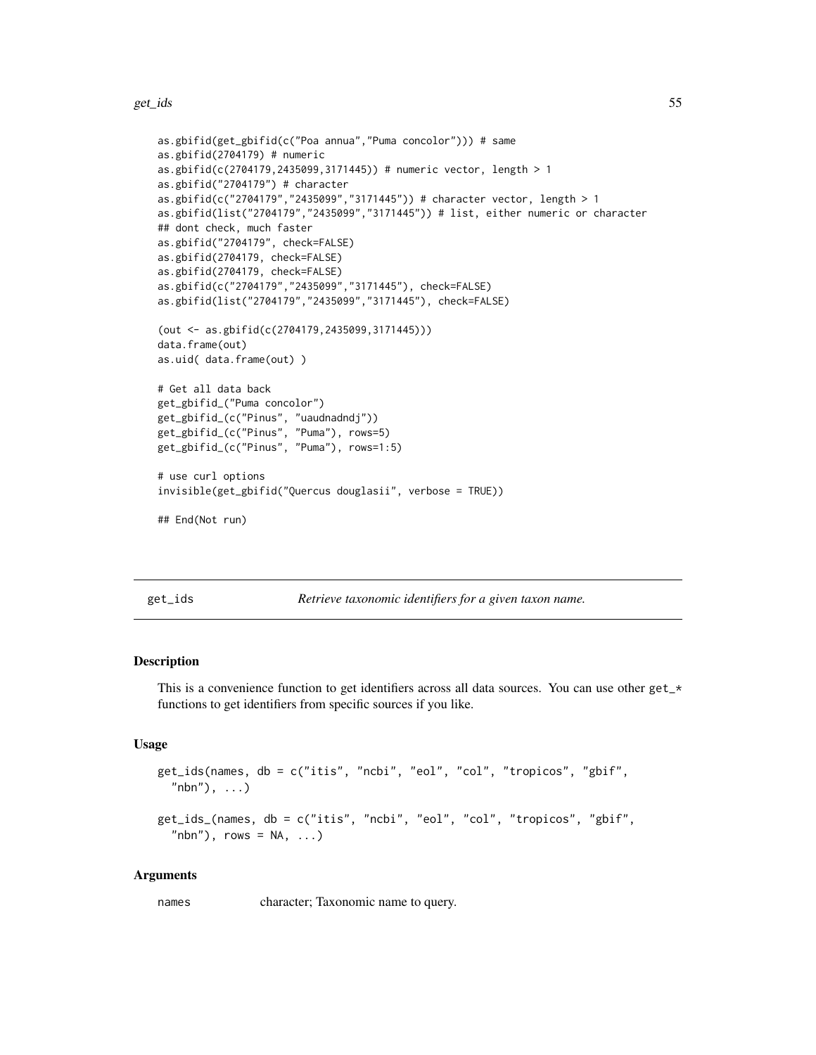```
as.gbifid(get_gbifid(c("Poa annua","Puma concolor"))) # same
as.gbifid(2704179) # numeric
as.gbifid(c(2704179,2435099,3171445)) # numeric vector, length > 1
as.gbifid("2704179") # character
as.gbifid(c("2704179","2435099","3171445")) # character vector, length > 1
as.gbifid(list("2704179","2435099","3171445")) # list, either numeric or character
## dont check, much faster
as.gbifid("2704179", check=FALSE)
as.gbifid(2704179, check=FALSE)
as.gbifid(2704179, check=FALSE)
as.gbifid(c("2704179","2435099","3171445"), check=FALSE)
as.gbifid(list("2704179","2435099","3171445"), check=FALSE)

(out <- as.gbifid(c(2704179,2435099,3171445)))
data.frame(out)
as.uid( data.frame(out) )

# Get all data back
get_gbifid_("Puma concolor")
get_gbifid_(c("Pinus", "uaudnadndj"))
get_gbifid_(c("Pinus", "Puma"), rows=5)
get_gbifid_(c("Pinus", "Puma"), rows=1:5)

# use curl options
invisible(get_gbifid("Quercus douglasii", verbose = TRUE))

## End(Not run)
```

## get_ids — *Retrieve taxonomic identifiers for a given taxon name.*

### Description

This is a convenience function to get identifiers across all data sources. You can use other get_* functions to get identifiers from specific sources if you like.

### Usage

```
get_ids(names, db = c("itis", "ncbi", "eol", "col", "tropicos", "gbif",
  "nbn"), ...)

get_ids_(names, db = c("itis", "ncbi", "eol", "col", "tropicos", "gbif",
  "nbn"), rows = NA, ...)
```

### Arguments

names    character; Taxonomic name to query.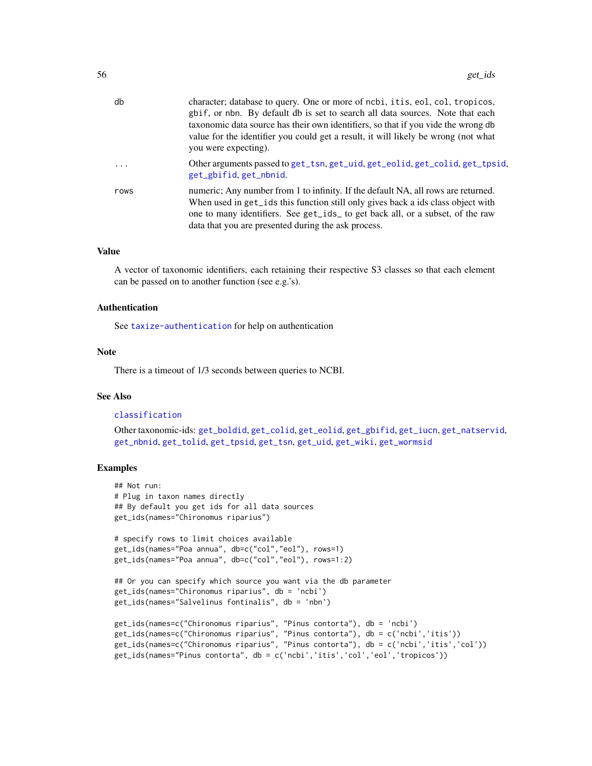| | |
|---|---|
| db | character; database to query. One or more of ncbi, itis, eol, col, tropicos, gbif, or nbn. By default db is set to search all data sources. Note that each taxonomic data source has their own identifiers, so that if you vide the wrong db value for the identifier you could get a result, it will likely be wrong (not what you were expecting). |
| ... | Other arguments passed to get_tsn, get_uid, get_eolid, get_colid, get_tpsid, get_gbifid, get_nbnid. |
| rows | numeric; Any number from 1 to infinity. If the default NA, all rows are returned. When used in get_ids this function still only gives back a ids class object with one to many identifiers. See get_ids_ to get back all, or a subset, of the raw data that you are presented during the ask process. |

### Value

A vector of taxonomic identifiers, each retaining their respective S3 classes so that each element can be passed on to another function (see e.g.'s).

### Authentication

See taxize-authentication for help on authentication

### Note

There is a timeout of 1/3 seconds between queries to NCBI.

### See Also

classification

Other taxonomic-ids: get_boldid, get_colid, get_eolid, get_gbifid, get_iucn, get_natservid, get_nbnid, get_tolid, get_tpsid, get_tsn, get_uid, get_wiki, get_wormsid

### Examples

```
## Not run:
# Plug in taxon names directly
## By default you get ids for all data sources
get_ids(names="Chironomus riparius")

# specify rows to limit choices available
get_ids(names="Poa annua", db=c("col","eol"), rows=1)
get_ids(names="Poa annua", db=c("col","eol"), rows=1:2)

## Or you can specify which source you want via the db parameter
get_ids(names="Chironomus riparius", db = 'ncbi')
get_ids(names="Salvelinus fontinalis", db = 'nbn')

get_ids(names=c("Chironomus riparius", "Pinus contorta"), db = 'ncbi')
get_ids(names=c("Chironomus riparius", "Pinus contorta"), db = c('ncbi','itis'))
get_ids(names=c("Chironomus riparius", "Pinus contorta"), db = c('ncbi','itis','col'))
get_ids(names="Pinus contorta", db = c('ncbi','itis','col','eol','tropicos'))
```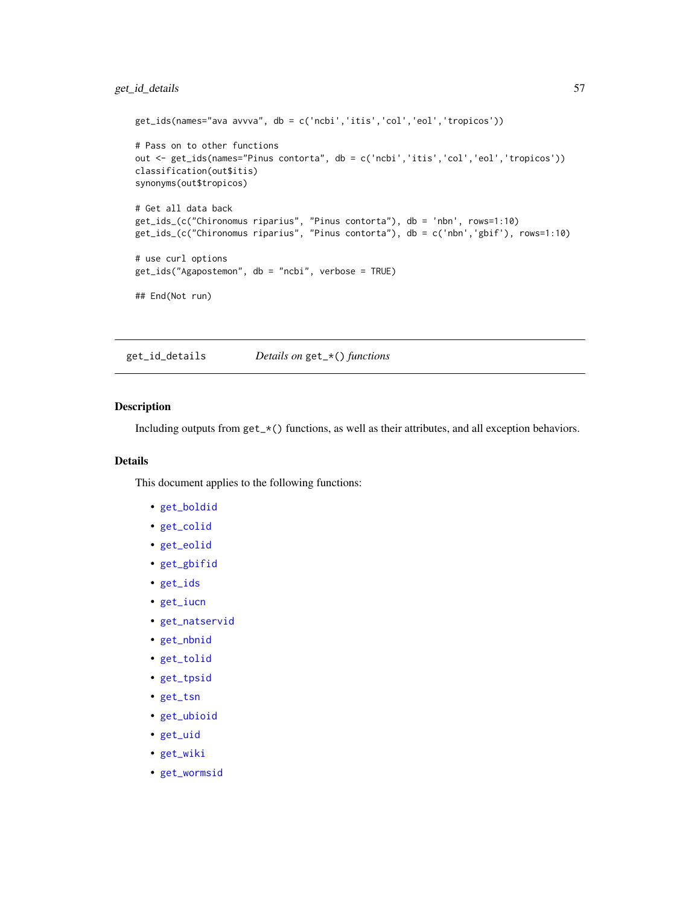```
get_ids(names="ava avvva", db = c('ncbi','itis','col','eol','tropicos'))

# Pass on to other functions
out <- get_ids(names="Pinus contorta", db = c('ncbi','itis','col','eol','tropicos'))
classification(out$itis)
synonyms(out$tropicos)

# Get all data back
get_ids_(c("Chironomus riparius", "Pinus contorta"), db = 'nbn', rows=1:10)
get_ids_(c("Chironomus riparius", "Pinus contorta"), db = c('nbn','gbif'), rows=1:10)

# use curl options
get_ids("Agapostemon", db = "ncbi", verbose = TRUE)

## End(Not run)
```

---

## get_id_details — *Details on* `get_*()` *functions*

### Description

Including outputs from `get_*()` functions, as well as their attributes, and all exception behaviors.

### Details

This document applies to the following functions:

- `get_boldid`
- `get_colid`
- `get_eolid`
- `get_gbifid`
- `get_ids`
- `get_iucn`
- `get_natservid`
- `get_nbnid`
- `get_tolid`
- `get_tpsid`
- `get_tsn`
- `get_ubioid`
- `get_uid`
- `get_wiki`
- `get_wormsid`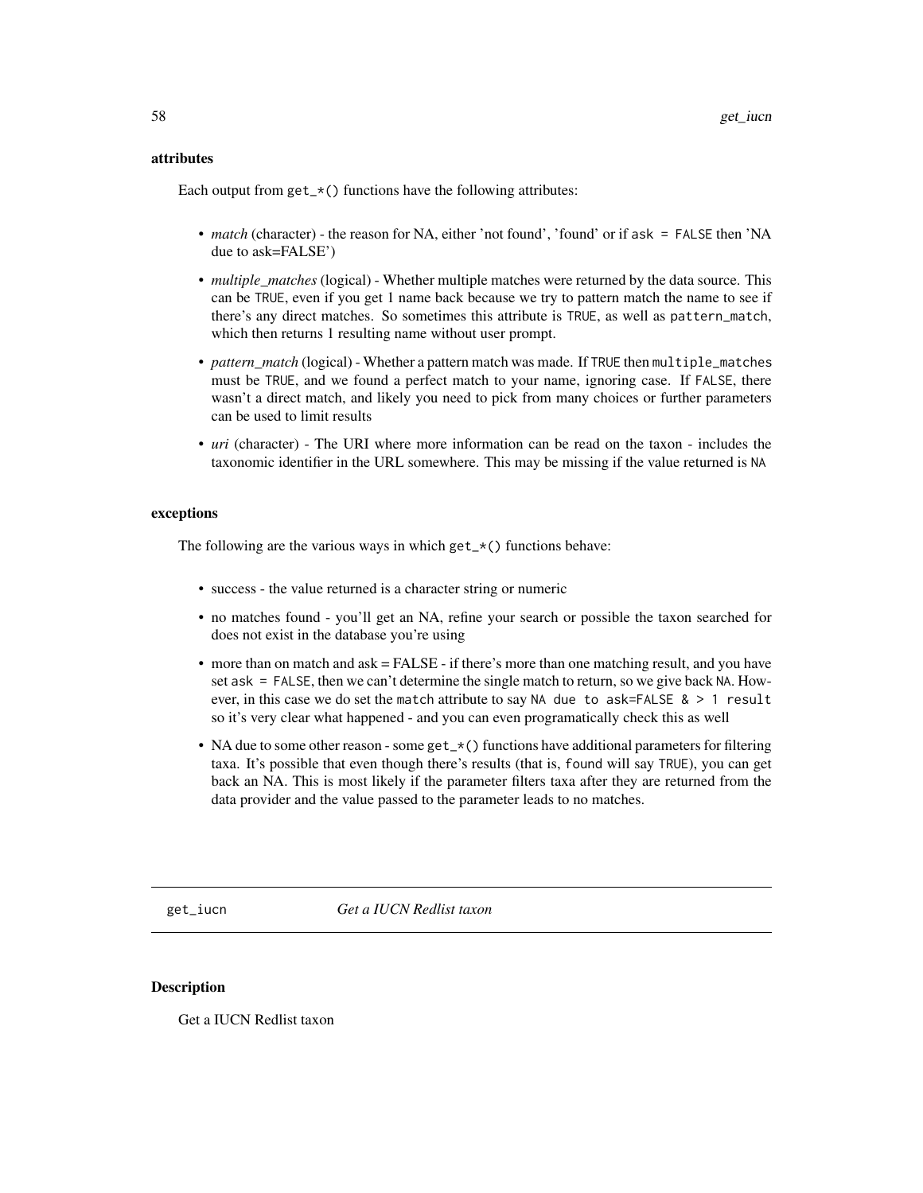### attributes

Each output from `get_*()` functions have the following attributes:

- *match* (character) - the reason for NA, either 'not found', 'found' or if `ask = FALSE` then 'NA due to ask=FALSE')
- *multiple_matches* (logical) - Whether multiple matches were returned by the data source. This can be `TRUE`, even if you get 1 name back because we try to pattern match the name to see if there's any direct matches. So sometimes this attribute is `TRUE`, as well as `pattern_match`, which then returns 1 resulting name without user prompt.
- *pattern_match* (logical) - Whether a pattern match was made. If `TRUE` then `multiple_matches` must be `TRUE`, and we found a perfect match to your name, ignoring case. If `FALSE`, there wasn't a direct match, and likely you need to pick from many choices or further parameters can be used to limit results
- *uri* (character) - The URI where more information can be read on the taxon - includes the taxonomic identifier in the URL somewhere. This may be missing if the value returned is `NA`

### exceptions

The following are the various ways in which `get_*()` functions behave:

- success - the value returned is a character string or numeric
- no matches found - you'll get an NA, refine your search or possible the taxon searched for does not exist in the database you're using
- more than on match and ask = FALSE - if there's more than one matching result, and you have set `ask = FALSE`, then we can't determine the single match to return, so we give back `NA`. However, in this case we do set the `match` attribute to say `NA due to ask=FALSE & > 1 result` so it's very clear what happened - and you can even programatically check this as well
- NA due to some other reason - some `get_*()` functions have additional parameters for filtering taxa. It's possible that even though there's results (that is, `found` will say `TRUE`), you can get back an NA. This is most likely if the parameter filters taxa after they are returned from the data provider and the value passed to the parameter leads to no matches.

---

## get_iucn *Get a IUCN Redlist taxon*

### Description

Get a IUCN Redlist taxon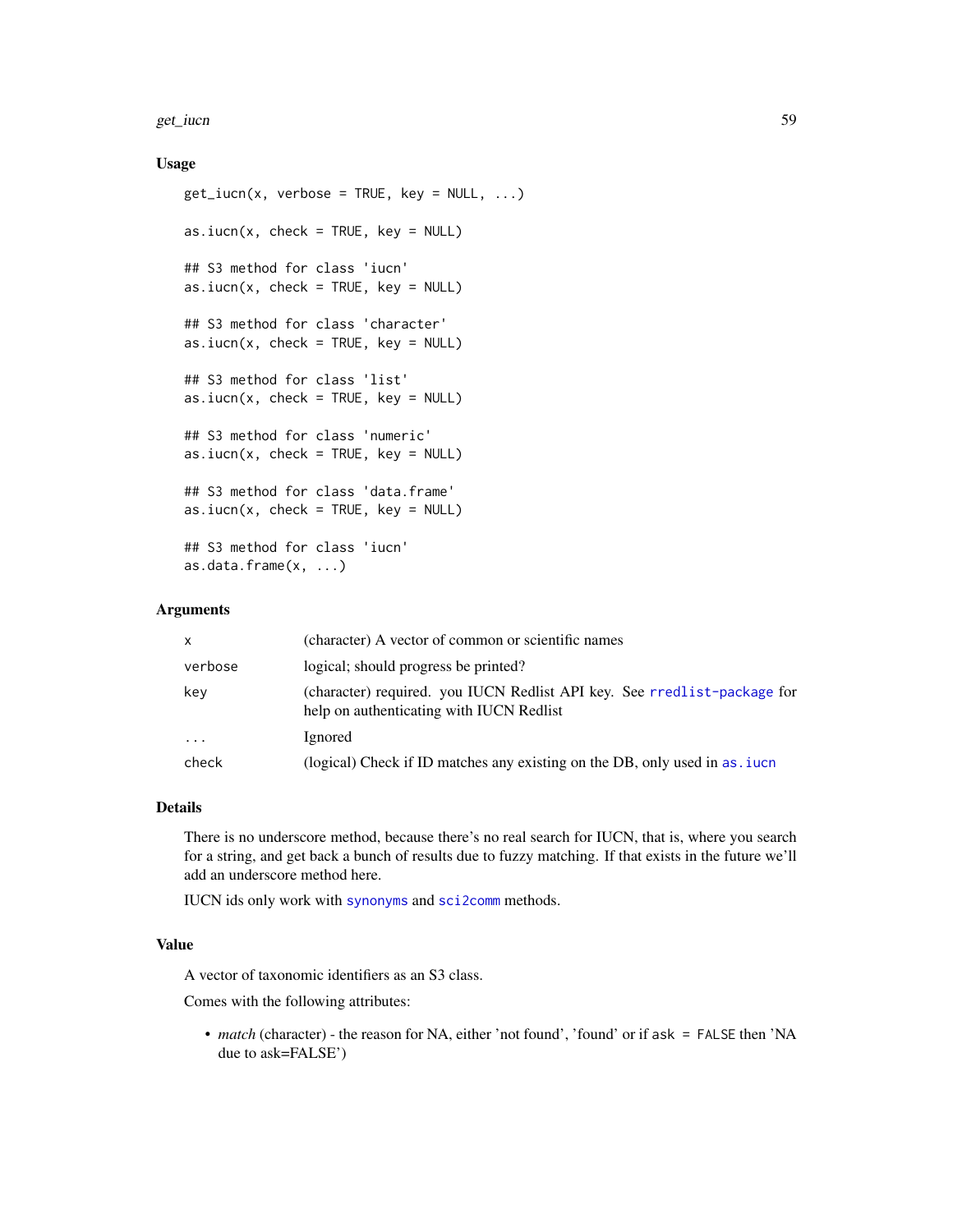### Usage

```
get_iucn(x, verbose = TRUE, key = NULL, ...)

as.iucn(x, check = TRUE, key = NULL)

## S3 method for class 'iucn'
as.iucn(x, check = TRUE, key = NULL)

## S3 method for class 'character'
as.iucn(x, check = TRUE, key = NULL)

## S3 method for class 'list'
as.iucn(x, check = TRUE, key = NULL)

## S3 method for class 'numeric'
as.iucn(x, check = TRUE, key = NULL)

## S3 method for class 'data.frame'
as.iucn(x, check = TRUE, key = NULL)

## S3 method for class 'iucn'
as.data.frame(x, ...)
```

### Arguments

| | |
|---|---|
| x | (character) A vector of common or scientific names |
| verbose | logical; should progress be printed? |
| key | (character) required. you IUCN Redlist API key. See rredlist-package for help on authenticating with IUCN Redlist |
| ... | Ignored |
| check | (logical) Check if ID matches any existing on the DB, only used in as.iucn |

### Details

There is no underscore method, because there's no real search for IUCN, that is, where you search for a string, and get back a bunch of results due to fuzzy matching. If that exists in the future we'll add an underscore method here.

IUCN ids only work with synonyms and sci2comm methods.

### Value

A vector of taxonomic identifiers as an S3 class.

Comes with the following attributes:

- *match* (character) - the reason for NA, either 'not found', 'found' or if ask = FALSE then 'NA due to ask=FALSE')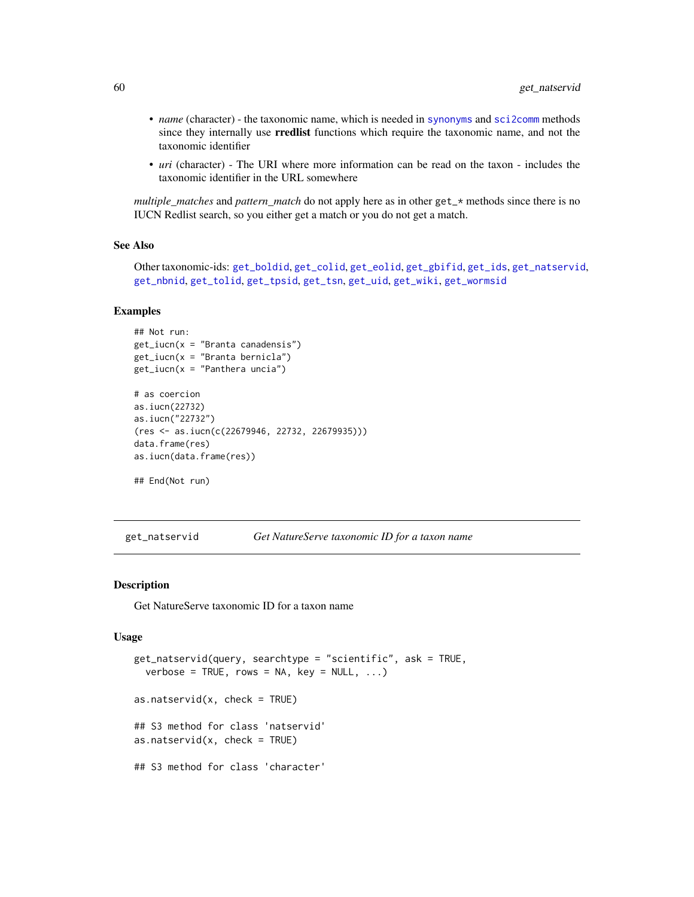- *name* (character) - the taxonomic name, which is needed in synonyms and sci2comm methods since they internally use **rredlist** functions which require the taxonomic name, and not the taxonomic identifier
- *uri* (character) - The URI where more information can be read on the taxon - includes the taxonomic identifier in the URL somewhere

*multiple_matches* and *pattern_match* do not apply here as in other `get_*` methods since there is no IUCN Redlist search, so you either get a match or you do not get a match.

### See Also

Other taxonomic-ids: get_boldid, get_colid, get_eolid, get_gbifid, get_ids, get_natservid, get_nbnid, get_tolid, get_tpsid, get_tsn, get_uid, get_wiki, get_wormsid

### Examples

```
## Not run:
get_iucn(x = "Branta canadensis")
get_iucn(x = "Branta bernicla")
get_iucn(x = "Panthera uncia")

# as coercion
as.iucn(22732)
as.iucn("22732")
(res <- as.iucn(c(22679946, 22732, 22679935)))
data.frame(res)
as.iucn(data.frame(res))

## End(Not run)
```

---

## get_natservid — *Get NatureServe taxonomic ID for a taxon name*

### Description

Get NatureServe taxonomic ID for a taxon name

### Usage

```
get_natservid(query, searchtype = "scientific", ask = TRUE,
  verbose = TRUE, rows = NA, key = NULL, ...)

as.natservid(x, check = TRUE)

## S3 method for class 'natservid'
as.natservid(x, check = TRUE)

## S3 method for class 'character'
```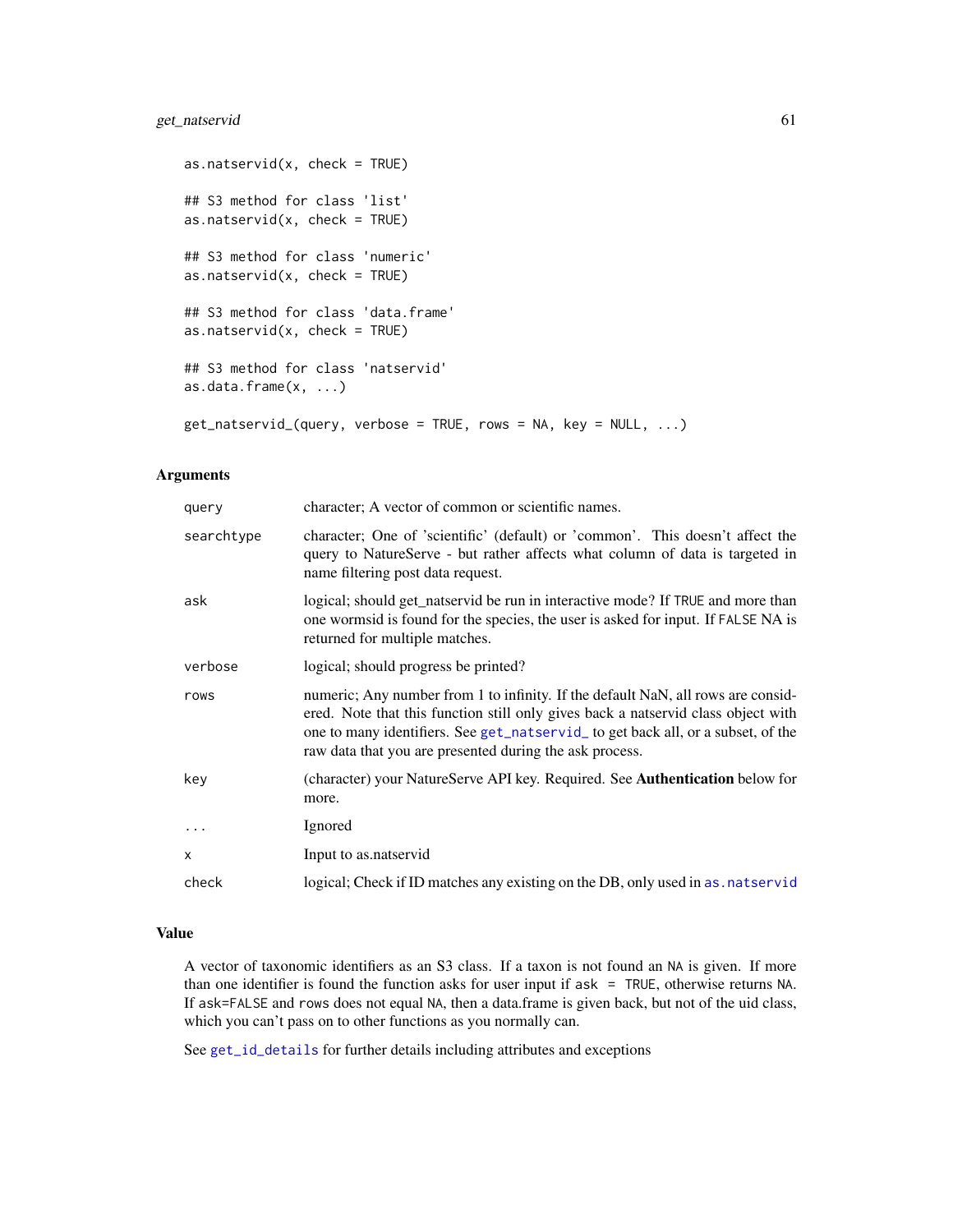```
as.natservid(x, check = TRUE)

## S3 method for class 'list'
as.natservid(x, check = TRUE)

## S3 method for class 'numeric'
as.natservid(x, check = TRUE)

## S3 method for class 'data.frame'
as.natservid(x, check = TRUE)

## S3 method for class 'natservid'
as.data.frame(x, ...)

get_natservid_(query, verbose = TRUE, rows = NA, key = NULL, ...)
```

### Arguments

| | |
|---|---|
| `query` | character; A vector of common or scientific names. |
| `searchtype` | character; One of 'scientific' (default) or 'common'. This doesn't affect the query to NatureServe - but rather affects what column of data is targeted in name filtering post data request. |
| `ask` | logical; should get_natservid be run in interactive mode? If `TRUE` and more than one wormsid is found for the species, the user is asked for input. If `FALSE` NA is returned for multiple matches. |
| `verbose` | logical; should progress be printed? |
| `rows` | numeric; Any number from 1 to infinity. If the default NaN, all rows are considered. Note that this function still only gives back a natservid class object with one to many identifiers. See `get_natservid_` to get back all, or a subset, of the raw data that you are presented during the ask process. |
| `key` | (character) your NatureServe API key. Required. See **Authentication** below for more. |
| `...` | Ignored |
| `x` | Input to as.natservid |
| `check` | logical; Check if ID matches any existing on the DB, only used in `as.natservid` |

### Value

A vector of taxonomic identifiers as an S3 class. If a taxon is not found an `NA` is given. If more than one identifier is found the function asks for user input if `ask = TRUE`, otherwise returns `NA`. If `ask=FALSE` and `rows` does not equal `NA`, then a data.frame is given back, but not of the uid class, which you can't pass on to other functions as you normally can.

See `get_id_details` for further details including attributes and exceptions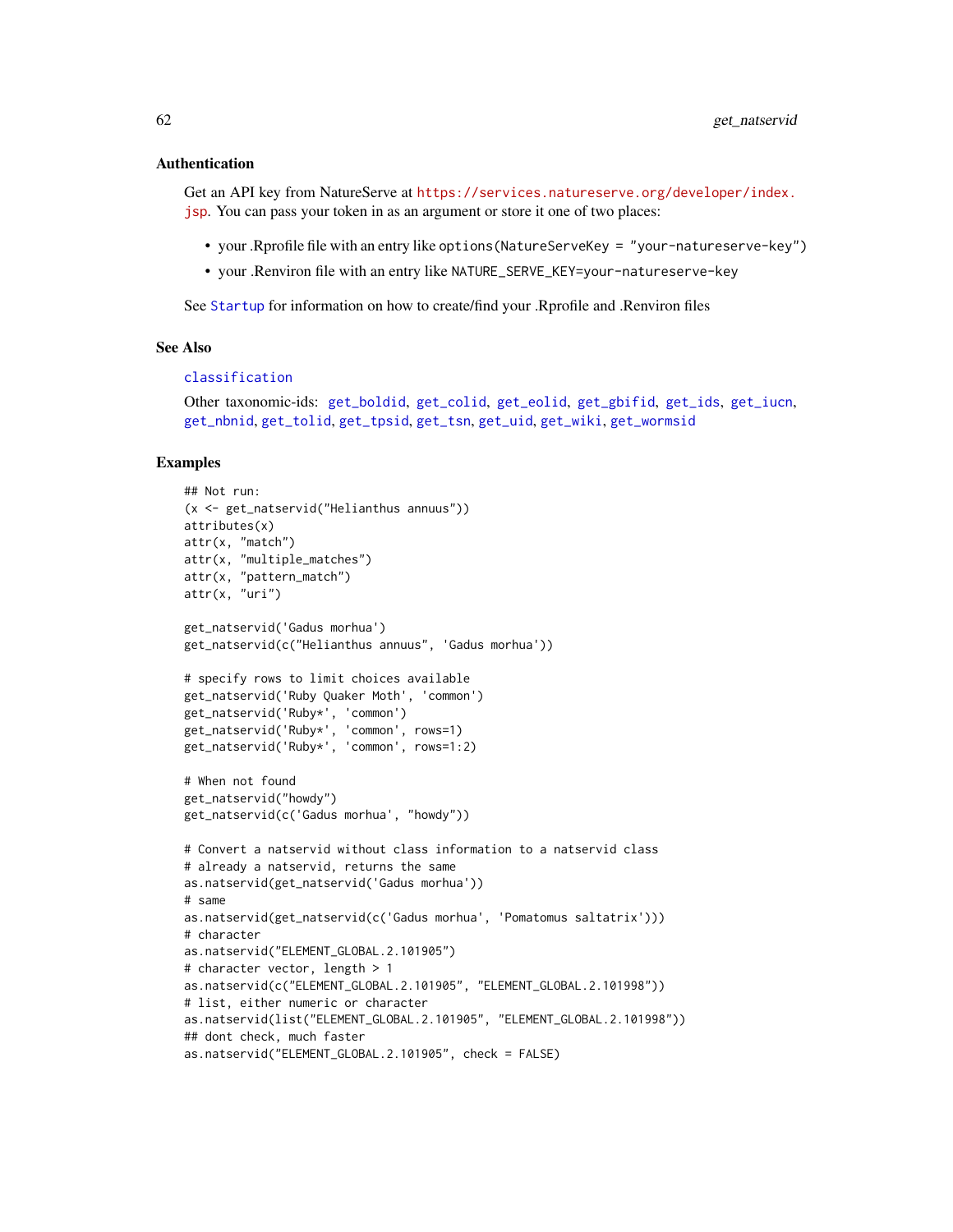### Authentication

Get an API key from NatureServe at https://services.natureserve.org/developer/index.jsp. You can pass your token in as an argument or store it one of two places:

- your .Rprofile file with an entry like `options(NatureServeKey = "your-natureserve-key")`
- your .Renviron file with an entry like `NATURE_SERVE_KEY=your-natureserve-key`

See Startup for information on how to create/find your .Rprofile and .Renviron files

### See Also

classification

Other taxonomic-ids: get_boldid, get_colid, get_eolid, get_gbifid, get_ids, get_iucn, get_nbnid, get_tolid, get_tpsid, get_tsn, get_uid, get_wiki, get_wormsid

### Examples

```
## Not run:
(x <- get_natservid("Helianthus annuus"))
attributes(x)
attr(x, "match")
attr(x, "multiple_matches")
attr(x, "pattern_match")
attr(x, "uri")

get_natservid('Gadus morhua')
get_natservid(c("Helianthus annuus", 'Gadus morhua'))

# specify rows to limit choices available
get_natservid('Ruby Quaker Moth', 'common')
get_natservid('Ruby*', 'common')
get_natservid('Ruby*', 'common', rows=1)
get_natservid('Ruby*', 'common', rows=1:2)

# When not found
get_natservid("howdy")
get_natservid(c('Gadus morhua', "howdy"))

# Convert a natservid without class information to a natservid class
# already a natservid, returns the same
as.natservid(get_natservid('Gadus morhua'))
# same
as.natservid(get_natservid(c('Gadus morhua', 'Pomatomus saltatrix')))
# character
as.natservid("ELEMENT_GLOBAL.2.101905")
# character vector, length > 1
as.natservid(c("ELEMENT_GLOBAL.2.101905", "ELEMENT_GLOBAL.2.101998"))
# list, either numeric or character
as.natservid(list("ELEMENT_GLOBAL.2.101905", "ELEMENT_GLOBAL.2.101998"))
## dont check, much faster
as.natservid("ELEMENT_GLOBAL.2.101905", check = FALSE)
```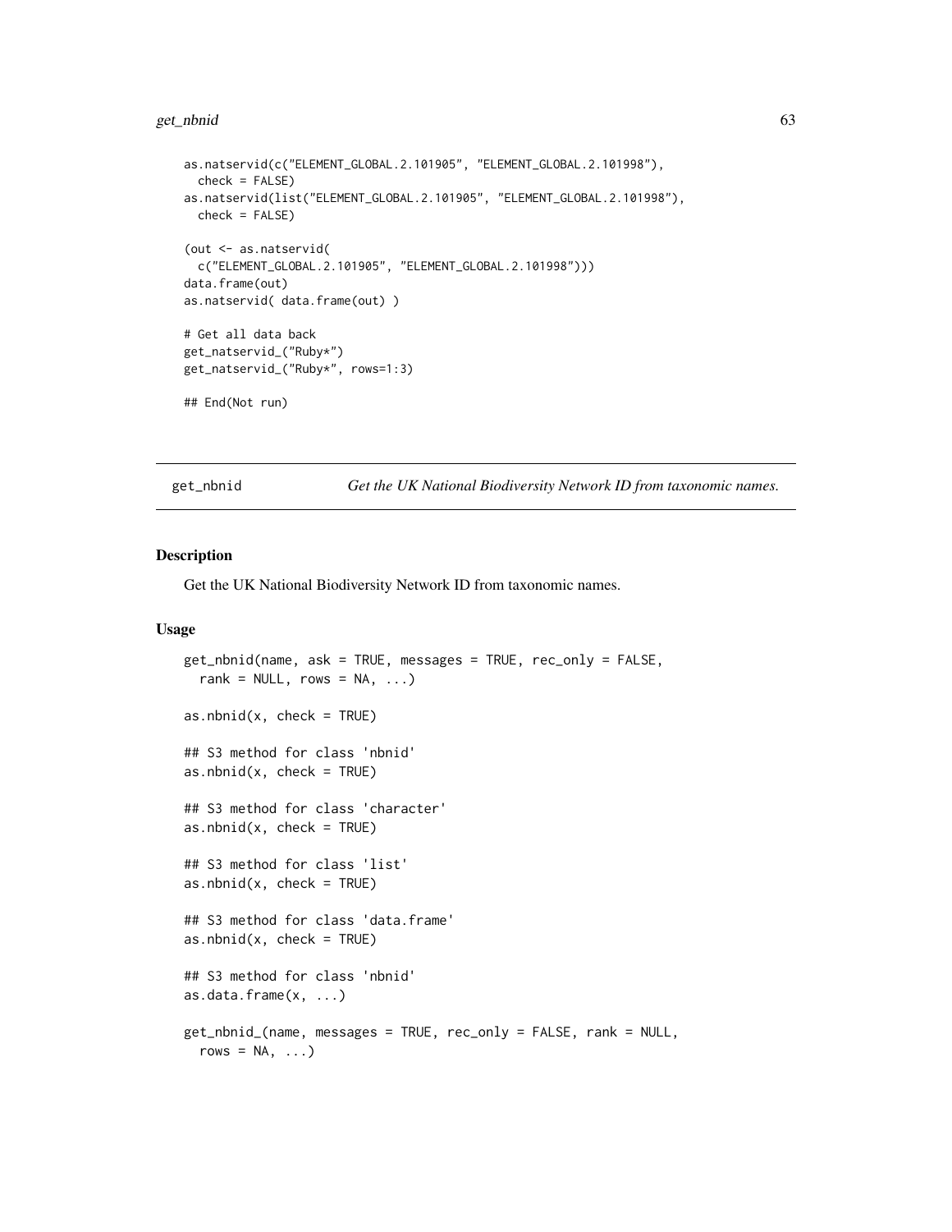```
as.natservid(c("ELEMENT_GLOBAL.2.101905", "ELEMENT_GLOBAL.2.101998"),
  check = FALSE)
as.natservid(list("ELEMENT_GLOBAL.2.101905", "ELEMENT_GLOBAL.2.101998"),
  check = FALSE)

(out <- as.natservid(
  c("ELEMENT_GLOBAL.2.101905", "ELEMENT_GLOBAL.2.101998")))
data.frame(out)
as.natservid( data.frame(out) )

# Get all data back
get_natservid_("Ruby*")
get_natservid_("Ruby*", rows=1:3)

## End(Not run)
```

---

## get_nbnid — *Get the UK National Biodiversity Network ID from taxonomic names.*

---

### Description

Get the UK National Biodiversity Network ID from taxonomic names.

### Usage

```
get_nbnid(name, ask = TRUE, messages = TRUE, rec_only = FALSE,
  rank = NULL, rows = NA, ...)

as.nbnid(x, check = TRUE)

## S3 method for class 'nbnid'
as.nbnid(x, check = TRUE)

## S3 method for class 'character'
as.nbnid(x, check = TRUE)

## S3 method for class 'list'
as.nbnid(x, check = TRUE)

## S3 method for class 'data.frame'
as.nbnid(x, check = TRUE)

## S3 method for class 'nbnid'
as.data.frame(x, ...)

get_nbnid_(name, messages = TRUE, rec_only = FALSE, rank = NULL,
  rows = NA, ...)
```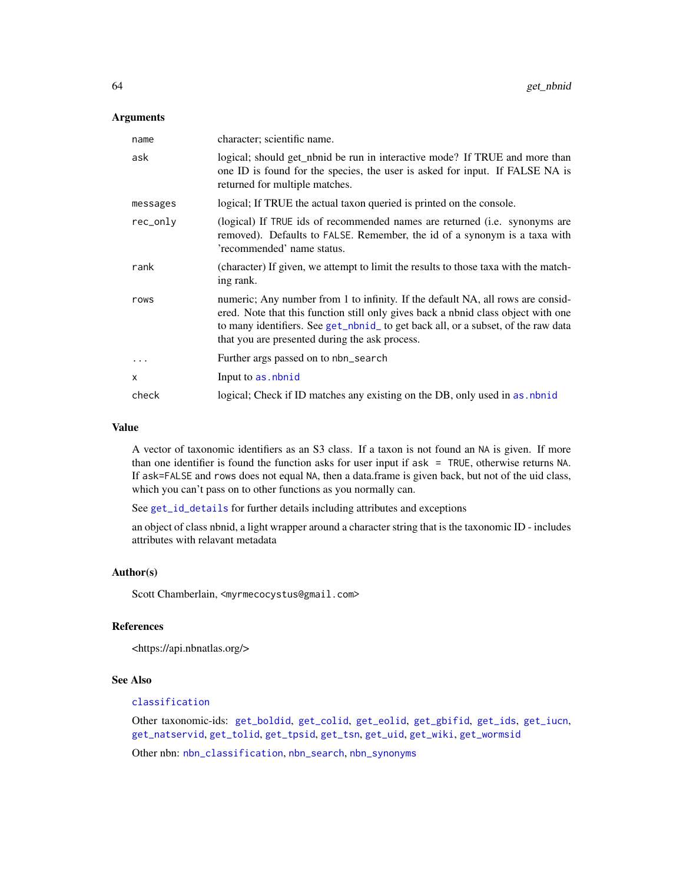## Arguments

| | |
|---|---|
| name | character; scientific name. |
| ask | logical; should get_nbnid be run in interactive mode? If TRUE and more than one ID is found for the species, the user is asked for input. If FALSE NA is returned for multiple matches. |
| messages | logical; If TRUE the actual taxon queried is printed on the console. |
| rec_only | (logical) If TRUE ids of recommended names are returned (i.e. synonyms are removed). Defaults to FALSE. Remember, the id of a synonym is a taxa with 'recommended' name status. |
| rank | (character) If given, we attempt to limit the results to those taxa with the matching rank. |
| rows | numeric; Any number from 1 to infinity. If the default NA, all rows are considered. Note that this function still only gives back a nbnid class object with one to many identifiers. See get_nbnid_ to get back all, or a subset, of the raw data that you are presented during the ask process. |
| ... | Further args passed on to nbn_search |
| x | Input to as.nbnid |
| check | logical; Check if ID matches any existing on the DB, only used in as.nbnid |

## Value

A vector of taxonomic identifiers as an S3 class. If a taxon is not found an NA is given. If more than one identifier is found the function asks for user input if ask = TRUE, otherwise returns NA. If ask=FALSE and rows does not equal NA, then a data.frame is given back, but not of the uid class, which you can't pass on to other functions as you normally can.

See get_id_details for further details including attributes and exceptions

an object of class nbnid, a light wrapper around a character string that is the taxonomic ID - includes attributes with relavant metadata

## Author(s)

Scott Chamberlain, <myrmecocystus@gmail.com>

## References

<https://api.nbnatlas.org/>

## See Also

classification

Other taxonomic-ids: get_boldid, get_colid, get_eolid, get_gbifid, get_ids, get_iucn, get_natservid, get_tolid, get_tpsid, get_tsn, get_uid, get_wiki, get_wormsid

Other nbn: nbn_classification, nbn_search, nbn_synonyms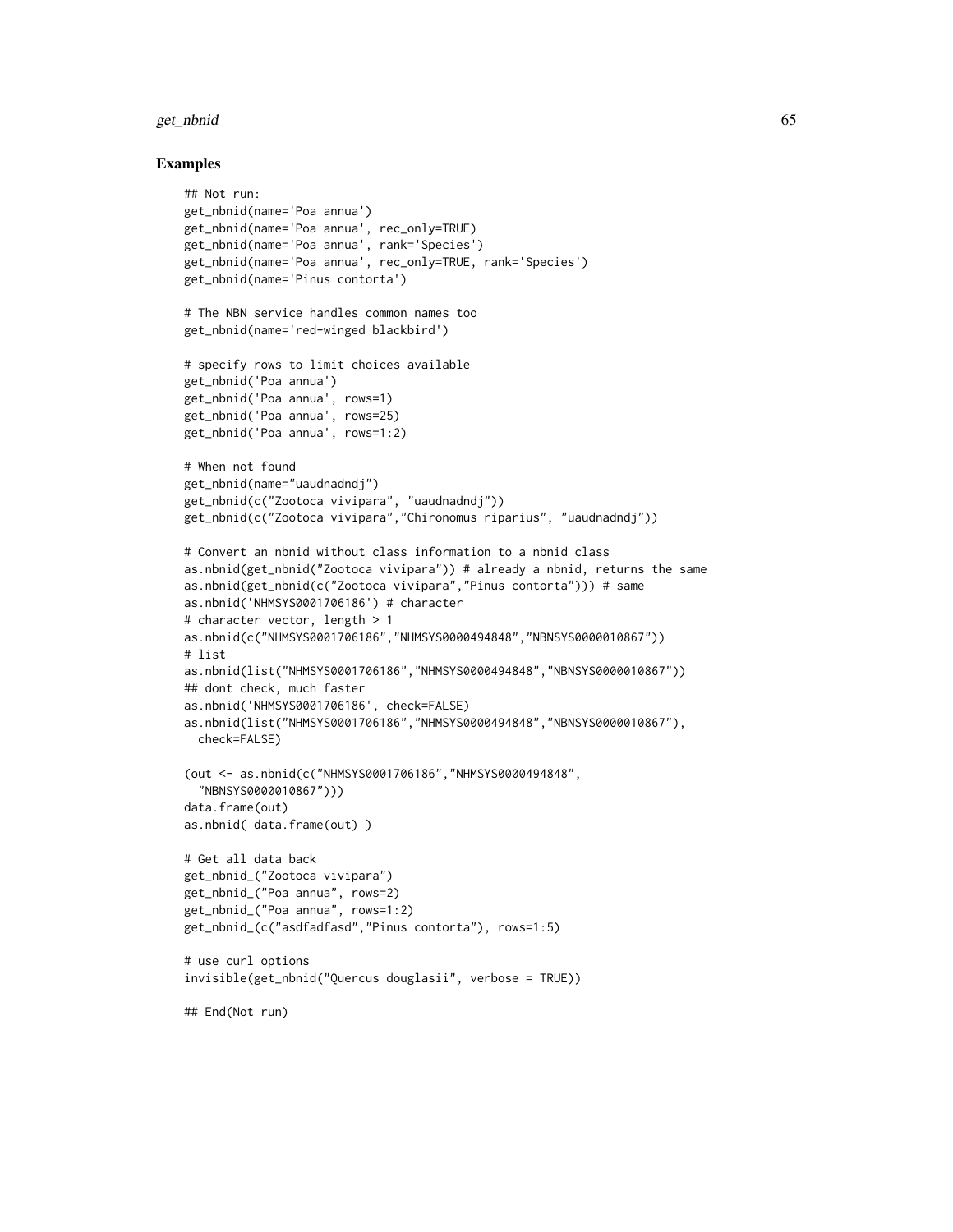### Examples

```
## Not run:
get_nbnid(name='Poa annua')
get_nbnid(name='Poa annua', rec_only=TRUE)
get_nbnid(name='Poa annua', rank='Species')
get_nbnid(name='Poa annua', rec_only=TRUE, rank='Species')
get_nbnid(name='Pinus contorta')

# The NBN service handles common names too
get_nbnid(name='red-winged blackbird')

# specify rows to limit choices available
get_nbnid('Poa annua')
get_nbnid('Poa annua', rows=1)
get_nbnid('Poa annua', rows=25)
get_nbnid('Poa annua', rows=1:2)

# When not found
get_nbnid(name="uaudnadndj")
get_nbnid(c("Zootoca vivipara", "uaudnadndj"))
get_nbnid(c("Zootoca vivipara","Chironomus riparius", "uaudnadndj"))

# Convert an nbnid without class information to a nbnid class
as.nbnid(get_nbnid("Zootoca vivipara")) # already a nbnid, returns the same
as.nbnid(get_nbnid(c("Zootoca vivipara","Pinus contorta"))) # same
as.nbnid('NHMSYS0001706186') # character
# character vector, length > 1
as.nbnid(c("NHMSYS0001706186","NHMSYS0000494848","NBNSYS0000010867"))
# list
as.nbnid(list("NHMSYS0001706186","NHMSYS0000494848","NBNSYS0000010867"))
## dont check, much faster
as.nbnid('NHMSYS0001706186', check=FALSE)
as.nbnid(list("NHMSYS0001706186","NHMSYS0000494848","NBNSYS0000010867"),
  check=FALSE)

(out <- as.nbnid(c("NHMSYS0001706186","NHMSYS0000494848",
  "NBNSYS0000010867")))
data.frame(out)
as.nbnid( data.frame(out) )

# Get all data back
get_nbnid_("Zootoca vivipara")
get_nbnid_("Poa annua", rows=2)
get_nbnid_("Poa annua", rows=1:2)
get_nbnid_(c("asdfadfasd","Pinus contorta"), rows=1:5)

# use curl options
invisible(get_nbnid("Quercus douglasii", verbose = TRUE))

## End(Not run)
```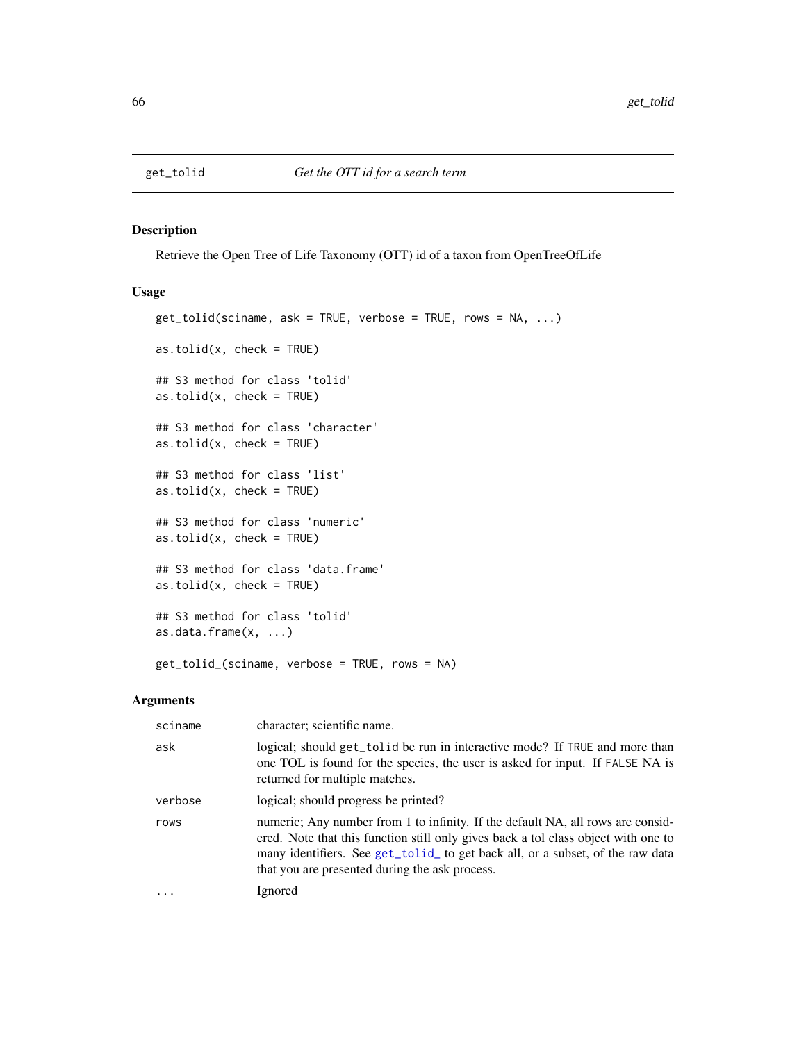## get_tolid *Get the OTT id for a search term*

### Description

Retrieve the Open Tree of Life Taxonomy (OTT) id of a taxon from OpenTreeOfLife

### Usage

```
get_tolid(sciname, ask = TRUE, verbose = TRUE, rows = NA, ...)

as.tolid(x, check = TRUE)

## S3 method for class 'tolid'
as.tolid(x, check = TRUE)

## S3 method for class 'character'
as.tolid(x, check = TRUE)

## S3 method for class 'list'
as.tolid(x, check = TRUE)

## S3 method for class 'numeric'
as.tolid(x, check = TRUE)

## S3 method for class 'data.frame'
as.tolid(x, check = TRUE)

## S3 method for class 'tolid'
as.data.frame(x, ...)

get_tolid_(sciname, verbose = TRUE, rows = NA)
```

### Arguments

| | |
|---|---|
| sciname | character; scientific name. |
| ask | logical; should get_tolid be run in interactive mode? If TRUE and more than one TOL is found for the species, the user is asked for input. If FALSE NA is returned for multiple matches. |
| verbose | logical; should progress be printed? |
| rows | numeric; Any number from 1 to infinity. If the default NA, all rows are considered. Note that this function still only gives back a tol class object with one to many identifiers. See get_tolid_ to get back all, or a subset, of the raw data that you are presented during the ask process. |
| ... | Ignored |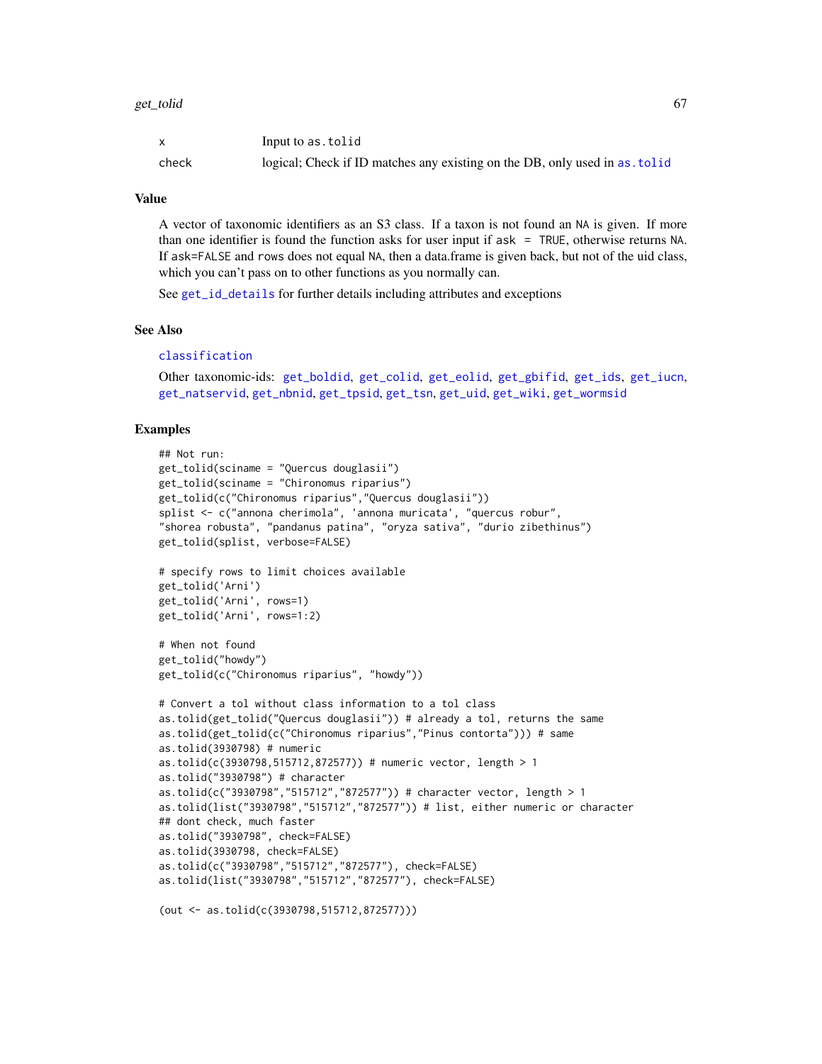| | |
|---|---|
| x | Input to `as.tolid` |
| check | logical; Check if ID matches any existing on the DB, only used in `as.tolid` |

## Value

A vector of taxonomic identifiers as an S3 class. If a taxon is not found an NA is given. If more than one identifier is found the function asks for user input if ask = TRUE, otherwise returns NA. If ask=FALSE and rows does not equal NA, then a data.frame is given back, but not of the uid class, which you can't pass on to other functions as you normally can.

See `get_id_details` for further details including attributes and exceptions

## See Also

`classification`

Other taxonomic-ids: `get_boldid`, `get_colid`, `get_eolid`, `get_gbifid`, `get_ids`, `get_iucn`, `get_natservid`, `get_nbnid`, `get_tpsid`, `get_tsn`, `get_uid`, `get_wiki`, `get_wormsid`

## Examples

```
## Not run:
get_tolid(sciname = "Quercus douglasii")
get_tolid(sciname = "Chironomus riparius")
get_tolid(c("Chironomus riparius","Quercus douglasii"))
splist <- c("annona cherimola", 'annona muricata', "quercus robur",
"shorea robusta", "pandanus patina", "oryza sativa", "durio zibethinus")
get_tolid(splist, verbose=FALSE)

# specify rows to limit choices available
get_tolid('Arni')
get_tolid('Arni', rows=1)
get_tolid('Arni', rows=1:2)

# When not found
get_tolid("howdy")
get_tolid(c("Chironomus riparius", "howdy"))

# Convert a tol without class information to a tol class
as.tolid(get_tolid("Quercus douglasii")) # already a tol, returns the same
as.tolid(get_tolid(c("Chironomus riparius","Pinus contorta"))) # same
as.tolid(3930798) # numeric
as.tolid(c(3930798,515712,872577)) # numeric vector, length > 1
as.tolid("3930798") # character
as.tolid(c("3930798","515712","872577")) # character vector, length > 1
as.tolid(list("3930798","515712","872577")) # list, either numeric or character
## dont check, much faster
as.tolid("3930798", check=FALSE)
as.tolid(3930798, check=FALSE)
as.tolid(c("3930798","515712","872577"), check=FALSE)
as.tolid(list("3930798","515712","872577"), check=FALSE)

(out <- as.tolid(c(3930798,515712,872577)))
```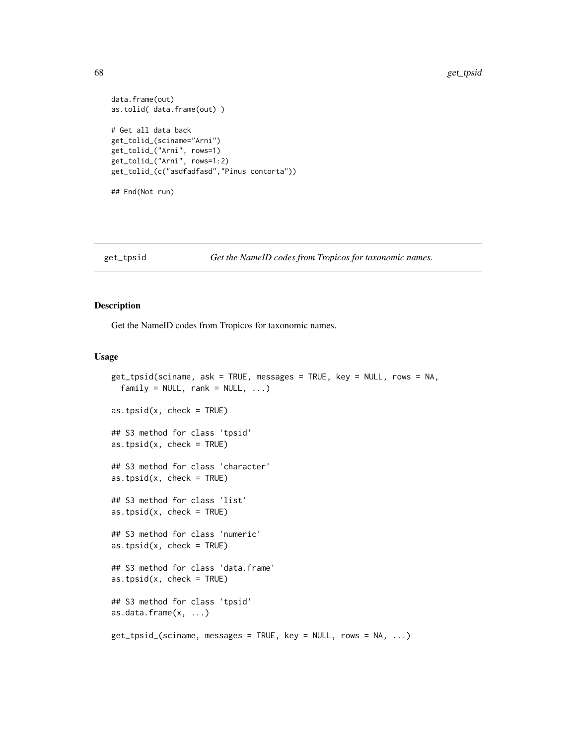```
data.frame(out)
as.tolid( data.frame(out) )

# Get all data back
get_tolid_(sciname="Arni")
get_tolid_("Arni", rows=1)
get_tolid_("Arni", rows=1:2)
get_tolid_(c("asdfadfasd","Pinus contorta"))

## End(Not run)
```

## get_tpsid    *Get the NameID codes from Tropicos for taxonomic names.*

### Description

Get the NameID codes from Tropicos for taxonomic names.

### Usage

```
get_tpsid(sciname, ask = TRUE, messages = TRUE, key = NULL, rows = NA,
  family = NULL, rank = NULL, ...)

as.tpsid(x, check = TRUE)

## S3 method for class 'tpsid'
as.tpsid(x, check = TRUE)

## S3 method for class 'character'
as.tpsid(x, check = TRUE)

## S3 method for class 'list'
as.tpsid(x, check = TRUE)

## S3 method for class 'numeric'
as.tpsid(x, check = TRUE)

## S3 method for class 'data.frame'
as.tpsid(x, check = TRUE)

## S3 method for class 'tpsid'
as.data.frame(x, ...)

get_tpsid_(sciname, messages = TRUE, key = NULL, rows = NA, ...)
```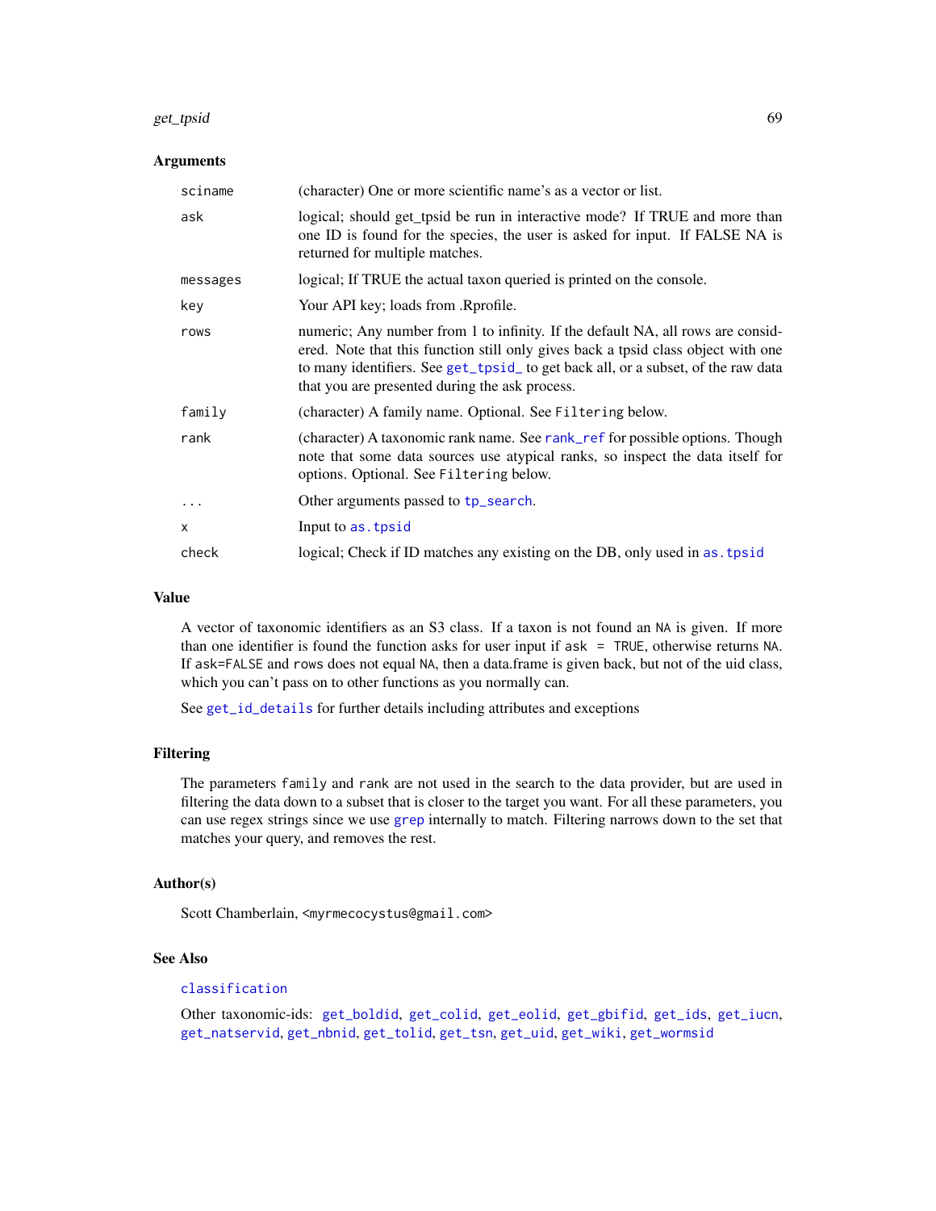## Arguments

| | |
|---|---|
| `sciname` | (character) One or more scientific name's as a vector or list. |
| `ask` | logical; should get_tpsid be run in interactive mode? If TRUE and more than one ID is found for the species, the user is asked for input. If FALSE NA is returned for multiple matches. |
| `messages` | logical; If TRUE the actual taxon queried is printed on the console. |
| `key` | Your API key; loads from .Rprofile. |
| `rows` | numeric; Any number from 1 to infinity. If the default NA, all rows are considered. Note that this function still only gives back a tpsid class object with one to many identifiers. See `get_tpsid_` to get back all, or a subset, of the raw data that you are presented during the ask process. |
| `family` | (character) A family name. Optional. See `Filtering` below. |
| `rank` | (character) A taxonomic rank name. See `rank_ref` for possible options. Though note that some data sources use atypical ranks, so inspect the data itself for options. Optional. See `Filtering` below. |
| `...` | Other arguments passed to `tp_search`. |
| `x` | Input to `as.tpsid` |
| `check` | logical; Check if ID matches any existing on the DB, only used in `as.tpsid` |

## Value

A vector of taxonomic identifiers as an S3 class. If a taxon is not found an `NA` is given. If more than one identifier is found the function asks for user input if `ask = TRUE`, otherwise returns `NA`. If `ask=FALSE` and `rows` does not equal `NA`, then a data.frame is given back, but not of the uid class, which you can't pass on to other functions as you normally can.

See `get_id_details` for further details including attributes and exceptions

## Filtering

The parameters `family` and `rank` are not used in the search to the data provider, but are used in filtering the data down to a subset that is closer to the target you want. For all these parameters, you can use regex strings since we use `grep` internally to match. Filtering narrows down to the set that matches your query, and removes the rest.

## Author(s)

Scott Chamberlain, <myrmecocystus@gmail.com>

## See Also

`classification`

Other taxonomic-ids: `get_boldid`, `get_colid`, `get_eolid`, `get_gbifid`, `get_ids`, `get_iucn`, `get_natservid`, `get_nbnid`, `get_tolid`, `get_tsn`, `get_uid`, `get_wiki`, `get_wormsid`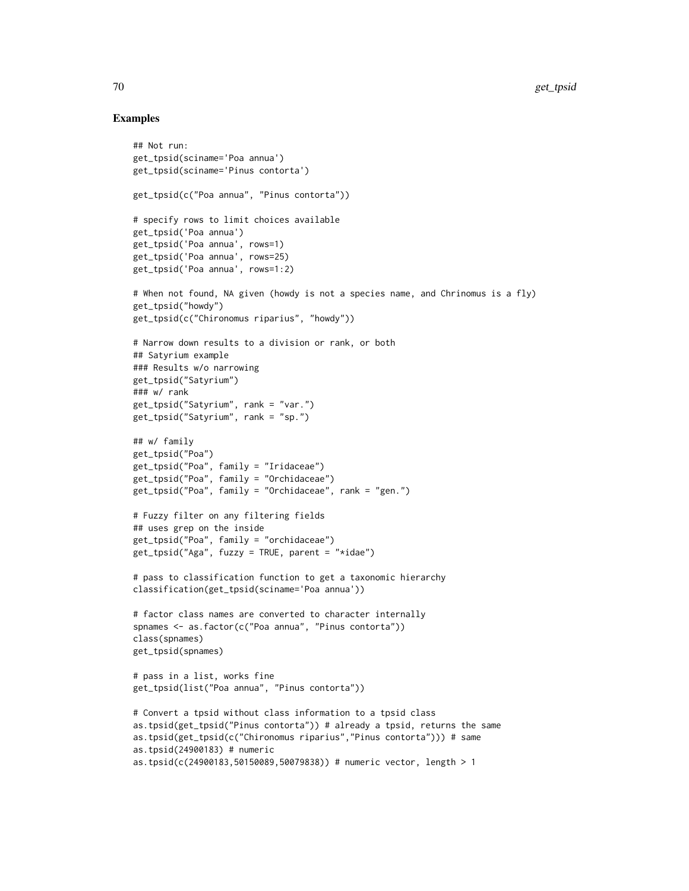## Examples

```
## Not run:
get_tpsid(sciname='Poa annua')
get_tpsid(sciname='Pinus contorta')

get_tpsid(c("Poa annua", "Pinus contorta"))

# specify rows to limit choices available
get_tpsid('Poa annua')
get_tpsid('Poa annua', rows=1)
get_tpsid('Poa annua', rows=25)
get_tpsid('Poa annua', rows=1:2)

# When not found, NA given (howdy is not a species name, and Chrinomus is a fly)
get_tpsid("howdy")
get_tpsid(c("Chironomus riparius", "howdy"))

# Narrow down results to a division or rank, or both
## Satyrium example
### Results w/o narrowing
get_tpsid("Satyrium")
### w/ rank
get_tpsid("Satyrium", rank = "var.")
get_tpsid("Satyrium", rank = "sp.")

## w/ family
get_tpsid("Poa")
get_tpsid("Poa", family = "Iridaceae")
get_tpsid("Poa", family = "Orchidaceae")
get_tpsid("Poa", family = "Orchidaceae", rank = "gen.")

# Fuzzy filter on any filtering fields
## uses grep on the inside
get_tpsid("Poa", family = "orchidaceae")
get_tpsid("Aga", fuzzy = TRUE, parent = "*idae")

# pass to classification function to get a taxonomic hierarchy
classification(get_tpsid(sciname='Poa annua'))

# factor class names are converted to character internally
spnames <- as.factor(c("Poa annua", "Pinus contorta"))
class(spnames)
get_tpsid(spnames)

# pass in a list, works fine
get_tpsid(list("Poa annua", "Pinus contorta"))

# Convert a tpsid without class information to a tpsid class
as.tpsid(get_tpsid("Pinus contorta")) # already a tpsid, returns the same
as.tpsid(get_tpsid(c("Chironomus riparius","Pinus contorta"))) # same
as.tpsid(24900183) # numeric
as.tpsid(c(24900183,50150089,50079838)) # numeric vector, length > 1
```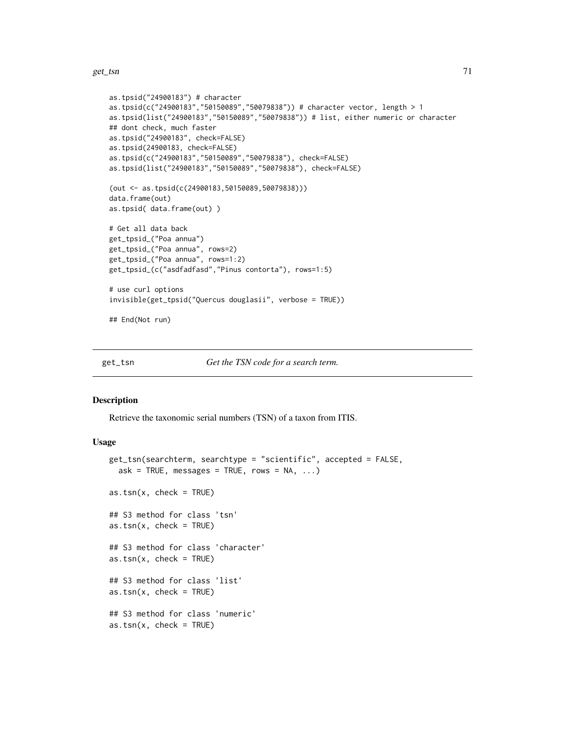```
as.tpsid("24900183") # character
as.tpsid(c("24900183","50150089","50079838")) # character vector, length > 1
as.tpsid(list("24900183","50150089","50079838")) # list, either numeric or character
## dont check, much faster
as.tpsid("24900183", check=FALSE)
as.tpsid(24900183, check=FALSE)
as.tpsid(c("24900183","50150089","50079838"), check=FALSE)
as.tpsid(list("24900183","50150089","50079838"), check=FALSE)

(out <- as.tpsid(c(24900183,50150089,50079838)))
data.frame(out)
as.tpsid( data.frame(out) )

# Get all data back
get_tpsid_("Poa annua")
get_tpsid_("Poa annua", rows=2)
get_tpsid_("Poa annua", rows=1:2)
get_tpsid_(c("asdfadfasd","Pinus contorta"), rows=1:5)

# use curl options
invisible(get_tpsid("Quercus douglasii", verbose = TRUE))

## End(Not run)
```

## get_tsn — *Get the TSN code for a search term.*

### Description

Retrieve the taxonomic serial numbers (TSN) of a taxon from ITIS.

### Usage

```
get_tsn(searchterm, searchtype = "scientific", accepted = FALSE,
  ask = TRUE, messages = TRUE, rows = NA, ...)

as.tsn(x, check = TRUE)

## S3 method for class 'tsn'
as.tsn(x, check = TRUE)

## S3 method for class 'character'
as.tsn(x, check = TRUE)

## S3 method for class 'list'
as.tsn(x, check = TRUE)

## S3 method for class 'numeric'
as.tsn(x, check = TRUE)
```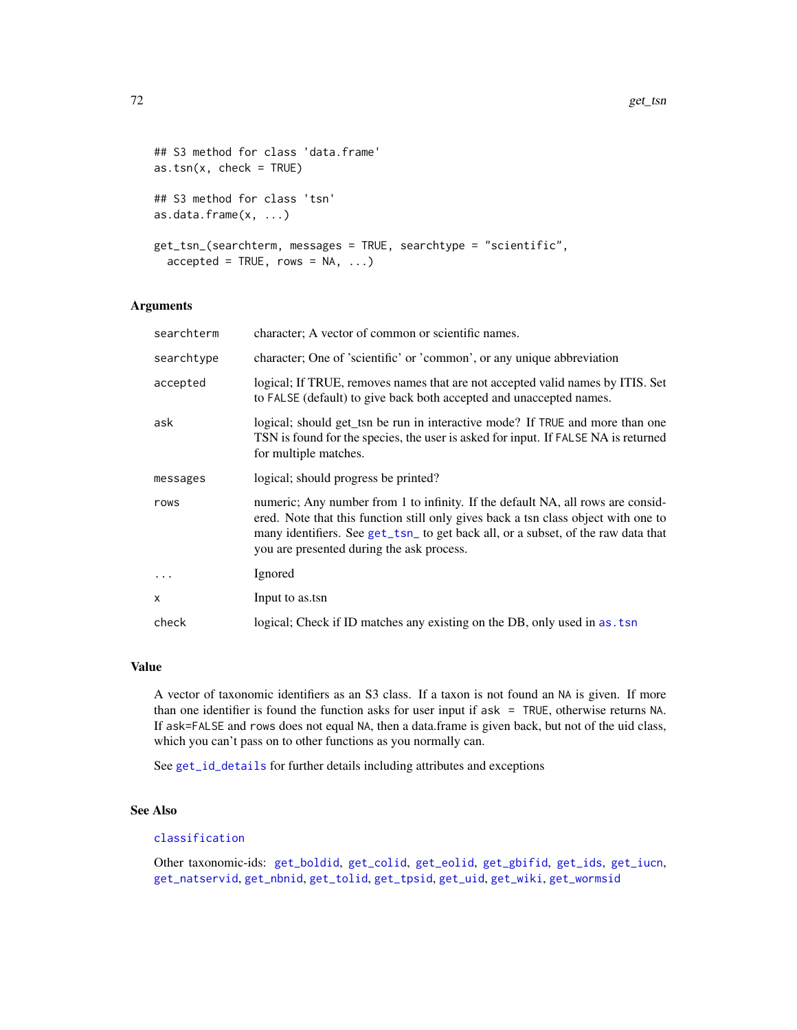```
## S3 method for class 'data.frame'
as.tsn(x, check = TRUE)

## S3 method for class 'tsn'
as.data.frame(x, ...)

get_tsn_(searchterm, messages = TRUE, searchtype = "scientific",
  accepted = TRUE, rows = NA, ...)
```

### Arguments

| | |
|---|---|
| `searchterm` | character; A vector of common or scientific names. |
| `searchtype` | character; One of 'scientific' or 'common', or any unique abbreviation |
| `accepted` | logical; If TRUE, removes names that are not accepted valid names by ITIS. Set to `FALSE` (default) to give back both accepted and unaccepted names. |
| `ask` | logical; should get_tsn be run in interactive mode? If `TRUE` and more than one TSN is found for the species, the user is asked for input. If `FALSE` NA is returned for multiple matches. |
| `messages` | logical; should progress be printed? |
| `rows` | numeric; Any number from 1 to infinity. If the default NA, all rows are considered. Note that this function still only gives back a tsn class object with one to many identifiers. See `get_tsn_` to get back all, or a subset, of the raw data that you are presented during the ask process. |
| `...` | Ignored |
| `x` | Input to as.tsn |
| `check` | logical; Check if ID matches any existing on the DB, only used in `as.tsn` |

### Value

A vector of taxonomic identifiers as an S3 class. If a taxon is not found an `NA` is given. If more than one identifier is found the function asks for user input if `ask = TRUE`, otherwise returns `NA`. If `ask=FALSE` and `rows` does not equal `NA`, then a data.frame is given back, but not of the uid class, which you can't pass on to other functions as you normally can.

See `get_id_details` for further details including attributes and exceptions

### See Also

`classification`

Other taxonomic-ids: `get_boldid`, `get_colid`, `get_eolid`, `get_gbifid`, `get_ids`, `get_iucn`, `get_natservid`, `get_nbnid`, `get_tolid`, `get_tpsid`, `get_uid`, `get_wiki`, `get_wormsid`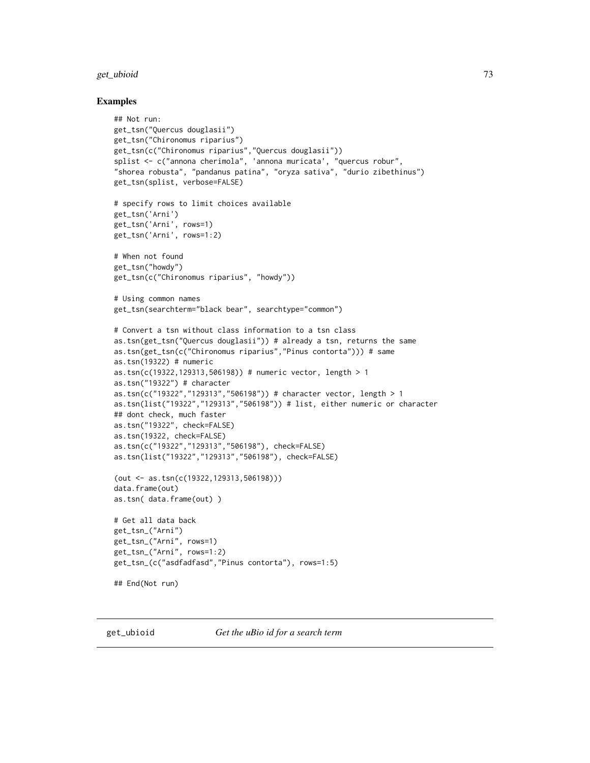## Examples

```
## Not run:
get_tsn("Quercus douglasii")
get_tsn("Chironomus riparius")
get_tsn(c("Chironomus riparius","Quercus douglasii"))
splist <- c("annona cherimola", 'annona muricata', "quercus robur",
"shorea robusta", "pandanus patina", "oryza sativa", "durio zibethinus")
get_tsn(splist, verbose=FALSE)

# specify rows to limit choices available
get_tsn('Arni')
get_tsn('Arni', rows=1)
get_tsn('Arni', rows=1:2)

# When not found
get_tsn("howdy")
get_tsn(c("Chironomus riparius", "howdy"))

# Using common names
get_tsn(searchterm="black bear", searchtype="common")

# Convert a tsn without class information to a tsn class
as.tsn(get_tsn("Quercus douglasii")) # already a tsn, returns the same
as.tsn(get_tsn(c("Chironomus riparius","Pinus contorta"))) # same
as.tsn(19322) # numeric
as.tsn(c(19322,129313,506198)) # numeric vector, length > 1
as.tsn("19322") # character
as.tsn(c("19322","129313","506198")) # character vector, length > 1
as.tsn(list("19322","129313","506198")) # list, either numeric or character
## dont check, much faster
as.tsn("19322", check=FALSE)
as.tsn(19322, check=FALSE)
as.tsn(c("19322","129313","506198"), check=FALSE)
as.tsn(list("19322","129313","506198"), check=FALSE)

(out <- as.tsn(c(19322,129313,506198)))
data.frame(out)
as.tsn( data.frame(out) )

# Get all data back
get_tsn_("Arni")
get_tsn_("Arni", rows=1)
get_tsn_("Arni", rows=1:2)
get_tsn_(c("asdfadfasd","Pinus contorta"), rows=1:5)

## End(Not run)
```

---

get_ubioid    *Get the uBio id for a search term*

---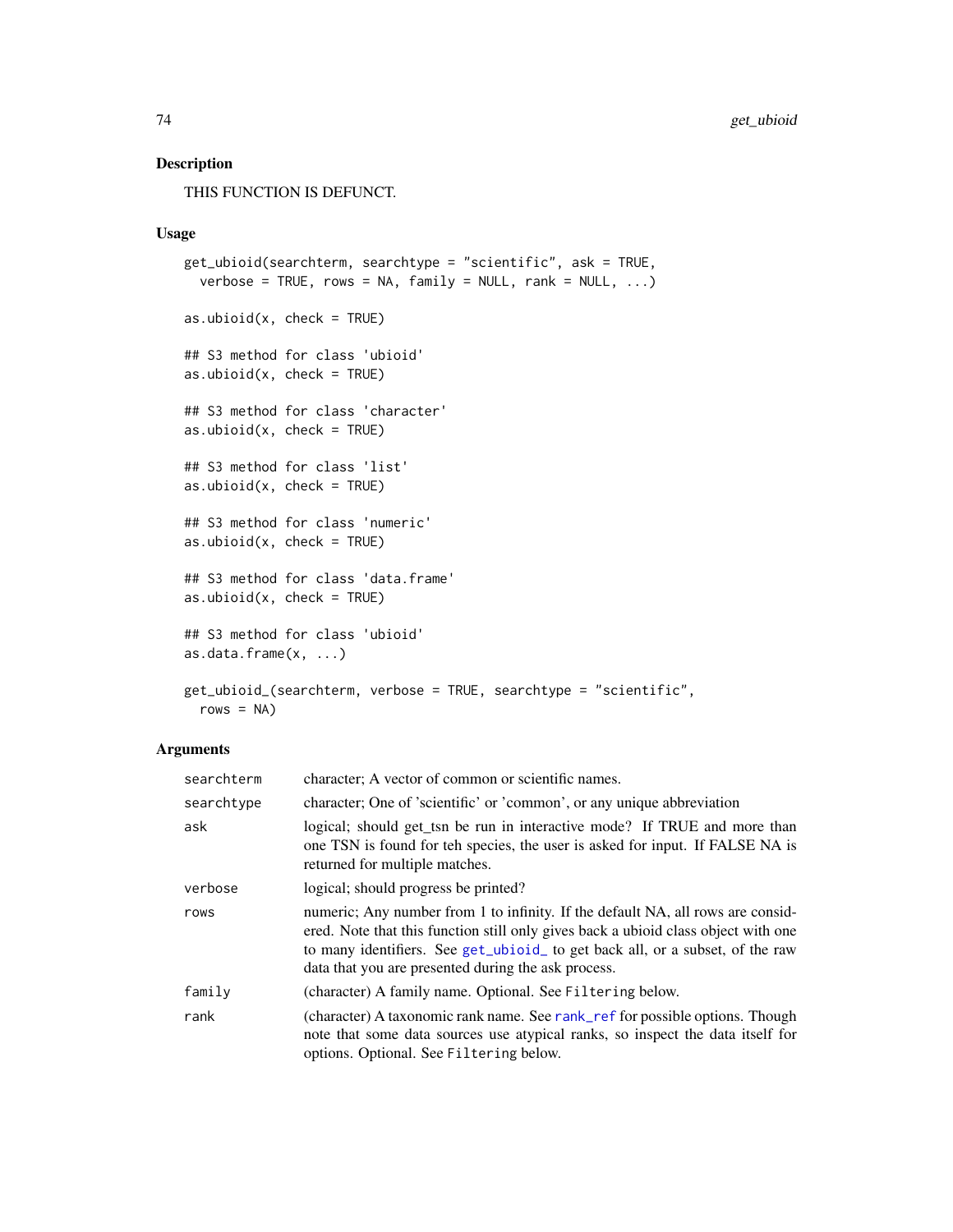## Description

THIS FUNCTION IS DEFUNCT.

## Usage

```
get_ubioid(searchterm, searchtype = "scientific", ask = TRUE,
  verbose = TRUE, rows = NA, family = NULL, rank = NULL, ...)

as.ubioid(x, check = TRUE)

## S3 method for class 'ubioid'
as.ubioid(x, check = TRUE)

## S3 method for class 'character'
as.ubioid(x, check = TRUE)

## S3 method for class 'list'
as.ubioid(x, check = TRUE)

## S3 method for class 'numeric'
as.ubioid(x, check = TRUE)

## S3 method for class 'data.frame'
as.ubioid(x, check = TRUE)

## S3 method for class 'ubioid'
as.data.frame(x, ...)

get_ubioid_(searchterm, verbose = TRUE, searchtype = "scientific",
  rows = NA)
```

## Arguments

| | |
|---|---|
| `searchterm` | character; A vector of common or scientific names. |
| `searchtype` | character; One of 'scientific' or 'common', or any unique abbreviation |
| `ask` | logical; should get_tsn be run in interactive mode? If TRUE and more than one TSN is found for teh species, the user is asked for input. If FALSE NA is returned for multiple matches. |
| `verbose` | logical; should progress be printed? |
| `rows` | numeric; Any number from 1 to infinity. If the default NA, all rows are considered. Note that this function still only gives back a ubioid class object with one to many identifiers. See `get_ubioid_` to get back all, or a subset, of the raw data that you are presented during the ask process. |
| `family` | (character) A family name. Optional. See `Filtering` below. |
| `rank` | (character) A taxonomic rank name. See `rank_ref` for possible options. Though note that some data sources use atypical ranks, so inspect the data itself for options. Optional. See `Filtering` below. |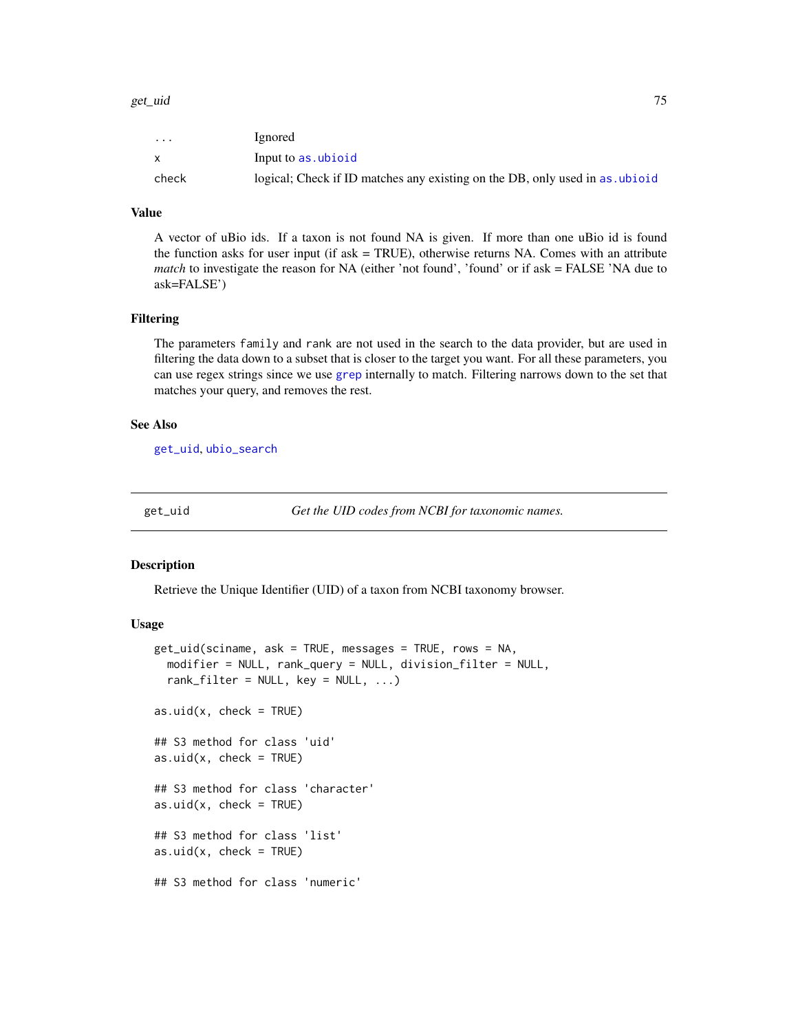| | |
|---|---|
| ... | Ignored |
| x | Input to as.ubioid |
| check | logical; Check if ID matches any existing on the DB, only used in as.ubioid |

### Value

A vector of uBio ids. If a taxon is not found NA is given. If more than one uBio id is found the function asks for user input (if ask = TRUE), otherwise returns NA. Comes with an attribute *match* to investigate the reason for NA (either 'not found', 'found' or if ask = FALSE 'NA due to ask=FALSE')

### Filtering

The parameters family and rank are not used in the search to the data provider, but are used in filtering the data down to a subset that is closer to the target you want. For all these parameters, you can use regex strings since we use grep internally to match. Filtering narrows down to the set that matches your query, and removes the rest.

### See Also

get_uid, ubio_search

---

## get_uid — *Get the UID codes from NCBI for taxonomic names.*

### Description

Retrieve the Unique Identifier (UID) of a taxon from NCBI taxonomy browser.

### Usage

```
get_uid(sciname, ask = TRUE, messages = TRUE, rows = NA,
  modifier = NULL, rank_query = NULL, division_filter = NULL,
  rank_filter = NULL, key = NULL, ...)

as.uid(x, check = TRUE)

## S3 method for class 'uid'
as.uid(x, check = TRUE)

## S3 method for class 'character'
as.uid(x, check = TRUE)

## S3 method for class 'list'
as.uid(x, check = TRUE)

## S3 method for class 'numeric'
```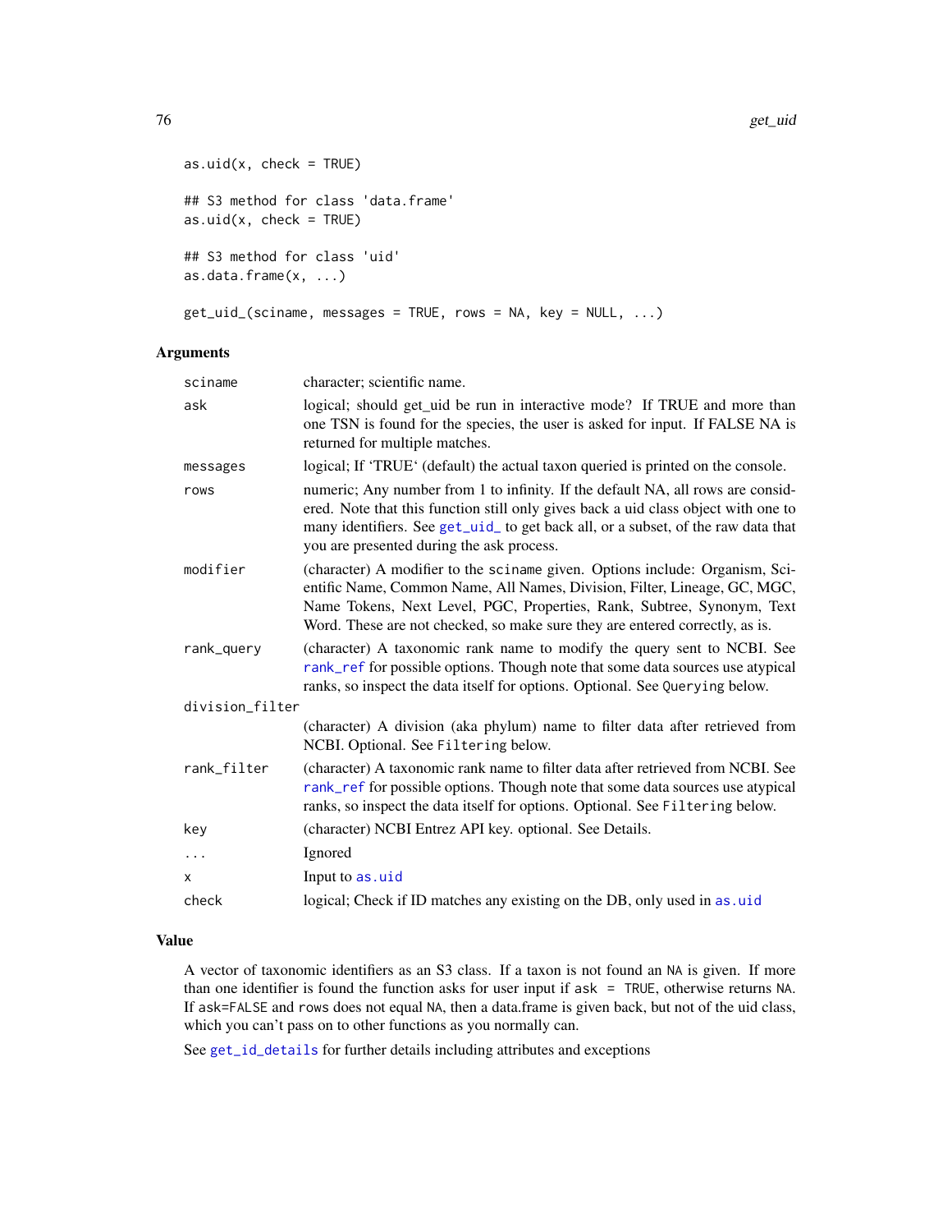```
as.uid(x, check = TRUE)

## S3 method for class 'data.frame'
as.uid(x, check = TRUE)

## S3 method for class 'uid'
as.data.frame(x, ...)

get_uid_(sciname, messages = TRUE, rows = NA, key = NULL, ...)
```

## Arguments

| | |
|---|---|
| `sciname` | character; scientific name. |
| `ask` | logical; should get_uid be run in interactive mode? If TRUE and more than one TSN is found for the species, the user is asked for input. If FALSE NA is returned for multiple matches. |
| `messages` | logical; If 'TRUE' (default) the actual taxon queried is printed on the console. |
| `rows` | numeric; Any number from 1 to infinity. If the default NA, all rows are considered. Note that this function still only gives back a uid class object with one to many identifiers. See `get_uid_` to get back all, or a subset, of the raw data that you are presented during the ask process. |
| `modifier` | (character) A modifier to the `sciname` given. Options include: Organism, Scientific Name, Common Name, All Names, Division, Filter, Lineage, GC, MGC, Name Tokens, Next Level, PGC, Properties, Rank, Subtree, Synonym, Text Word. These are not checked, so make sure they are entered correctly, as is. |
| `rank_query` | (character) A taxonomic rank name to modify the query sent to NCBI. See `rank_ref` for possible options. Though note that some data sources use atypical ranks, so inspect the data itself for options. Optional. See `Querying` below. |
| `division_filter` | (character) A division (aka phylum) name to filter data after retrieved from NCBI. Optional. See `Filtering` below. |
| `rank_filter` | (character) A taxonomic rank name to filter data after retrieved from NCBI. See `rank_ref` for possible options. Though note that some data sources use atypical ranks, so inspect the data itself for options. Optional. See `Filtering` below. |
| `key` | (character) NCBI Entrez API key. optional. See Details. |
| `...` | Ignored |
| `x` | Input to `as.uid` |
| `check` | logical; Check if ID matches any existing on the DB, only used in `as.uid` |

## Value

A vector of taxonomic identifiers as an S3 class. If a taxon is not found an `NA` is given. If more than one identifier is found the function asks for user input if `ask = TRUE`, otherwise returns `NA`. If `ask=FALSE` and `rows` does not equal `NA`, then a data.frame is given back, but not of the uid class, which you can't pass on to other functions as you normally can.

See `get_id_details` for further details including attributes and exceptions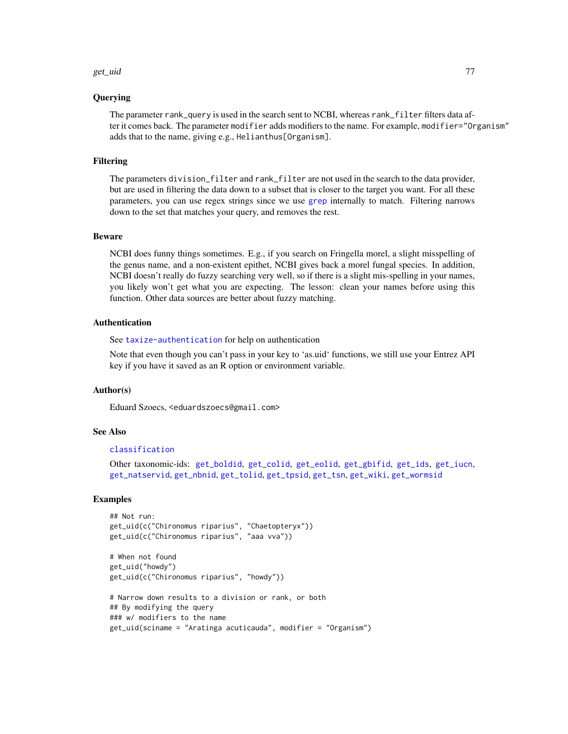## Querying

The parameter `rank_query` is used in the search sent to NCBI, whereas `rank_filter` filters data after it comes back. The parameter `modifier` adds modifiers to the name. For example, `modifier="Organism"` adds that to the name, giving e.g., `Helianthus[Organism]`.

## Filtering

The parameters `division_filter` and `rank_filter` are not used in the search to the data provider, but are used in filtering the data down to a subset that is closer to the target you want. For all these parameters, you can use regex strings since we use `grep` internally to match. Filtering narrows down to the set that matches your query, and removes the rest.

## Beware

NCBI does funny things sometimes. E.g., if you search on Fringella morel, a slight misspelling of the genus name, and a non-existent epithet, NCBI gives back a morel fungal species. In addition, NCBI doesn't really do fuzzy searching very well, so if there is a slight mis-spelling in your names, you likely won't get what you are expecting. The lesson: clean your names before using this function. Other data sources are better about fuzzy matching.

## Authentication

See `taxize-authentication` for help on authentication

Note that even though you can't pass in your key to 'as.uid' functions, we still use your Entrez API key if you have it saved as an R option or environment variable.

## Author(s)

Eduard Szoecs, <eduardszoecs@gmail.com>

## See Also

`classification`

Other taxonomic-ids: `get_boldid`, `get_colid`, `get_eolid`, `get_gbifid`, `get_ids`, `get_iucn`, `get_natservid`, `get_nbnid`, `get_tolid`, `get_tpsid`, `get_tsn`, `get_wiki`, `get_wormsid`

## Examples

```
## Not run:
get_uid(c("Chironomus riparius", "Chaetopteryx"))
get_uid(c("Chironomus riparius", "aaa vva"))

# When not found
get_uid("howdy")
get_uid(c("Chironomus riparius", "howdy"))

# Narrow down results to a division or rank, or both
## By modifying the query
### w/ modifiers to the name
get_uid(sciname = "Aratinga acuticauda", modifier = "Organism")
```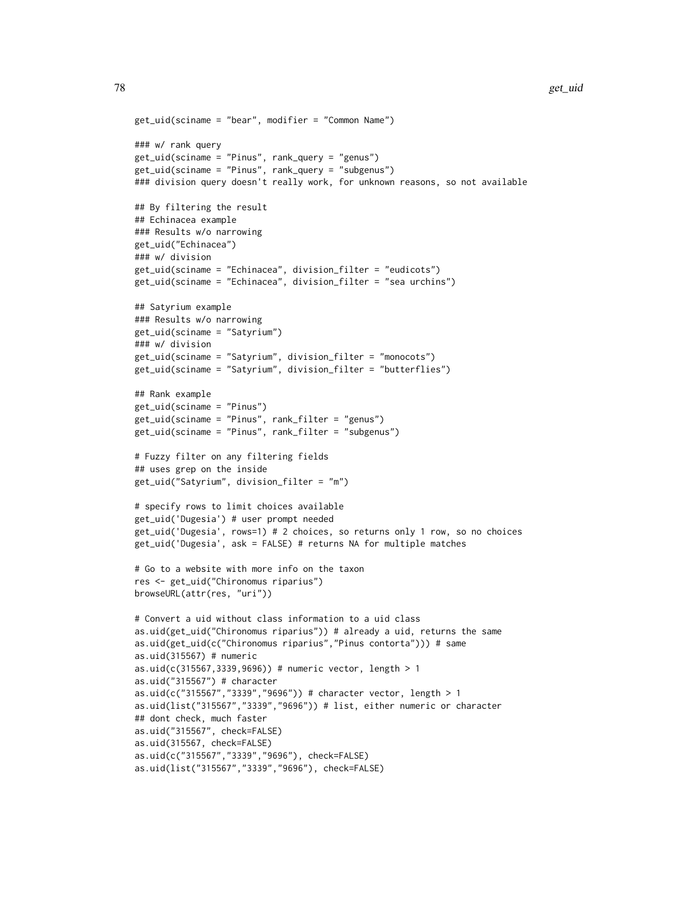```
get_uid(sciname = "bear", modifier = "Common Name")

### w/ rank query
get_uid(sciname = "Pinus", rank_query = "genus")
get_uid(sciname = "Pinus", rank_query = "subgenus")
### division query doesn't really work, for unknown reasons, so not available

## By filtering the result
## Echinacea example
### Results w/o narrowing
get_uid("Echinacea")
### w/ division
get_uid(sciname = "Echinacea", division_filter = "eudicots")
get_uid(sciname = "Echinacea", division_filter = "sea urchins")

## Satyrium example
### Results w/o narrowing
get_uid(sciname = "Satyrium")
### w/ division
get_uid(sciname = "Satyrium", division_filter = "monocots")
get_uid(sciname = "Satyrium", division_filter = "butterflies")

## Rank example
get_uid(sciname = "Pinus")
get_uid(sciname = "Pinus", rank_filter = "genus")
get_uid(sciname = "Pinus", rank_filter = "subgenus")

# Fuzzy filter on any filtering fields
## uses grep on the inside
get_uid("Satyrium", division_filter = "m")

# specify rows to limit choices available
get_uid('Dugesia') # user prompt needed
get_uid('Dugesia', rows=1) # 2 choices, so returns only 1 row, so no choices
get_uid('Dugesia', ask = FALSE) # returns NA for multiple matches

# Go to a website with more info on the taxon
res <- get_uid("Chironomus riparius")
browseURL(attr(res, "uri"))

# Convert a uid without class information to a uid class
as.uid(get_uid("Chironomus riparius")) # already a uid, returns the same
as.uid(get_uid(c("Chironomus riparius","Pinus contorta"))) # same
as.uid(315567) # numeric
as.uid(c(315567,3339,9696)) # numeric vector, length > 1
as.uid("315567") # character
as.uid(c("315567","3339","9696")) # character vector, length > 1
as.uid(list("315567","3339","9696")) # list, either numeric or character
## dont check, much faster
as.uid("315567", check=FALSE)
as.uid(315567, check=FALSE)
as.uid(c("315567","3339","9696"), check=FALSE)
as.uid(list("315567","3339","9696"), check=FALSE)
```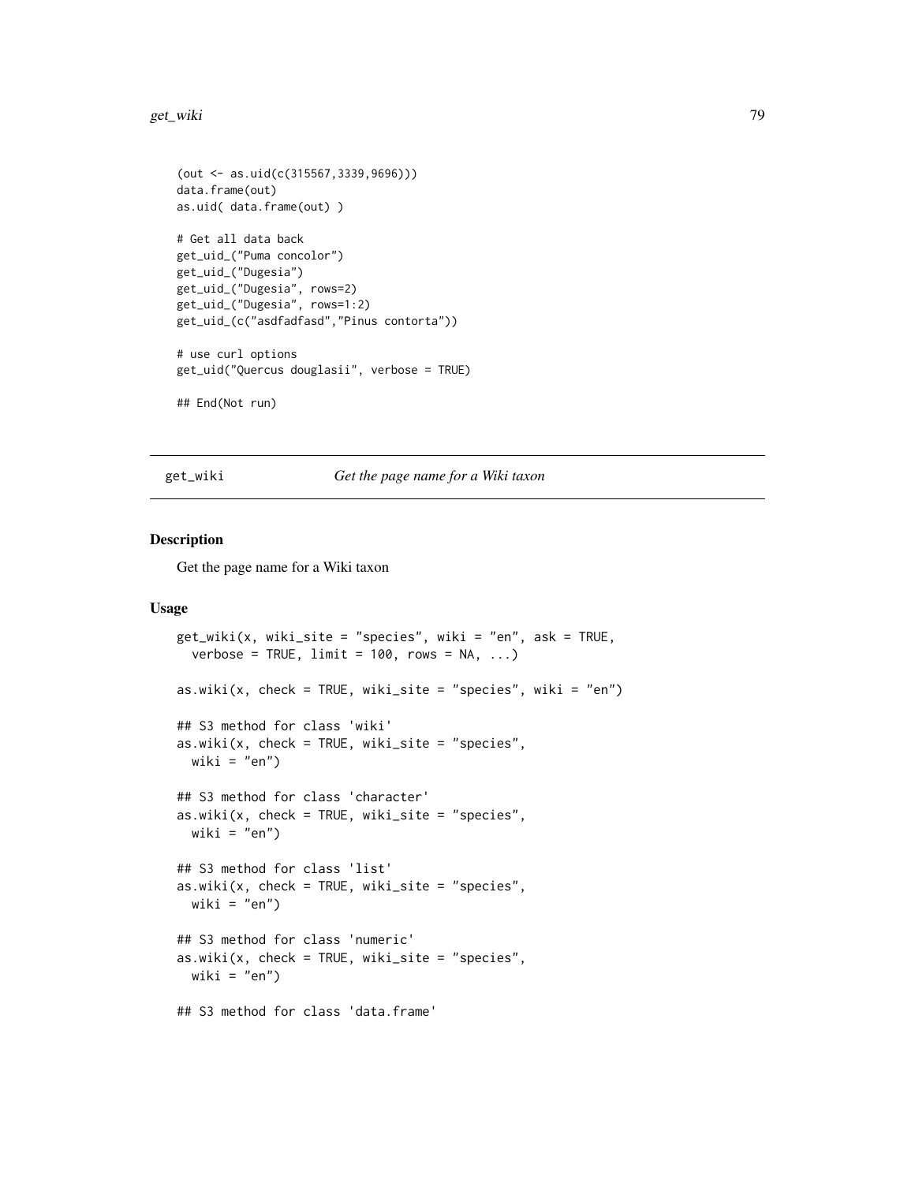```
(out <- as.uid(c(315567,3339,9696)))
data.frame(out)
as.uid( data.frame(out) )

# Get all data back
get_uid_("Puma concolor")
get_uid_("Dugesia")
get_uid_("Dugesia", rows=2)
get_uid_("Dugesia", rows=1:2)
get_uid_(c("asdfadfasd","Pinus contorta"))

# use curl options
get_uid("Quercus douglasii", verbose = TRUE)

## End(Not run)
```

---

## get_wiki — *Get the page name for a Wiki taxon*

---

### Description

Get the page name for a Wiki taxon

### Usage

```
get_wiki(x, wiki_site = "species", wiki = "en", ask = TRUE,
  verbose = TRUE, limit = 100, rows = NA, ...)

as.wiki(x, check = TRUE, wiki_site = "species", wiki = "en")

## S3 method for class 'wiki'
as.wiki(x, check = TRUE, wiki_site = "species",
  wiki = "en")

## S3 method for class 'character'
as.wiki(x, check = TRUE, wiki_site = "species",
  wiki = "en")

## S3 method for class 'list'
as.wiki(x, check = TRUE, wiki_site = "species",
  wiki = "en")

## S3 method for class 'numeric'
as.wiki(x, check = TRUE, wiki_site = "species",
  wiki = "en")

## S3 method for class 'data.frame'
```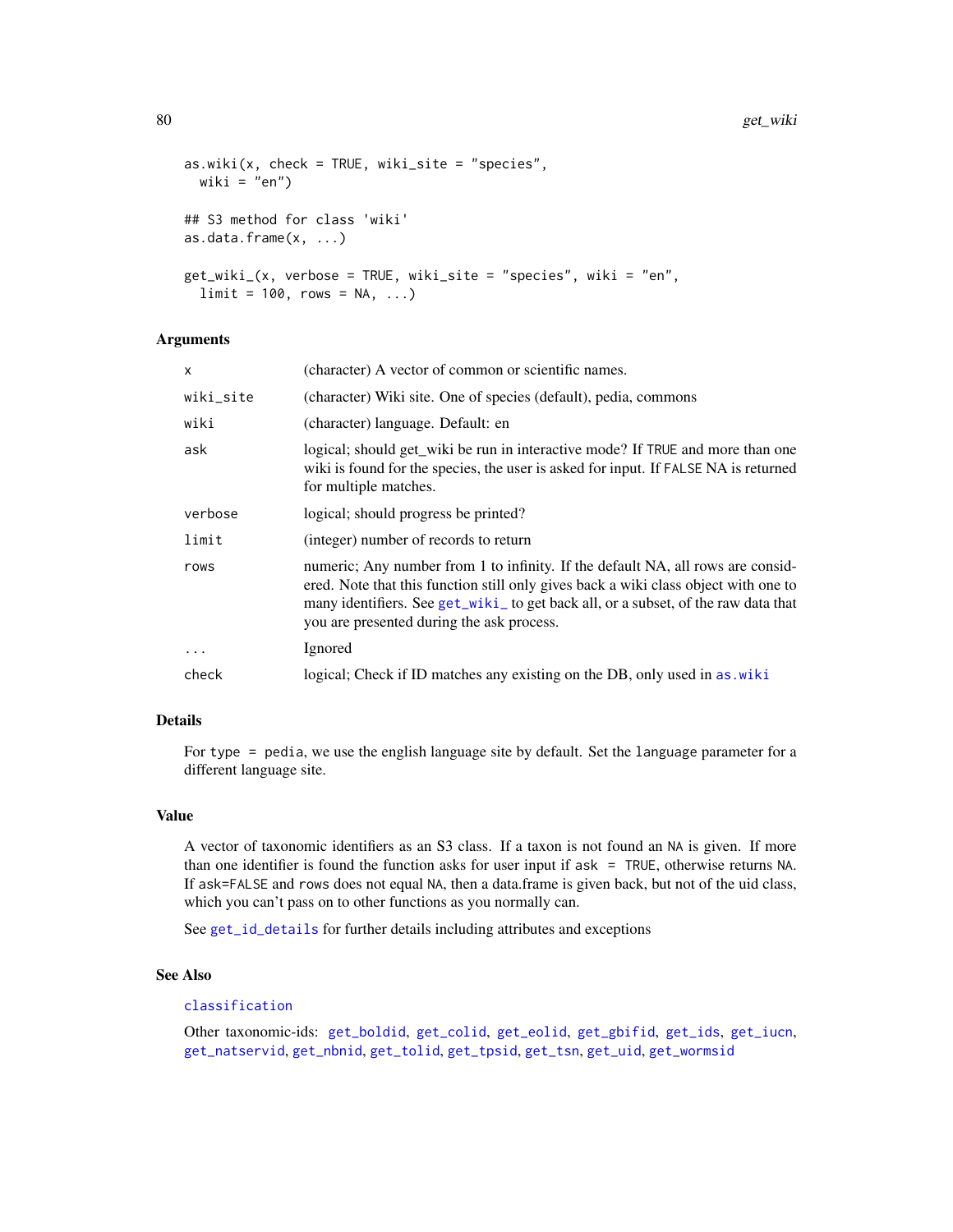```
as.wiki(x, check = TRUE, wiki_site = "species",
  wiki = "en")

## S3 method for class 'wiki'
as.data.frame(x, ...)

get_wiki_(x, verbose = TRUE, wiki_site = "species", wiki = "en",
  limit = 100, rows = NA, ...)
```

### Arguments

| | |
|---|---|
| x | (character) A vector of common or scientific names. |
| wiki_site | (character) Wiki site. One of species (default), pedia, commons |
| wiki | (character) language. Default: en |
| ask | logical; should get_wiki be run in interactive mode? If TRUE and more than one wiki is found for the species, the user is asked for input. If FALSE NA is returned for multiple matches. |
| verbose | logical; should progress be printed? |
| limit | (integer) number of records to return |
| rows | numeric; Any number from 1 to infinity. If the default NA, all rows are considered. Note that this function still only gives back a wiki class object with one to many identifiers. See get_wiki_ to get back all, or a subset, of the raw data that you are presented during the ask process. |
| ... | Ignored |
| check | logical; Check if ID matches any existing on the DB, only used in as.wiki |

### Details

For type = pedia, we use the english language site by default. Set the language parameter for a different language site.

### Value

A vector of taxonomic identifiers as an S3 class. If a taxon is not found an NA is given. If more than one identifier is found the function asks for user input if ask = TRUE, otherwise returns NA. If ask=FALSE and rows does not equal NA, then a data.frame is given back, but not of the uid class, which you can't pass on to other functions as you normally can.

See get_id_details for further details including attributes and exceptions

### See Also

classification

Other taxonomic-ids: get_boldid, get_colid, get_eolid, get_gbifid, get_ids, get_iucn, get_natservid, get_nbnid, get_tolid, get_tpsid, get_tsn, get_uid, get_wormsid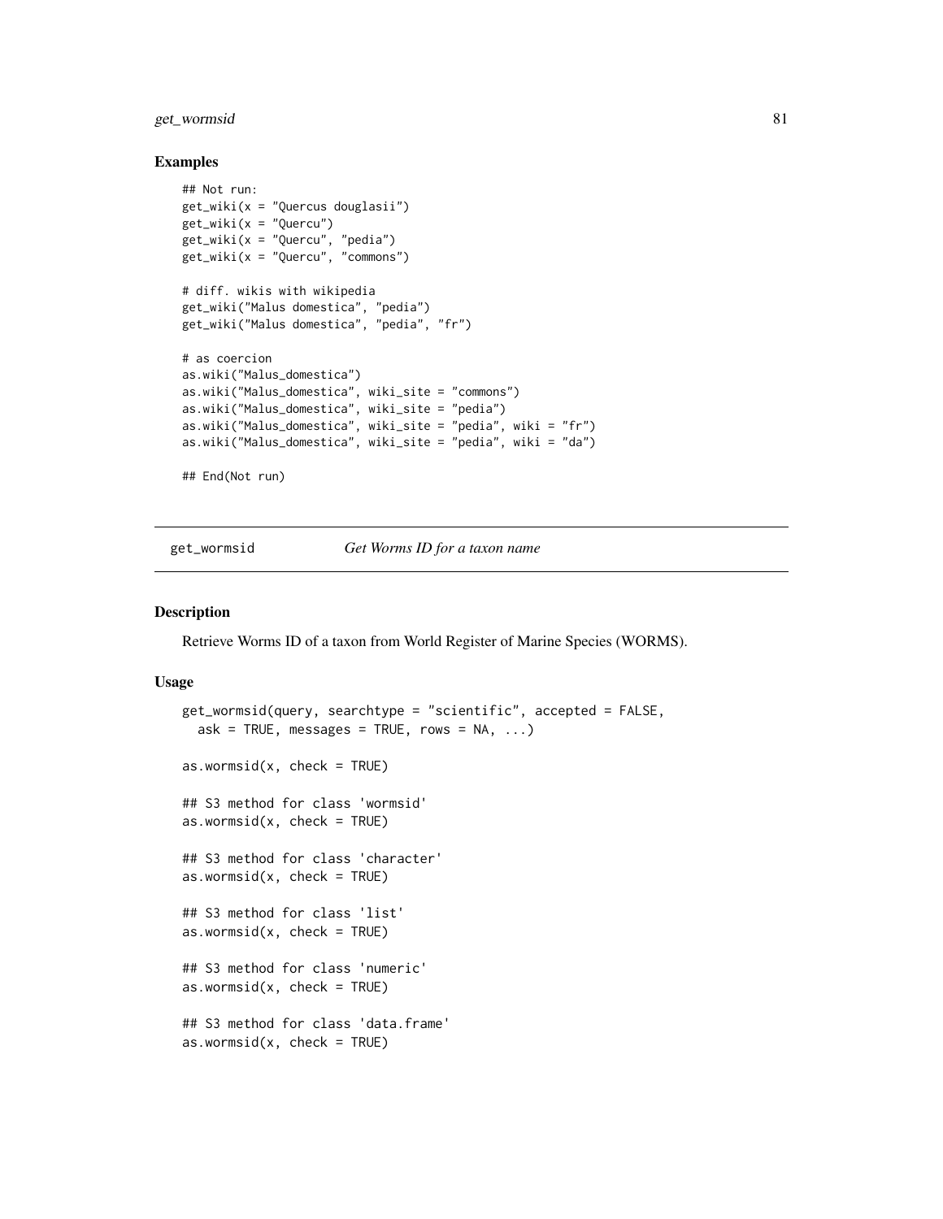### Examples

```
## Not run:
get_wiki(x = "Quercus douglasii")
get_wiki(x = "Quercu")
get_wiki(x = "Quercu", "pedia")
get_wiki(x = "Quercu", "commons")

# diff. wikis with wikipedia
get_wiki("Malus domestica", "pedia")
get_wiki("Malus domestica", "pedia", "fr")

# as coercion
as.wiki("Malus_domestica")
as.wiki("Malus_domestica", wiki_site = "commons")
as.wiki("Malus_domestica", wiki_site = "pedia")
as.wiki("Malus_domestica", wiki_site = "pedia", wiki = "fr")
as.wiki("Malus_domestica", wiki_site = "pedia", wiki = "da")

## End(Not run)
```

---

## get_wormsid — *Get Worms ID for a taxon name*

### Description

Retrieve Worms ID of a taxon from World Register of Marine Species (WORMS).

### Usage

```
get_wormsid(query, searchtype = "scientific", accepted = FALSE,
  ask = TRUE, messages = TRUE, rows = NA, ...)

as.wormsid(x, check = TRUE)

## S3 method for class 'wormsid'
as.wormsid(x, check = TRUE)

## S3 method for class 'character'
as.wormsid(x, check = TRUE)

## S3 method for class 'list'
as.wormsid(x, check = TRUE)

## S3 method for class 'numeric'
as.wormsid(x, check = TRUE)

## S3 method for class 'data.frame'
as.wormsid(x, check = TRUE)
```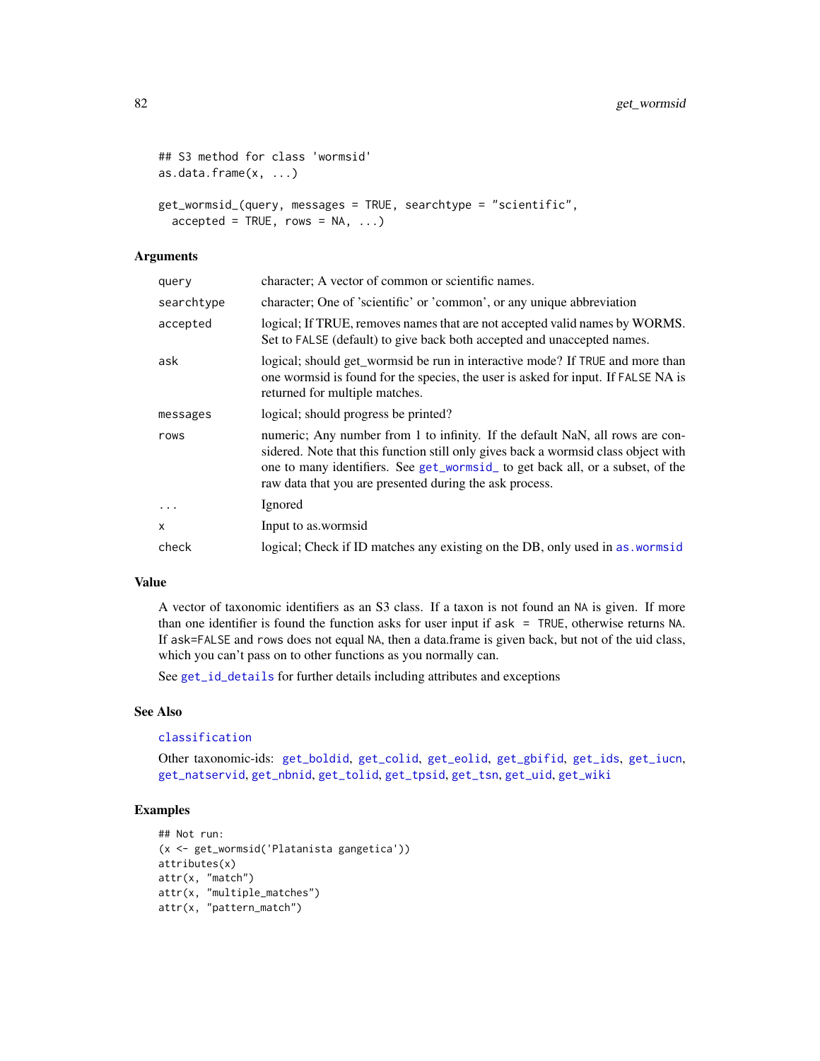```
## S3 method for class 'wormsid'
as.data.frame(x, ...)

get_wormsid_(query, messages = TRUE, searchtype = "scientific",
  accepted = TRUE, rows = NA, ...)
```

### Arguments

| | |
|---|---|
| query | character; A vector of common or scientific names. |
| searchtype | character; One of 'scientific' or 'common', or any unique abbreviation |
| accepted | logical; If TRUE, removes names that are not accepted valid names by WORMS. Set to FALSE (default) to give back both accepted and unaccepted names. |
| ask | logical; should get_wormsid be run in interactive mode? If TRUE and more than one wormsid is found for the species, the user is asked for input. If FALSE NA is returned for multiple matches. |
| messages | logical; should progress be printed? |
| rows | numeric; Any number from 1 to infinity. If the default NaN, all rows are considered. Note that this function still only gives back a wormsid class object with one to many identifiers. See get_wormsid_ to get back all, or a subset, of the raw data that you are presented during the ask process. |
| ... | Ignored |
| x | Input to as.wormsid |
| check | logical; Check if ID matches any existing on the DB, only used in as.wormsid |

### Value

A vector of taxonomic identifiers as an S3 class. If a taxon is not found an NA is given. If more than one identifier is found the function asks for user input if ask = TRUE, otherwise returns NA. If ask=FALSE and rows does not equal NA, then a data.frame is given back, but not of the uid class, which you can't pass on to other functions as you normally can.

See get_id_details for further details including attributes and exceptions

### See Also

classification

Other taxonomic-ids: get_boldid, get_colid, get_eolid, get_gbifid, get_ids, get_iucn, get_natservid, get_nbnid, get_tolid, get_tpsid, get_tsn, get_uid, get_wiki

### Examples

```
## Not run:
(x <- get_wormsid('Platanista gangetica'))
attributes(x)
attr(x, "match")
attr(x, "multiple_matches")
attr(x, "pattern_match")
```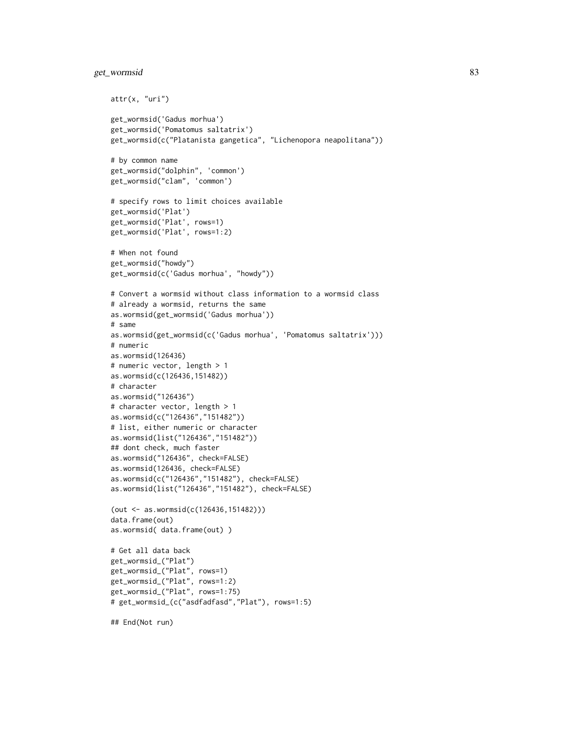```
attr(x, "uri")

get_wormsid('Gadus morhua')
get_wormsid('Pomatomus saltatrix')
get_wormsid(c("Platanista gangetica", "Lichenopora neapolitana"))

# by common name
get_wormsid("dolphin", 'common')
get_wormsid("clam", 'common')

# specify rows to limit choices available
get_wormsid('Plat')
get_wormsid('Plat', rows=1)
get_wormsid('Plat', rows=1:2)

# When not found
get_wormsid("howdy")
get_wormsid(c('Gadus morhua', "howdy"))

# Convert a wormsid without class information to a wormsid class
# already a wormsid, returns the same
as.wormsid(get_wormsid('Gadus morhua'))
# same
as.wormsid(get_wormsid(c('Gadus morhua', 'Pomatomus saltatrix')))
# numeric
as.wormsid(126436)
# numeric vector, length > 1
as.wormsid(c(126436,151482))
# character
as.wormsid("126436")
# character vector, length > 1
as.wormsid(c("126436","151482"))
# list, either numeric or character
as.wormsid(list("126436","151482"))
## dont check, much faster
as.wormsid("126436", check=FALSE)
as.wormsid(126436, check=FALSE)
as.wormsid(c("126436","151482"), check=FALSE)
as.wormsid(list("126436","151482"), check=FALSE)

(out <- as.wormsid(c(126436,151482)))
data.frame(out)
as.wormsid( data.frame(out) )

# Get all data back
get_wormsid_("Plat")
get_wormsid_("Plat", rows=1)
get_wormsid_("Plat", rows=1:2)
get_wormsid_("Plat", rows=1:75)
# get_wormsid_(c("asdfadfasd","Plat"), rows=1:5)

## End(Not run)
```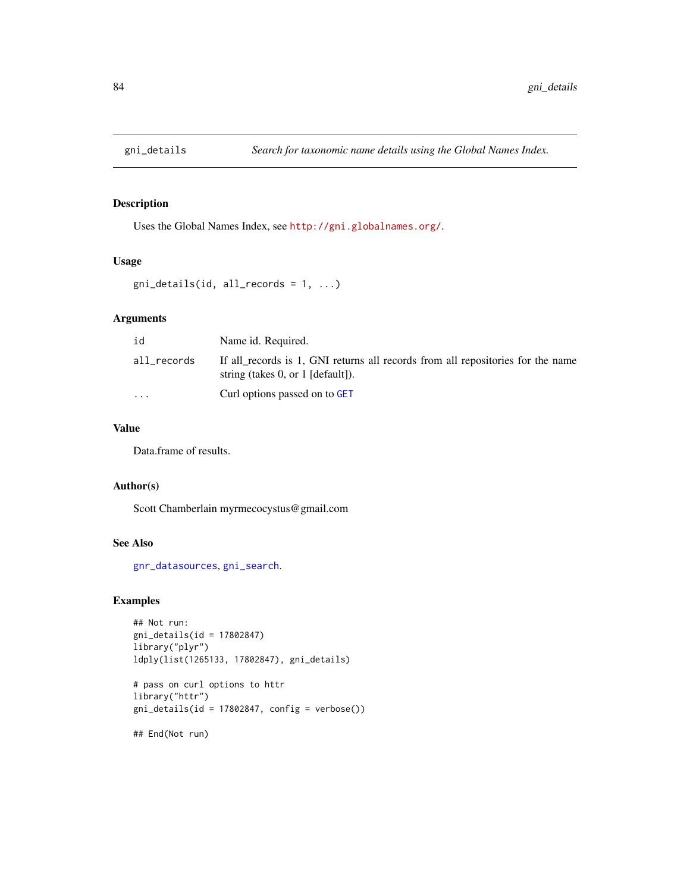# gni_details — *Search for taxonomic name details using the Global Names Index.*

## Description

Uses the Global Names Index, see http://gni.globalnames.org/.

## Usage

```
gni_details(id, all_records = 1, ...)
```

## Arguments

| | |
|---|---|
| id | Name id. Required. |
| all_records | If all_records is 1, GNI returns all records from all repositories for the name string (takes 0, or 1 [default]). |
| ... | Curl options passed on to GET |

## Value

Data.frame of results.

## Author(s)

Scott Chamberlain myrmecocystus@gmail.com

## See Also

gnr_datasources, gni_search.

## Examples

```
## Not run:
gni_details(id = 17802847)
library("plyr")
ldply(list(1265133, 17802847), gni_details)

# pass on curl options to httr
library("httr")
gni_details(id = 17802847, config = verbose())

## End(Not run)
```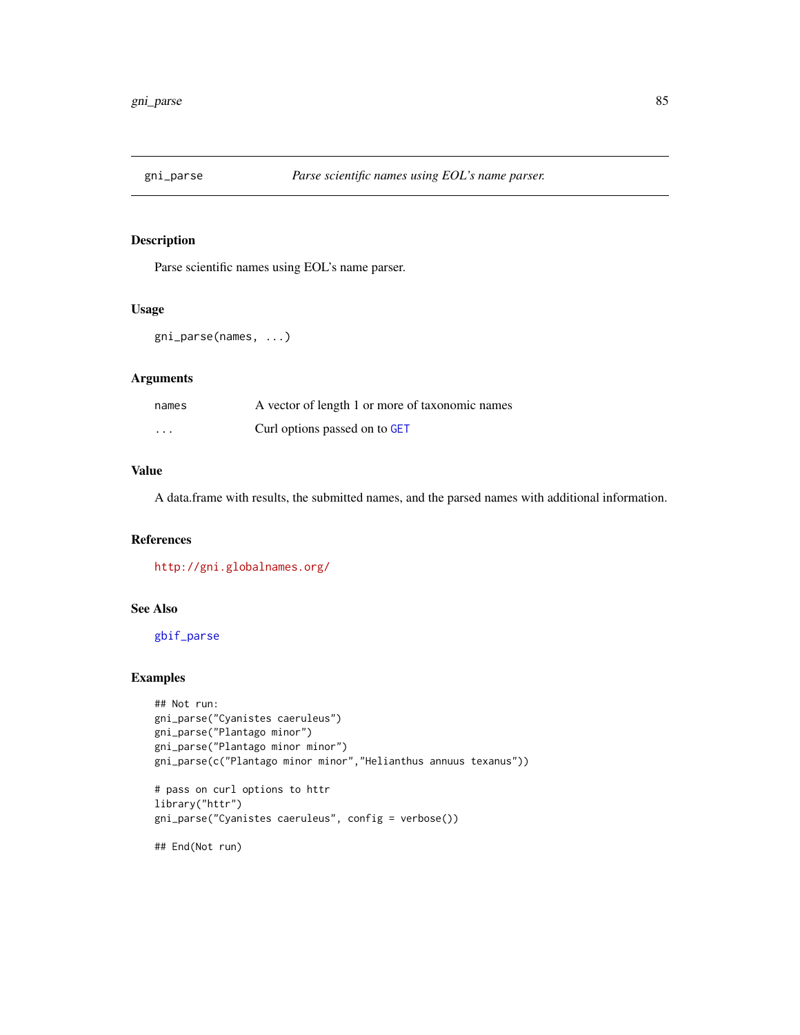## gni_parse — *Parse scientific names using EOL's name parser.*

### Description

Parse scientific names using EOL's name parser.

### Usage

```
gni_parse(names, ...)
```

### Arguments

| | |
|---|---|
| names | A vector of length 1 or more of taxonomic names |
| ... | Curl options passed on to GET |

### Value

A data.frame with results, the submitted names, and the parsed names with additional information.

### References

http://gni.globalnames.org/

### See Also

gbif_parse

### Examples

```
## Not run:
gni_parse("Cyanistes caeruleus")
gni_parse("Plantago minor")
gni_parse("Plantago minor minor")
gni_parse(c("Plantago minor minor","Helianthus annuus texanus"))

# pass on curl options to httr
library("httr")
gni_parse("Cyanistes caeruleus", config = verbose())

## End(Not run)
```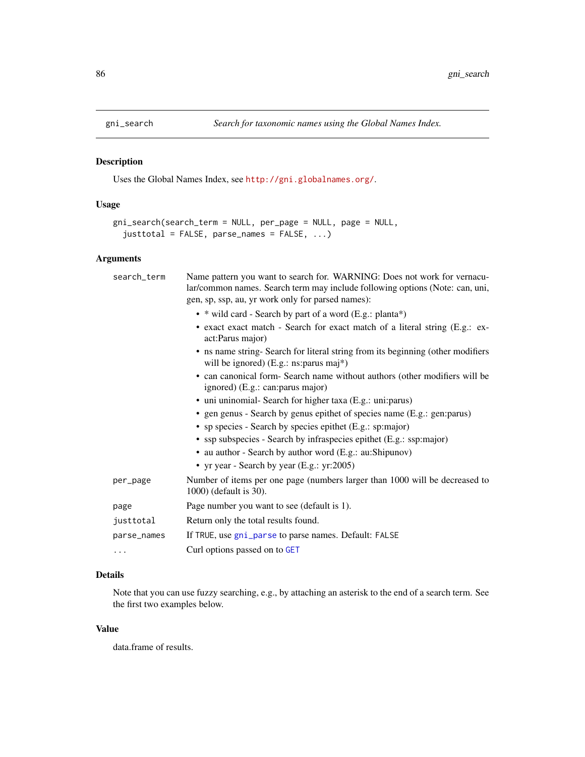# gni_search — *Search for taxonomic names using the Global Names Index.*

## Description

Uses the Global Names Index, see http://gni.globalnames.org/.

## Usage

```
gni_search(search_term = NULL, per_page = NULL, page = NULL,
  justtotal = FALSE, parse_names = FALSE, ...)
```

## Arguments

| Argument | Description |
|---|---|
| search_term | Name pattern you want to search for. WARNING: Does not work for vernacular/common names. Search term may include following options (Note: can, uni, gen, sp, ssp, au, yr work only for parsed names):<br>• * wild card - Search by part of a word (E.g.: planta*)<br>• exact exact match - Search for exact match of a literal string (E.g.: exact:Parus major)<br>• ns name string- Search for literal string from its beginning (other modifiers will be ignored) (E.g.: ns:parus maj*)<br>• can canonical form- Search name without authors (other modifiers will be ignored) (E.g.: can:parus major)<br>• uni uninomial- Search for higher taxa (E.g.: uni:parus)<br>• gen genus - Search by genus epithet of species name (E.g.: gen:parus)<br>• sp species - Search by species epithet (E.g.: sp:major)<br>• ssp subspecies - Search by infraspecies epithet (E.g.: ssp:major)<br>• au author - Search by author word (E.g.: au:Shipunov)<br>• yr year - Search by year (E.g.: yr:2005) |
| per_page | Number of items per one page (numbers larger than 1000 will be decreased to 1000) (default is 30). |
| page | Page number you want to see (default is 1). |
| justtotal | Return only the total results found. |
| parse_names | If TRUE, use gni_parse to parse names. Default: FALSE |
| ... | Curl options passed on to GET |

## Details

Note that you can use fuzzy searching, e.g., by attaching an asterisk to the end of a search term. See the first two examples below.

## Value

data.frame of results.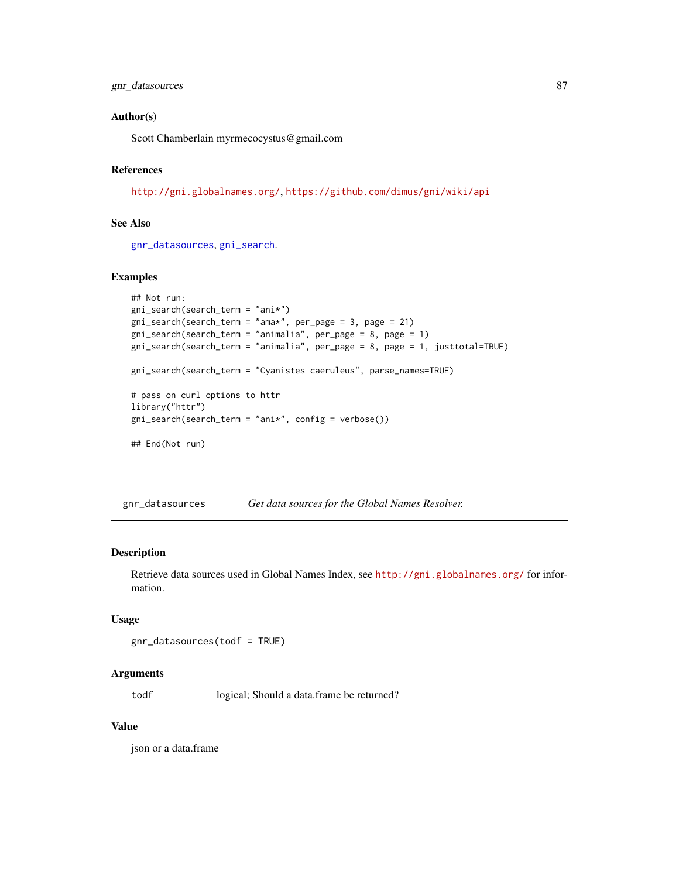### Author(s)

Scott Chamberlain myrmecocystus@gmail.com

### References

http://gni.globalnames.org/, https://github.com/dimus/gni/wiki/api

### See Also

gnr_datasources, gni_search.

### Examples

```
## Not run:
gni_search(search_term = "ani*")
gni_search(search_term = "ama*", per_page = 3, page = 21)
gni_search(search_term = "animalia", per_page = 8, page = 1)
gni_search(search_term = "animalia", per_page = 8, page = 1, justtotal=TRUE)

gni_search(search_term = "Cyanistes caeruleus", parse_names=TRUE)

# pass on curl options to httr
library("httr")
gni_search(search_term = "ani*", config = verbose())

## End(Not run)
```

---

## gnr_datasources — *Get data sources for the Global Names Resolver.*

### Description

Retrieve data sources used in Global Names Index, see http://gni.globalnames.org/ for information.

### Usage

```
gnr_datasources(todf = TRUE)
```

### Arguments

| | |
|---|---|
| todf | logical; Should a data.frame be returned? |

### Value

json or a data.frame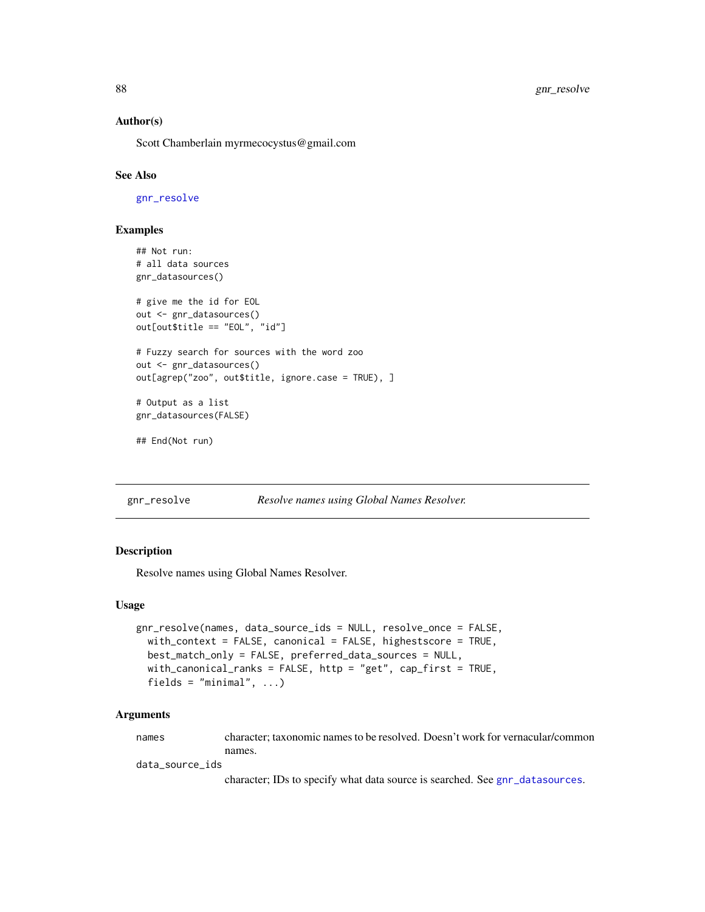### Author(s)

Scott Chamberlain myrmecocystus@gmail.com

### See Also

gnr_resolve

### Examples

```
## Not run:
# all data sources
gnr_datasources()

# give me the id for EOL
out <- gnr_datasources()
out[out$title == "EOL", "id"]

# Fuzzy search for sources with the word zoo
out <- gnr_datasources()
out[agrep("zoo", out$title, ignore.case = TRUE), ]

# Output as a list
gnr_datasources(FALSE)

## End(Not run)
```

---

## gnr_resolve — *Resolve names using Global Names Resolver.*

---

### Description

Resolve names using Global Names Resolver.

### Usage

```
gnr_resolve(names, data_source_ids = NULL, resolve_once = FALSE,
  with_context = FALSE, canonical = FALSE, highestscore = TRUE,
  best_match_only = FALSE, preferred_data_sources = NULL,
  with_canonical_ranks = FALSE, http = "get", cap_first = TRUE,
  fields = "minimal", ...)
```

### Arguments

| | |
|---|---|
| names | character; taxonomic names to be resolved. Doesn't work for vernacular/common names. |
| data_source_ids | character; IDs to specify what data source is searched. See gnr_datasources. |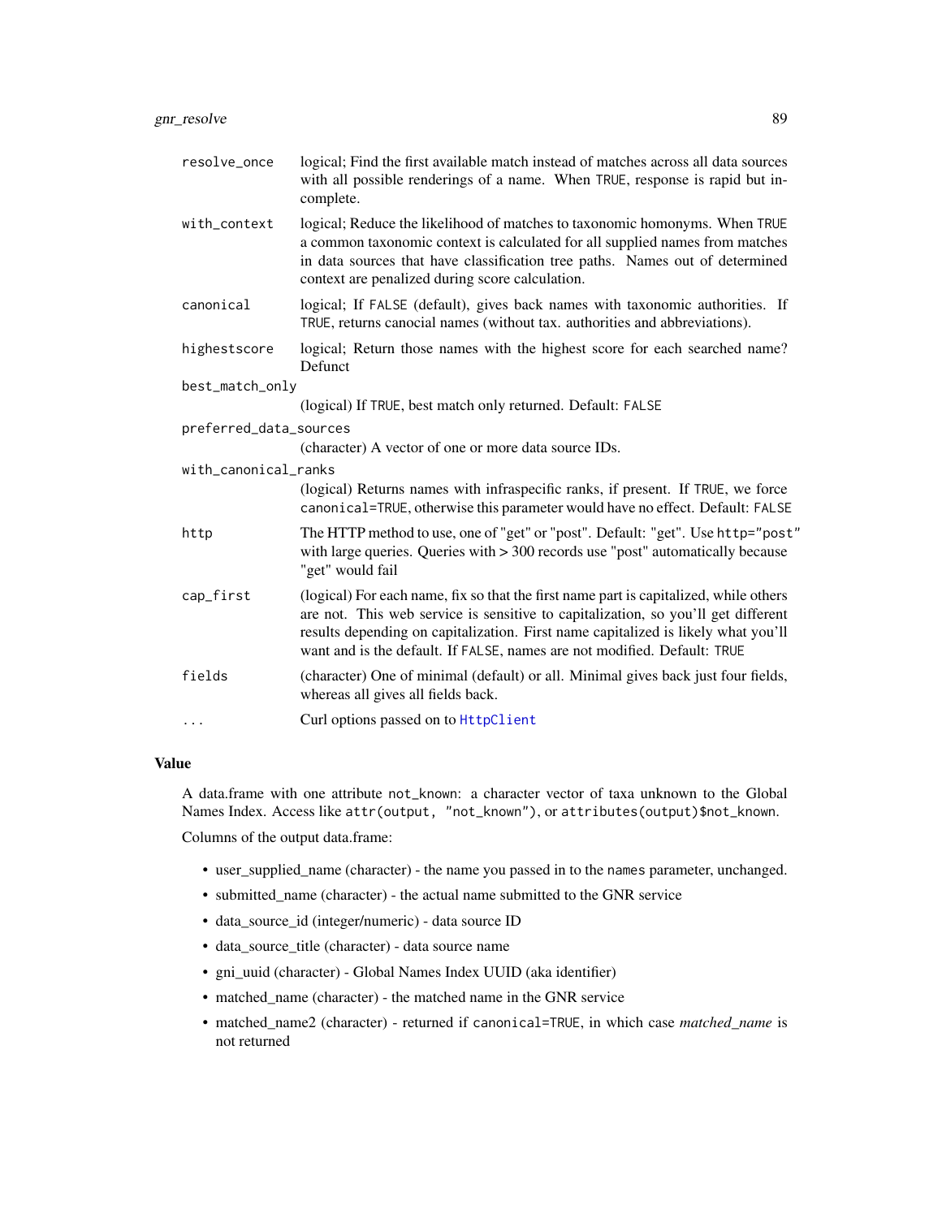| | |
|---|---|
| `resolve_once` | logical; Find the first available match instead of matches across all data sources with all possible renderings of a name. When `TRUE`, response is rapid but incomplete. |
| `with_context` | logical; Reduce the likelihood of matches to taxonomic homonyms. When `TRUE` a common taxonomic context is calculated for all supplied names from matches in data sources that have classification tree paths. Names out of determined context are penalized during score calculation. |
| `canonical` | logical; If `FALSE` (default), gives back names with taxonomic authorities. If `TRUE`, returns canocial names (without tax. authorities and abbreviations). |
| `highestscore` | logical; Return those names with the highest score for each searched name? Defunct |
| `best_match_only` | (logical) If `TRUE`, best match only returned. Default: `FALSE` |
| `preferred_data_sources` | (character) A vector of one or more data source IDs. |
| `with_canonical_ranks` | (logical) Returns names with infraspecific ranks, if present. If `TRUE`, we force `canonical=TRUE`, otherwise this parameter would have no effect. Default: `FALSE` |
| `http` | The HTTP method to use, one of "get" or "post". Default: "get". Use `http="post"` with large queries. Queries with > 300 records use "post" automatically because "get" would fail |
| `cap_first` | (logical) For each name, fix so that the first name part is capitalized, while others are not. This web service is sensitive to capitalization, so you'll get different results depending on capitalization. First name capitalized is likely what you'll want and is the default. If `FALSE`, names are not modified. Default: `TRUE` |
| `fields` | (character) One of minimal (default) or all. Minimal gives back just four fields, whereas all gives all fields back. |
| `...` | Curl options passed on to `HttpClient` |

## Value

A data.frame with one attribute `not_known`: a character vector of taxa unknown to the Global Names Index. Access like `attr(output, "not_known")`, or `attributes(output)$not_known`.

Columns of the output data.frame:

- user_supplied_name (character) - the name you passed in to the `names` parameter, unchanged.
- submitted_name (character) - the actual name submitted to the GNR service
- data_source_id (integer/numeric) - data source ID
- data_source_title (character) - data source name
- gni_uuid (character) - Global Names Index UUID (aka identifier)
- matched_name (character) - the matched name in the GNR service
- matched_name2 (character) - returned if `canonical=TRUE`, in which case *matched_name* is not returned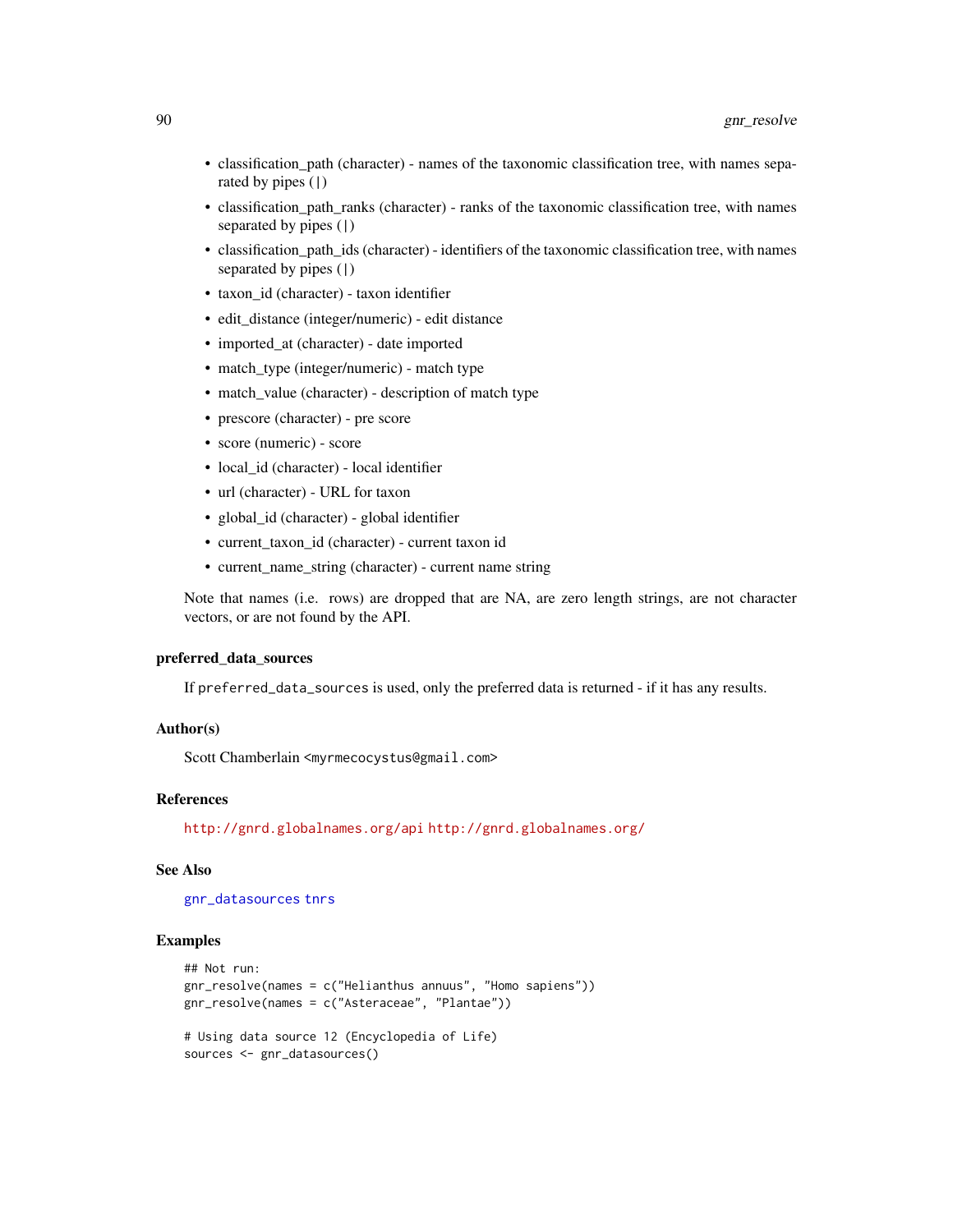- classification_path (character) - names of the taxonomic classification tree, with names separated by pipes (|)
- classification_path_ranks (character) - ranks of the taxonomic classification tree, with names separated by pipes (|)
- classification_path_ids (character) - identifiers of the taxonomic classification tree, with names separated by pipes (|)
- taxon_id (character) - taxon identifier
- edit_distance (integer/numeric) - edit distance
- imported_at (character) - date imported
- match_type (integer/numeric) - match type
- match_value (character) - description of match type
- prescore (character) - pre score
- score (numeric) - score
- local_id (character) - local identifier
- url (character) - URL for taxon
- global_id (character) - global identifier
- current_taxon_id (character) - current taxon id
- current_name_string (character) - current name string

Note that names (i.e. rows) are dropped that are NA, are zero length strings, are not character vectors, or are not found by the API.

### preferred_data_sources

If `preferred_data_sources` is used, only the preferred data is returned - if it has any results.

### Author(s)

Scott Chamberlain <myrmecocystus@gmail.com>

### References

http://gnrd.globalnames.org/api http://gnrd.globalnames.org/

### See Also

gnr_datasources tnrs

### Examples

```
## Not run:
gnr_resolve(names = c("Helianthus annuus", "Homo sapiens"))
gnr_resolve(names = c("Asteraceae", "Plantae"))

# Using data source 12 (Encyclopedia of Life)
sources <- gnr_datasources()
```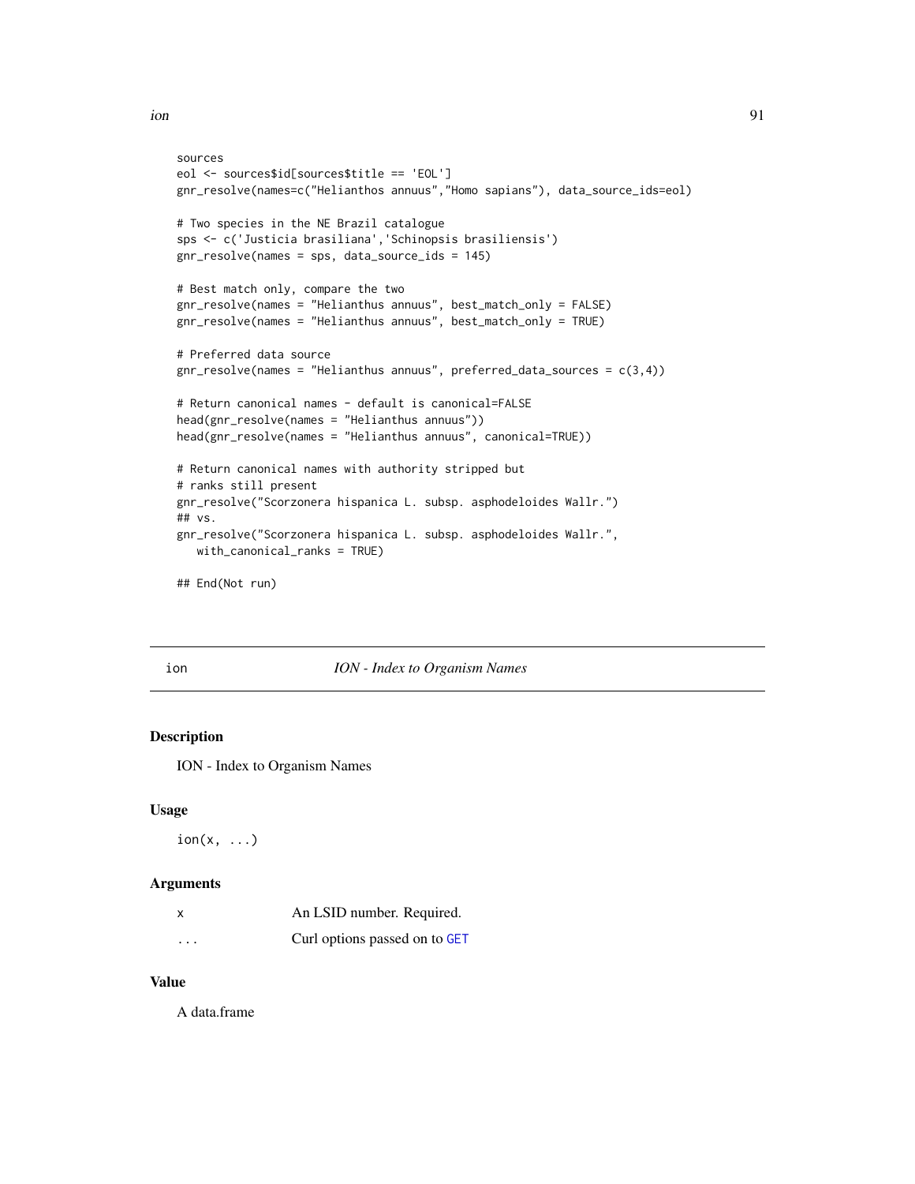```
sources
eol <- sources$id[sources$title == 'EOL']
gnr_resolve(names=c("Helianthos annuus","Homo sapians"), data_source_ids=eol)

# Two species in the NE Brazil catalogue
sps <- c('Justicia brasiliana','Schinopsis brasiliensis')
gnr_resolve(names = sps, data_source_ids = 145)

# Best match only, compare the two
gnr_resolve(names = "Helianthus annuus", best_match_only = FALSE)
gnr_resolve(names = "Helianthus annuus", best_match_only = TRUE)

# Preferred data source
gnr_resolve(names = "Helianthus annuus", preferred_data_sources = c(3,4))

# Return canonical names - default is canonical=FALSE
head(gnr_resolve(names = "Helianthus annuus"))
head(gnr_resolve(names = "Helianthus annuus", canonical=TRUE))

# Return canonical names with authority stripped but
# ranks still present
gnr_resolve("Scorzonera hispanica L. subsp. asphodeloides Wallr.")
## vs.
gnr_resolve("Scorzonera hispanica L. subsp. asphodeloides Wallr.",
   with_canonical_ranks = TRUE)

## End(Not run)
```

## ion — *ION - Index to Organism Names*

### Description

ION - Index to Organism Names

### Usage

```
ion(x, ...)
```

### Arguments

| | |
|---|---|
| x | An LSID number. Required. |
| ... | Curl options passed on to GET |

### Value

A data.frame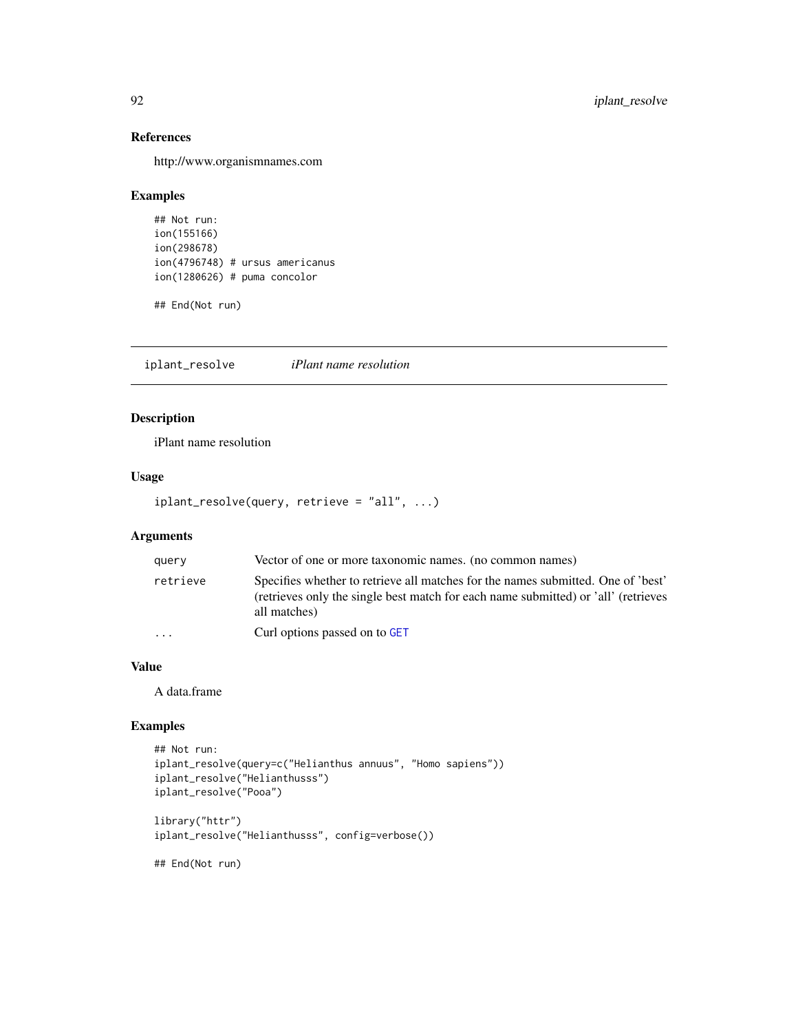### References

http://www.organismnames.com

### Examples

```
## Not run:
ion(155166)
ion(298678)
ion(4796748) # ursus americanus
ion(1280626) # puma concolor

## End(Not run)
```

---

## iplant_resolve    *iPlant name resolution*

### Description

iPlant name resolution

### Usage

```
iplant_resolve(query, retrieve = "all", ...)
```

### Arguments

| | |
|---|---|
| query | Vector of one or more taxonomic names. (no common names) |
| retrieve | Specifies whether to retrieve all matches for the names submitted. One of 'best' (retrieves only the single best match for each name submitted) or 'all' (retrieves all matches) |
| ... | Curl options passed on to GET |

### Value

A data.frame

### Examples

```
## Not run:
iplant_resolve(query=c("Helianthus annuus", "Homo sapiens"))
iplant_resolve("Helianthusss")
iplant_resolve("Pooa")

library("httr")
iplant_resolve("Helianthusss", config=verbose())

## End(Not run)
```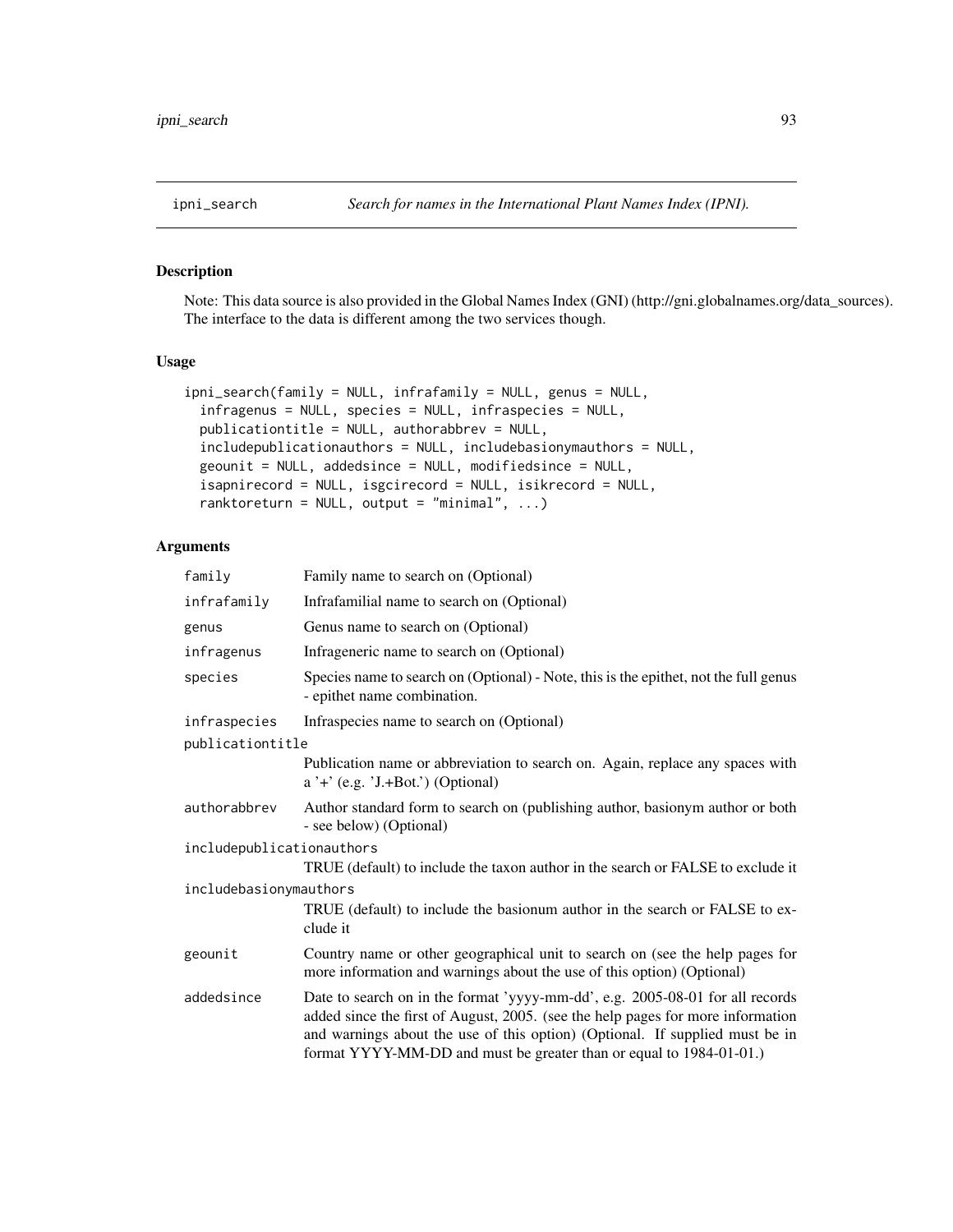## ipni_search — *Search for names in the International Plant Names Index (IPNI).*

### Description

Note: This data source is also provided in the Global Names Index (GNI) (http://gni.globalnames.org/data_sources). The interface to the data is different among the two services though.

### Usage

```
ipni_search(family = NULL, infrafamily = NULL, genus = NULL,
  infragenus = NULL, species = NULL, infraspecies = NULL,
  publicationtitle = NULL, authorabbrev = NULL,
  includepublicationauthors = NULL, includebasionymauthors = NULL,
  geounit = NULL, addedsince = NULL, modifiedsince = NULL,
  isapnirecord = NULL, isgcirecord = NULL, isikrecord = NULL,
  ranktoreturn = NULL, output = "minimal", ...)
```

### Arguments

| Argument | Description |
|---|---|
| `family` | Family name to search on (Optional) |
| `infrafamily` | Infrafamilial name to search on (Optional) |
| `genus` | Genus name to search on (Optional) |
| `infragenus` | Infrageneric name to search on (Optional) |
| `species` | Species name to search on (Optional) - Note, this is the epithet, not the full genus - epithet name combination. |
| `infraspecies` | Infraspecies name to search on (Optional) |
| `publicationtitle` | Publication name or abbreviation to search on. Again, replace any spaces with a '+' (e.g. 'J.+Bot.') (Optional) |
| `authorabbrev` | Author standard form to search on (publishing author, basionym author or both - see below) (Optional) |
| `includepublicationauthors` | TRUE (default) to include the taxon author in the search or FALSE to exclude it |
| `includebasionymauthors` | TRUE (default) to include the basionum author in the search or FALSE to exclude it |
| `geounit` | Country name or other geographical unit to search on (see the help pages for more information and warnings about the use of this option) (Optional) |
| `addedsince` | Date to search on in the format 'yyyy-mm-dd', e.g. 2005-08-01 for all records added since the first of August, 2005. (see the help pages for more information and warnings about the use of this option) (Optional. If supplied must be in format YYYY-MM-DD and must be greater than or equal to 1984-01-01.) |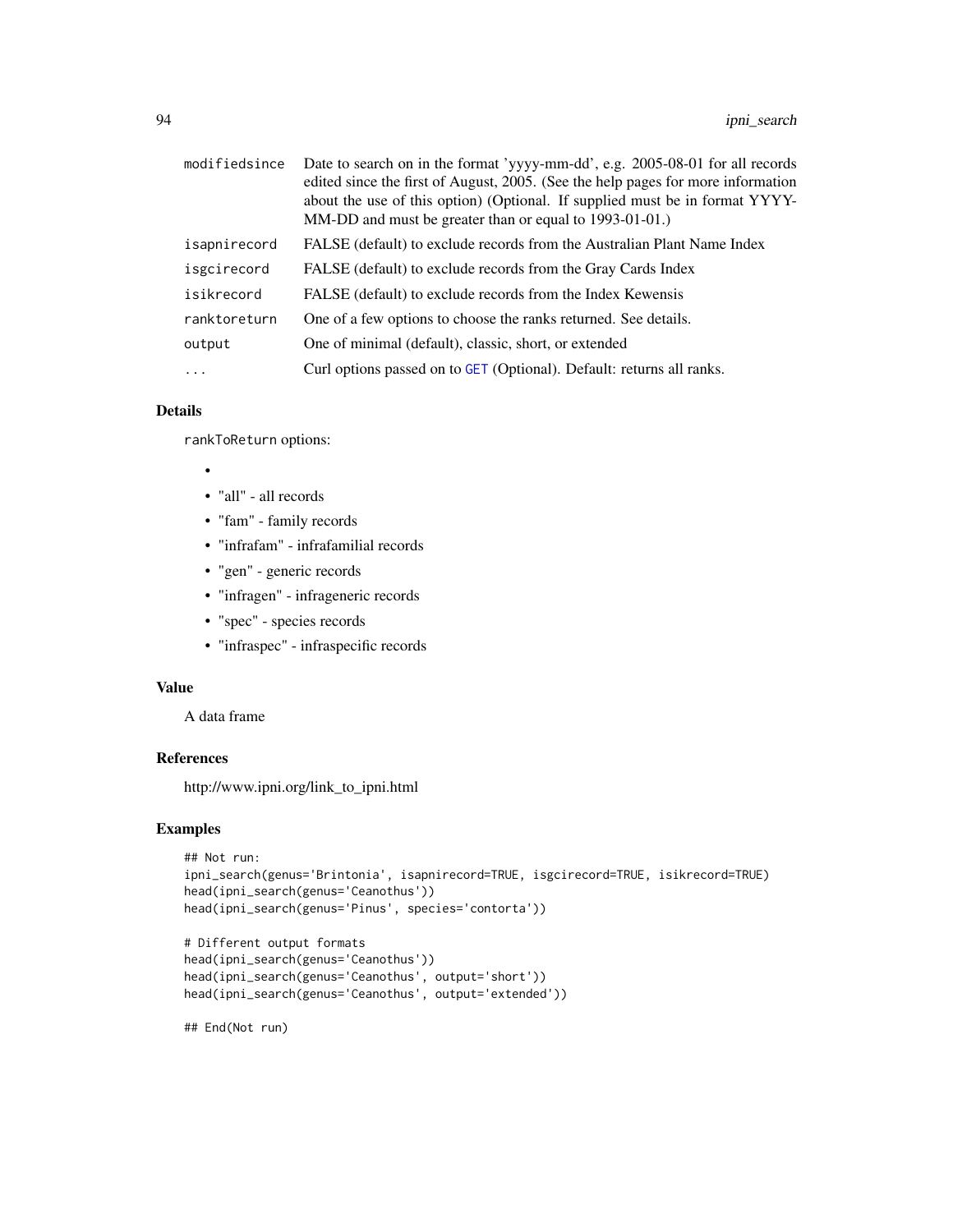| | |
|---|---|
| modifiedsince | Date to search on in the format 'yyyy-mm-dd', e.g. 2005-08-01 for all records edited since the first of August, 2005. (See the help pages for more information about the use of this option) (Optional. If supplied must be in format YYYY-MM-DD and must be greater than or equal to 1993-01-01.) |
| isapnirecord | FALSE (default) to exclude records from the Australian Plant Name Index |
| isgcirecord | FALSE (default) to exclude records from the Gray Cards Index |
| isikrecord | FALSE (default) to exclude records from the Index Kewensis |
| ranktoreturn | One of a few options to choose the ranks returned. See details. |
| output | One of minimal (default), classic, short, or extended |
| ... | Curl options passed on to GET (Optional). Default: returns all ranks. |

## Details

rankToReturn options:

- 
- "all" - all records
- "fam" - family records
- "infrafam" - infrafamilial records
- "gen" - generic records
- "infragen" - infrageneric records
- "spec" - species records
- "infraspec" - infraspecific records

## Value

A data frame

## References

http://www.ipni.org/link_to_ipni.html

## Examples

```
## Not run:
ipni_search(genus='Brintonia', isapnirecord=TRUE, isgcirecord=TRUE, isikrecord=TRUE)
head(ipni_search(genus='Ceanothus'))
head(ipni_search(genus='Pinus', species='contorta'))

# Different output formats
head(ipni_search(genus='Ceanothus'))
head(ipni_search(genus='Ceanothus', output='short'))
head(ipni_search(genus='Ceanothus', output='extended'))

## End(Not run)
```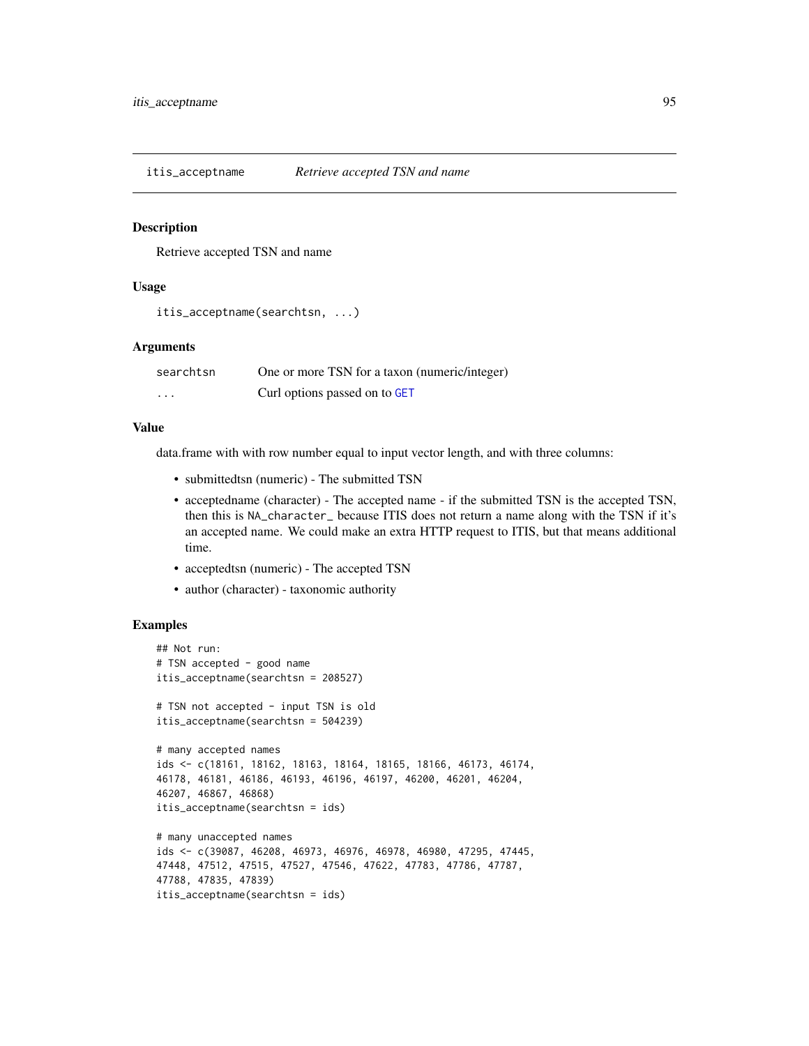## itis_acceptname — *Retrieve accepted TSN and name*

### Description

Retrieve accepted TSN and name

### Usage

```
itis_acceptname(searchtsn, ...)
```

### Arguments

| | |
|---|---|
| searchtsn | One or more TSN for a taxon (numeric/integer) |
| ... | Curl options passed on to GET |

### Value

data.frame with with row number equal to input vector length, and with three columns:

- submittedtsn (numeric) - The submitted TSN
- acceptedname (character) - The accepted name - if the submitted TSN is the accepted TSN, then this is NA_character_ because ITIS does not return a name along with the TSN if it's an accepted name. We could make an extra HTTP request to ITIS, but that means additional time.
- acceptedtsn (numeric) - The accepted TSN
- author (character) - taxonomic authority

### Examples

```
## Not run:
# TSN accepted - good name
itis_acceptname(searchtsn = 208527)

# TSN not accepted - input TSN is old
itis_acceptname(searchtsn = 504239)

# many accepted names
ids <- c(18161, 18162, 18163, 18164, 18165, 18166, 46173, 46174,
46178, 46181, 46186, 46193, 46196, 46197, 46200, 46201, 46204,
46207, 46867, 46868)
itis_acceptname(searchtsn = ids)

# many unaccepted names
ids <- c(39087, 46208, 46973, 46976, 46978, 46980, 47295, 47445,
47448, 47512, 47515, 47527, 47546, 47622, 47783, 47786, 47787,
47788, 47835, 47839)
itis_acceptname(searchtsn = ids)
```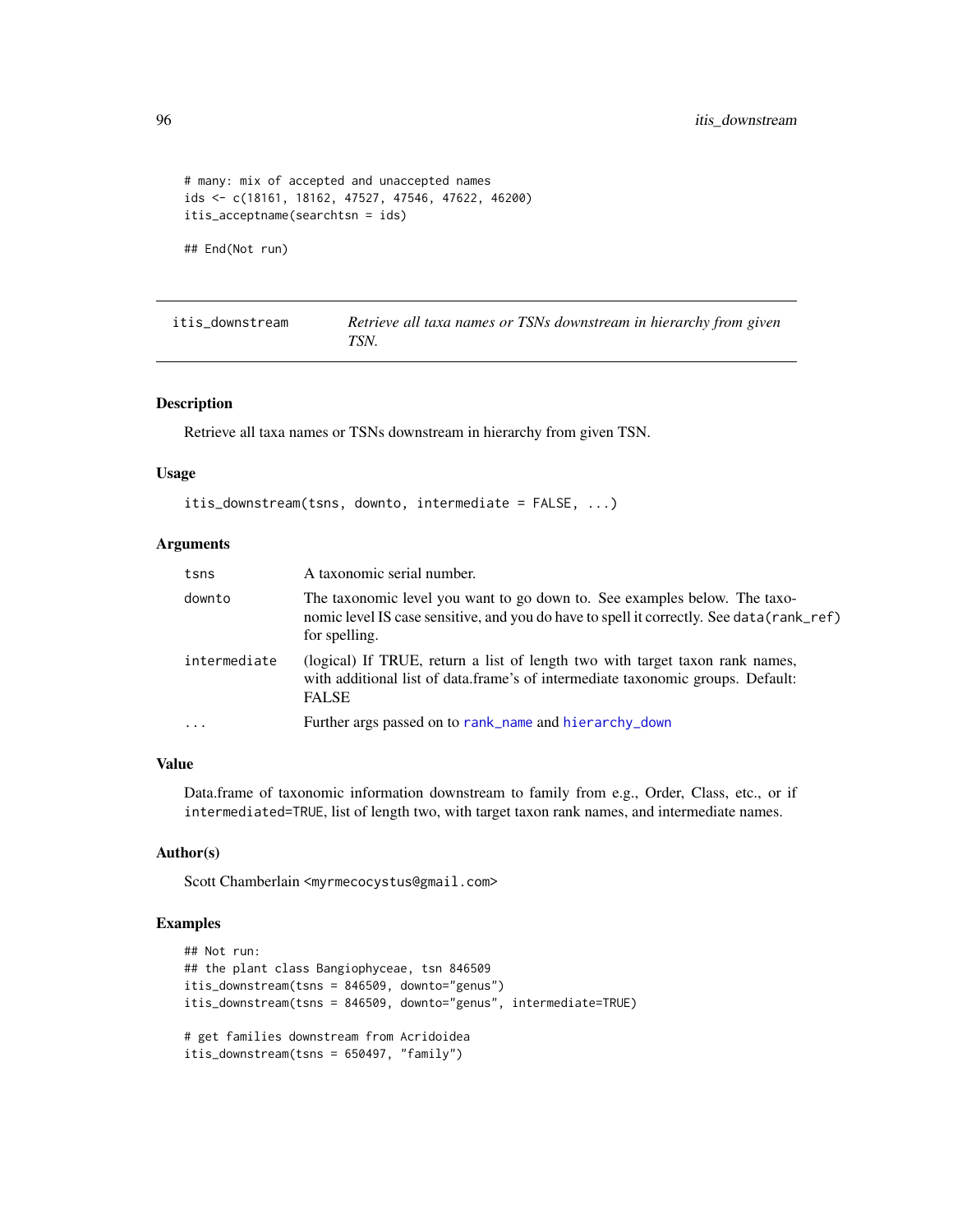```
# many: mix of accepted and unaccepted names
ids <- c(18161, 18162, 47527, 47546, 47622, 46200)
itis_acceptname(searchtsn = ids)

## End(Not run)
```

## itis_downstream — *Retrieve all taxa names or TSNs downstream in hierarchy from given TSN.*

### Description

Retrieve all taxa names or TSNs downstream in hierarchy from given TSN.

### Usage

```
itis_downstream(tsns, downto, intermediate = FALSE, ...)
```

### Arguments

| | |
|---|---|
| `tsns` | A taxonomic serial number. |
| `downto` | The taxonomic level you want to go down to. See examples below. The taxonomic level IS case sensitive, and you do have to spell it correctly. See `data(rank_ref)` for spelling. |
| `intermediate` | (logical) If TRUE, return a list of length two with target taxon rank names, with additional list of data.frame's of intermediate taxonomic groups. Default: FALSE |
| `...` | Further args passed on to `rank_name` and `hierarchy_down` |

### Value

Data.frame of taxonomic information downstream to family from e.g., Order, Class, etc., or if `intermediated=TRUE`, list of length two, with target taxon rank names, and intermediate names.

### Author(s)

Scott Chamberlain <myrmecocystus@gmail.com>

### Examples

```
## Not run:
## the plant class Bangiophyceae, tsn 846509
itis_downstream(tsns = 846509, downto="genus")
itis_downstream(tsns = 846509, downto="genus", intermediate=TRUE)

# get families downstream from Acridoidea
itis_downstream(tsns = 650497, "family")
```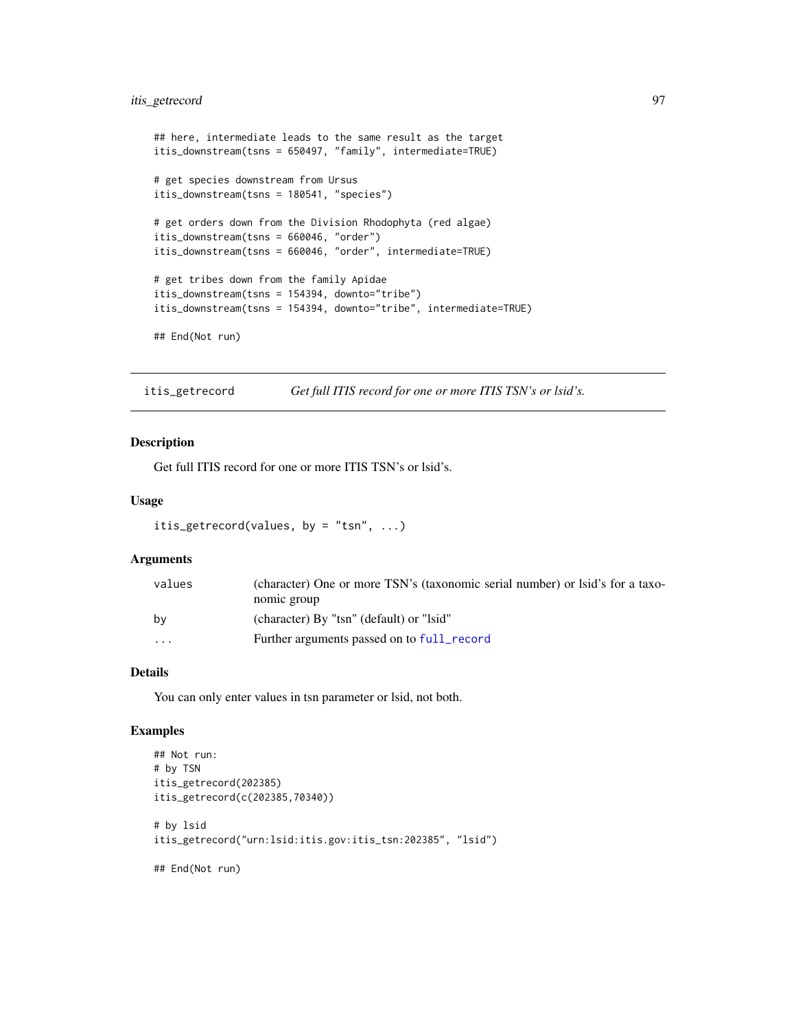```
## here, intermediate leads to the same result as the target
itis_downstream(tsns = 650497, "family", intermediate=TRUE)

# get species downstream from Ursus
itis_downstream(tsns = 180541, "species")

# get orders down from the Division Rhodophyta (red algae)
itis_downstream(tsns = 660046, "order")
itis_downstream(tsns = 660046, "order", intermediate=TRUE)

# get tribes down from the family Apidae
itis_downstream(tsns = 154394, downto="tribe")
itis_downstream(tsns = 154394, downto="tribe", intermediate=TRUE)

## End(Not run)
```

## itis_getrecord — *Get full ITIS record for one or more ITIS TSN's or lsid's.*

### Description

Get full ITIS record for one or more ITIS TSN's or lsid's.

### Usage

```
itis_getrecord(values, by = "tsn", ...)
```

### Arguments

| | |
|---|---|
| values | (character) One or more TSN's (taxonomic serial number) or lsid's for a taxonomic group |
| by | (character) By "tsn" (default) or "lsid" |
| ... | Further arguments passed on to full_record |

### Details

You can only enter values in tsn parameter or lsid, not both.

### Examples

```
## Not run:
# by TSN
itis_getrecord(202385)
itis_getrecord(c(202385,70340))

# by lsid
itis_getrecord("urn:lsid:itis.gov:itis_tsn:202385", "lsid")

## End(Not run)
```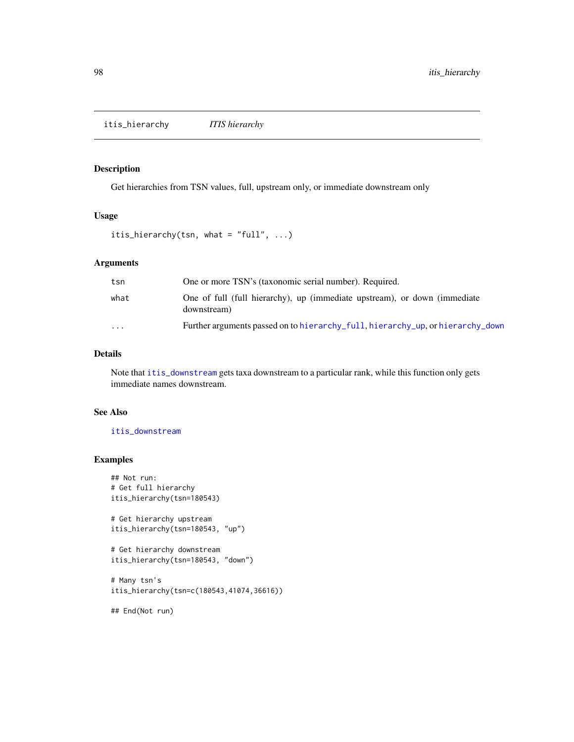## itis_hierarchy *ITIS hierarchy*

### Description

Get hierarchies from TSN values, full, upstream only, or immediate downstream only

### Usage

```
itis_hierarchy(tsn, what = "full", ...)
```

### Arguments

| | |
|---|---|
| tsn | One or more TSN's (taxonomic serial number). Required. |
| what | One of full (full hierarchy), up (immediate upstream), or down (immediate downstream) |
| ... | Further arguments passed on to hierarchy_full, hierarchy_up, or hierarchy_down |

### Details

Note that itis_downstream gets taxa downstream to a particular rank, while this function only gets immediate names downstream.

### See Also

itis_downstream

### Examples

```
## Not run:
# Get full hierarchy
itis_hierarchy(tsn=180543)

# Get hierarchy upstream
itis_hierarchy(tsn=180543, "up")

# Get hierarchy downstream
itis_hierarchy(tsn=180543, "down")

# Many tsn's
itis_hierarchy(tsn=c(180543,41074,36616))

## End(Not run)
```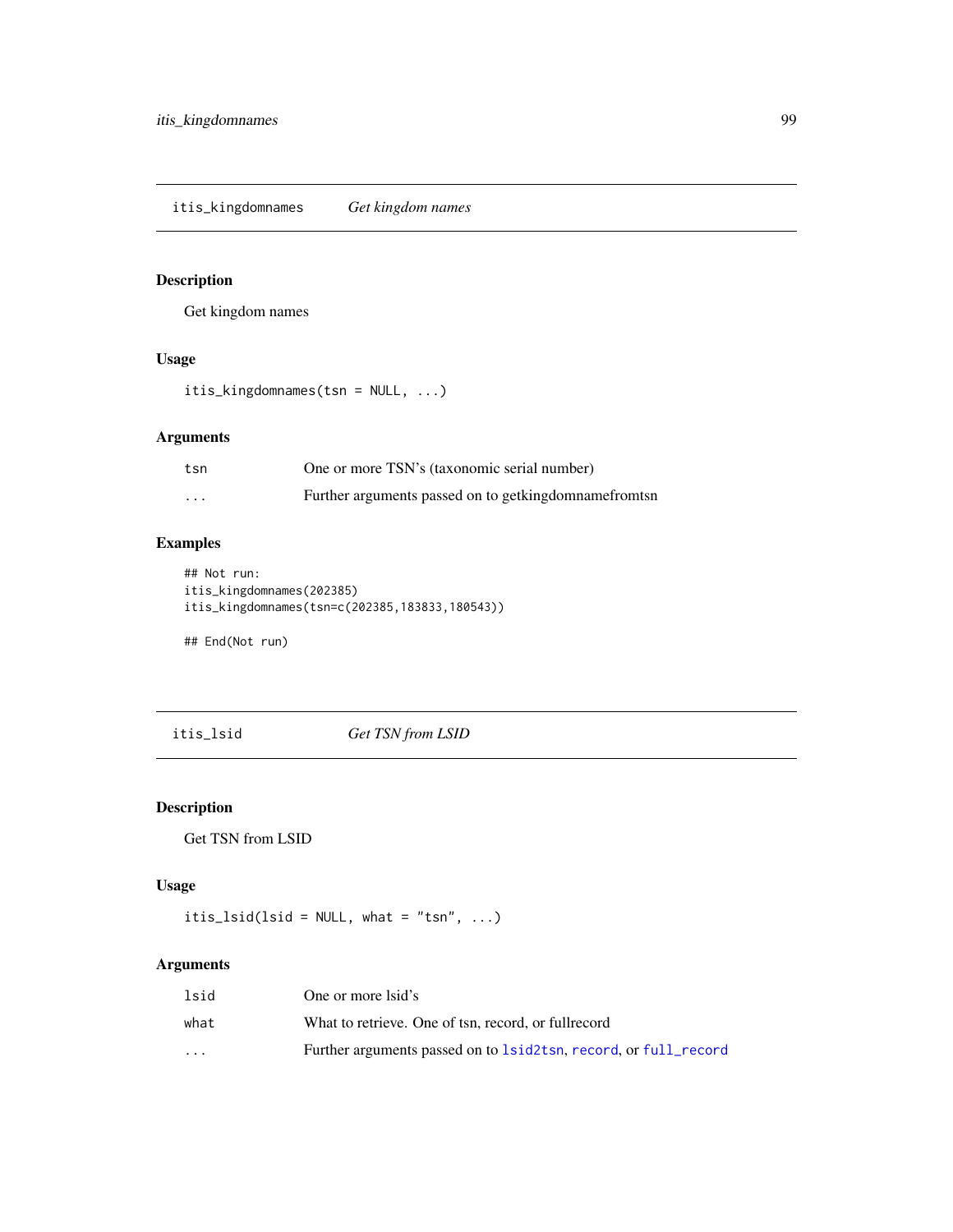## itis_kingdomnames *Get kingdom names*

### Description

Get kingdom names

### Usage

```
itis_kingdomnames(tsn = NULL, ...)
```

### Arguments

| | |
|---|---|
| tsn | One or more TSN's (taxonomic serial number) |
| ... | Further arguments passed on to getkingdomnamefromtsn |

### Examples

```
## Not run:
itis_kingdomnames(202385)
itis_kingdomnames(tsn=c(202385,183833,180543))

## End(Not run)
```

## itis_lsid *Get TSN from LSID*

### Description

Get TSN from LSID

### Usage

```
itis_lsid(lsid = NULL, what = "tsn", ...)
```

### Arguments

| | |
|---|---|
| lsid | One or more lsid's |
| what | What to retrieve. One of tsn, record, or fullrecord |
| ... | Further arguments passed on to lsid2tsn, record, or full_record |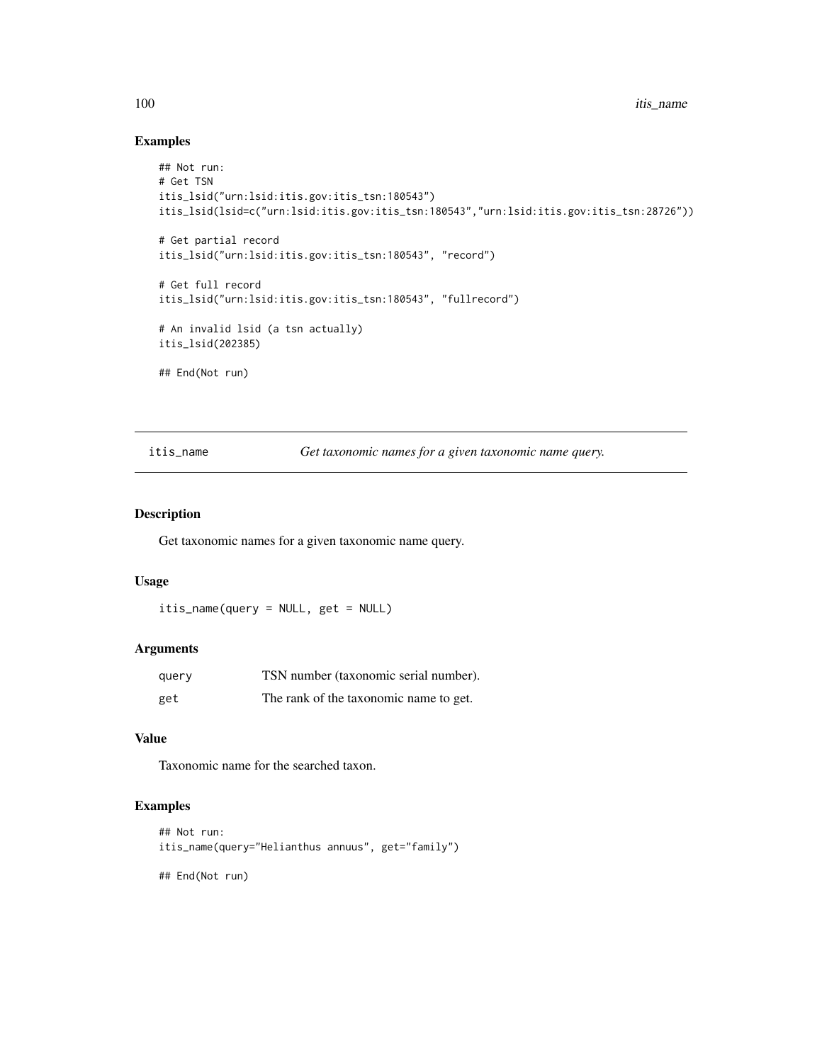### Examples

```
## Not run:
# Get TSN
itis_lsid("urn:lsid:itis.gov:itis_tsn:180543")
itis_lsid(lsid=c("urn:lsid:itis.gov:itis_tsn:180543","urn:lsid:itis.gov:itis_tsn:28726"))

# Get partial record
itis_lsid("urn:lsid:itis.gov:itis_tsn:180543", "record")

# Get full record
itis_lsid("urn:lsid:itis.gov:itis_tsn:180543", "fullrecord")

# An invalid lsid (a tsn actually)
itis_lsid(202385)

## End(Not run)
```

---

## itis_name — *Get taxonomic names for a given taxonomic name query.*

### Description

Get taxonomic names for a given taxonomic name query.

### Usage

```
itis_name(query = NULL, get = NULL)
```

### Arguments

| | |
|---|---|
| query | TSN number (taxonomic serial number). |
| get | The rank of the taxonomic name to get. |

### Value

Taxonomic name for the searched taxon.

### Examples

```
## Not run:
itis_name(query="Helianthus annuus", get="family")

## End(Not run)
```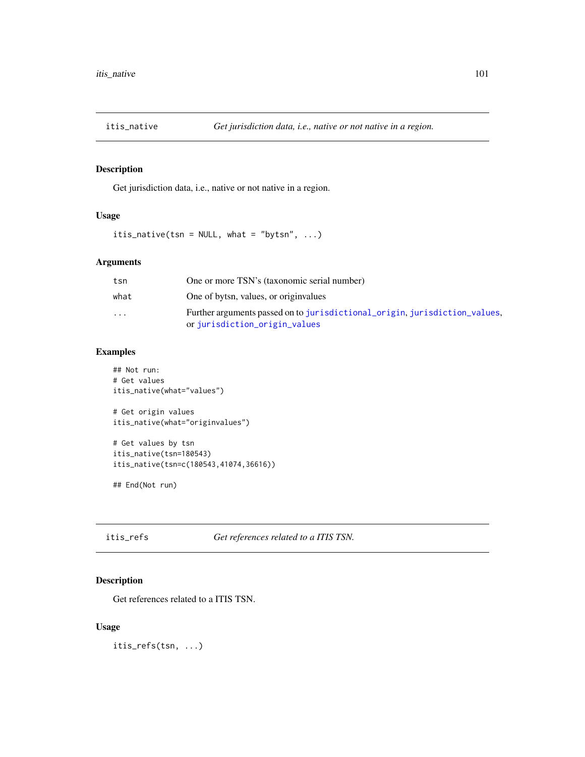## itis_native *Get jurisdiction data, i.e., native or not native in a region.*

### Description

Get jurisdiction data, i.e., native or not native in a region.

### Usage

```
itis_native(tsn = NULL, what = "bytsn", ...)
```

### Arguments

| | |
|---|---|
| tsn | One or more TSN's (taxonomic serial number) |
| what | One of bytsn, values, or originvalues |
| ... | Further arguments passed on to jurisdictional_origin, jurisdiction_values, or jurisdiction_origin_values |

### Examples

```
## Not run:
# Get values
itis_native(what="values")

# Get origin values
itis_native(what="originvalues")

# Get values by tsn
itis_native(tsn=180543)
itis_native(tsn=c(180543,41074,36616))

## End(Not run)
```

## itis_refs *Get references related to a ITIS TSN.*

### Description

Get references related to a ITIS TSN.

### Usage

```
itis_refs(tsn, ...)
```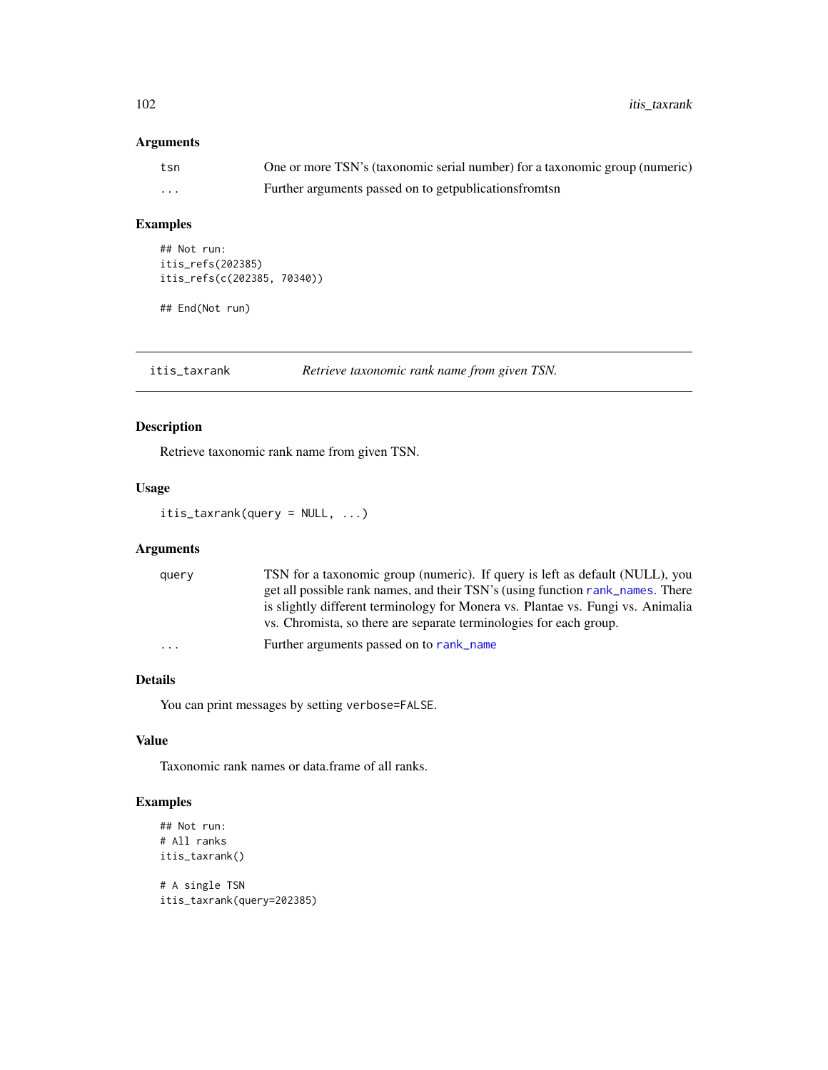### Arguments

| | |
|---|---|
| tsn | One or more TSN's (taxonomic serial number) for a taxonomic group (numeric) |
| ... | Further arguments passed on to getpublicationsfromtsn |

### Examples

```
## Not run:
itis_refs(202385)
itis_refs(c(202385, 70340))

## End(Not run)
```

---

## itis_taxrank — *Retrieve taxonomic rank name from given TSN.*

### Description

Retrieve taxonomic rank name from given TSN.

### Usage

```
itis_taxrank(query = NULL, ...)
```

### Arguments

| | |
|---|---|
| query | TSN for a taxonomic group (numeric). If query is left as default (NULL), you get all possible rank names, and their TSN's (using function rank_names. There is slightly different terminology for Monera vs. Plantae vs. Fungi vs. Animalia vs. Chromista, so there are separate terminologies for each group. |
| ... | Further arguments passed on to rank_name |

### Details

You can print messages by setting verbose=FALSE.

### Value

Taxonomic rank names or data.frame of all ranks.

### Examples

```
## Not run:
# All ranks
itis_taxrank()

# A single TSN
itis_taxrank(query=202385)
```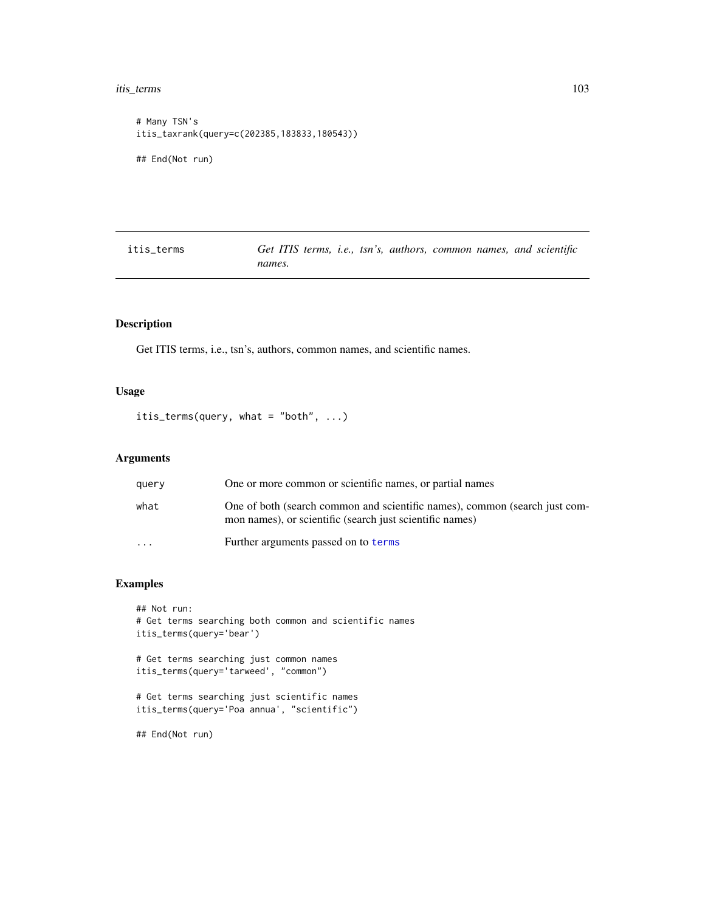```
# Many TSN's
itis_taxrank(query=c(202385,183833,180543))

## End(Not run)
```

## itis_terms — *Get ITIS terms, i.e., tsn's, authors, common names, and scientific names.*

### Description

Get ITIS terms, i.e., tsn's, authors, common names, and scientific names.

### Usage

```
itis_terms(query, what = "both", ...)
```

### Arguments

| | |
|---|---|
| query | One or more common or scientific names, or partial names |
| what | One of both (search common and scientific names), common (search just common names), or scientific (search just scientific names) |
| ... | Further arguments passed on to terms |

### Examples

```
## Not run:
# Get terms searching both common and scientific names
itis_terms(query='bear')

# Get terms searching just common names
itis_terms(query='tarweed', "common")

# Get terms searching just scientific names
itis_terms(query='Poa annua', "scientific")

## End(Not run)
```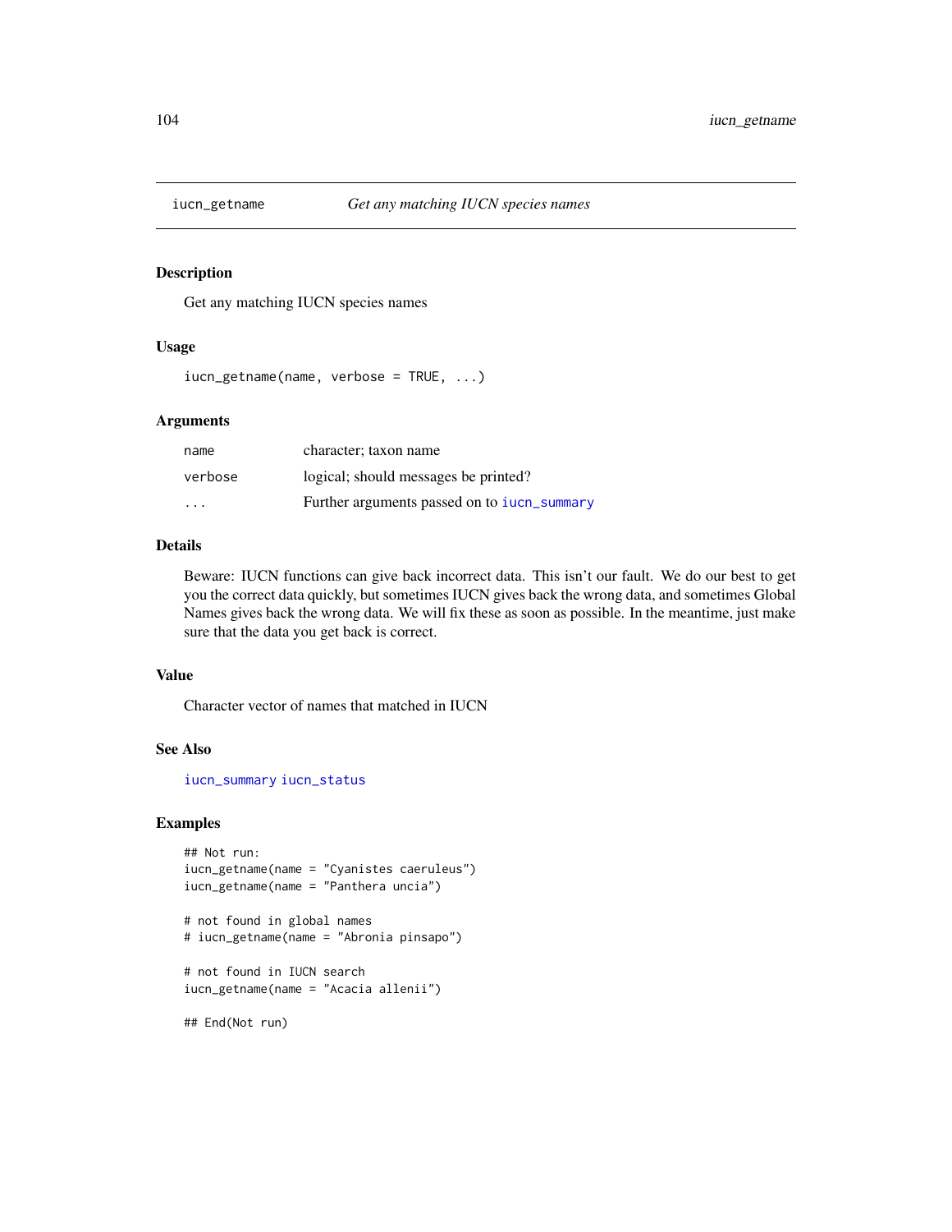# iucn_getname — *Get any matching IUCN species names*

## Description

Get any matching IUCN species names

## Usage

```
iucn_getname(name, verbose = TRUE, ...)
```

## Arguments

| | |
|---|---|
| name | character; taxon name |
| verbose | logical; should messages be printed? |
| ... | Further arguments passed on to iucn_summary |

## Details

Beware: IUCN functions can give back incorrect data. This isn't our fault. We do our best to get you the correct data quickly, but sometimes IUCN gives back the wrong data, and sometimes Global Names gives back the wrong data. We will fix these as soon as possible. In the meantime, just make sure that the data you get back is correct.

## Value

Character vector of names that matched in IUCN

## See Also

iucn_summary iucn_status

## Examples

```
## Not run:
iucn_getname(name = "Cyanistes caeruleus")
iucn_getname(name = "Panthera uncia")

# not found in global names
# iucn_getname(name = "Abronia pinsapo")

# not found in IUCN search
iucn_getname(name = "Acacia allenii")

## End(Not run)
```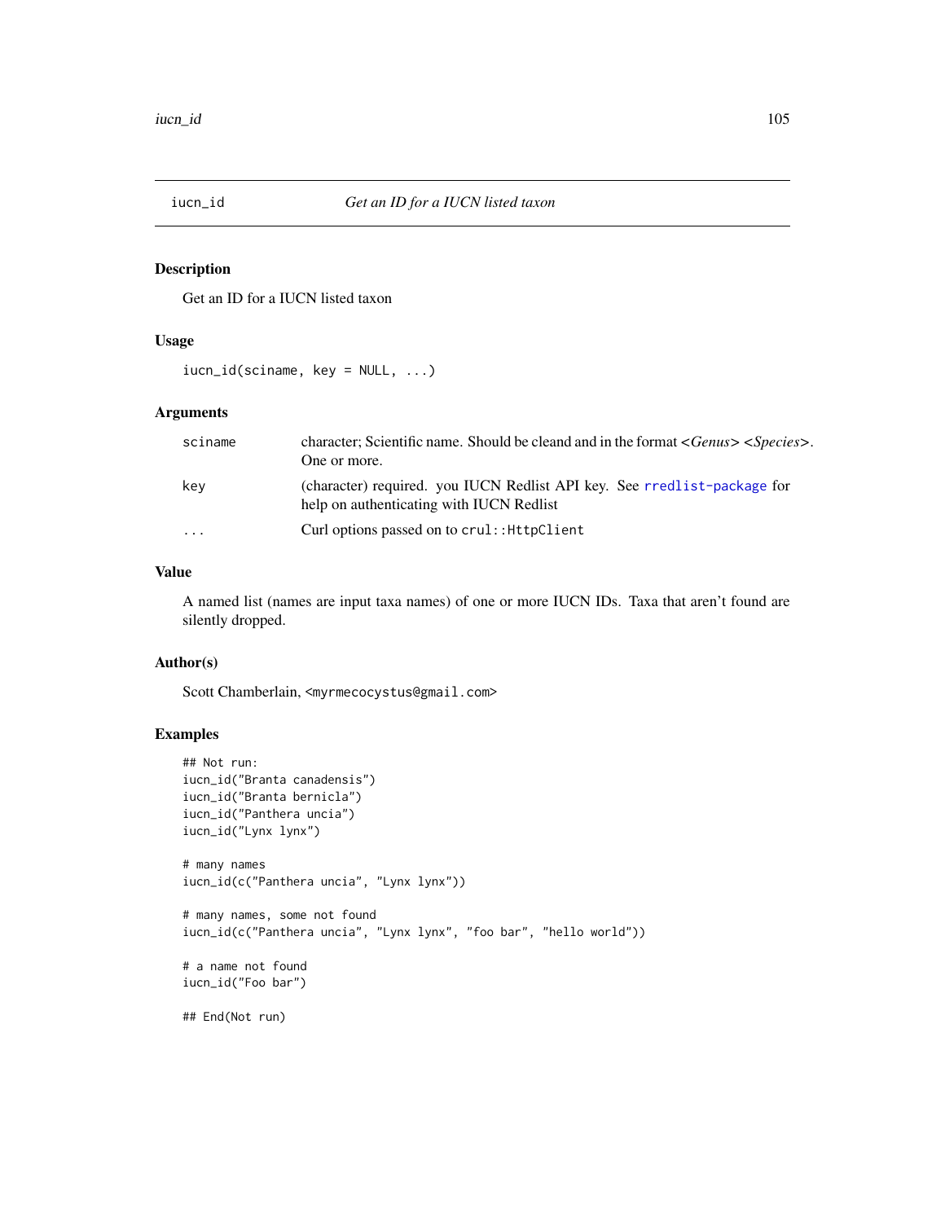# iucn_id — Get an ID for a IUCN listed taxon

## Description

Get an ID for a IUCN listed taxon

## Usage

```
iucn_id(sciname, key = NULL, ...)
```

## Arguments

| | |
|---|---|
| sciname | character; Scientific name. Should be cleand and in the format *<Genus> <Species>*. One or more. |
| key | (character) required. you IUCN Redlist API key. See rredlist-package for help on authenticating with IUCN Redlist |
| ... | Curl options passed on to `crul::HttpClient` |

## Value

A named list (names are input taxa names) of one or more IUCN IDs. Taxa that aren't found are silently dropped.

## Author(s)

Scott Chamberlain, <myrmecocystus@gmail.com>

## Examples

```
## Not run:
iucn_id("Branta canadensis")
iucn_id("Branta bernicla")
iucn_id("Panthera uncia")
iucn_id("Lynx lynx")

# many names
iucn_id(c("Panthera uncia", "Lynx lynx"))

# many names, some not found
iucn_id(c("Panthera uncia", "Lynx lynx", "foo bar", "hello world"))

# a name not found
iucn_id("Foo bar")

## End(Not run)
```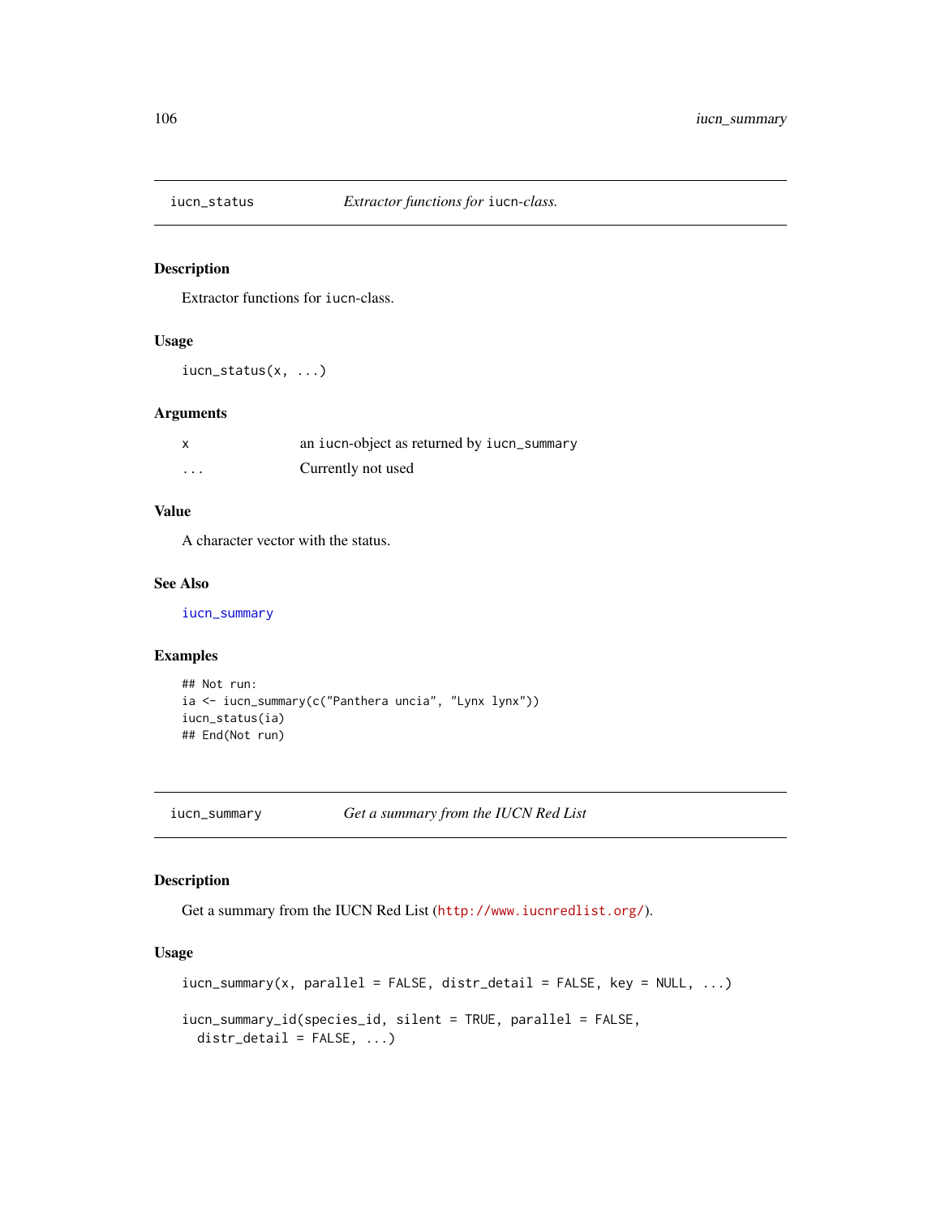## iucn_status — *Extractor functions for* `iucn`*-class.*

### Description

Extractor functions for `iucn`-class.

### Usage

```
iucn_status(x, ...)
```

### Arguments

| | |
|---|---|
| `x` | an `iucn`-object as returned by `iucn_summary` |
| `...` | Currently not used |

### Value

A character vector with the status.

### See Also

`iucn_summary`

### Examples

```
## Not run:
ia <- iucn_summary(c("Panthera uncia", "Lynx lynx"))
iucn_status(ia)
## End(Not run)
```

## iucn_summary — *Get a summary from the IUCN Red List*

### Description

Get a summary from the IUCN Red List (http://www.iucnredlist.org/).

### Usage

```
iucn_summary(x, parallel = FALSE, distr_detail = FALSE, key = NULL, ...)

iucn_summary_id(species_id, silent = TRUE, parallel = FALSE,
  distr_detail = FALSE, ...)
```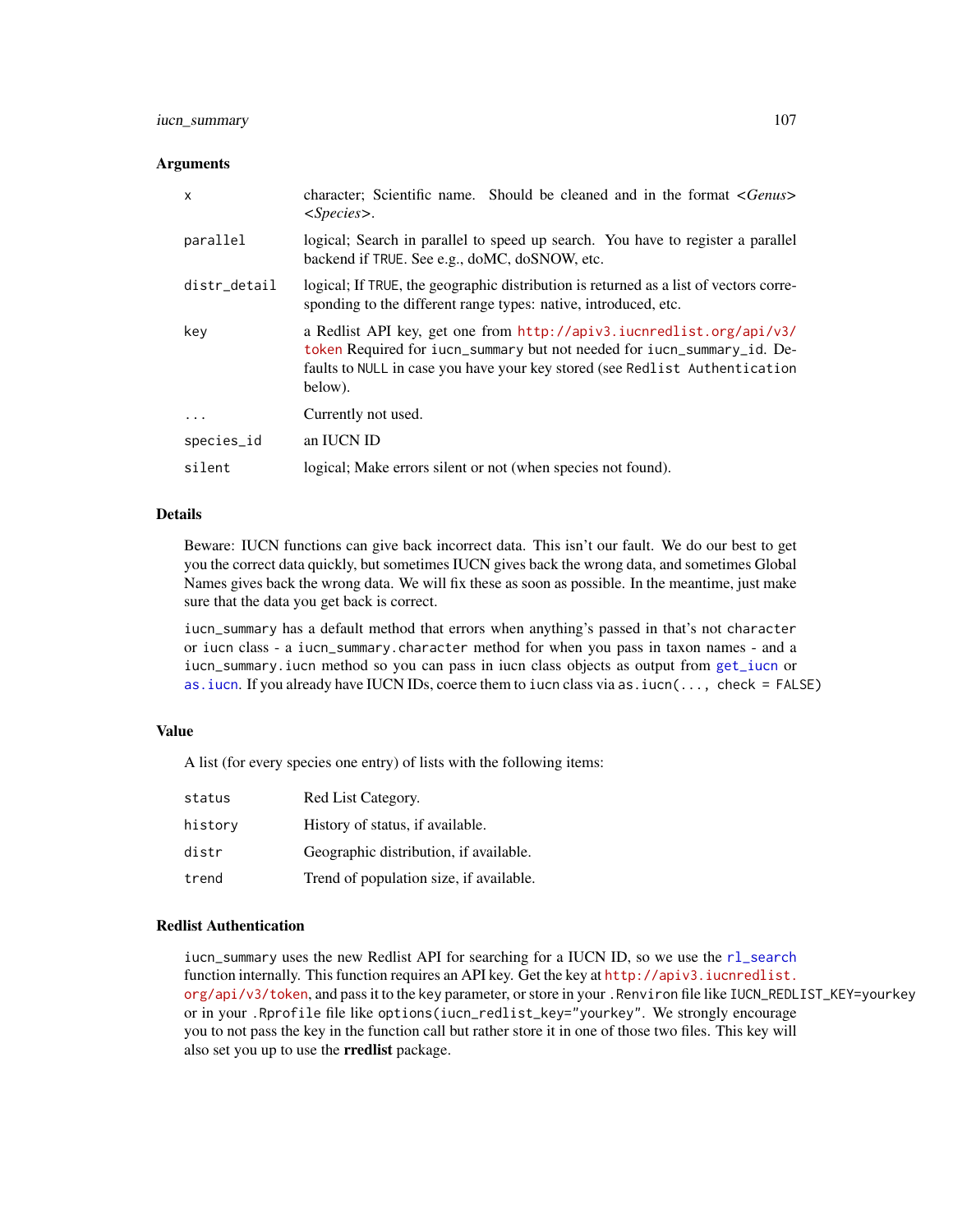### Arguments

| | |
|---|---|
| x | character; Scientific name. Should be cleaned and in the format *<Genus> <Species>*. |
| parallel | logical; Search in parallel to speed up search. You have to register a parallel backend if TRUE. See e.g., doMC, doSNOW, etc. |
| distr_detail | logical; If TRUE, the geographic distribution is returned as a list of vectors corresponding to the different range types: native, introduced, etc. |
| key | a Redlist API key, get one from http://apiv3.iucnredlist.org/api/v3/token Required for iucn_summary but not needed for iucn_summary_id. Defaults to NULL in case you have your key stored (see Redlist Authentication below). |
| ... | Currently not used. |
| species_id | an IUCN ID |
| silent | logical; Make errors silent or not (when species not found). |

### Details

Beware: IUCN functions can give back incorrect data. This isn't our fault. We do our best to get you the correct data quickly, but sometimes IUCN gives back the wrong data, and sometimes Global Names gives back the wrong data. We will fix these as soon as possible. In the meantime, just make sure that the data you get back is correct.

iucn_summary has a default method that errors when anything's passed in that's not character or iucn class - a iucn_summary.character method for when you pass in taxon names - and a iucn_summary.iucn method so you can pass in iucn class objects as output from get_iucn or as.iucn. If you already have IUCN IDs, coerce them to iucn class via as.iucn(..., check = FALSE)

### Value

A list (for every species one entry) of lists with the following items:

| | |
|---|---|
| status | Red List Category. |
| history | History of status, if available. |
| distr | Geographic distribution, if available. |
| trend | Trend of population size, if available. |

### Redlist Authentication

iucn_summary uses the new Redlist API for searching for a IUCN ID, so we use the rl_search function internally. This function requires an API key. Get the key at http://apiv3.iucnredlist.org/api/v3/token, and pass it to the key parameter, or store in your .Renviron file like IUCN_REDLIST_KEY=yourkey or in your .Rprofile file like options(iucn_redlist_key="yourkey". We strongly encourage you to not pass the key in the function call but rather store it in one of those two files. This key will also set you up to use the **rredlist** package.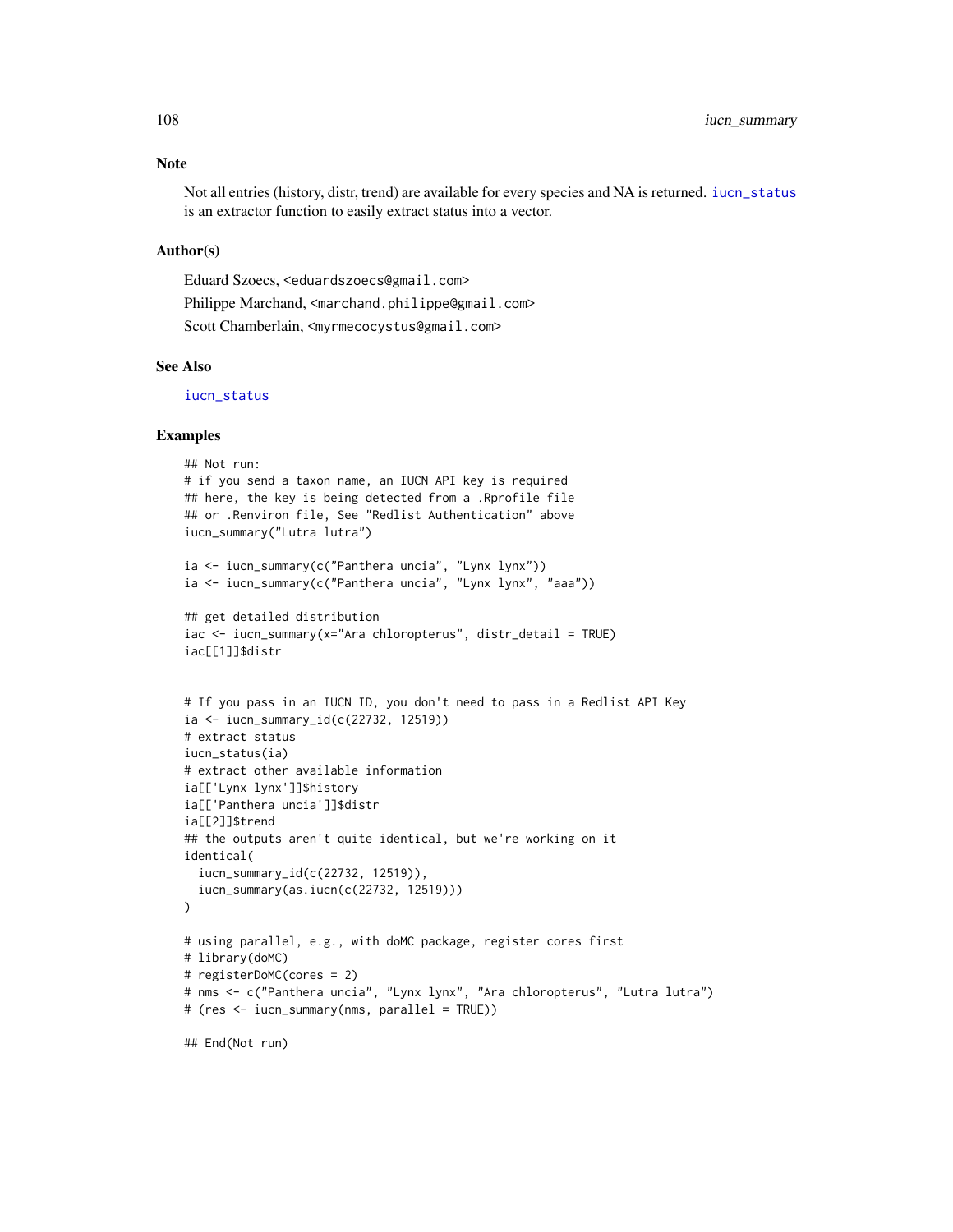## Note

Not all entries (history, distr, trend) are available for every species and NA is returned. iucn_status is an extractor function to easily extract status into a vector.

## Author(s)

Eduard Szoecs, <eduardszoecs@gmail.com>

Philippe Marchand, <marchand.philippe@gmail.com>

Scott Chamberlain, <myrmecocystus@gmail.com>

## See Also

iucn_status

## Examples

```
## Not run:
# if you send a taxon name, an IUCN API key is required
## here, the key is being detected from a .Rprofile file
## or .Renviron file, See "Redlist Authentication" above
iucn_summary("Lutra lutra")

ia <- iucn_summary(c("Panthera uncia", "Lynx lynx"))
ia <- iucn_summary(c("Panthera uncia", "Lynx lynx", "aaa"))

## get detailed distribution
iac <- iucn_summary(x="Ara chloropterus", distr_detail = TRUE)
iac[[1]]$distr


# If you pass in an IUCN ID, you don't need to pass in a Redlist API Key
ia <- iucn_summary_id(c(22732, 12519))
# extract status
iucn_status(ia)
# extract other available information
ia[['Lynx lynx']]$history
ia[['Panthera uncia']]$distr
ia[[2]]$trend
## the outputs aren't quite identical, but we're working on it
identical(
  iucn_summary_id(c(22732, 12519)),
  iucn_summary(as.iucn(c(22732, 12519)))
)

# using parallel, e.g., with doMC package, register cores first
# library(doMC)
# registerDoMC(cores = 2)
# nms <- c("Panthera uncia", "Lynx lynx", "Ara chloropterus", "Lutra lutra")
# (res <- iucn_summary(nms, parallel = TRUE))

## End(Not run)
```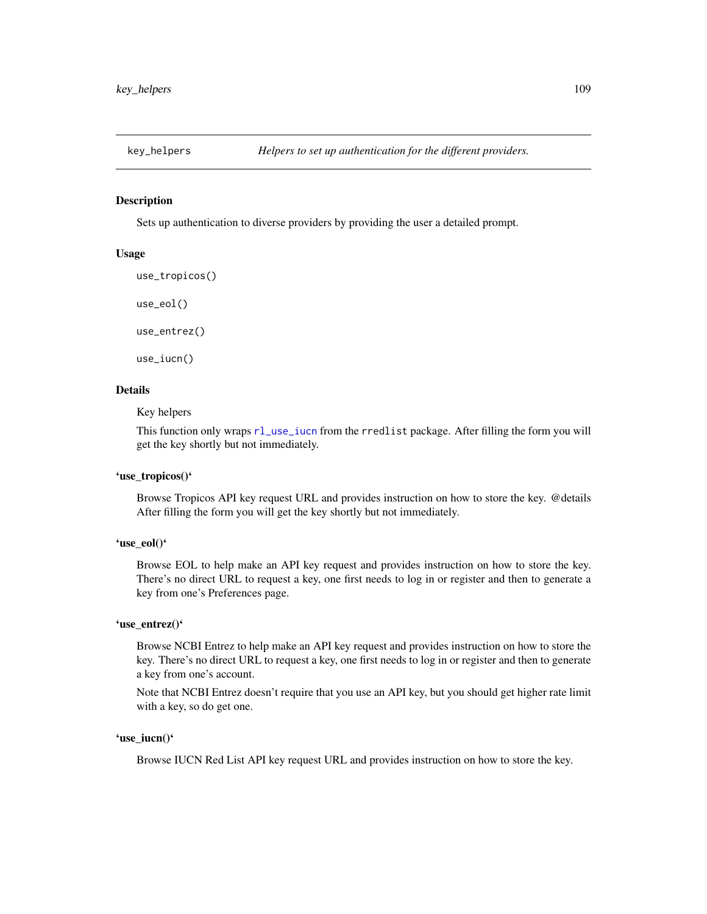key_helpers *Helpers to set up authentication for the different providers.*

## Description

Sets up authentication to diverse providers by providing the user a detailed prompt.

## Usage

```
use_tropicos()

use_eol()

use_entrez()

use_iucn()
```

## Details

Key helpers

This function only wraps rl_use_iucn from the rredlist package. After filling the form you will get the key shortly but not immediately.

## 'use_tropicos()'

Browse Tropicos API key request URL and provides instruction on how to store the key. @details After filling the form you will get the key shortly but not immediately.

## 'use_eol()'

Browse EOL to help make an API key request and provides instruction on how to store the key. There's no direct URL to request a key, one first needs to log in or register and then to generate a key from one's Preferences page.

## 'use_entrez()'

Browse NCBI Entrez to help make an API key request and provides instruction on how to store the key. There's no direct URL to request a key, one first needs to log in or register and then to generate a key from one's account.

Note that NCBI Entrez doesn't require that you use an API key, but you should get higher rate limit with a key, so do get one.

## 'use_iucn()'

Browse IUCN Red List API key request URL and provides instruction on how to store the key.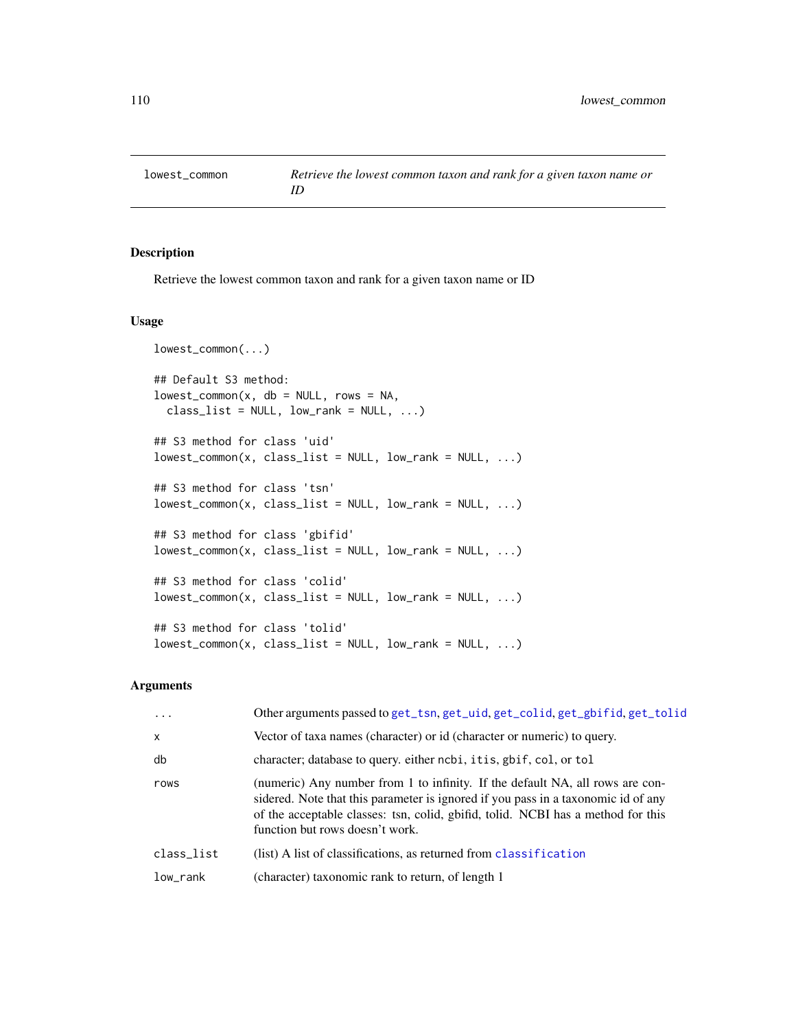# lowest_common — *Retrieve the lowest common taxon and rank for a given taxon name or ID*

## Description

Retrieve the lowest common taxon and rank for a given taxon name or ID

## Usage

```
lowest_common(...)

## Default S3 method:
lowest_common(x, db = NULL, rows = NA,
  class_list = NULL, low_rank = NULL, ...)

## S3 method for class 'uid'
lowest_common(x, class_list = NULL, low_rank = NULL, ...)

## S3 method for class 'tsn'
lowest_common(x, class_list = NULL, low_rank = NULL, ...)

## S3 method for class 'gbifid'
lowest_common(x, class_list = NULL, low_rank = NULL, ...)

## S3 method for class 'colid'
lowest_common(x, class_list = NULL, low_rank = NULL, ...)

## S3 method for class 'tolid'
lowest_common(x, class_list = NULL, low_rank = NULL, ...)
```

## Arguments

| | |
|---|---|
| `...` | Other arguments passed to `get_tsn`, `get_uid`, `get_colid`, `get_gbifid`, `get_tolid` |
| `x` | Vector of taxa names (character) or id (character or numeric) to query. |
| `db` | character; database to query. either `ncbi`, `itis`, `gbif`, `col`, or `tol` |
| `rows` | (numeric) Any number from 1 to infinity. If the default NA, all rows are considered. Note that this parameter is ignored if you pass in a taxonomic id of any of the acceptable classes: tsn, colid, gbifid, tolid. NCBI has a method for this function but rows doesn't work. |
| `class_list` | (list) A list of classifications, as returned from `classification` |
| `low_rank` | (character) taxonomic rank to return, of length 1 |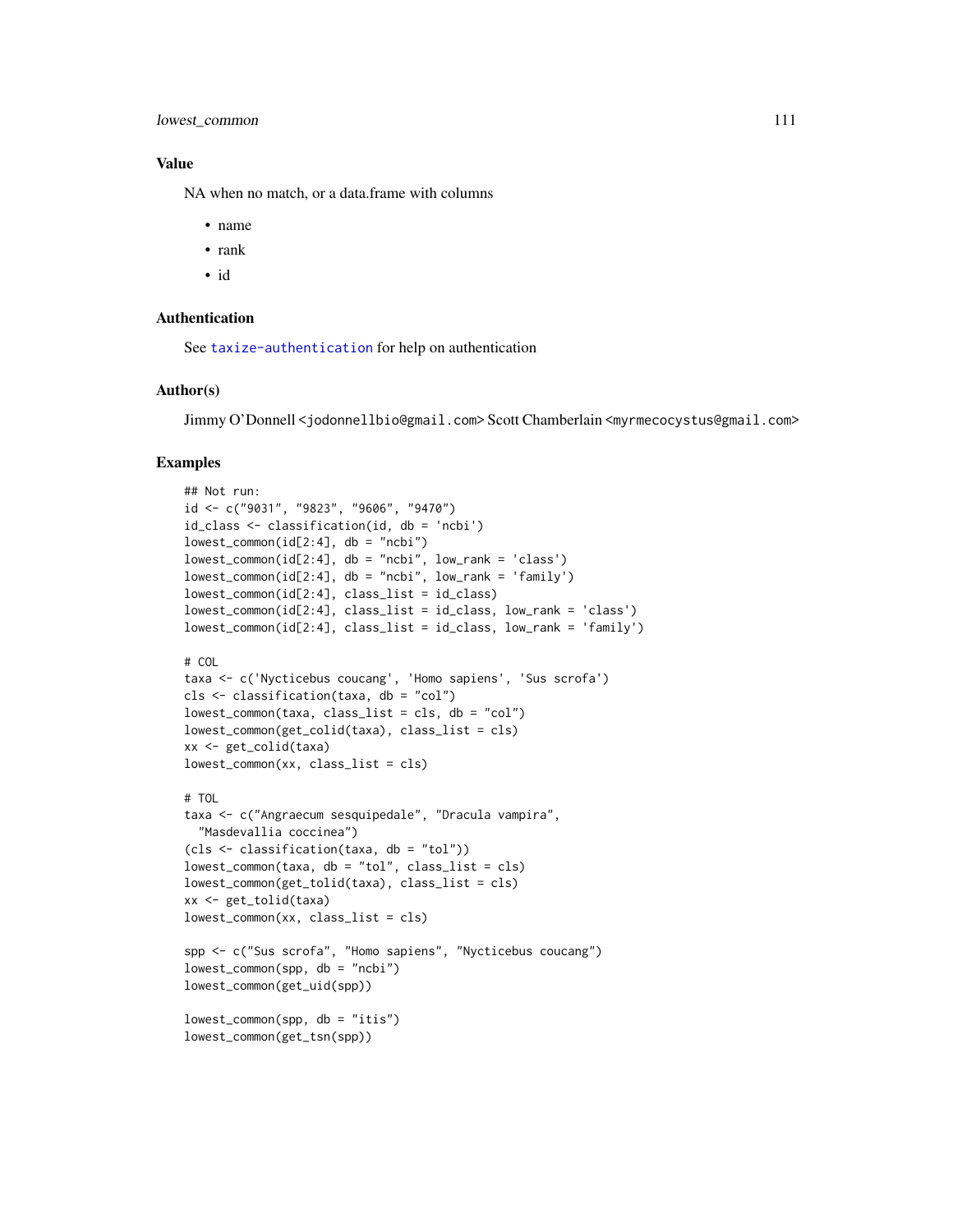## Value

NA when no match, or a data.frame with columns

- name
- rank
- id

## Authentication

See `taxize-authentication` for help on authentication

## Author(s)

Jimmy O'Donnell <jodonnellbio@gmail.com> Scott Chamberlain <myrmecocystus@gmail.com>

## Examples

```
## Not run:
id <- c("9031", "9823", "9606", "9470")
id_class <- classification(id, db = 'ncbi')
lowest_common(id[2:4], db = "ncbi")
lowest_common(id[2:4], db = "ncbi", low_rank = 'class')
lowest_common(id[2:4], db = "ncbi", low_rank = 'family')
lowest_common(id[2:4], class_list = id_class)
lowest_common(id[2:4], class_list = id_class, low_rank = 'class')
lowest_common(id[2:4], class_list = id_class, low_rank = 'family')

# COL
taxa <- c('Nycticebus coucang', 'Homo sapiens', 'Sus scrofa')
cls <- classification(taxa, db = "col")
lowest_common(taxa, class_list = cls, db = "col")
lowest_common(get_colid(taxa), class_list = cls)
xx <- get_colid(taxa)
lowest_common(xx, class_list = cls)

# TOL
taxa <- c("Angraecum sesquipedale", "Dracula vampira",
  "Masdevallia coccinea")
(cls <- classification(taxa, db = "tol"))
lowest_common(taxa, db = "tol", class_list = cls)
lowest_common(get_tolid(taxa), class_list = cls)
xx <- get_tolid(taxa)
lowest_common(xx, class_list = cls)

spp <- c("Sus scrofa", "Homo sapiens", "Nycticebus coucang")
lowest_common(spp, db = "ncbi")
lowest_common(get_uid(spp))

lowest_common(spp, db = "itis")
lowest_common(get_tsn(spp))
```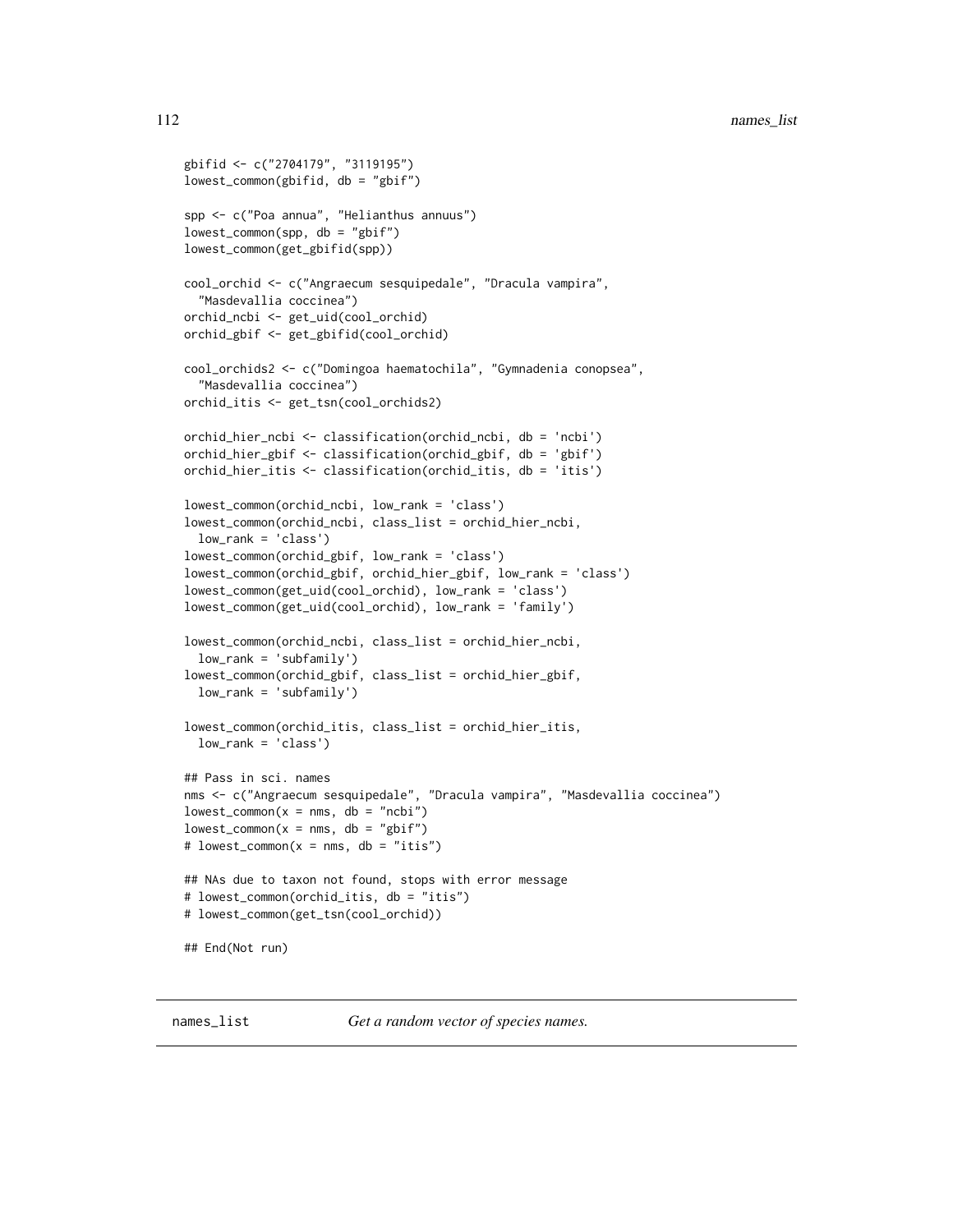```
gbifid <- c("2704179", "3119195")
lowest_common(gbifid, db = "gbif")

spp <- c("Poa annua", "Helianthus annuus")
lowest_common(spp, db = "gbif")
lowest_common(get_gbifid(spp))

cool_orchid <- c("Angraecum sesquipedale", "Dracula vampira",
  "Masdevallia coccinea")
orchid_ncbi <- get_uid(cool_orchid)
orchid_gbif <- get_gbifid(cool_orchid)

cool_orchids2 <- c("Domingoa haematochila", "Gymnadenia conopsea",
  "Masdevallia coccinea")
orchid_itis <- get_tsn(cool_orchids2)

orchid_hier_ncbi <- classification(orchid_ncbi, db = 'ncbi')
orchid_hier_gbif <- classification(orchid_gbif, db = 'gbif')
orchid_hier_itis <- classification(orchid_itis, db = 'itis')

lowest_common(orchid_ncbi, low_rank = 'class')
lowest_common(orchid_ncbi, class_list = orchid_hier_ncbi,
  low_rank = 'class')
lowest_common(orchid_gbif, low_rank = 'class')
lowest_common(orchid_gbif, orchid_hier_gbif, low_rank = 'class')
lowest_common(get_uid(cool_orchid), low_rank = 'class')
lowest_common(get_uid(cool_orchid), low_rank = 'family')

lowest_common(orchid_ncbi, class_list = orchid_hier_ncbi,
  low_rank = 'subfamily')
lowest_common(orchid_gbif, class_list = orchid_hier_gbif,
  low_rank = 'subfamily')

lowest_common(orchid_itis, class_list = orchid_hier_itis,
  low_rank = 'class')

## Pass in sci. names
nms <- c("Angraecum sesquipedale", "Dracula vampira", "Masdevallia coccinea")
lowest_common(x = nms, db = "ncbi")
lowest_common(x = nms, db = "gbif")
# lowest_common(x = nms, db = "itis")

## NAs due to taxon not found, stops with error message
# lowest_common(orchid_itis, db = "itis")
# lowest_common(get_tsn(cool_orchid))

## End(Not run)
```

---

names_list *Get a random vector of species names.*

---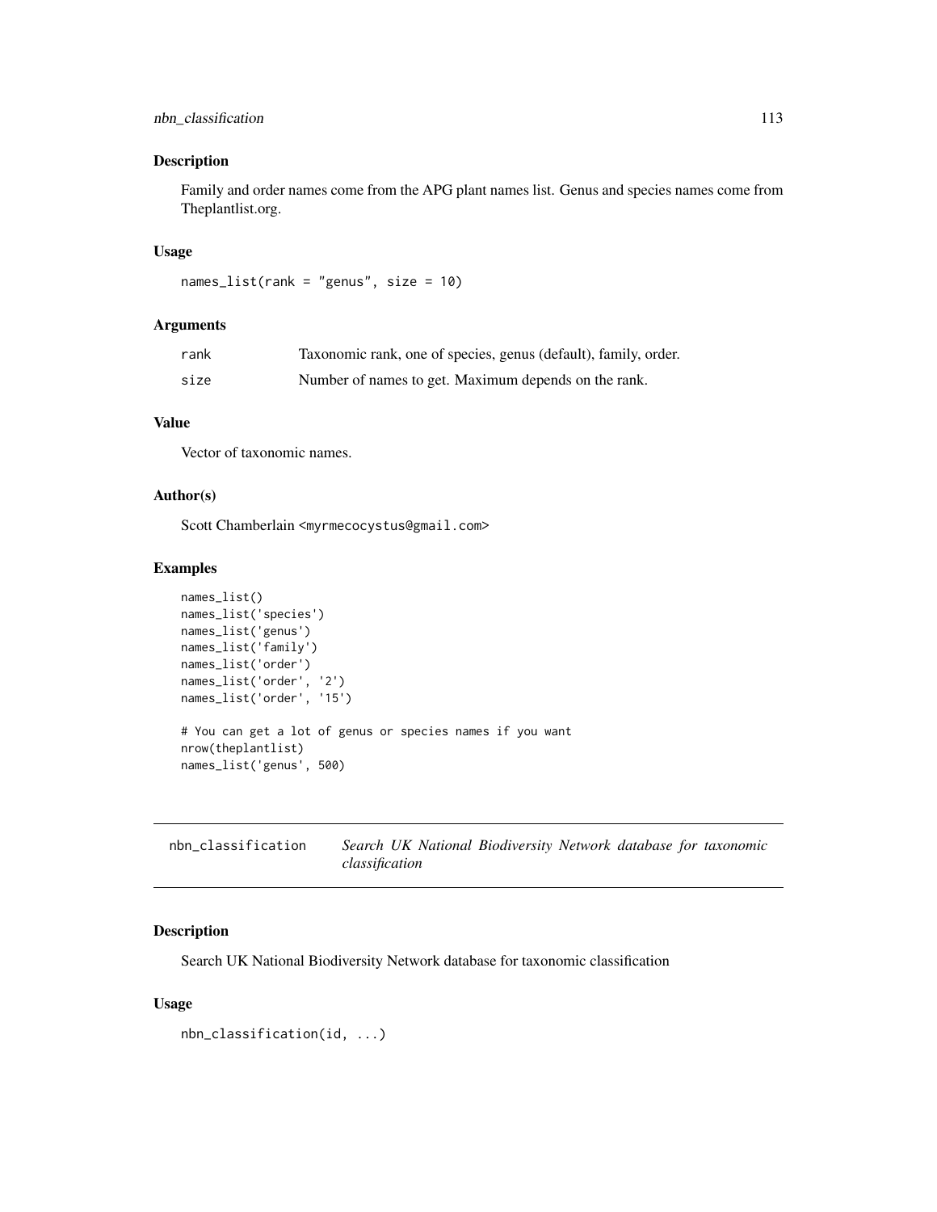## Description

Family and order names come from the APG plant names list. Genus and species names come from Theplantlist.org.

## Usage

```
names_list(rank = "genus", size = 10)
```

## Arguments

| | |
|---|---|
| rank | Taxonomic rank, one of species, genus (default), family, order. |
| size | Number of names to get. Maximum depends on the rank. |

## Value

Vector of taxonomic names.

## Author(s)

Scott Chamberlain <myrmecocystus@gmail.com>

## Examples

```
names_list()
names_list('species')
names_list('genus')
names_list('family')
names_list('order')
names_list('order', '2')
names_list('order', '15')

# You can get a lot of genus or species names if you want
nrow(theplantlist)
names_list('genus', 500)
```

---

# nbn_classification    *Search UK National Biodiversity Network database for taxonomic classification*

---

## Description

Search UK National Biodiversity Network database for taxonomic classification

## Usage

```
nbn_classification(id, ...)
```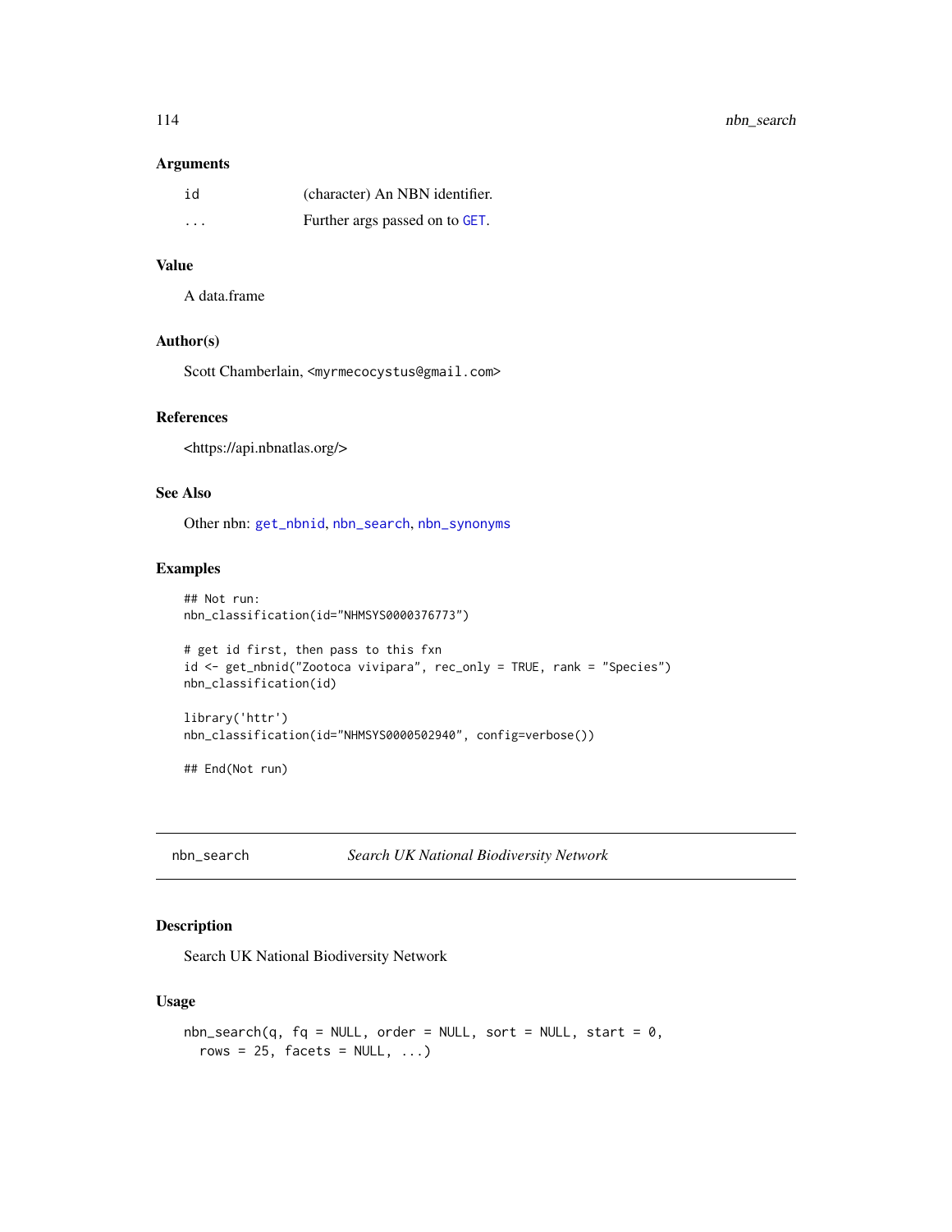### Arguments

| | |
|---|---|
| id | (character) An NBN identifier. |
| ... | Further args passed on to GET. |

### Value

A data.frame

### Author(s)

Scott Chamberlain, <myrmecocystus@gmail.com>

### References

<https://api.nbnatlas.org/>

### See Also

Other nbn: get_nbnid, nbn_search, nbn_synonyms

### Examples

```
## Not run:
nbn_classification(id="NHMSYS0000376773")

# get id first, then pass to this fxn
id <- get_nbnid("Zootoca vivipara", rec_only = TRUE, rank = "Species")
nbn_classification(id)

library('httr')
nbn_classification(id="NHMSYS0000502940", config=verbose())

## End(Not run)
```

---

## nbn_search — *Search UK National Biodiversity Network*

### Description

Search UK National Biodiversity Network

### Usage

```
nbn_search(q, fq = NULL, order = NULL, sort = NULL, start = 0,
  rows = 25, facets = NULL, ...)
```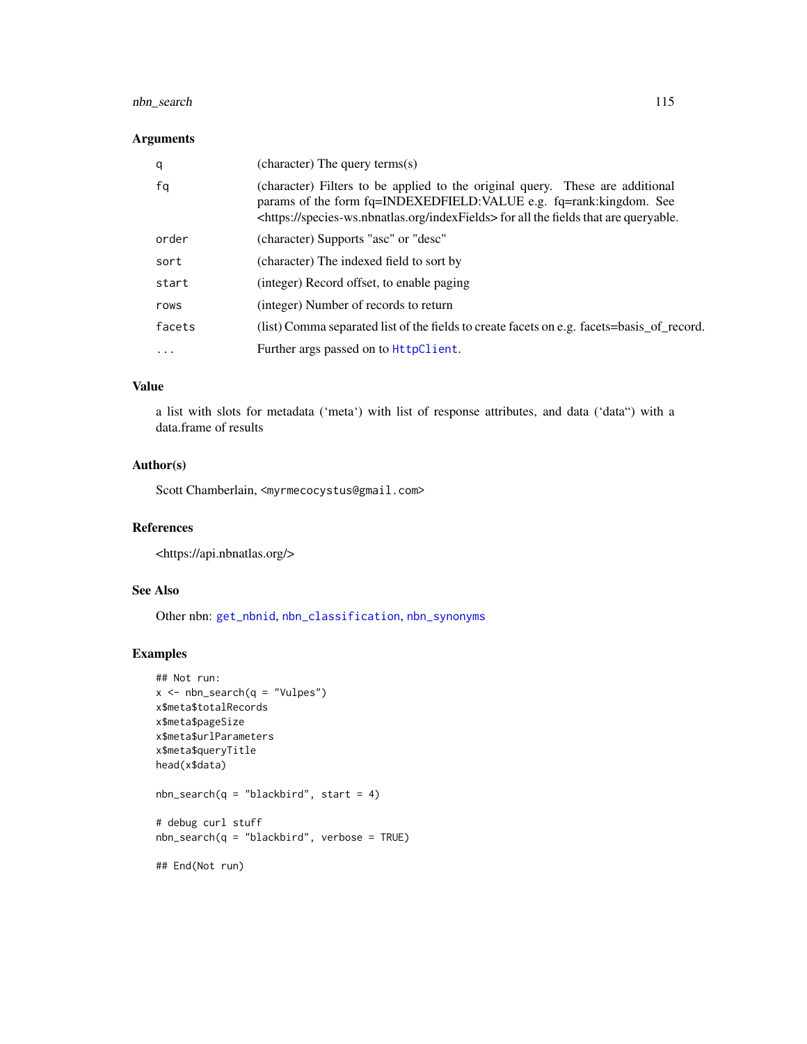### Arguments

| | |
|---|---|
| q | (character) The query terms(s) |
| fq | (character) Filters to be applied to the original query. These are additional params of the form fq=INDEXEDFIELD:VALUE e.g. fq=rank:kingdom. See <https://species-ws.nbnatlas.org/indexFields> for all the fields that are queryable. |
| order | (character) Supports "asc" or "desc" |
| sort | (character) The indexed field to sort by |
| start | (integer) Record offset, to enable paging |
| rows | (integer) Number of records to return |
| facets | (list) Comma separated list of the fields to create facets on e.g. facets=basis_of_record. |
| ... | Further args passed on to `HttpClient`. |

### Value

a list with slots for metadata ('meta') with list of response attributes, and data ('data") with a data.frame of results

### Author(s)

Scott Chamberlain, <myrmecocystus@gmail.com>

### References

<https://api.nbnatlas.org/>

### See Also

Other nbn: `get_nbnid`, `nbn_classification`, `nbn_synonyms`

### Examples

```
## Not run:
x <- nbn_search(q = "Vulpes")
x$meta$totalRecords
x$meta$pageSize
x$meta$urlParameters
x$meta$queryTitle
head(x$data)

nbn_search(q = "blackbird", start = 4)

# debug curl stuff
nbn_search(q = "blackbird", verbose = TRUE)

## End(Not run)
```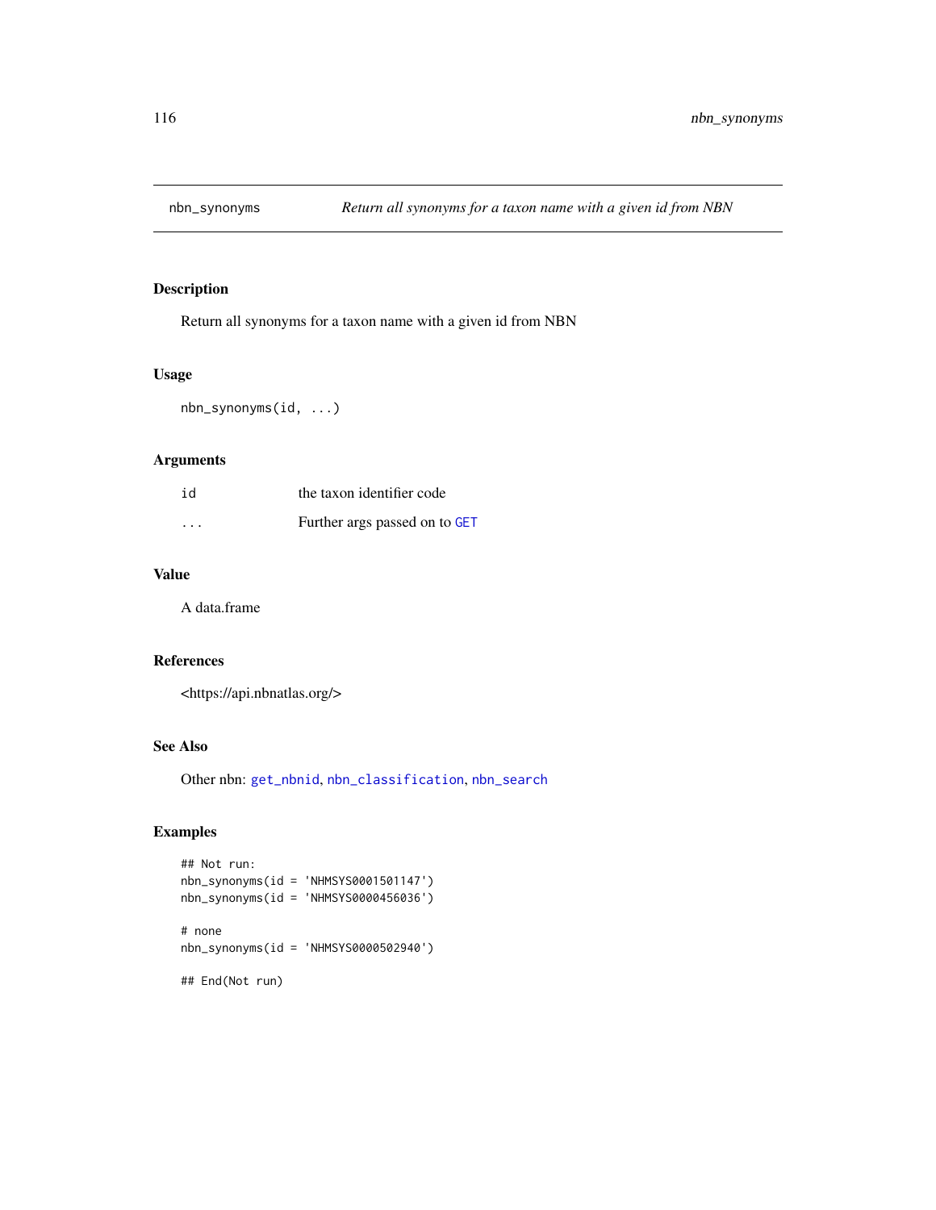# nbn_synonyms — *Return all synonyms for a taxon name with a given id from NBN*

## Description

Return all synonyms for a taxon name with a given id from NBN

## Usage

```
nbn_synonyms(id, ...)
```

## Arguments

| | |
|---|---|
| id | the taxon identifier code |
| ... | Further args passed on to `GET` |

## Value

A data.frame

## References

<https://api.nbnatlas.org/>

## See Also

Other nbn: `get_nbnid`, `nbn_classification`, `nbn_search`

## Examples

```
## Not run:
nbn_synonyms(id = 'NHMSYS0001501147')
nbn_synonyms(id = 'NHMSYS0000456036')

# none
nbn_synonyms(id = 'NHMSYS0000502940')

## End(Not run)
```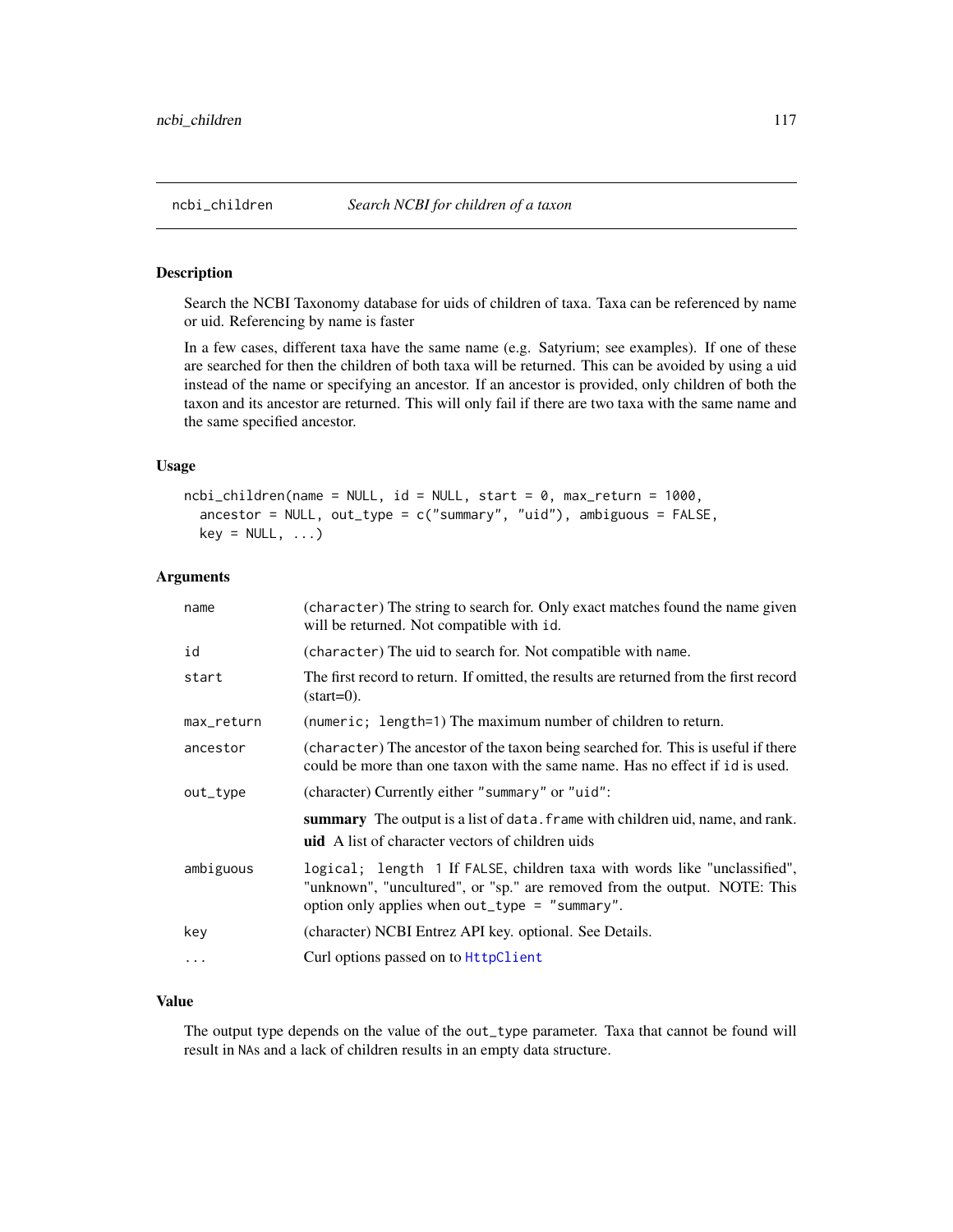## ncbi_children    *Search NCBI for children of a taxon*

### Description

Search the NCBI Taxonomy database for uids of children of taxa. Taxa can be referenced by name or uid. Referencing by name is faster

In a few cases, different taxa have the same name (e.g. Satyrium; see examples). If one of these are searched for then the children of both taxa will be returned. This can be avoided by using a uid instead of the name or specifying an ancestor. If an ancestor is provided, only children of both the taxon and its ancestor are returned. This will only fail if there are two taxa with the same name and the same specified ancestor.

### Usage

```
ncbi_children(name = NULL, id = NULL, start = 0, max_return = 1000,
  ancestor = NULL, out_type = c("summary", "uid"), ambiguous = FALSE,
  key = NULL, ...)
```

### Arguments

| | |
|---|---|
| name | (character) The string to search for. Only exact matches found the name given will be returned. Not compatible with id. |
| id | (character) The uid to search for. Not compatible with name. |
| start | The first record to return. If omitted, the results are returned from the first record (start=0). |
| max_return | (numeric; length=1) The maximum number of children to return. |
| ancestor | (character) The ancestor of the taxon being searched for. This is useful if there could be more than one taxon with the same name. Has no effect if id is used. |
| out_type | (character) Currently either "summary" or "uid": **summary** The output is a list of data.frame with children uid, name, and rank. **uid** A list of character vectors of children uids |
| ambiguous | logical; length 1 If FALSE, children taxa with words like "unclassified", "unknown", "uncultured", or "sp." are removed from the output. NOTE: This option only applies when out_type = "summary". |
| key | (character) NCBI Entrez API key. optional. See Details. |
| ... | Curl options passed on to HttpClient |

### Value

The output type depends on the value of the out_type parameter. Taxa that cannot be found will result in NAs and a lack of children results in an empty data structure.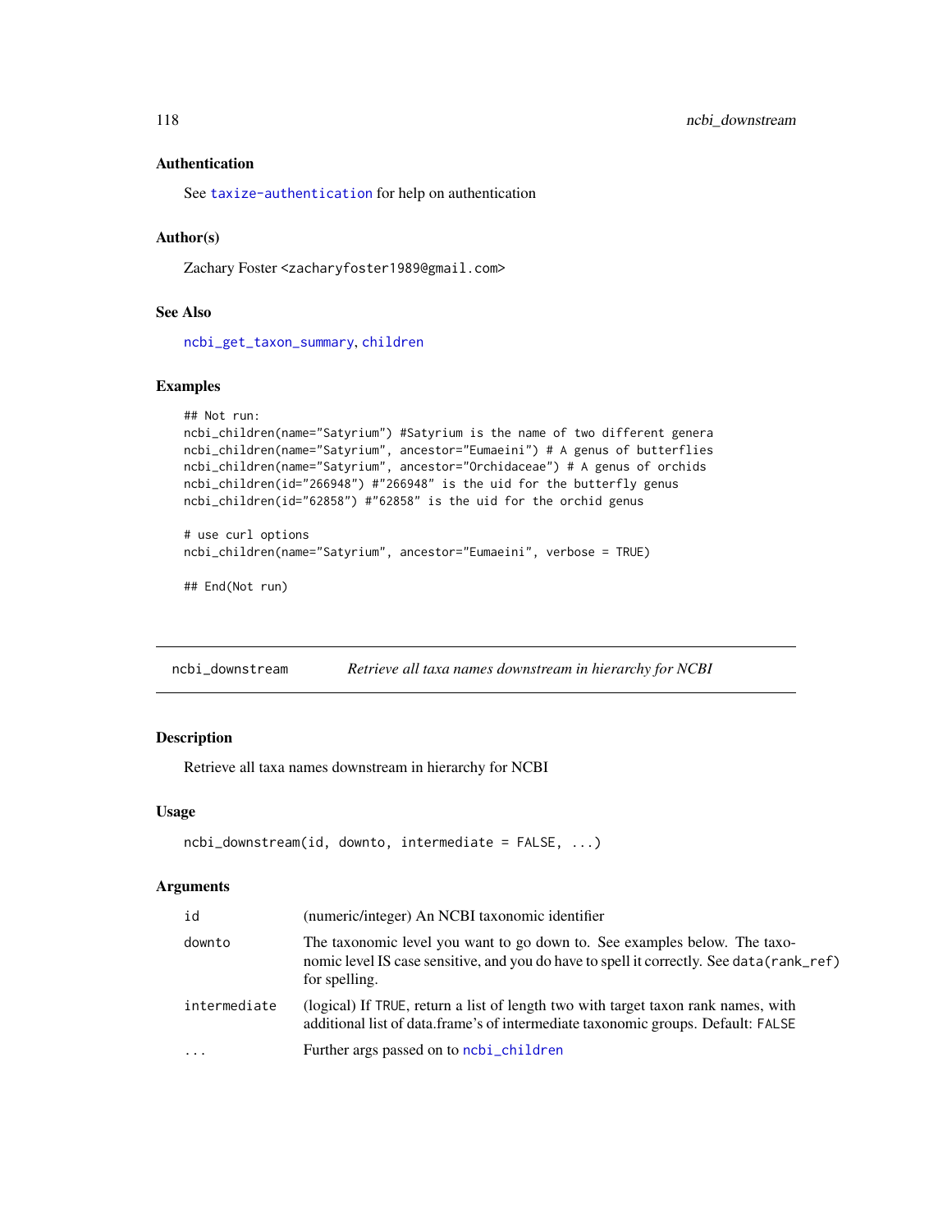### Authentication

See `taxize-authentication` for help on authentication

### Author(s)

Zachary Foster <zacharyfoster1989@gmail.com>

### See Also

`ncbi_get_taxon_summary`, `children`

### Examples

```
## Not run:
ncbi_children(name="Satyrium") #Satyrium is the name of two different genera
ncbi_children(name="Satyrium", ancestor="Eumaeini") # A genus of butterflies
ncbi_children(name="Satyrium", ancestor="Orchidaceae") # A genus of orchids
ncbi_children(id="266948") #"266948" is the uid for the butterfly genus
ncbi_children(id="62858") #"62858" is the uid for the orchid genus

# use curl options
ncbi_children(name="Satyrium", ancestor="Eumaeini", verbose = TRUE)

## End(Not run)
```

---

## ncbi_downstream — *Retrieve all taxa names downstream in hierarchy for NCBI*

### Description

Retrieve all taxa names downstream in hierarchy for NCBI

### Usage

```
ncbi_downstream(id, downto, intermediate = FALSE, ...)
```

### Arguments

| | |
|---|---|
| `id` | (numeric/integer) An NCBI taxonomic identifier |
| `downto` | The taxonomic level you want to go down to. See examples below. The taxonomic level IS case sensitive, and you do have to spell it correctly. See `data(rank_ref)` for spelling. |
| `intermediate` | (logical) If `TRUE`, return a list of length two with target taxon rank names, with additional list of data.frame's of intermediate taxonomic groups. Default: `FALSE` |
| `...` | Further args passed on to `ncbi_children` |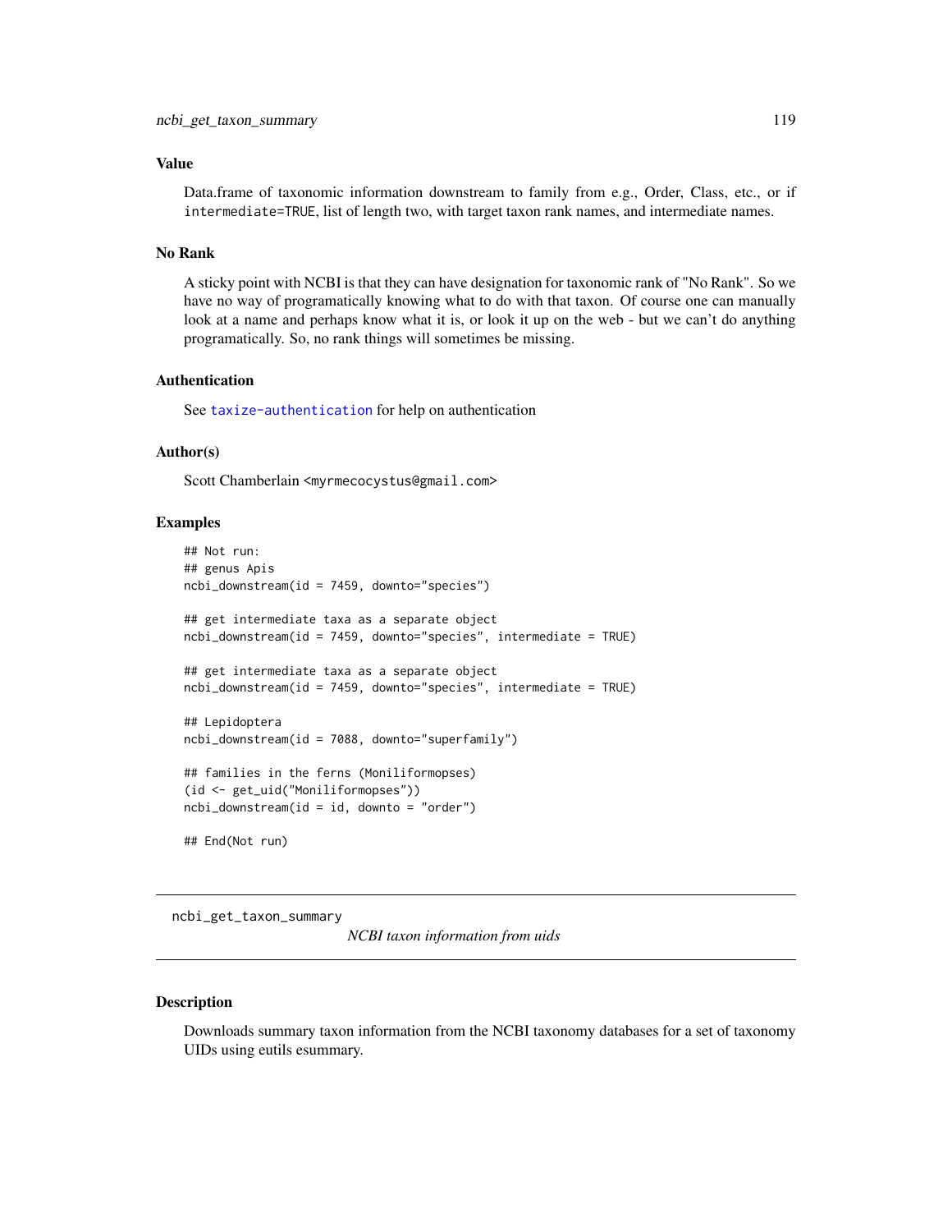### Value

Data.frame of taxonomic information downstream to family from e.g., Order, Class, etc., or if `intermediate=TRUE`, list of length two, with target taxon rank names, and intermediate names.

### No Rank

A sticky point with NCBI is that they can have designation for taxonomic rank of "No Rank". So we have no way of programatically knowing what to do with that taxon. Of course one can manually look at a name and perhaps know what it is, or look it up on the web - but we can't do anything programatically. So, no rank things will sometimes be missing.

### Authentication

See `taxize-authentication` for help on authentication

### Author(s)

Scott Chamberlain <myrmecocystus@gmail.com>

### Examples

```
## Not run:
## genus Apis
ncbi_downstream(id = 7459, downto="species")

## get intermediate taxa as a separate object
ncbi_downstream(id = 7459, downto="species", intermediate = TRUE)

## get intermediate taxa as a separate object
ncbi_downstream(id = 7459, downto="species", intermediate = TRUE)

## Lepidoptera
ncbi_downstream(id = 7088, downto="superfamily")

## families in the ferns (Moniliformopses)
(id <- get_uid("Moniliformopses"))
ncbi_downstream(id = id, downto = "order")

## End(Not run)
```

---

## ncbi_get_taxon_summary — *NCBI taxon information from uids*

### Description

Downloads summary taxon information from the NCBI taxonomy databases for a set of taxonomy UIDs using eutils esummary.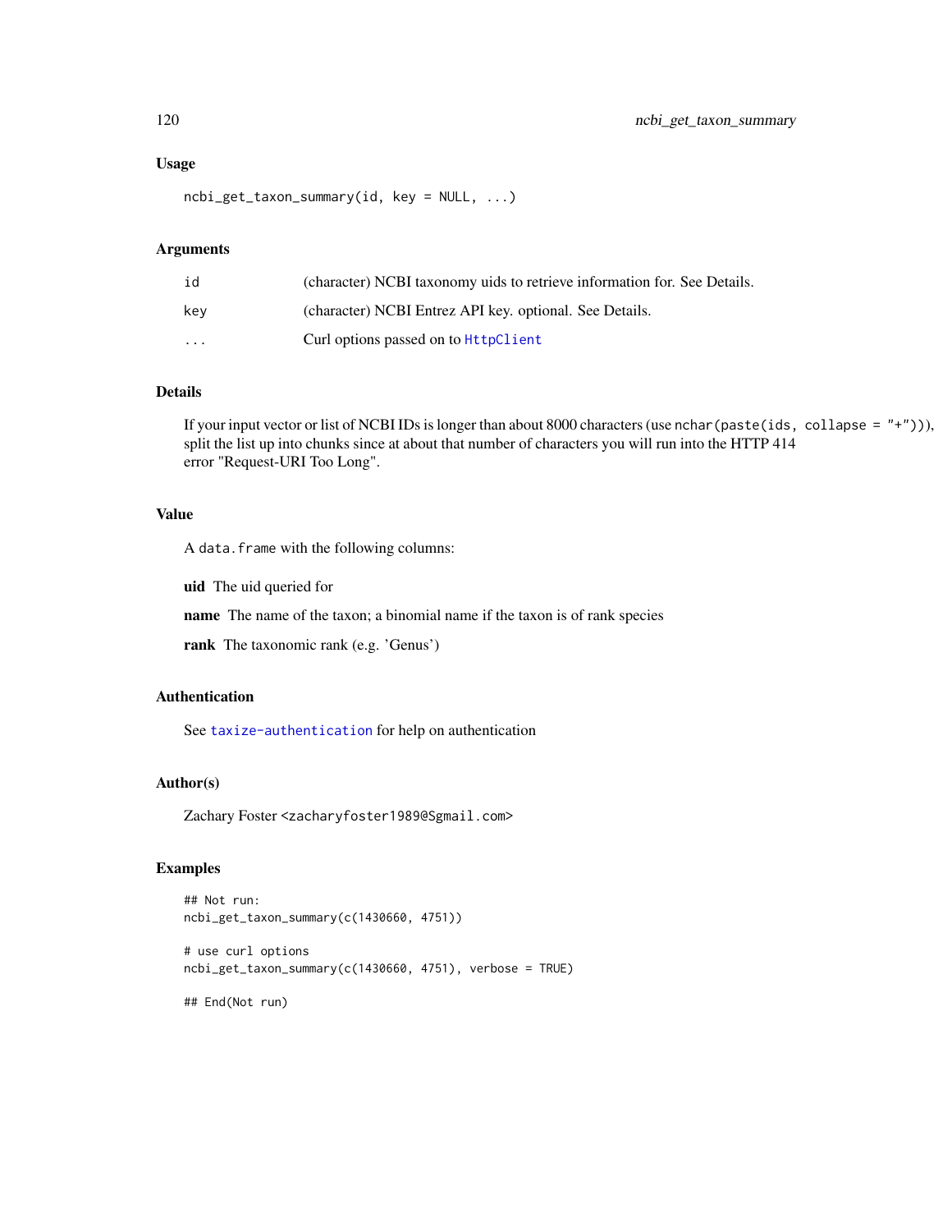### Usage

```
ncbi_get_taxon_summary(id, key = NULL, ...)
```

### Arguments

| | |
|---|---|
| id | (character) NCBI taxonomy uids to retrieve information for. See Details. |
| key | (character) NCBI Entrez API key. optional. See Details. |
| ... | Curl options passed on to HttpClient |

### Details

If your input vector or list of NCBI IDs is longer than about 8000 characters (use `nchar(paste(ids, collapse = "+"))`), split the list up into chunks since at about that number of characters you will run into the HTTP 414 error "Request-URI Too Long".

### Value

A `data.frame` with the following columns:

**uid** The uid queried for

**name** The name of the taxon; a binomial name if the taxon is of rank species

**rank** The taxonomic rank (e.g. 'Genus')

### Authentication

See taxize-authentication for help on authentication

### Author(s)

Zachary Foster <zacharyfoster1989@Sgmail.com>

### Examples

```
## Not run:
ncbi_get_taxon_summary(c(1430660, 4751))

# use curl options
ncbi_get_taxon_summary(c(1430660, 4751), verbose = TRUE)

## End(Not run)
```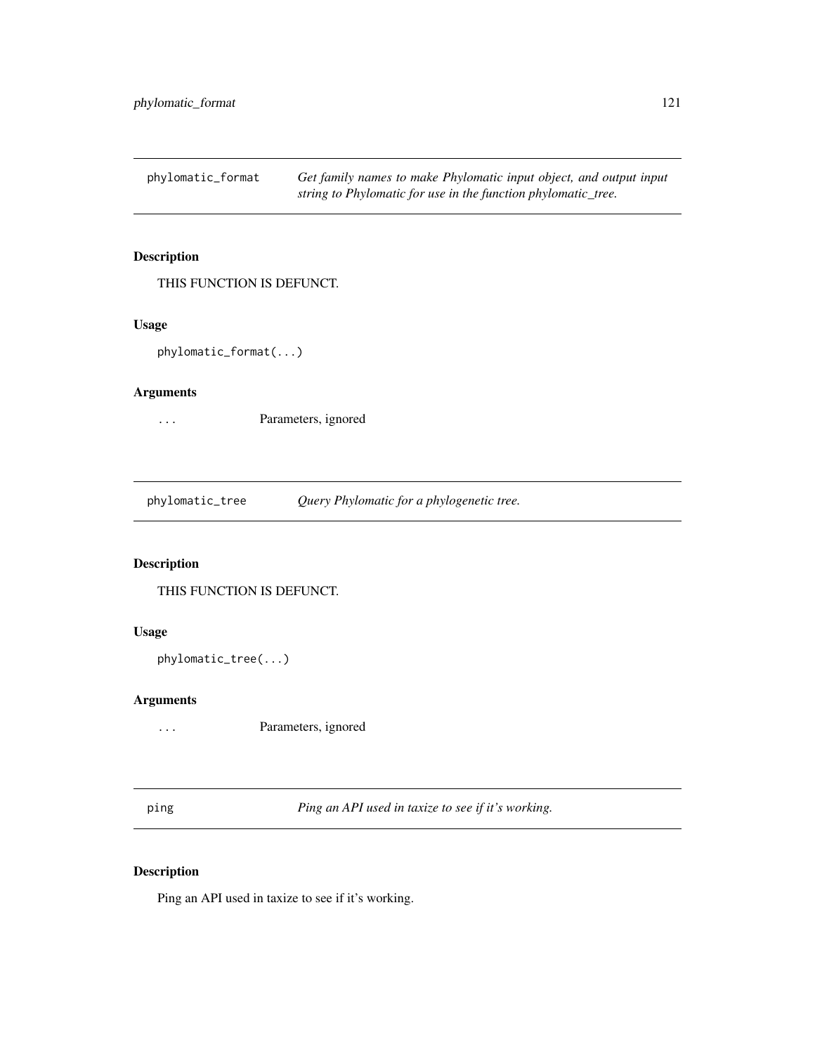## phylomatic_format

*Get family names to make Phylomatic input object, and output input string to Phylomatic for use in the function phylomatic_tree.*

### Description

THIS FUNCTION IS DEFUNCT.

### Usage

```
phylomatic_format(...)
```

### Arguments

| | |
|---|---|
| ... | Parameters, ignored |

## phylomatic_tree

*Query Phylomatic for a phylogenetic tree.*

### Description

THIS FUNCTION IS DEFUNCT.

### Usage

```
phylomatic_tree(...)
```

### Arguments

| | |
|---|---|
| ... | Parameters, ignored |

## ping

*Ping an API used in taxize to see if it's working.*

### Description

Ping an API used in taxize to see if it's working.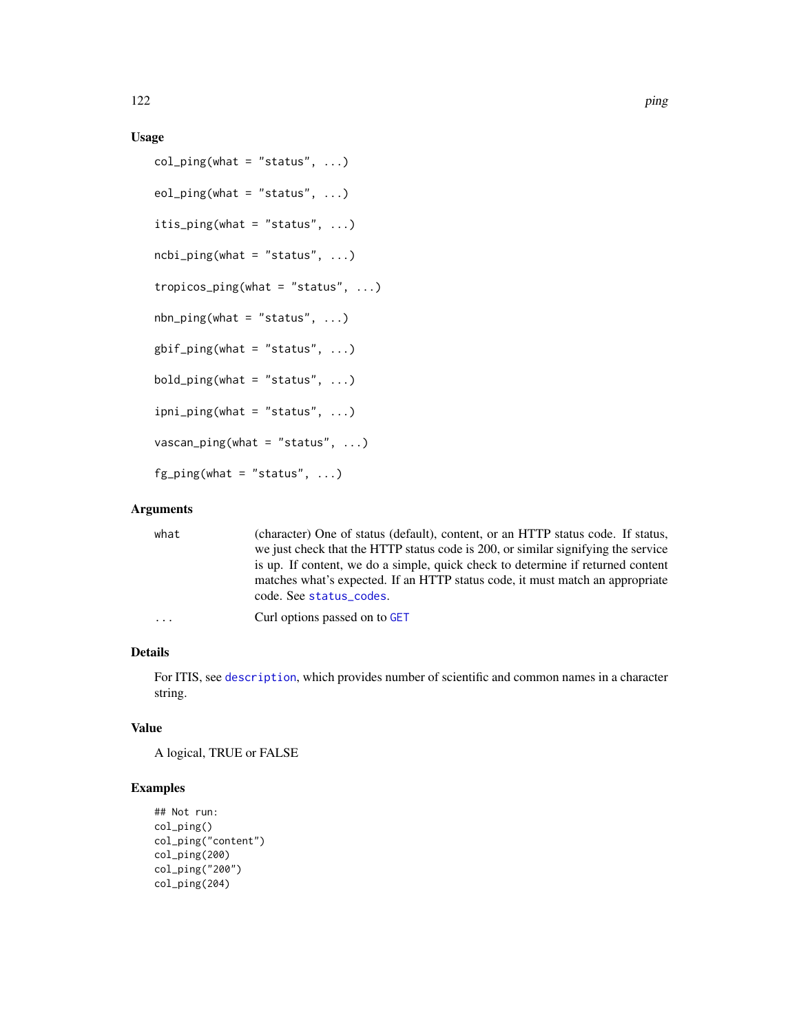### Usage

```
col_ping(what = "status", ...)

eol_ping(what = "status", ...)

itis_ping(what = "status", ...)

ncbi_ping(what = "status", ...)

tropicos_ping(what = "status", ...)

nbn_ping(what = "status", ...)

gbif_ping(what = "status", ...)

bold_ping(what = "status", ...)

ipni_ping(what = "status", ...)

vascan_ping(what = "status", ...)

fg_ping(what = "status", ...)
```

### Arguments

| | |
|---|---|
| what | (character) One of status (default), content, or an HTTP status code. If status, we just check that the HTTP status code is 200, or similar signifying the service is up. If content, we do a simple, quick check to determine if returned content matches what's expected. If an HTTP status code, it must match an appropriate code. See `status_codes`. |
| ... | Curl options passed on to `GET` |

### Details

For ITIS, see `description`, which provides number of scientific and common names in a character string.

### Value

A logical, TRUE or FALSE

### Examples

```
## Not run:
col_ping()
col_ping("content")
col_ping(200)
col_ping("200")
col_ping(204)
```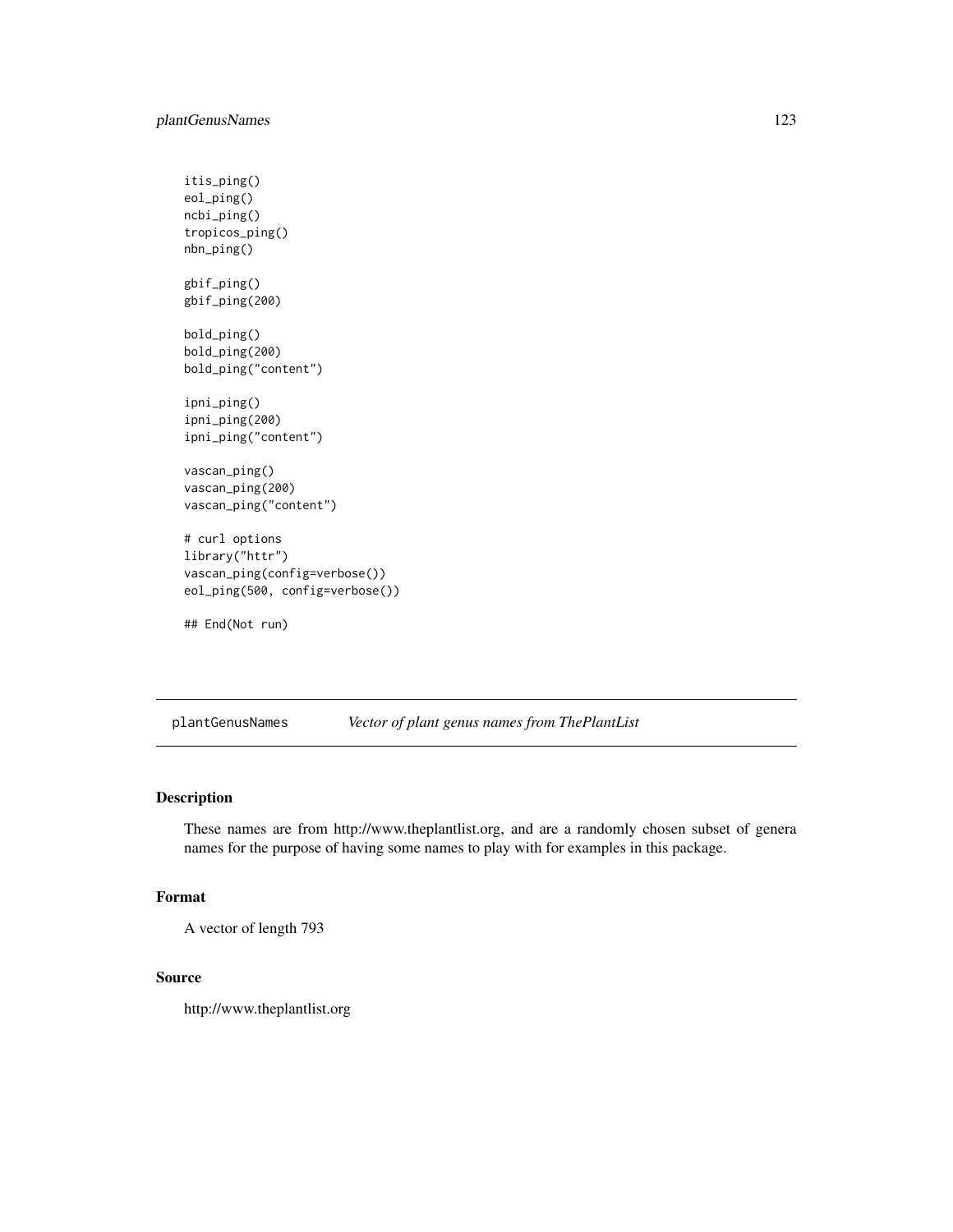```
itis_ping()
eol_ping()
ncbi_ping()
tropicos_ping()
nbn_ping()

gbif_ping()
gbif_ping(200)

bold_ping()
bold_ping(200)
bold_ping("content")

ipni_ping()
ipni_ping(200)
ipni_ping("content")

vascan_ping()
vascan_ping(200)
vascan_ping("content")

# curl options
library("httr")
vascan_ping(config=verbose())
eol_ping(500, config=verbose())

## End(Not run)
```

---

plantGenusNames    *Vector of plant genus names from ThePlantList*

---

## Description

These names are from http://www.theplantlist.org, and are a randomly chosen subset of genera names for the purpose of having some names to play with for examples in this package.

## Format

A vector of length 793

## Source

http://www.theplantlist.org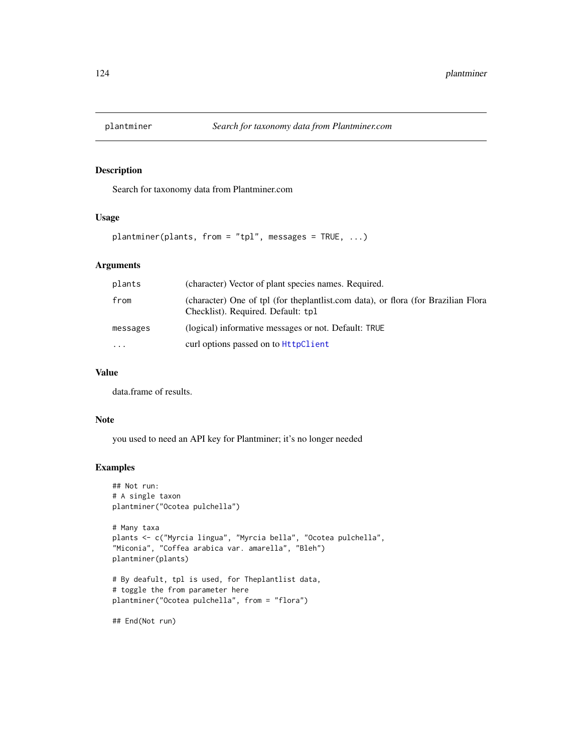# plantminer — *Search for taxonomy data from Plantminer.com*

## Description

Search for taxonomy data from Plantminer.com

## Usage

```
plantminer(plants, from = "tpl", messages = TRUE, ...)
```

## Arguments

| Argument | Description |
| --- | --- |
| `plants` | (character) Vector of plant species names. Required. |
| `from` | (character) One of tpl (for theplantlist.com data), or flora (for Brazilian Flora Checklist). Required. Default: `tpl` |
| `messages` | (logical) informative messages or not. Default: `TRUE` |
| `...` | curl options passed on to `HttpClient` |

## Value

data.frame of results.

## Note

you used to need an API key for Plantminer; it's no longer needed

## Examples

```
## Not run:
# A single taxon
plantminer("Ocotea pulchella")

# Many taxa
plants <- c("Myrcia lingua", "Myrcia bella", "Ocotea pulchella",
"Miconia", "Coffea arabica var. amarella", "Bleh")
plantminer(plants)

# By deafult, tpl is used, for Theplantlist data,
# toggle the from parameter here
plantminer("Ocotea pulchella", from = "flora")

## End(Not run)
```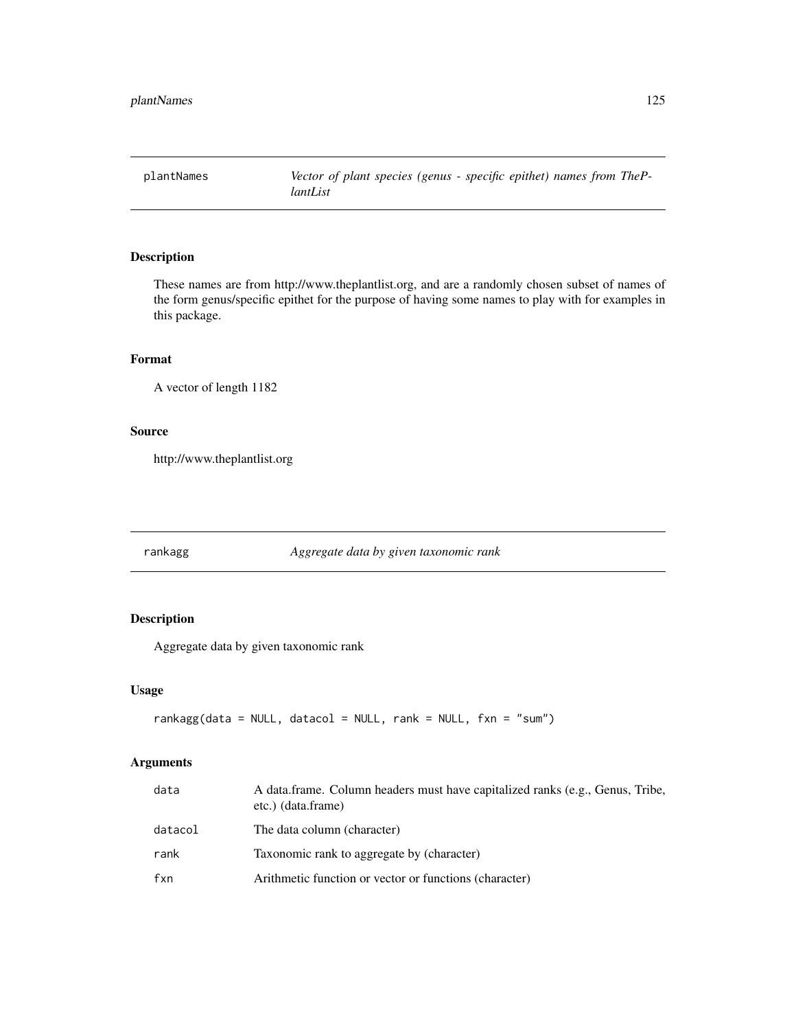## plantNames — *Vector of plant species (genus - specific epithet) names from ThePlantList*

### Description

These names are from http://www.theplantlist.org, and are a randomly chosen subset of names of the form genus/specific epithet for the purpose of having some names to play with for examples in this package.

### Format

A vector of length 1182

### Source

http://www.theplantlist.org

## rankagg — *Aggregate data by given taxonomic rank*

### Description

Aggregate data by given taxonomic rank

### Usage

```
rankagg(data = NULL, datacol = NULL, rank = NULL, fxn = "sum")
```

### Arguments

| | |
|---|---|
| data | A data.frame. Column headers must have capitalized ranks (e.g., Genus, Tribe, etc.) (data.frame) |
| datacol | The data column (character) |
| rank | Taxonomic rank to aggregate by (character) |
| fxn | Arithmetic function or vector or functions (character) |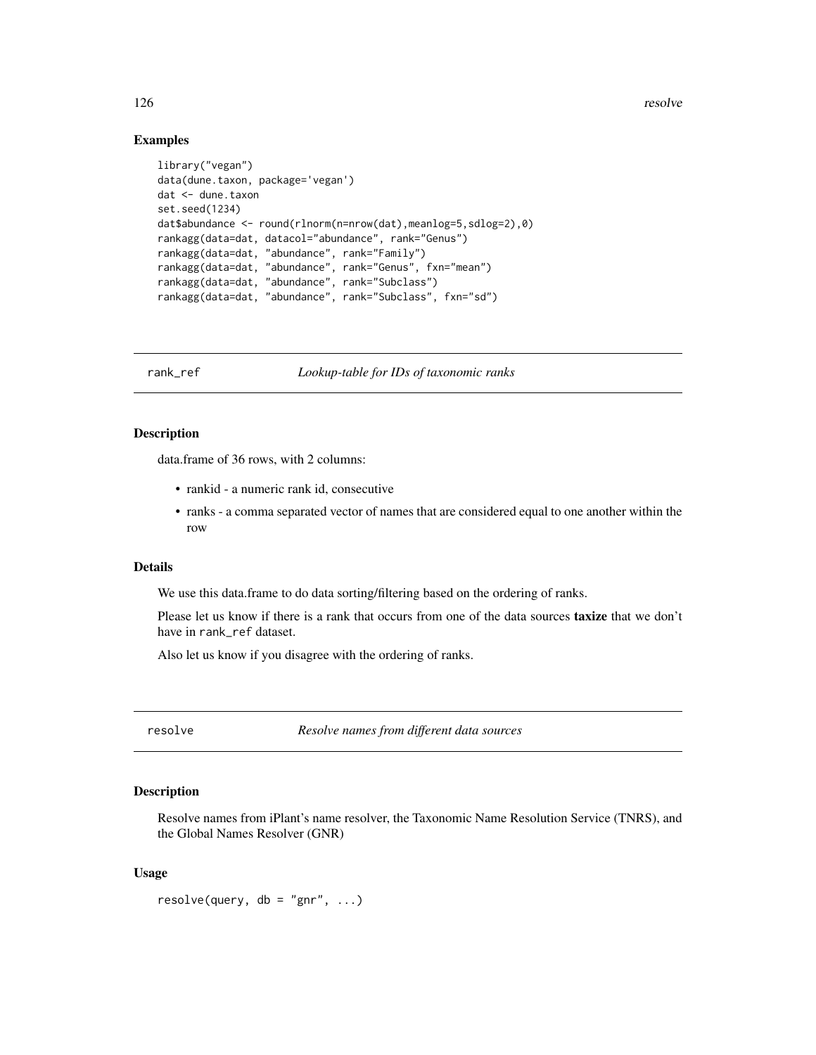## Examples

```
library("vegan")
data(dune.taxon, package='vegan')
dat <- dune.taxon
set.seed(1234)
dat$abundance <- round(rlnorm(n=nrow(dat),meanlog=5,sdlog=2),0)
rankagg(data=dat, datacol="abundance", rank="Genus")
rankagg(data=dat, "abundance", rank="Family")
rankagg(data=dat, "abundance", rank="Genus", fxn="mean")
rankagg(data=dat, "abundance", rank="Subclass")
rankagg(data=dat, "abundance", rank="Subclass", fxn="sd")
```

---

# rank_ref — *Lookup-table for IDs of taxonomic ranks*

## Description

data.frame of 36 rows, with 2 columns:

- rankid - a numeric rank id, consecutive
- ranks - a comma separated vector of names that are considered equal to one another within the row

## Details

We use this data.frame to do data sorting/filtering based on the ordering of ranks.

Please let us know if there is a rank that occurs from one of the data sources **taxize** that we don't have in `rank_ref` dataset.

Also let us know if you disagree with the ordering of ranks.

---

# resolve — *Resolve names from different data sources*

## Description

Resolve names from iPlant's name resolver, the Taxonomic Name Resolution Service (TNRS), and the Global Names Resolver (GNR)

## Usage

```
resolve(query, db = "gnr", ...)
```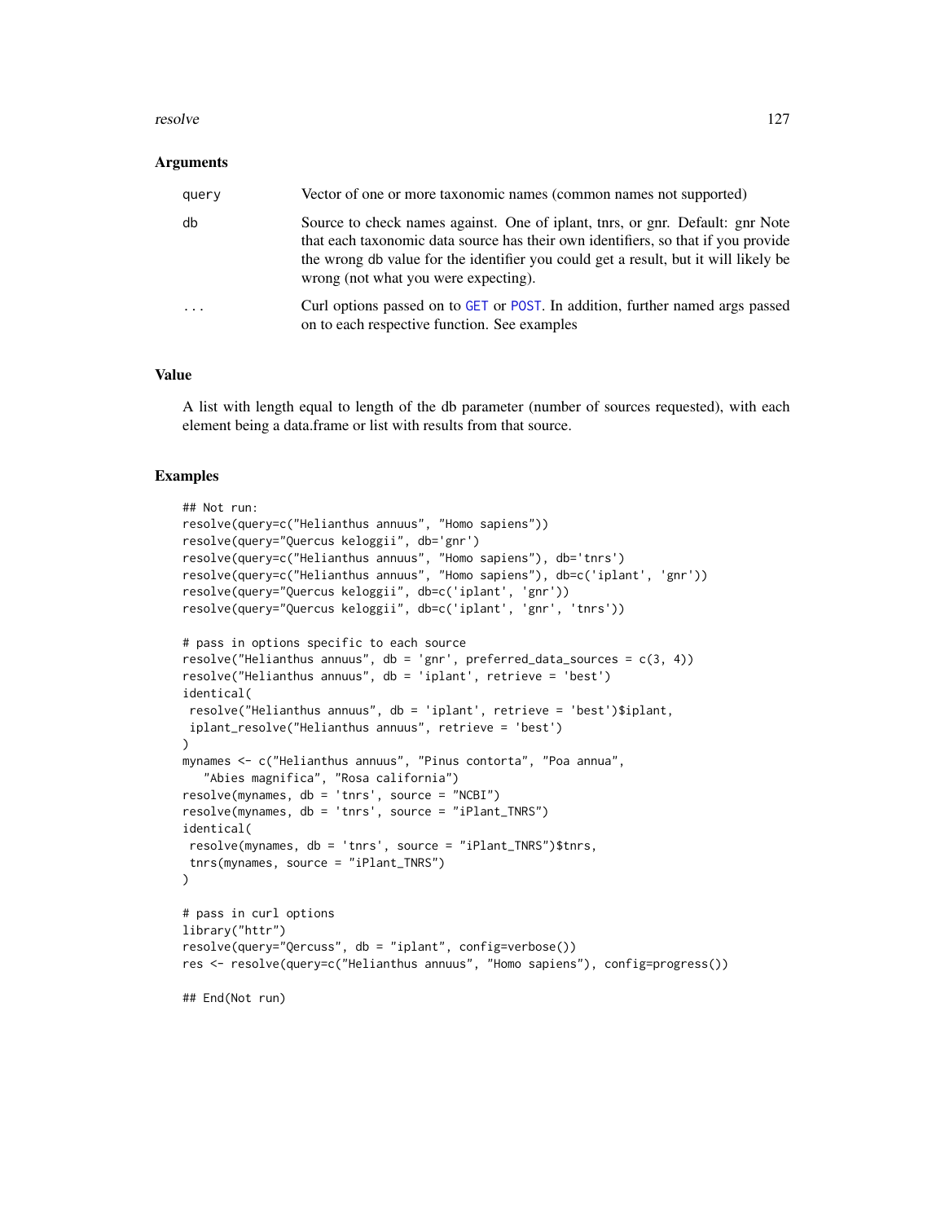### Arguments

| | |
|---|---|
| query | Vector of one or more taxonomic names (common names not supported) |
| db | Source to check names against. One of iplant, tnrs, or gnr. Default: gnr Note that each taxonomic data source has their own identifiers, so that if you provide the wrong db value for the identifier you could get a result, but it will likely be wrong (not what you were expecting). |
| ... | Curl options passed on to GET or POST. In addition, further named args passed on to each respective function. See examples |

### Value

A list with length equal to length of the db parameter (number of sources requested), with each element being a data.frame or list with results from that source.

### Examples

```
## Not run:
resolve(query=c("Helianthus annuus", "Homo sapiens"))
resolve(query="Quercus keloggii", db='gnr')
resolve(query=c("Helianthus annuus", "Homo sapiens"), db='tnrs')
resolve(query=c("Helianthus annuus", "Homo sapiens"), db=c('iplant', 'gnr'))
resolve(query="Quercus keloggii", db=c('iplant', 'gnr'))
resolve(query="Quercus keloggii", db=c('iplant', 'gnr', 'tnrs'))

# pass in options specific to each source
resolve("Helianthus annuus", db = 'gnr', preferred_data_sources = c(3, 4))
resolve("Helianthus annuus", db = 'iplant', retrieve = 'best')
identical(
 resolve("Helianthus annuus", db = 'iplant', retrieve = 'best')$iplant,
 iplant_resolve("Helianthus annuus", retrieve = 'best')
)
mynames <- c("Helianthus annuus", "Pinus contorta", "Poa annua",
   "Abies magnifica", "Rosa california")
resolve(mynames, db = 'tnrs', source = "NCBI")
resolve(mynames, db = 'tnrs', source = "iPlant_TNRS")
identical(
 resolve(mynames, db = 'tnrs', source = "iPlant_TNRS")$tnrs,
 tnrs(mynames, source = "iPlant_TNRS")
)

# pass in curl options
library("httr")
resolve(query="Qercuss", db = "iplant", config=verbose())
res <- resolve(query=c("Helianthus annuus", "Homo sapiens"), config=progress())

## End(Not run)
```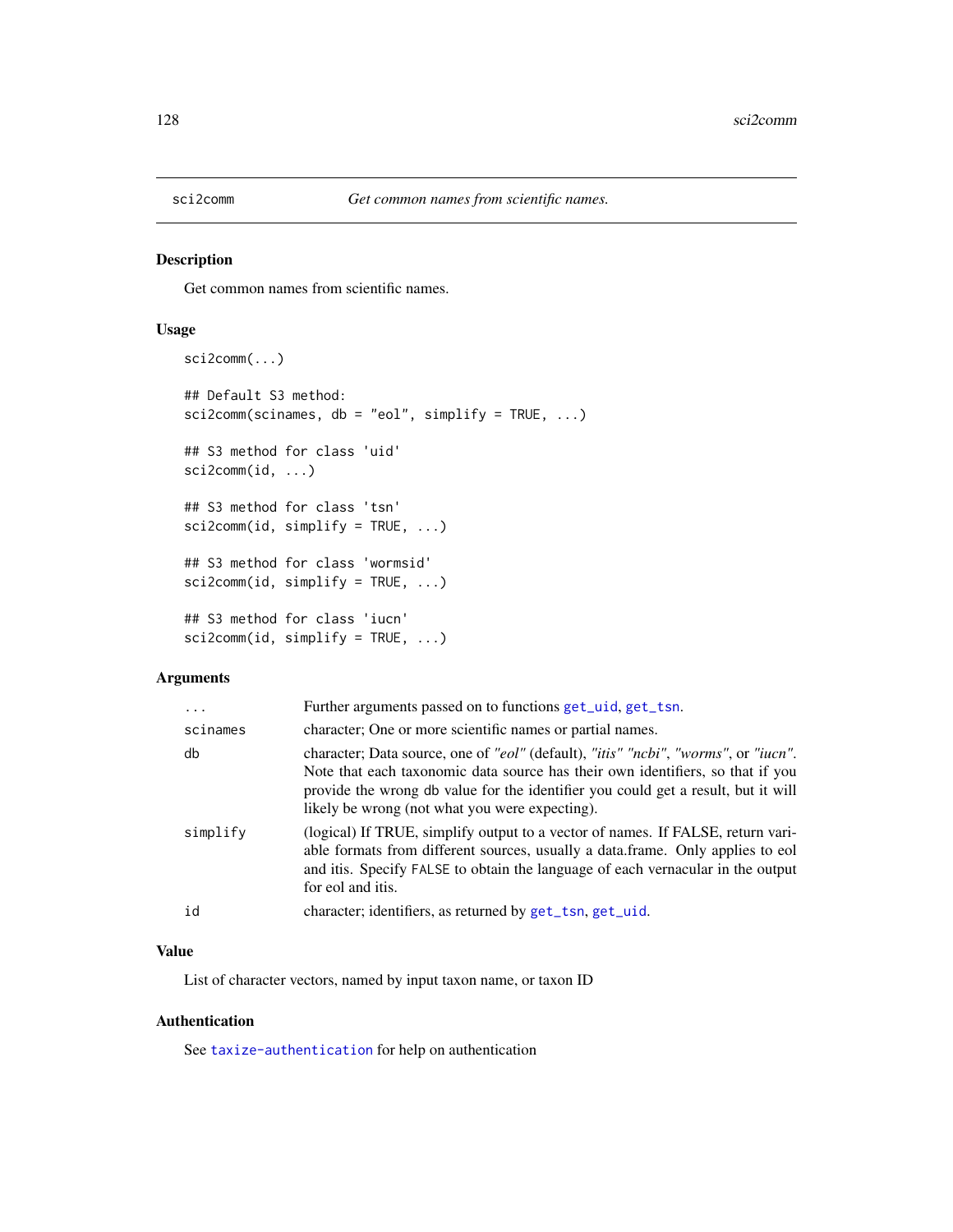# sci2comm — *Get common names from scientific names.*

## Description

Get common names from scientific names.

## Usage

```
sci2comm(...)

## Default S3 method:
sci2comm(scinames, db = "eol", simplify = TRUE, ...)

## S3 method for class 'uid'
sci2comm(id, ...)

## S3 method for class 'tsn'
sci2comm(id, simplify = TRUE, ...)

## S3 method for class 'wormsid'
sci2comm(id, simplify = TRUE, ...)

## S3 method for class 'iucn'
sci2comm(id, simplify = TRUE, ...)
```

## Arguments

| | |
|---|---|
| `...` | Further arguments passed on to functions `get_uid`, `get_tsn`. |
| `scinames` | character; One or more scientific names or partial names. |
| `db` | character; Data source, one of *"eol"* (default), *"itis"* *"ncbi"*, *"worms"*, or *"iucn"*. Note that each taxonomic data source has their own identifiers, so that if you provide the wrong `db` value for the identifier you could get a result, but it will likely be wrong (not what you were expecting). |
| `simplify` | (logical) If TRUE, simplify output to a vector of names. If FALSE, return variable formats from different sources, usually a data.frame. Only applies to eol and itis. Specify `FALSE` to obtain the language of each vernacular in the output for eol and itis. |
| `id` | character; identifiers, as returned by `get_tsn`, `get_uid`. |

## Value

List of character vectors, named by input taxon name, or taxon ID

## Authentication

See `taxize-authentication` for help on authentication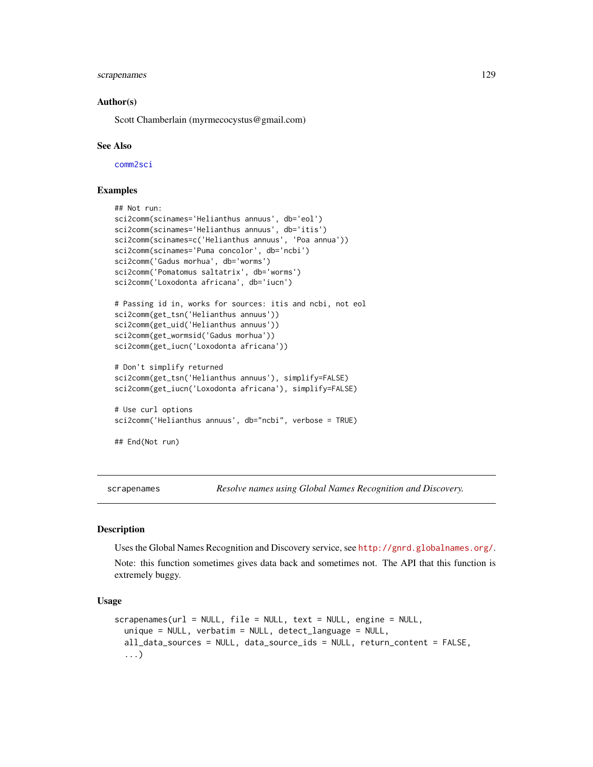### Author(s)

Scott Chamberlain (myrmecocystus@gmail.com)

### See Also

comm2sci

### Examples

```
## Not run:
sci2comm(scinames='Helianthus annuus', db='eol')
sci2comm(scinames='Helianthus annuus', db='itis')
sci2comm(scinames=c('Helianthus annuus', 'Poa annua'))
sci2comm(scinames='Puma concolor', db='ncbi')
sci2comm('Gadus morhua', db='worms')
sci2comm('Pomatomus saltatrix', db='worms')
sci2comm('Loxodonta africana', db='iucn')

# Passing id in, works for sources: itis and ncbi, not eol
sci2comm(get_tsn('Helianthus annuus'))
sci2comm(get_uid('Helianthus annuus'))
sci2comm(get_wormsid('Gadus morhua'))
sci2comm(get_iucn('Loxodonta africana'))

# Don't simplify returned
sci2comm(get_tsn('Helianthus annuus'), simplify=FALSE)
sci2comm(get_iucn('Loxodonta africana'), simplify=FALSE)

# Use curl options
sci2comm('Helianthus annuus', db="ncbi", verbose = TRUE)

## End(Not run)
```

---

## scrapenames — *Resolve names using Global Names Recognition and Discovery.*

### Description

Uses the Global Names Recognition and Discovery service, see http://gnrd.globalnames.org/.

Note: this function sometimes gives data back and sometimes not. The API that this function is extremely buggy.

### Usage

```
scrapenames(url = NULL, file = NULL, text = NULL, engine = NULL,
  unique = NULL, verbatim = NULL, detect_language = NULL,
  all_data_sources = NULL, data_source_ids = NULL, return_content = FALSE,
  ...)
```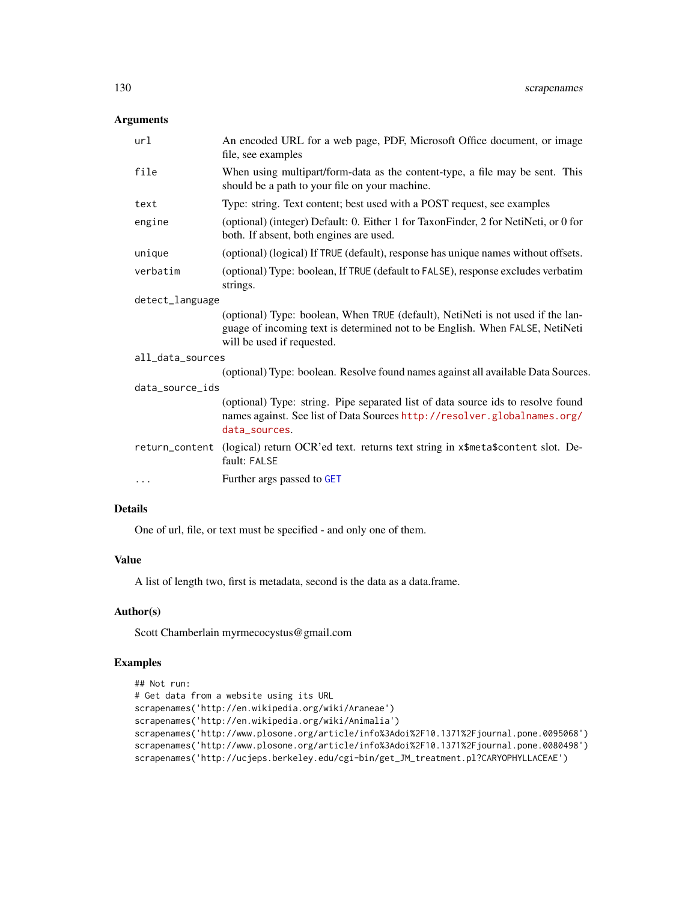### Arguments

| | |
|---|---|
| `url` | An encoded URL for a web page, PDF, Microsoft Office document, or image file, see examples |
| `file` | When using multipart/form-data as the content-type, a file may be sent. This should be a path to your file on your machine. |
| `text` | Type: string. Text content; best used with a POST request, see examples |
| `engine` | (optional) (integer) Default: 0. Either 1 for TaxonFinder, 2 for NetiNeti, or 0 for both. If absent, both engines are used. |
| `unique` | (optional) (logical) If `TRUE` (default), response has unique names without offsets. |
| `verbatim` | (optional) Type: boolean, If `TRUE` (default to `FALSE`), response excludes verbatim strings. |
| `detect_language` | (optional) Type: boolean, When `TRUE` (default), NetiNeti is not used if the language of incoming text is determined not to be English. When `FALSE`, NetiNeti will be used if requested. |
| `all_data_sources` | (optional) Type: boolean. Resolve found names against all available Data Sources. |
| `data_source_ids` | (optional) Type: string. Pipe separated list of data source ids to resolve found names against. See list of Data Sources http://resolver.globalnames.org/data_sources. |
| `return_content` | (logical) return OCR'ed text. returns text string in `x$meta$content` slot. Default: `FALSE` |
| `...` | Further args passed to `GET` |

### Details

One of url, file, or text must be specified - and only one of them.

### Value

A list of length two, first is metadata, second is the data as a data.frame.

### Author(s)

Scott Chamberlain myrmecocystus@gmail.com

### Examples

```
## Not run:
# Get data from a website using its URL
scrapenames('http://en.wikipedia.org/wiki/Araneae')
scrapenames('http://en.wikipedia.org/wiki/Animalia')
scrapenames('http://www.plosone.org/article/info%3Adoi%2F10.1371%2Fjournal.pone.0095068')
scrapenames('http://www.plosone.org/article/info%3Adoi%2F10.1371%2Fjournal.pone.0080498')
scrapenames('http://ucjeps.berkeley.edu/cgi-bin/get_JM_treatment.pl?CARYOPHYLLACEAE')
```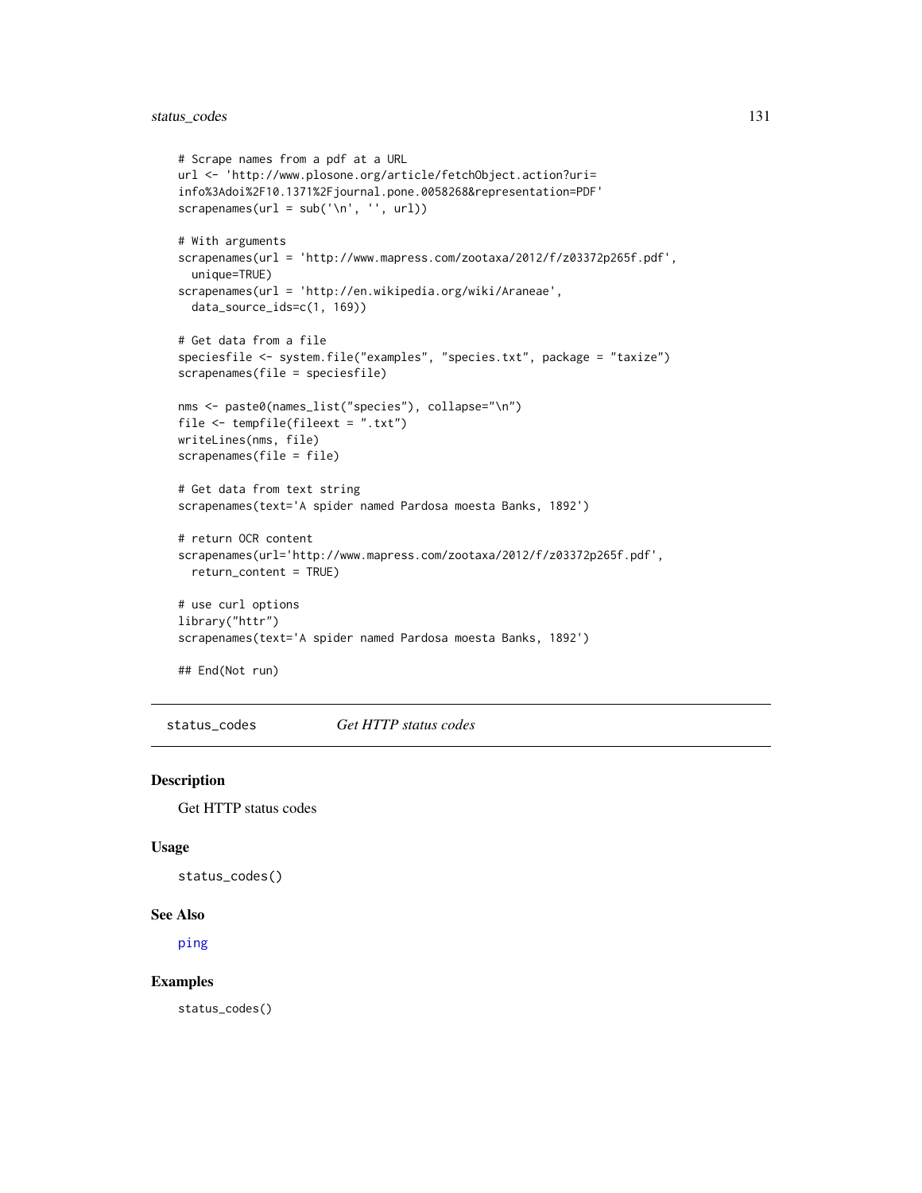```
# Scrape names from a pdf at a URL
url <- 'http://www.plosone.org/article/fetchObject.action?uri=
info%3Adoi%2F10.1371%2Fjournal.pone.0058268&representation=PDF'
scrapenames(url = sub('\n', '', url))

# With arguments
scrapenames(url = 'http://www.mapress.com/zootaxa/2012/f/z03372p265f.pdf',
  unique=TRUE)
scrapenames(url = 'http://en.wikipedia.org/wiki/Araneae',
  data_source_ids=c(1, 169))

# Get data from a file
speciesfile <- system.file("examples", "species.txt", package = "taxize")
scrapenames(file = speciesfile)

nms <- paste0(names_list("species"), collapse="\n")
file <- tempfile(fileext = ".txt")
writeLines(nms, file)
scrapenames(file = file)

# Get data from text string
scrapenames(text='A spider named Pardosa moesta Banks, 1892')

# return OCR content
scrapenames(url='http://www.mapress.com/zootaxa/2012/f/z03372p265f.pdf',
  return_content = TRUE)

# use curl options
library("httr")
scrapenames(text='A spider named Pardosa moesta Banks, 1892')

## End(Not run)
```

## status_codes    *Get HTTP status codes*

### Description

Get HTTP status codes

### Usage

```
status_codes()
```

### See Also

ping

### Examples

```
status_codes()
```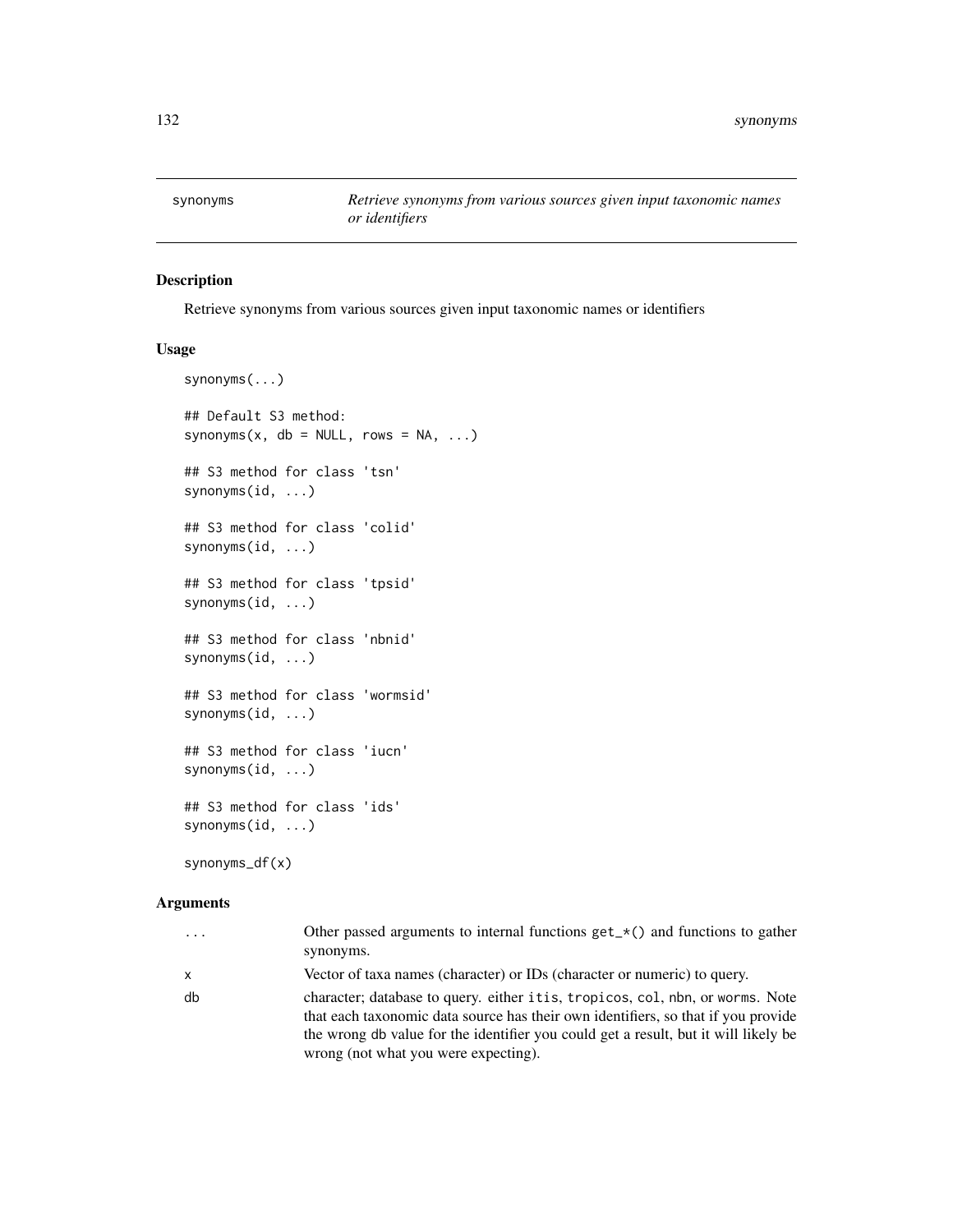# synonyms

*Retrieve synonyms from various sources given input taxonomic names or identifiers*

## Description

Retrieve synonyms from various sources given input taxonomic names or identifiers

## Usage

```
synonyms(...)

## Default S3 method:
synonyms(x, db = NULL, rows = NA, ...)

## S3 method for class 'tsn'
synonyms(id, ...)

## S3 method for class 'colid'
synonyms(id, ...)

## S3 method for class 'tpsid'
synonyms(id, ...)

## S3 method for class 'nbnid'
synonyms(id, ...)

## S3 method for class 'wormsid'
synonyms(id, ...)

## S3 method for class 'iucn'
synonyms(id, ...)

## S3 method for class 'ids'
synonyms(id, ...)

synonyms_df(x)
```

## Arguments

| | |
|---|---|
| ... | Other passed arguments to internal functions get_*() and functions to gather synonyms. |
| x | Vector of taxa names (character) or IDs (character or numeric) to query. |
| db | character; database to query. either itis, tropicos, col, nbn, or worms. Note that each taxonomic data source has their own identifiers, so that if you provide the wrong db value for the identifier you could get a result, but it will likely be wrong (not what you were expecting). |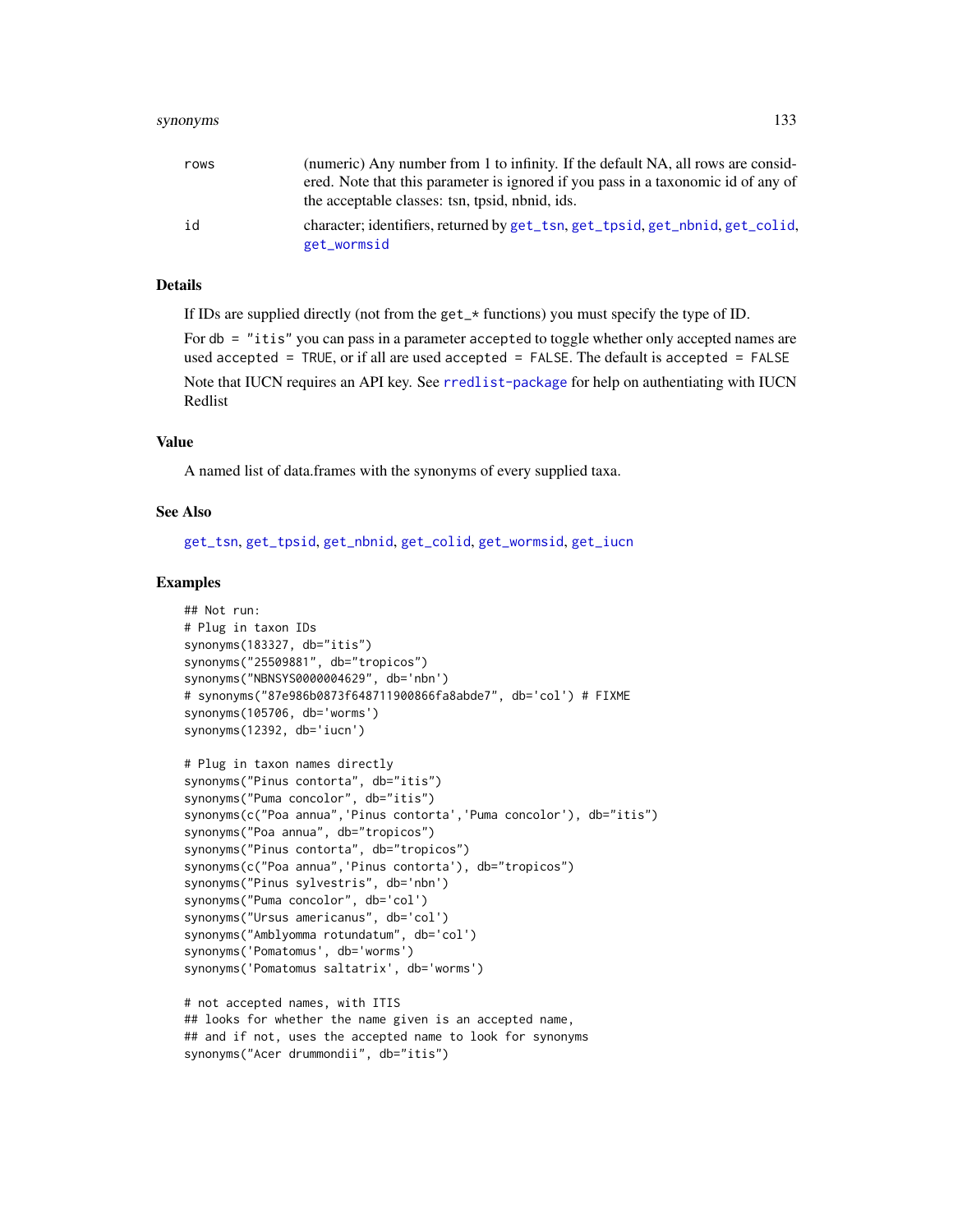| | |
|---|---|
| rows | (numeric) Any number from 1 to infinity. If the default NA, all rows are considered. Note that this parameter is ignored if you pass in a taxonomic id of any of the acceptable classes: tsn, tpsid, nbnid, ids. |
| id | character; identifiers, returned by get_tsn, get_tpsid, get_nbnid, get_colid, get_wormsid |

## Details

If IDs are supplied directly (not from the `get_*` functions) you must specify the type of ID.

For `db = "itis"` you can pass in a parameter `accepted` to toggle whether only accepted names are used `accepted = TRUE`, or if all are used `accepted = FALSE`. The default is `accepted = FALSE`

Note that IUCN requires an API key. See rredlist-package for help on authentiating with IUCN Redlist

## Value

A named list of data.frames with the synonyms of every supplied taxa.

## See Also

get_tsn, get_tpsid, get_nbnid, get_colid, get_wormsid, get_iucn

## Examples

```
## Not run:
# Plug in taxon IDs
synonyms(183327, db="itis")
synonyms("25509881", db="tropicos")
synonyms("NBNSYS0000004629", db='nbn')
# synonyms("87e986b0873f648711900866fa8abde7", db='col') # FIXME
synonyms(105706, db='worms')
synonyms(12392, db='iucn')

# Plug in taxon names directly
synonyms("Pinus contorta", db="itis")
synonyms("Puma concolor", db="itis")
synonyms(c("Poa annua",'Pinus contorta','Puma concolor'), db="itis")
synonyms("Poa annua", db="tropicos")
synonyms("Pinus contorta", db="tropicos")
synonyms(c("Poa annua",'Pinus contorta'), db="tropicos")
synonyms("Pinus sylvestris", db='nbn')
synonyms("Puma concolor", db='col')
synonyms("Ursus americanus", db='col')
synonyms("Amblyomma rotundatum", db='col')
synonyms('Pomatomus', db='worms')
synonyms('Pomatomus saltatrix', db='worms')

# not accepted names, with ITIS
## looks for whether the name given is an accepted name,
## and if not, uses the accepted name to look for synonyms
synonyms("Acer drummondii", db="itis")
```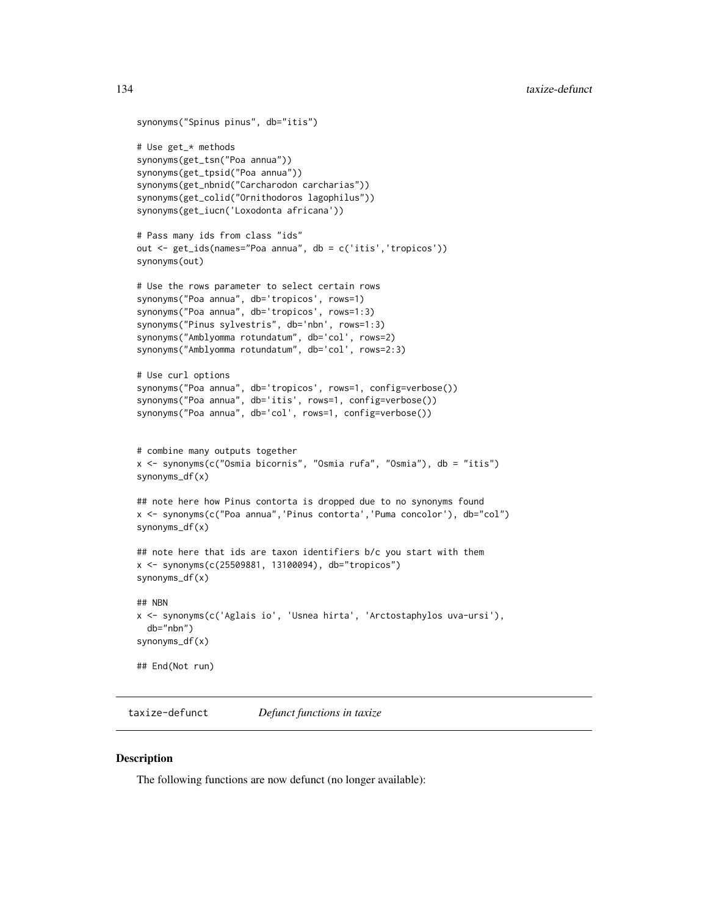```
synonyms("Spinus pinus", db="itis")

# Use get_* methods
synonyms(get_tsn("Poa annua"))
synonyms(get_tpsid("Poa annua"))
synonyms(get_nbnid("Carcharodon carcharias"))
synonyms(get_colid("Ornithodoros lagophilus"))
synonyms(get_iucn('Loxodonta africana'))

# Pass many ids from class "ids"
out <- get_ids(names="Poa annua", db = c('itis','tropicos'))
synonyms(out)

# Use the rows parameter to select certain rows
synonyms("Poa annua", db='tropicos', rows=1)
synonyms("Poa annua", db='tropicos', rows=1:3)
synonyms("Pinus sylvestris", db='nbn', rows=1:3)
synonyms("Amblyomma rotundatum", db='col', rows=2)
synonyms("Amblyomma rotundatum", db='col', rows=2:3)

# Use curl options
synonyms("Poa annua", db='tropicos', rows=1, config=verbose())
synonyms("Poa annua", db='itis', rows=1, config=verbose())
synonyms("Poa annua", db='col', rows=1, config=verbose())


# combine many outputs together
x <- synonyms(c("Osmia bicornis", "Osmia rufa", "Osmia"), db = "itis")
synonyms_df(x)

## note here how Pinus contorta is dropped due to no synonyms found
x <- synonyms(c("Poa annua",'Pinus contorta','Puma concolor'), db="col")
synonyms_df(x)

## note here that ids are taxon identifiers b/c you start with them
x <- synonyms(c(25509881, 13100094), db="tropicos")
synonyms_df(x)

## NBN
x <- synonyms(c('Aglais io', 'Usnea hirta', 'Arctostaphylos uva-ursi'),
  db="nbn")
synonyms_df(x)

## End(Not run)
```

---

taxize-defunct    *Defunct functions in taxize*

---

## Description

The following functions are now defunct (no longer available):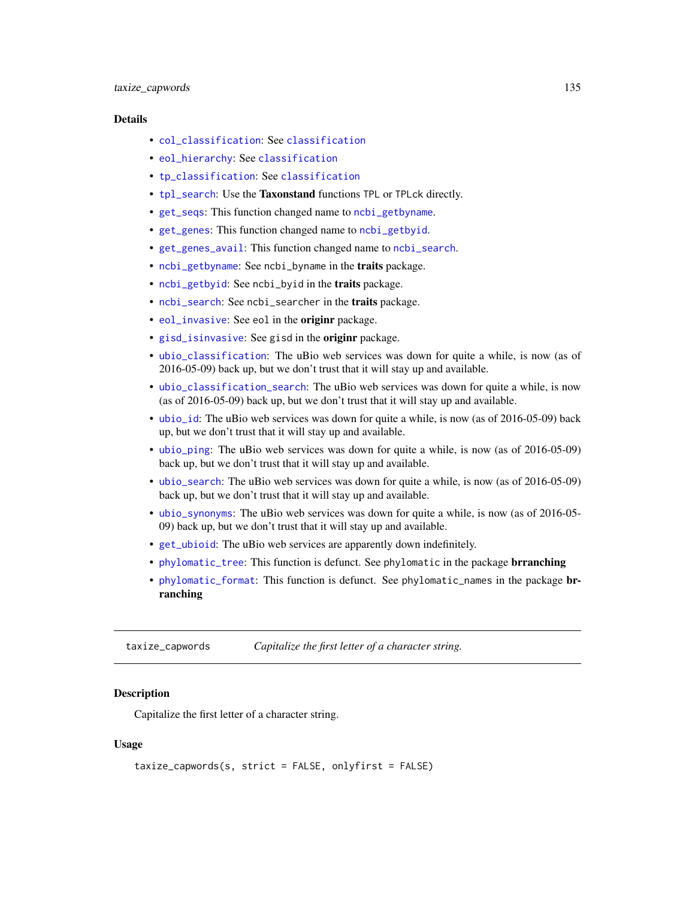### Details

- col_classification: See classification
- eol_hierarchy: See classification
- tp_classification: See classification
- tpl_search: Use the **Taxonstand** functions TPL or TPLck directly.
- get_seqs: This function changed name to ncbi_getbyname.
- get_genes: This function changed name to ncbi_getbyid.
- get_genes_avail: This function changed name to ncbi_search.
- ncbi_getbyname: See ncbi_byname in the **traits** package.
- ncbi_getbyid: See ncbi_byid in the **traits** package.
- ncbi_search: See ncbi_searcher in the **traits** package.
- eol_invasive: See eol in the **originr** package.
- gisd_isinvasive: See gisd in the **originr** package.
- ubio_classification: The uBio web services was down for quite a while, is now (as of 2016-05-09) back up, but we don't trust that it will stay up and available.
- ubio_classification_search: The uBio web services was down for quite a while, is now (as of 2016-05-09) back up, but we don't trust that it will stay up and available.
- ubio_id: The uBio web services was down for quite a while, is now (as of 2016-05-09) back up, but we don't trust that it will stay up and available.
- ubio_ping: The uBio web services was down for quite a while, is now (as of 2016-05-09) back up, but we don't trust that it will stay up and available.
- ubio_search: The uBio web services was down for quite a while, is now (as of 2016-05-09) back up, but we don't trust that it will stay up and available.
- ubio_synonyms: The uBio web services was down for quite a while, is now (as of 2016-05-09) back up, but we don't trust that it will stay up and available.
- get_ubioid: The uBio web services are apparently down indefinitely.
- phylomatic_tree: This function is defunct. See phylomatic in the package **brranching**
- phylomatic_format: This function is defunct. See phylomatic_names in the package **brranching**

---

## taxize_capwords — *Capitalize the first letter of a character string.*

### Description

Capitalize the first letter of a character string.

### Usage

```
taxize_capwords(s, strict = FALSE, onlyfirst = FALSE)
```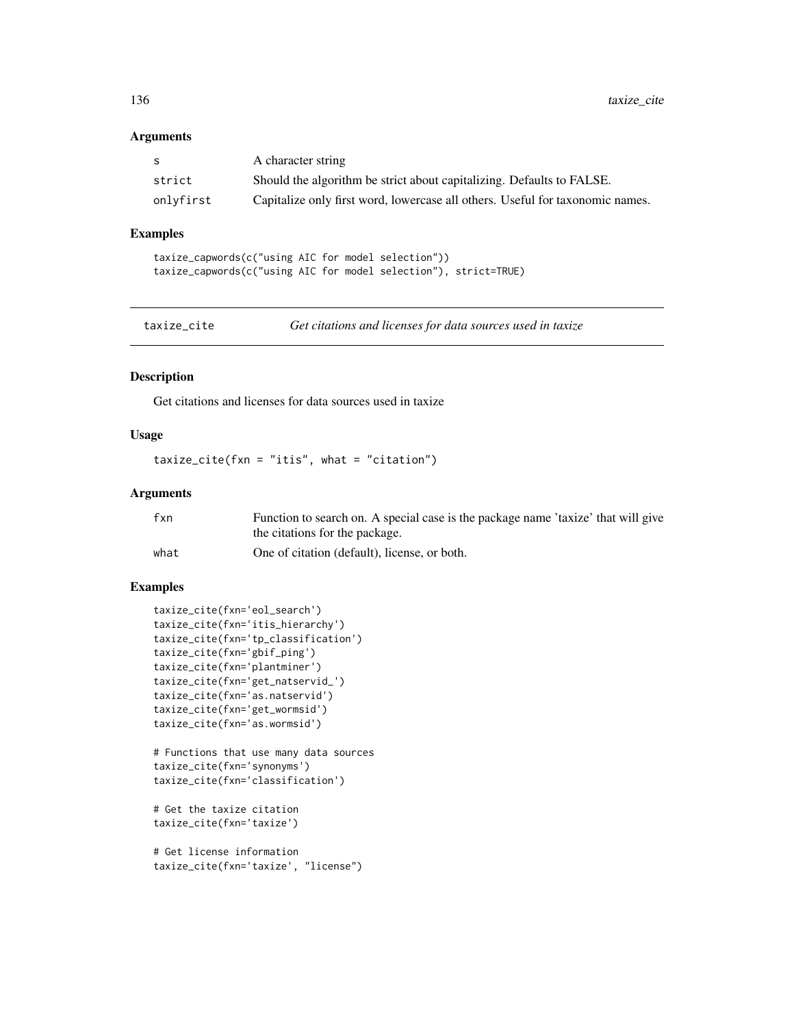### Arguments

| | |
|---|---|
| s | A character string |
| strict | Should the algorithm be strict about capitalizing. Defaults to FALSE. |
| onlyfirst | Capitalize only first word, lowercase all others. Useful for taxonomic names. |

### Examples

```
taxize_capwords(c("using AIC for model selection"))
taxize_capwords(c("using AIC for model selection"), strict=TRUE)
```

---

## taxize_cite *Get citations and licenses for data sources used in taxize*

---

### Description

Get citations and licenses for data sources used in taxize

### Usage

```
taxize_cite(fxn = "itis", what = "citation")
```

### Arguments

| | |
|---|---|
| fxn | Function to search on. A special case is the package name 'taxize' that will give the citations for the package. |
| what | One of citation (default), license, or both. |

### Examples

```
taxize_cite(fxn='eol_search')
taxize_cite(fxn='itis_hierarchy')
taxize_cite(fxn='tp_classification')
taxize_cite(fxn='gbif_ping')
taxize_cite(fxn='plantminer')
taxize_cite(fxn='get_natservid_')
taxize_cite(fxn='as.natservid')
taxize_cite(fxn='get_wormsid')
taxize_cite(fxn='as.wormsid')

# Functions that use many data sources
taxize_cite(fxn='synonyms')
taxize_cite(fxn='classification')

# Get the taxize citation
taxize_cite(fxn='taxize')

# Get license information
taxize_cite(fxn='taxize', "license")
```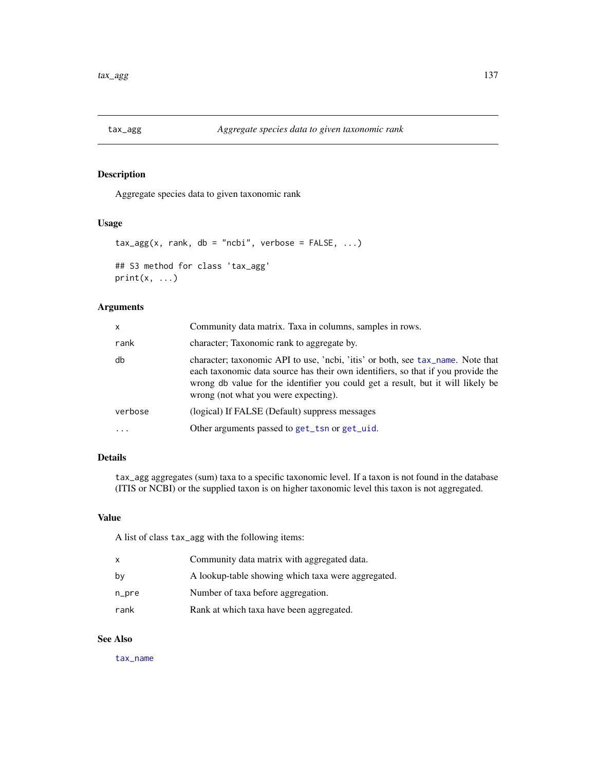# tax_agg — *Aggregate species data to given taxonomic rank*

## Description

Aggregate species data to given taxonomic rank

## Usage

```
tax_agg(x, rank, db = "ncbi", verbose = FALSE, ...)

## S3 method for class 'tax_agg'
print(x, ...)
```

## Arguments

| | |
|---|---|
| x | Community data matrix. Taxa in columns, samples in rows. |
| rank | character; Taxonomic rank to aggregate by. |
| db | character; taxonomic API to use, 'ncbi, 'itis' or both, see `tax_name`. Note that each taxonomic data source has their own identifiers, so that if you provide the wrong db value for the identifier you could get a result, but it will likely be wrong (not what you were expecting). |
| verbose | (logical) If FALSE (Default) suppress messages |
| ... | Other arguments passed to `get_tsn` or `get_uid`. |

## Details

`tax_agg` aggregates (sum) taxa to a specific taxonomic level. If a taxon is not found in the database (ITIS or NCBI) or the supplied taxon is on higher taxonomic level this taxon is not aggregated.

## Value

A list of class `tax_agg` with the following items:

| | |
|---|---|
| x | Community data matrix with aggregated data. |
| by | A lookup-table showing which taxa were aggregated. |
| n_pre | Number of taxa before aggregation. |
| rank | Rank at which taxa have been aggregated. |

## See Also

`tax_name`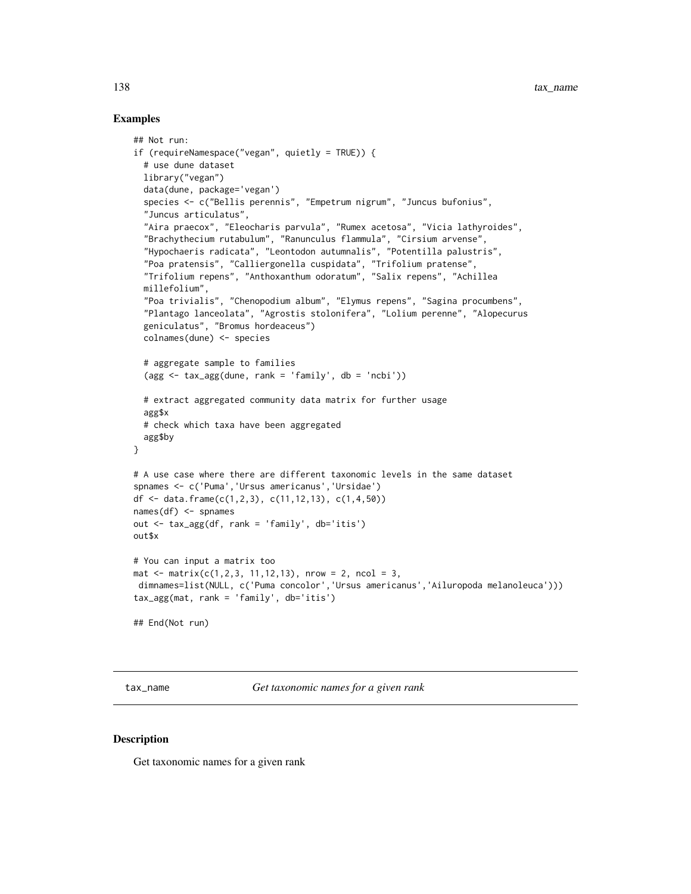## Examples

```
## Not run:
if (requireNamespace("vegan", quietly = TRUE)) {
  # use dune dataset
  library("vegan")
  data(dune, package='vegan')
  species <- c("Bellis perennis", "Empetrum nigrum", "Juncus bufonius",
  "Juncus articulatus",
  "Aira praecox", "Eleocharis parvula", "Rumex acetosa", "Vicia lathyroides",
  "Brachythecium rutabulum", "Ranunculus flammula", "Cirsium arvense",
  "Hypochaeris radicata", "Leontodon autumnalis", "Potentilla palustris",
  "Poa pratensis", "Calliergonella cuspidata", "Trifolium pratense",
  "Trifolium repens", "Anthoxanthum odoratum", "Salix repens", "Achillea
  millefolium",
  "Poa trivialis", "Chenopodium album", "Elymus repens", "Sagina procumbens",
  "Plantago lanceolata", "Agrostis stolonifera", "Lolium perenne", "Alopecurus
  geniculatus", "Bromus hordeaceus")
  colnames(dune) <- species

  # aggregate sample to families
  (agg <- tax_agg(dune, rank = 'family', db = 'ncbi'))

  # extract aggregated community data matrix for further usage
  agg$x
  # check which taxa have been aggregated
  agg$by
}

# A use case where there are different taxonomic levels in the same dataset
spnames <- c('Puma','Ursus americanus','Ursidae')
df <- data.frame(c(1,2,3), c(11,12,13), c(1,4,50))
names(df) <- spnames
out <- tax_agg(df, rank = 'family', db='itis')
out$x

# You can input a matrix too
mat <- matrix(c(1,2,3, 11,12,13), nrow = 2, ncol = 3,
 dimnames=list(NULL, c('Puma concolor','Ursus americanus','Ailuropoda melanoleuca')))
tax_agg(mat, rank = 'family', db='itis')

## End(Not run)
```

---

## tax_name *Get taxonomic names for a given rank*

### Description

Get taxonomic names for a given rank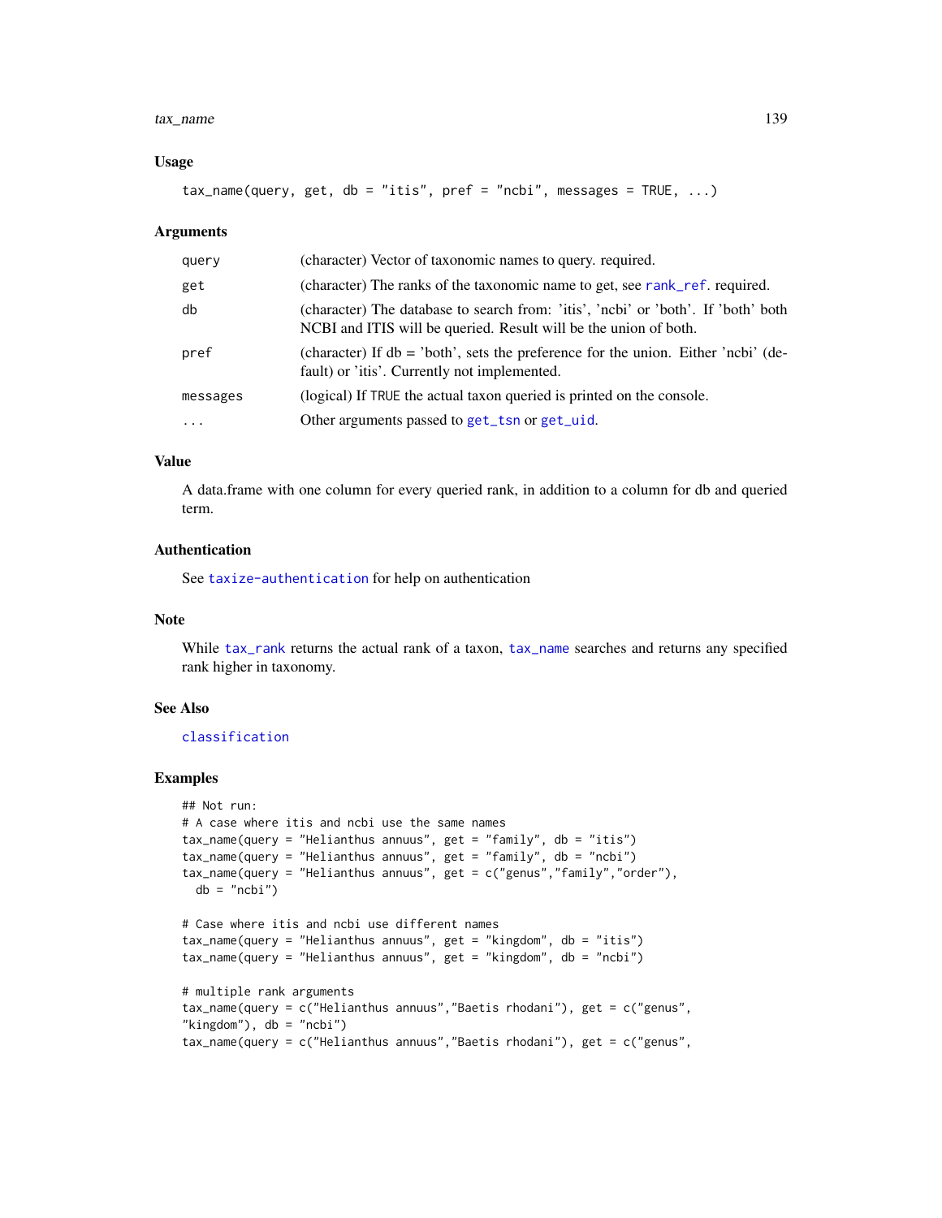### Usage

```
tax_name(query, get, db = "itis", pref = "ncbi", messages = TRUE, ...)
```

### Arguments

| | |
|---|---|
| query | (character) Vector of taxonomic names to query. required. |
| get | (character) The ranks of the taxonomic name to get, see rank_ref. required. |
| db | (character) The database to search from: 'itis', 'ncbi' or 'both'. If 'both' both NCBI and ITIS will be queried. Result will be the union of both. |
| pref | (character) If db = 'both', sets the preference for the union. Either 'ncbi' (default) or 'itis'. Currently not implemented. |
| messages | (logical) If TRUE the actual taxon queried is printed on the console. |
| ... | Other arguments passed to get_tsn or get_uid. |

### Value

A data.frame with one column for every queried rank, in addition to a column for db and queried term.

### Authentication

See taxize-authentication for help on authentication

### Note

While tax_rank returns the actual rank of a taxon, tax_name searches and returns any specified rank higher in taxonomy.

### See Also

classification

### Examples

```
## Not run:
# A case where itis and ncbi use the same names
tax_name(query = "Helianthus annuus", get = "family", db = "itis")
tax_name(query = "Helianthus annuus", get = "family", db = "ncbi")
tax_name(query = "Helianthus annuus", get = c("genus","family","order"),
  db = "ncbi")

# Case where itis and ncbi use different names
tax_name(query = "Helianthus annuus", get = "kingdom", db = "itis")
tax_name(query = "Helianthus annuus", get = "kingdom", db = "ncbi")

# multiple rank arguments
tax_name(query = c("Helianthus annuus","Baetis rhodani"), get = c("genus",
"kingdom"), db = "ncbi")
tax_name(query = c("Helianthus annuus","Baetis rhodani"), get = c("genus",
```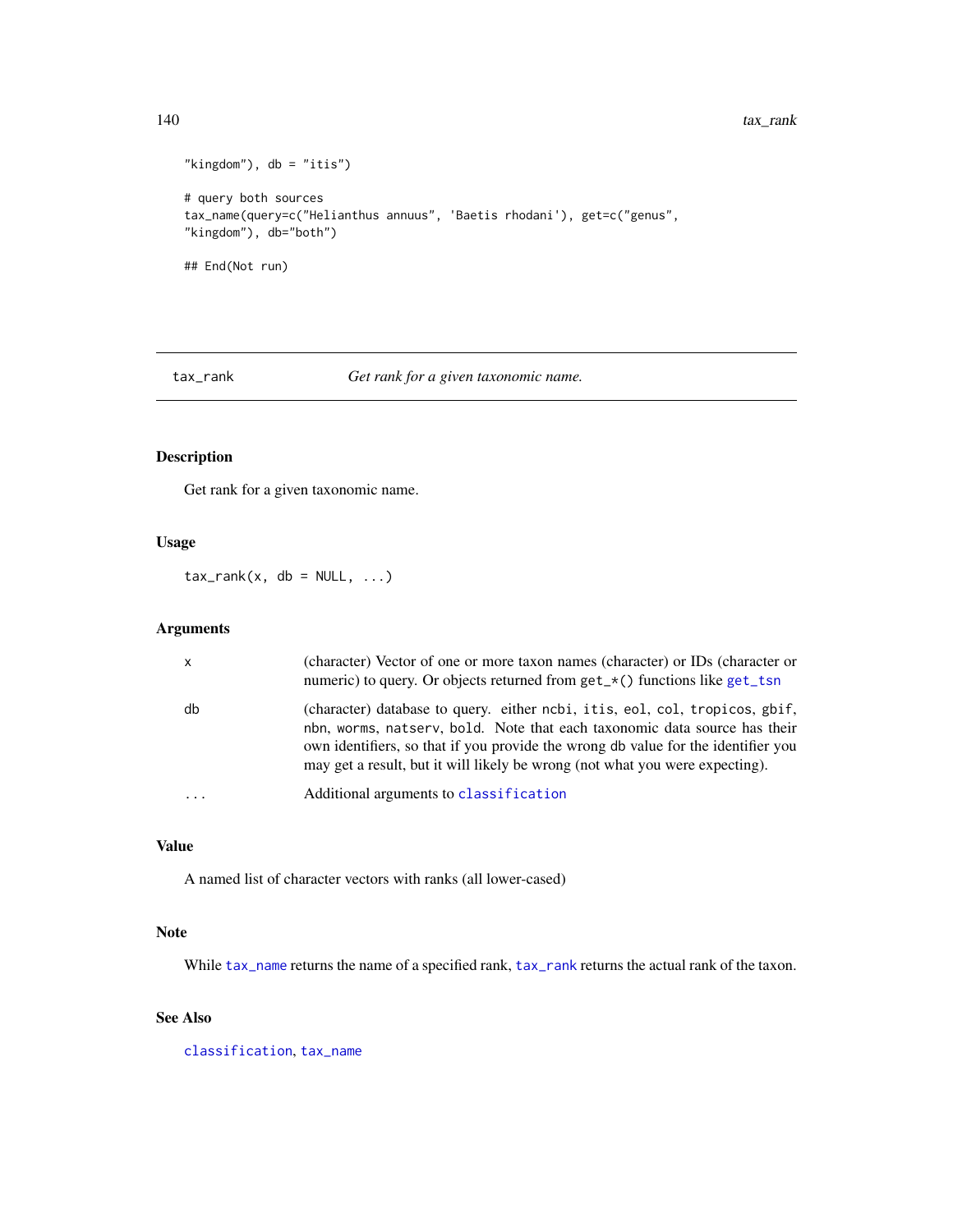```
"kingdom"), db = "itis")

# query both sources
tax_name(query=c("Helianthus annuus", 'Baetis rhodani'), get=c("genus",
"kingdom"), db="both")

## End(Not run)
```

---

## tax_rank — *Get rank for a given taxonomic name.*

---

### Description

Get rank for a given taxonomic name.

### Usage

```
tax_rank(x, db = NULL, ...)
```

### Arguments

| | |
|---|---|
| x | (character) Vector of one or more taxon names (character) or IDs (character or numeric) to query. Or objects returned from `get_*()` functions like `get_tsn` |
| db | (character) database to query. either `ncbi`, `itis`, `eol`, `col`, `tropicos`, `gbif`, `nbn`, `worms`, `natserv`, `bold`. Note that each taxonomic data source has their own identifiers, so that if you provide the wrong db value for the identifier you may get a result, but it will likely be wrong (not what you were expecting). |
| ... | Additional arguments to `classification` |

### Value

A named list of character vectors with ranks (all lower-cased)

### Note

While `tax_name` returns the name of a specified rank, `tax_rank` returns the actual rank of the taxon.

### See Also

`classification`, `tax_name`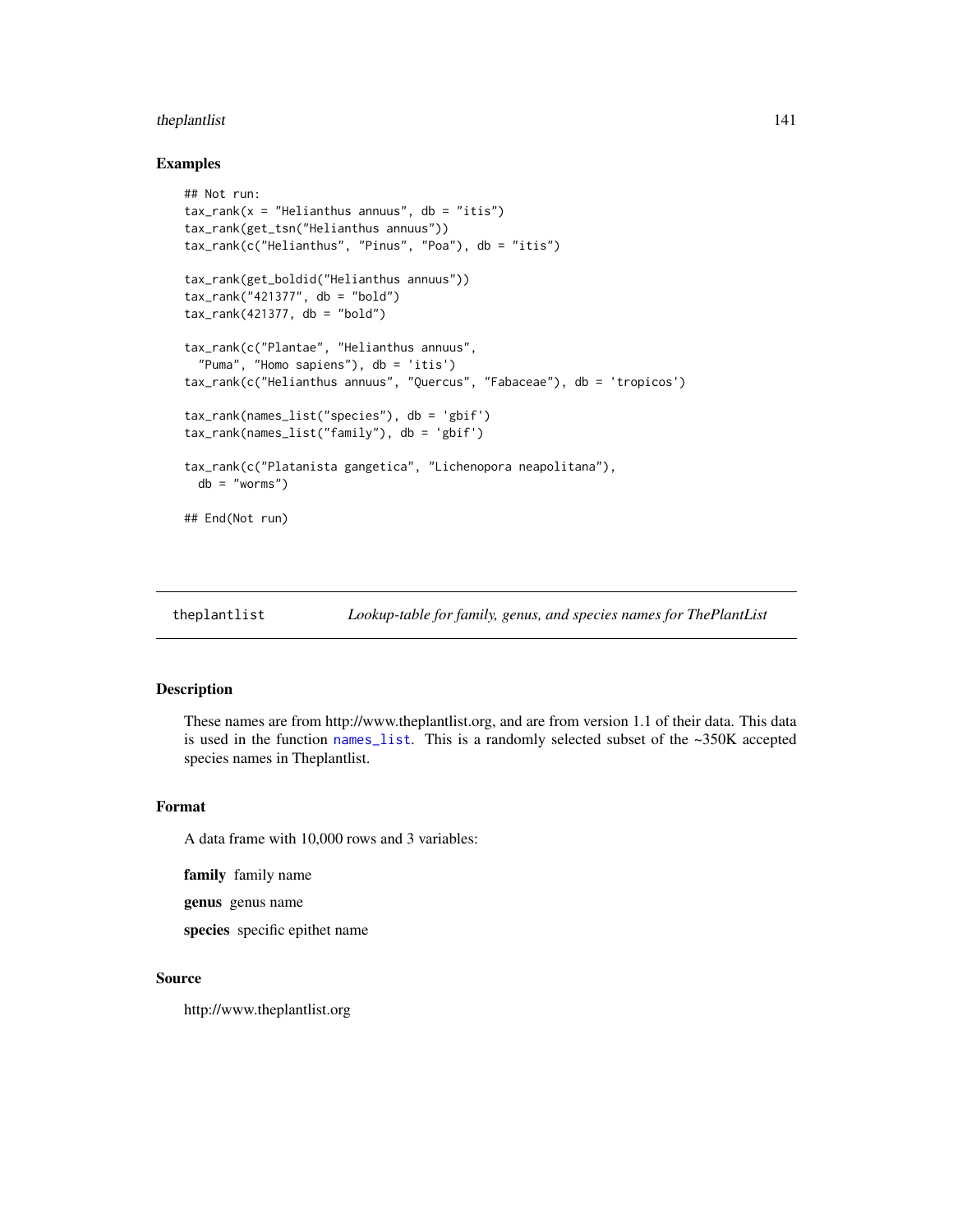## Examples

```
## Not run:
tax_rank(x = "Helianthus annuus", db = "itis")
tax_rank(get_tsn("Helianthus annuus"))
tax_rank(c("Helianthus", "Pinus", "Poa"), db = "itis")

tax_rank(get_boldid("Helianthus annuus"))
tax_rank("421377", db = "bold")
tax_rank(421377, db = "bold")

tax_rank(c("Plantae", "Helianthus annuus",
  "Puma", "Homo sapiens"), db = 'itis')
tax_rank(c("Helianthus annuus", "Quercus", "Fabaceae"), db = 'tropicos')

tax_rank(names_list("species"), db = 'gbif')
tax_rank(names_list("family"), db = 'gbif')

tax_rank(c("Platanista gangetica", "Lichenopora neapolitana"),
  db = "worms")

## End(Not run)
```

---

# theplantlist    *Lookup-table for family, genus, and species names for ThePlantList*

---

## Description

These names are from http://www.theplantlist.org, and are from version 1.1 of their data. This data is used in the function `names_list`. This is a randomly selected subset of the ~350K accepted species names in Theplantlist.

## Format

A data frame with 10,000 rows and 3 variables:

**family** family name

**genus** genus name

**species** specific epithet name

## Source

http://www.theplantlist.org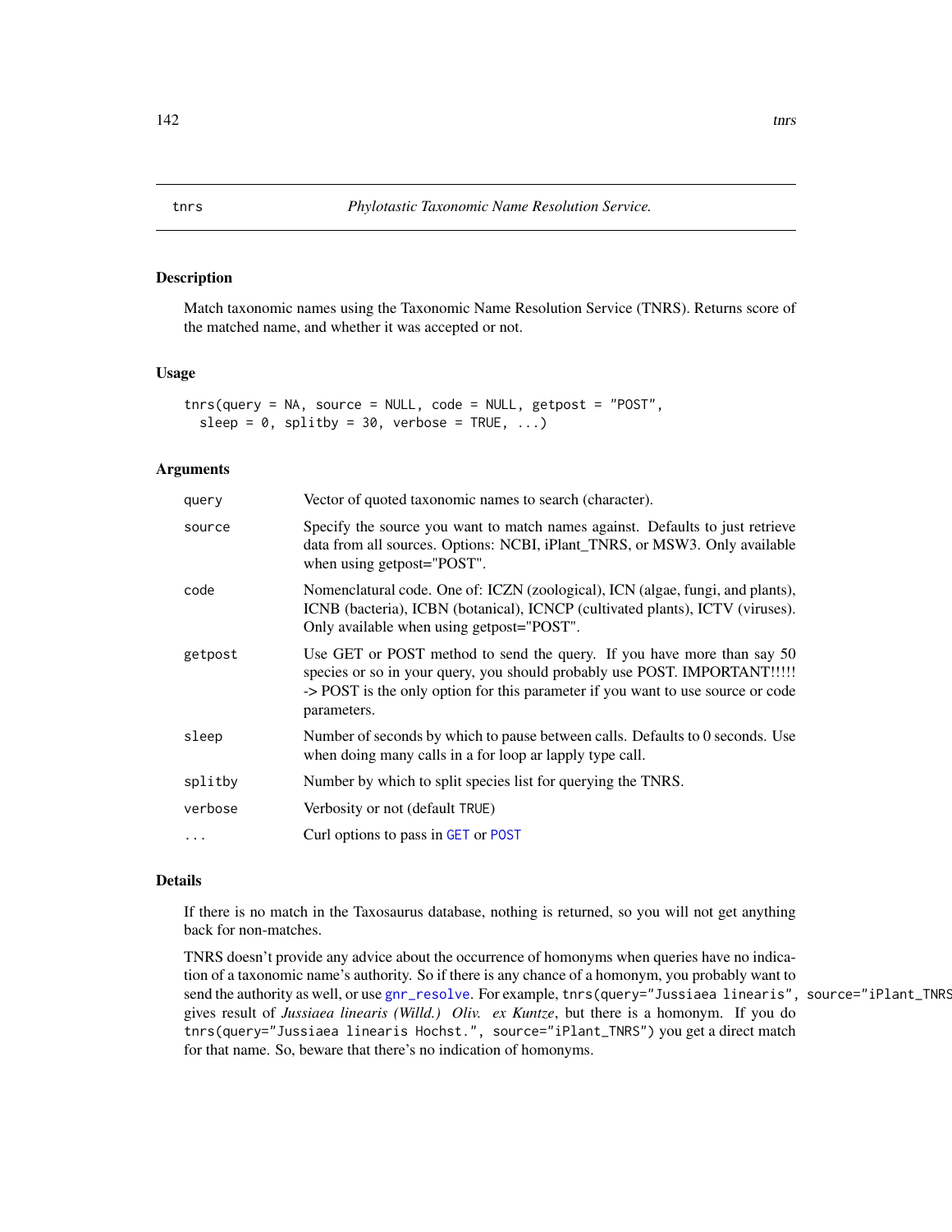## tnrs — *Phylotastic Taxonomic Name Resolution Service.*

### Description

Match taxonomic names using the Taxonomic Name Resolution Service (TNRS). Returns score of the matched name, and whether it was accepted or not.

### Usage

```
tnrs(query = NA, source = NULL, code = NULL, getpost = "POST",
  sleep = 0, splitby = 30, verbose = TRUE, ...)
```

### Arguments

| | |
|---|---|
| query | Vector of quoted taxonomic names to search (character). |
| source | Specify the source you want to match names against. Defaults to just retrieve data from all sources. Options: NCBI, iPlant_TNRS, or MSW3. Only available when using getpost="POST". |
| code | Nomenclatural code. One of: ICZN (zoological), ICN (algae, fungi, and plants), ICNB (bacteria), ICBN (botanical), ICNCP (cultivated plants), ICTV (viruses). Only available when using getpost="POST". |
| getpost | Use GET or POST method to send the query. If you have more than say 50 species or so in your query, you should probably use POST. IMPORTANT!!!!! -> POST is the only option for this parameter if you want to use source or code parameters. |
| sleep | Number of seconds by which to pause between calls. Defaults to 0 seconds. Use when doing many calls in a for loop ar lapply type call. |
| splitby | Number by which to split species list for querying the TNRS. |
| verbose | Verbosity or not (default TRUE) |
| ... | Curl options to pass in GET or POST |

### Details

If there is no match in the Taxosaurus database, nothing is returned, so you will not get anything back for non-matches.

TNRS doesn't provide any advice about the occurrence of homonyms when queries have no indication of a taxonomic name's authority. So if there is any chance of a homonym, you probably want to send the authority as well, or use gnr_resolve. For example, `tnrs(query="Jussiaea linearis", source="iPlant_TNRS")` gives result of *Jussiaea linearis (Willd.) Oliv. ex Kuntze*, but there is a homonym. If you do `tnrs(query="Jussiaea linearis Hochst.", source="iPlant_TNRS")` you get a direct match for that name. So, beware that there's no indication of homonyms.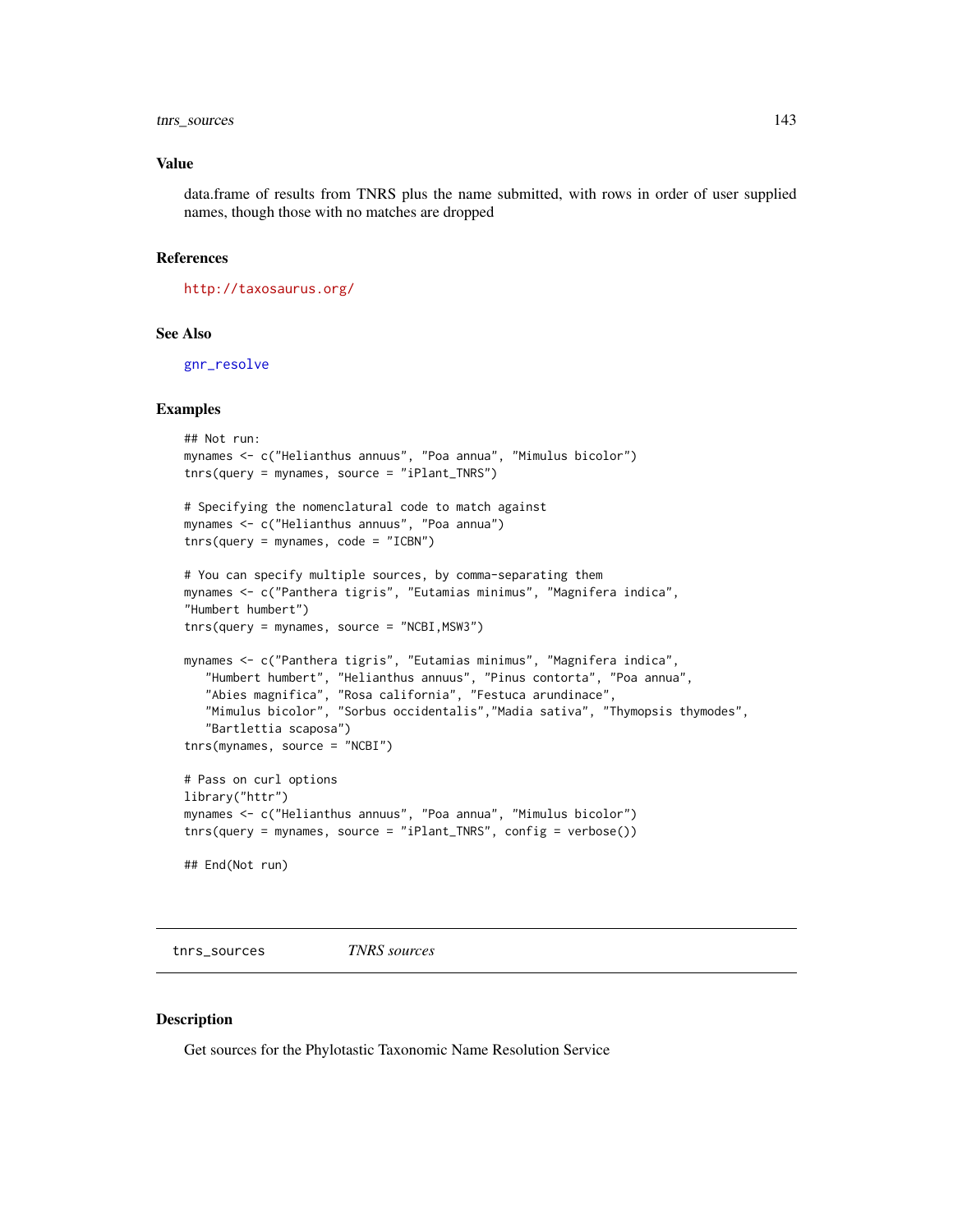### Value

data.frame of results from TNRS plus the name submitted, with rows in order of user supplied names, though those with no matches are dropped

### References

http://taxosaurus.org/

### See Also

gnr_resolve

### Examples

```
## Not run:
mynames <- c("Helianthus annuus", "Poa annua", "Mimulus bicolor")
tnrs(query = mynames, source = "iPlant_TNRS")

# Specifying the nomenclatural code to match against
mynames <- c("Helianthus annuus", "Poa annua")
tnrs(query = mynames, code = "ICBN")

# You can specify multiple sources, by comma-separating them
mynames <- c("Panthera tigris", "Eutamias minimus", "Magnifera indica",
"Humbert humbert")
tnrs(query = mynames, source = "NCBI,MSW3")

mynames <- c("Panthera tigris", "Eutamias minimus", "Magnifera indica",
   "Humbert humbert", "Helianthus annuus", "Pinus contorta", "Poa annua",
   "Abies magnifica", "Rosa california", "Festuca arundinace",
   "Mimulus bicolor", "Sorbus occidentalis","Madia sativa", "Thymopsis thymodes",
   "Bartlettia scaposa")
tnrs(mynames, source = "NCBI")

# Pass on curl options
library("httr")
mynames <- c("Helianthus annuus", "Poa annua", "Mimulus bicolor")
tnrs(query = mynames, source = "iPlant_TNRS", config = verbose())

## End(Not run)
```

## tnrs_sources    *TNRS sources*

### Description

Get sources for the Phylotastic Taxonomic Name Resolution Service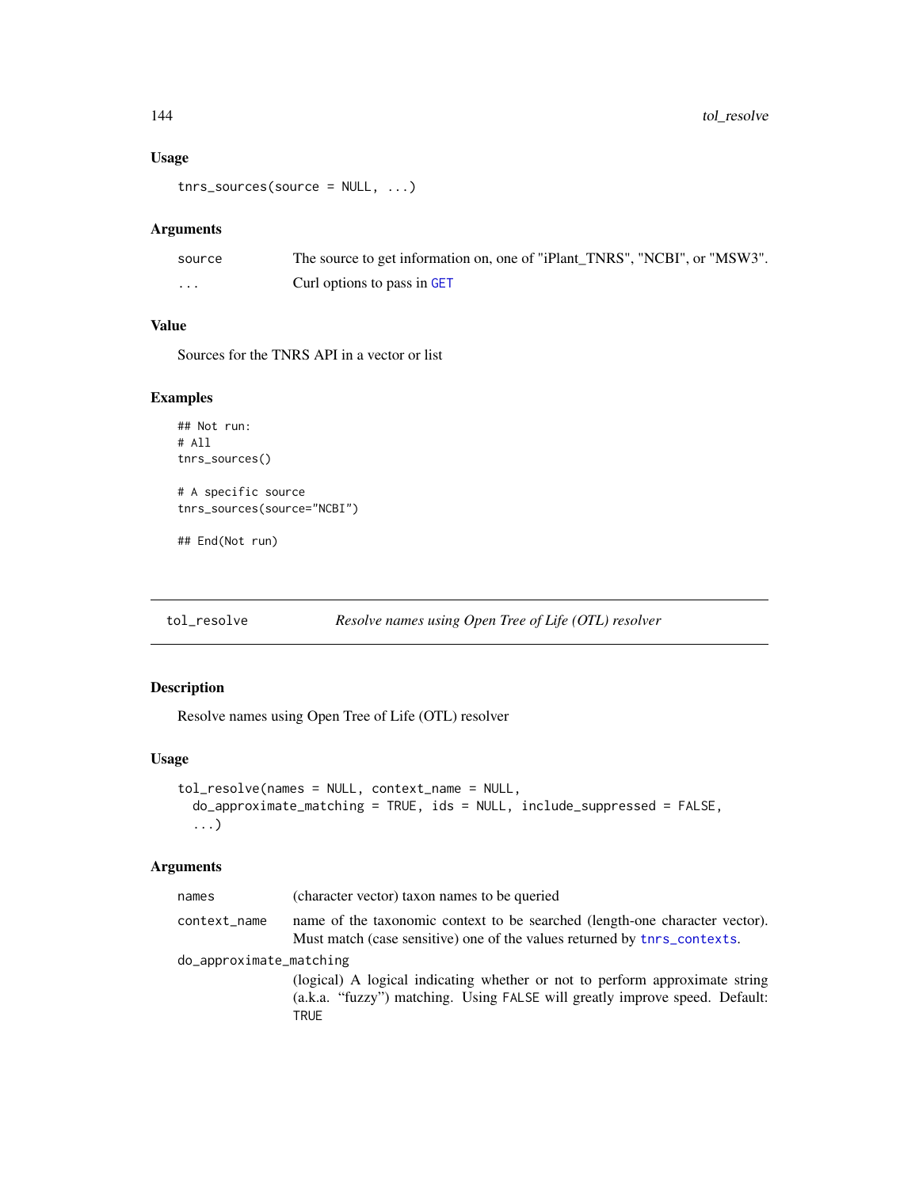### Usage

```
tnrs_sources(source = NULL, ...)
```

### Arguments

| | |
|---|---|
| source | The source to get information on, one of "iPlant_TNRS", "NCBI", or "MSW3". |
| ... | Curl options to pass in GET |

### Value

Sources for the TNRS API in a vector or list

### Examples

```
## Not run:
# All
tnrs_sources()

# A specific source
tnrs_sources(source="NCBI")

## End(Not run)
```

## tol_resolve *Resolve names using Open Tree of Life (OTL) resolver*

### Description

Resolve names using Open Tree of Life (OTL) resolver

### Usage

```
tol_resolve(names = NULL, context_name = NULL,
  do_approximate_matching = TRUE, ids = NULL, include_suppressed = FALSE,
  ...)
```

### Arguments

| | |
|---|---|
| names | (character vector) taxon names to be queried |
| context_name | name of the taxonomic context to be searched (length-one character vector). Must match (case sensitive) one of the values returned by tnrs_contexts. |
| do_approximate_matching | (logical) A logical indicating whether or not to perform approximate string (a.k.a. "fuzzy") matching. Using FALSE will greatly improve speed. Default: TRUE |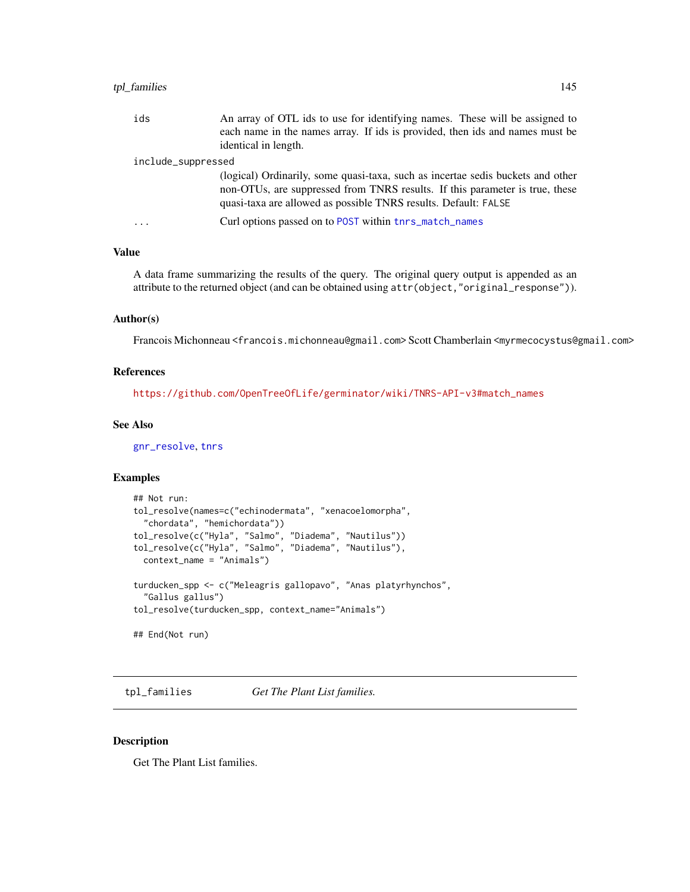ids
: An array of OTL ids to use for identifying names. These will be assigned to each name in the names array. If ids is provided, then ids and names must be identical in length.

include_suppressed
: (logical) Ordinarily, some quasi-taxa, such as incertae sedis buckets and other non-OTUs, are suppressed from TNRS results. If this parameter is true, these quasi-taxa are allowed as possible TNRS results. Default: `FALSE`

...
: Curl options passed on to `POST` within `tnrs_match_names`

### Value

A data frame summarizing the results of the query. The original query output is appended as an attribute to the returned object (and can be obtained using `attr(object,"original_response")`).

### Author(s)

Francois Michonneau <francois.michonneau@gmail.com> Scott Chamberlain <myrmecocystus@gmail.com>

### References

https://github.com/OpenTreeOfLife/germinator/wiki/TNRS-API-v3#match_names

### See Also

`gnr_resolve`, `tnrs`

### Examples

```
## Not run:
tol_resolve(names=c("echinodermata", "xenacoelomorpha",
  "chordata", "hemichordata"))
tol_resolve(c("Hyla", "Salmo", "Diadema", "Nautilus"))
tol_resolve(c("Hyla", "Salmo", "Diadema", "Nautilus"),
  context_name = "Animals")

turducken_spp <- c("Meleagris gallopavo", "Anas platyrhynchos",
  "Gallus gallus")
tol_resolve(turducken_spp, context_name="Animals")

## End(Not run)
```

---

## tpl_families — *Get The Plant List families.*

### Description

Get The Plant List families.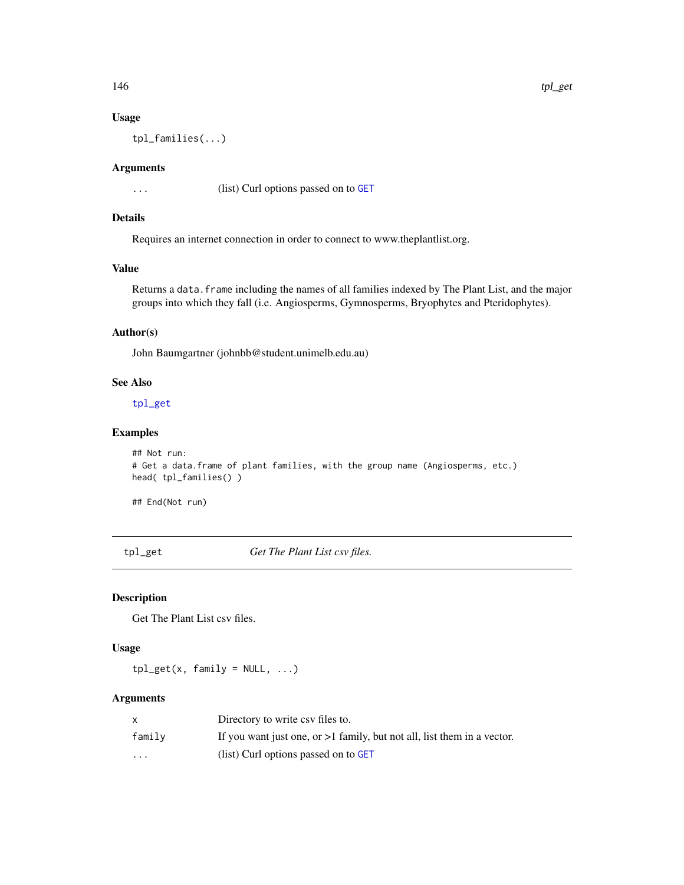### Usage

```
tpl_families(...)
```

### Arguments

| | |
|---|---|
| ... | (list) Curl options passed on to GET |

### Details

Requires an internet connection in order to connect to www.theplantlist.org.

### Value

Returns a data.frame including the names of all families indexed by The Plant List, and the major groups into which they fall (i.e. Angiosperms, Gymnosperms, Bryophytes and Pteridophytes).

### Author(s)

John Baumgartner (johnbb@student.unimelb.edu.au)

### See Also

tpl_get

### Examples

```
## Not run:
# Get a data.frame of plant families, with the group name (Angiosperms, etc.)
head( tpl_families() )

## End(Not run)
```

---

## tpl_get — *Get The Plant List csv files.*

---

### Description

Get The Plant List csv files.

### Usage

```
tpl_get(x, family = NULL, ...)
```

### Arguments

| | |
|---|---|
| x | Directory to write csv files to. |
| family | If you want just one, or >1 family, but not all, list them in a vector. |
| ... | (list) Curl options passed on to GET |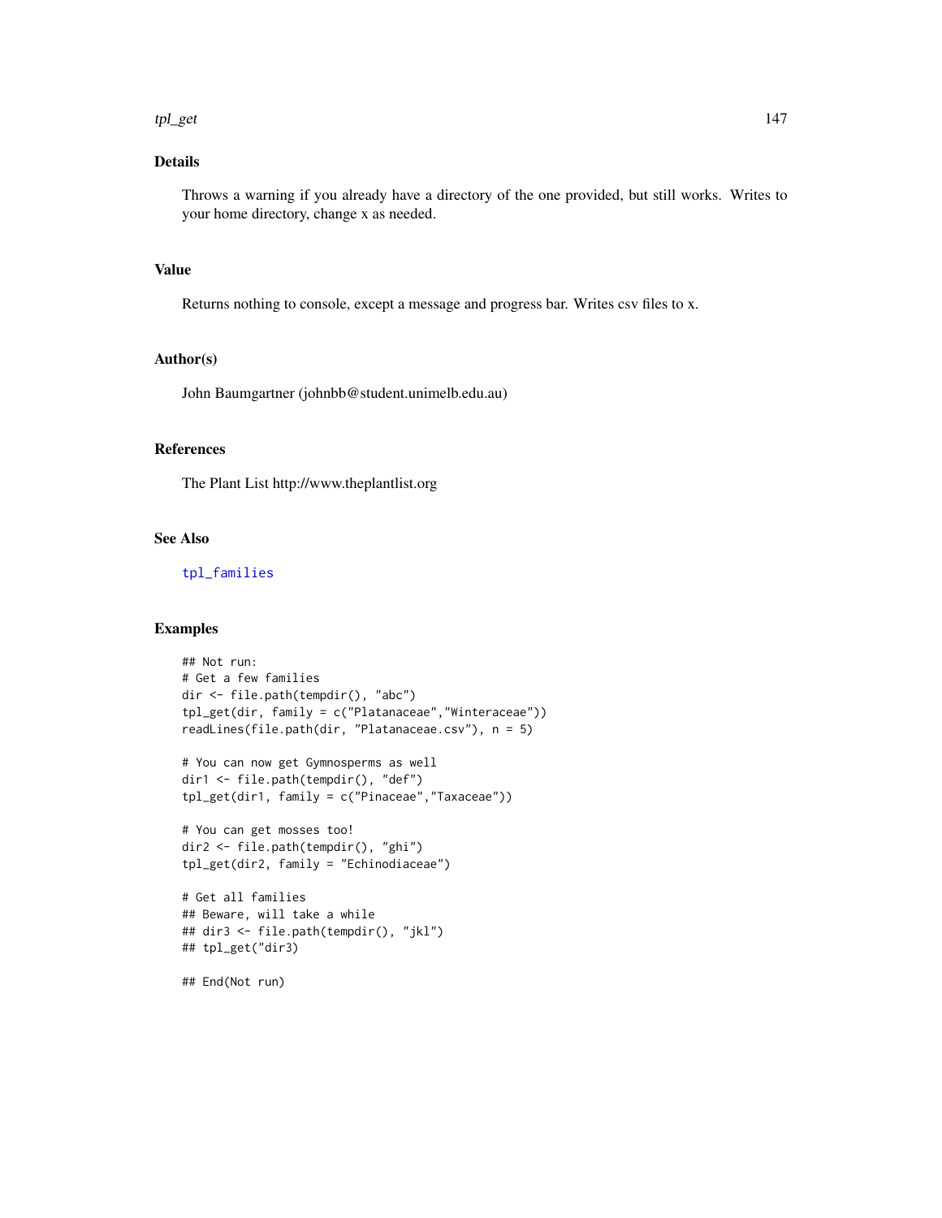## Details

Throws a warning if you already have a directory of the one provided, but still works. Writes to your home directory, change x as needed.

## Value

Returns nothing to console, except a message and progress bar. Writes csv files to x.

## Author(s)

John Baumgartner (johnbb@student.unimelb.edu.au)

## References

The Plant List http://www.theplantlist.org

## See Also

tpl_families

## Examples

```
## Not run:
# Get a few families
dir <- file.path(tempdir(), "abc")
tpl_get(dir, family = c("Platanaceae","Winteraceae"))
readLines(file.path(dir, "Platanaceae.csv"), n = 5)

# You can now get Gymnosperms as well
dir1 <- file.path(tempdir(), "def")
tpl_get(dir1, family = c("Pinaceae","Taxaceae"))

# You can get mosses too!
dir2 <- file.path(tempdir(), "ghi")
tpl_get(dir2, family = "Echinodiaceae")

# Get all families
## Beware, will take a while
## dir3 <- file.path(tempdir(), "jkl")
## tpl_get("dir3)

## End(Not run)
```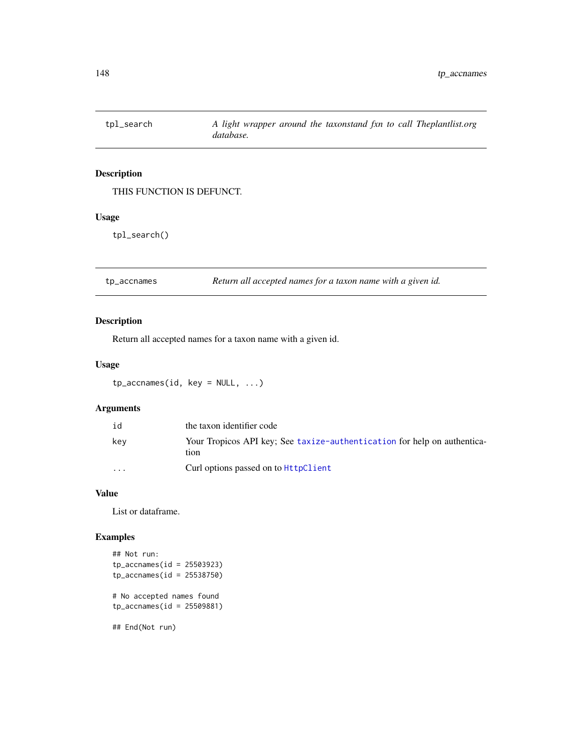## tpl_search

*A light wrapper around the taxonstand fxn to call Theplantlist.org database.*

### Description

THIS FUNCTION IS DEFUNCT.

### Usage

```
tpl_search()
```

## tp_accnames

*Return all accepted names for a taxon name with a given id.*

### Description

Return all accepted names for a taxon name with a given id.

### Usage

```
tp_accnames(id, key = NULL, ...)
```

### Arguments

| | |
|---|---|
| id | the taxon identifier code |
| key | Your Tropicos API key; See taxize-authentication for help on authentication |
| ... | Curl options passed on to HttpClient |

### Value

List or dataframe.

### Examples

```
## Not run:
tp_accnames(id = 25503923)
tp_accnames(id = 25538750)

# No accepted names found
tp_accnames(id = 25509881)

## End(Not run)
```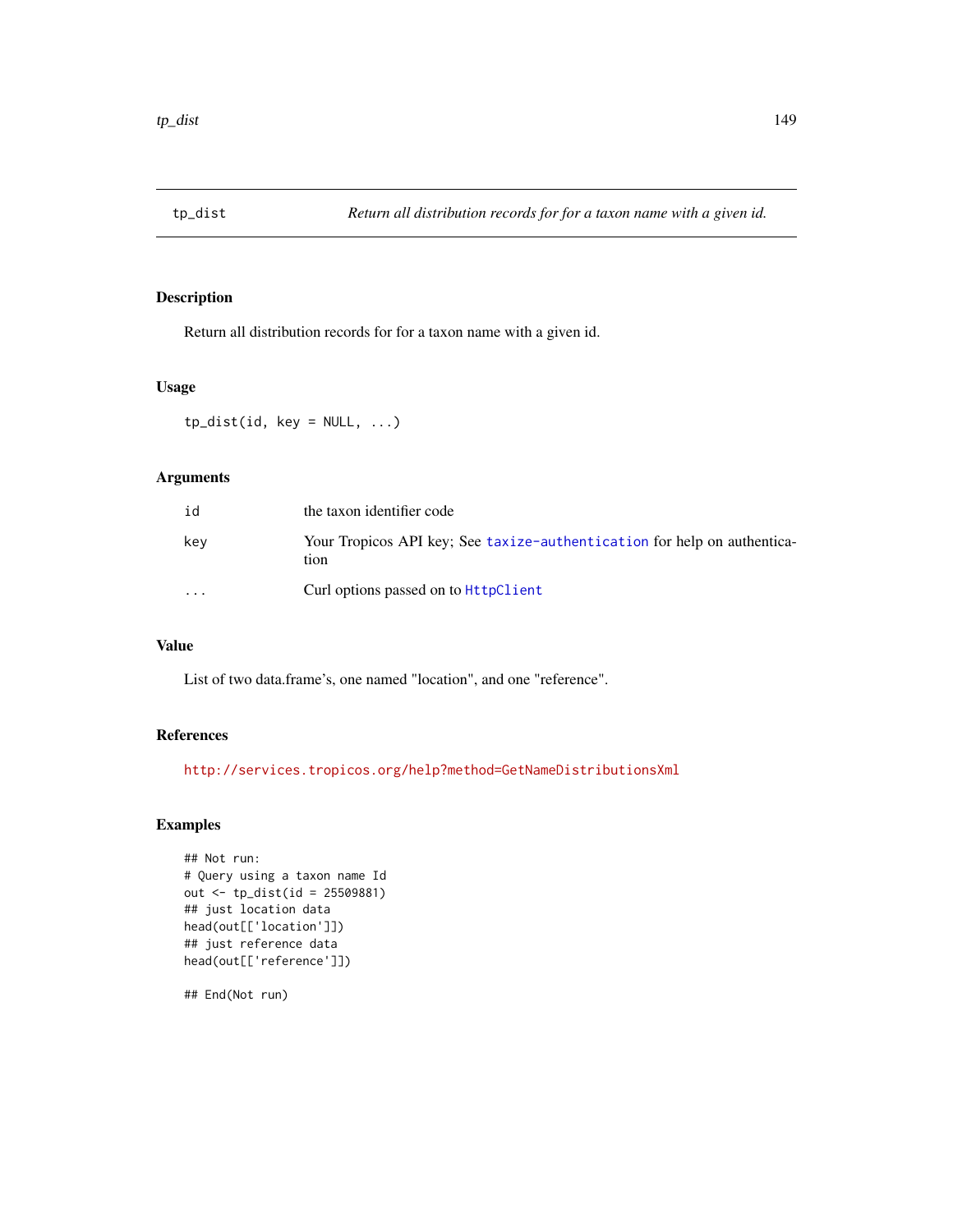## tp_dist — *Return all distribution records for for a taxon name with a given id.*

### Description

Return all distribution records for for a taxon name with a given id.

### Usage

```
tp_dist(id, key = NULL, ...)
```

### Arguments

| | |
|---|---|
| id | the taxon identifier code |
| key | Your Tropicos API key; See taxize-authentication for help on authentication |
| ... | Curl options passed on to HttpClient |

### Value

List of two data.frame's, one named "location", and one "reference".

### References

http://services.tropicos.org/help?method=GetNameDistributionsXml

### Examples

```
## Not run:
# Query using a taxon name Id
out <- tp_dist(id = 25509881)
## just location data
head(out[['location']])
## just reference data
head(out[['reference']])

## End(Not run)
```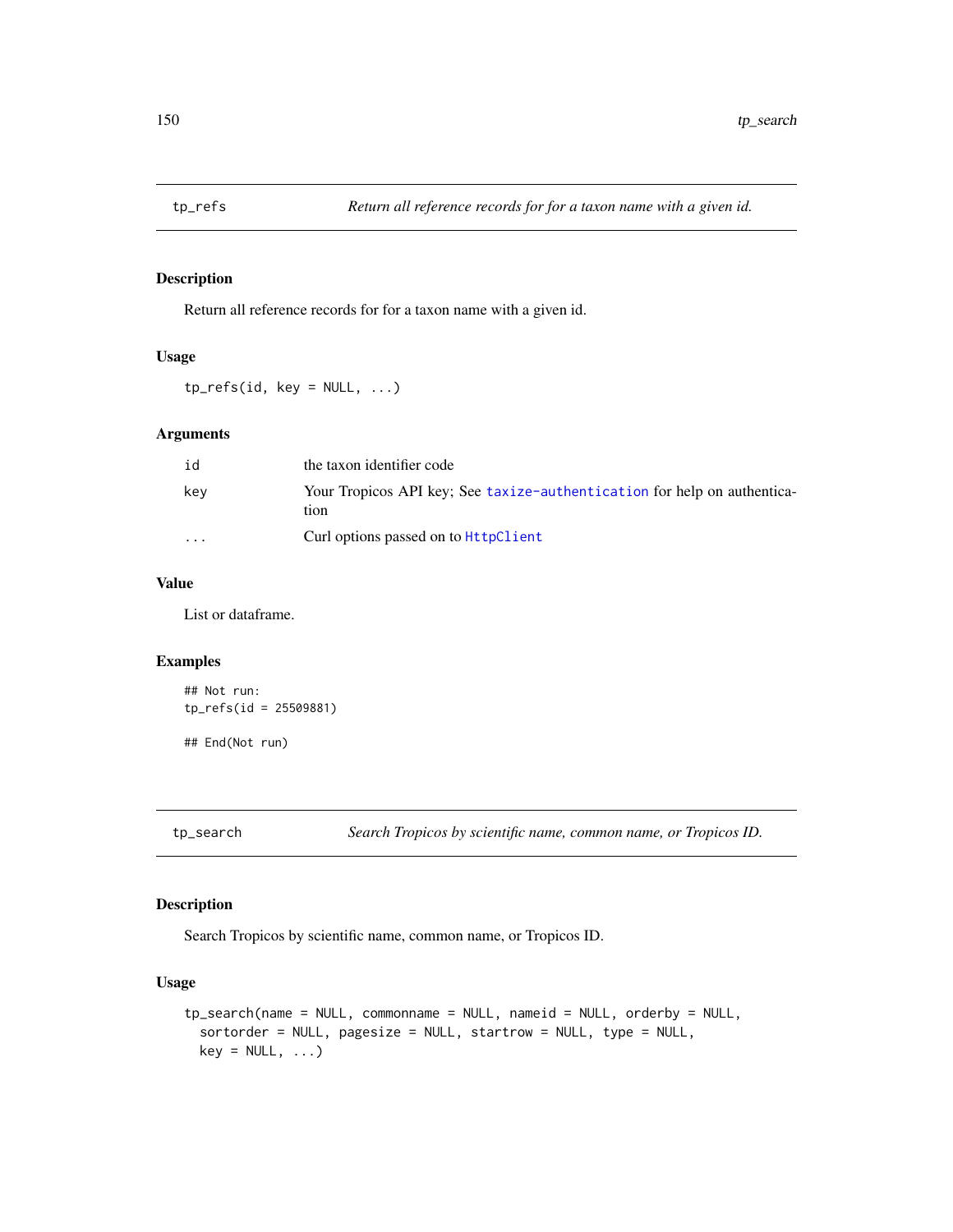## tp_refs — *Return all reference records for for a taxon name with a given id.*

### Description

Return all reference records for for a taxon name with a given id.

### Usage

```
tp_refs(id, key = NULL, ...)
```

### Arguments

| | |
|---|---|
| id | the taxon identifier code |
| key | Your Tropicos API key; See taxize-authentication for help on authentication |
| ... | Curl options passed on to HttpClient |

### Value

List or dataframe.

### Examples

```
## Not run:
tp_refs(id = 25509881)

## End(Not run)
```

## tp_search — *Search Tropicos by scientific name, common name, or Tropicos ID.*

### Description

Search Tropicos by scientific name, common name, or Tropicos ID.

### Usage

```
tp_search(name = NULL, commonname = NULL, nameid = NULL, orderby = NULL,
  sortorder = NULL, pagesize = NULL, startrow = NULL, type = NULL,
  key = NULL, ...)
```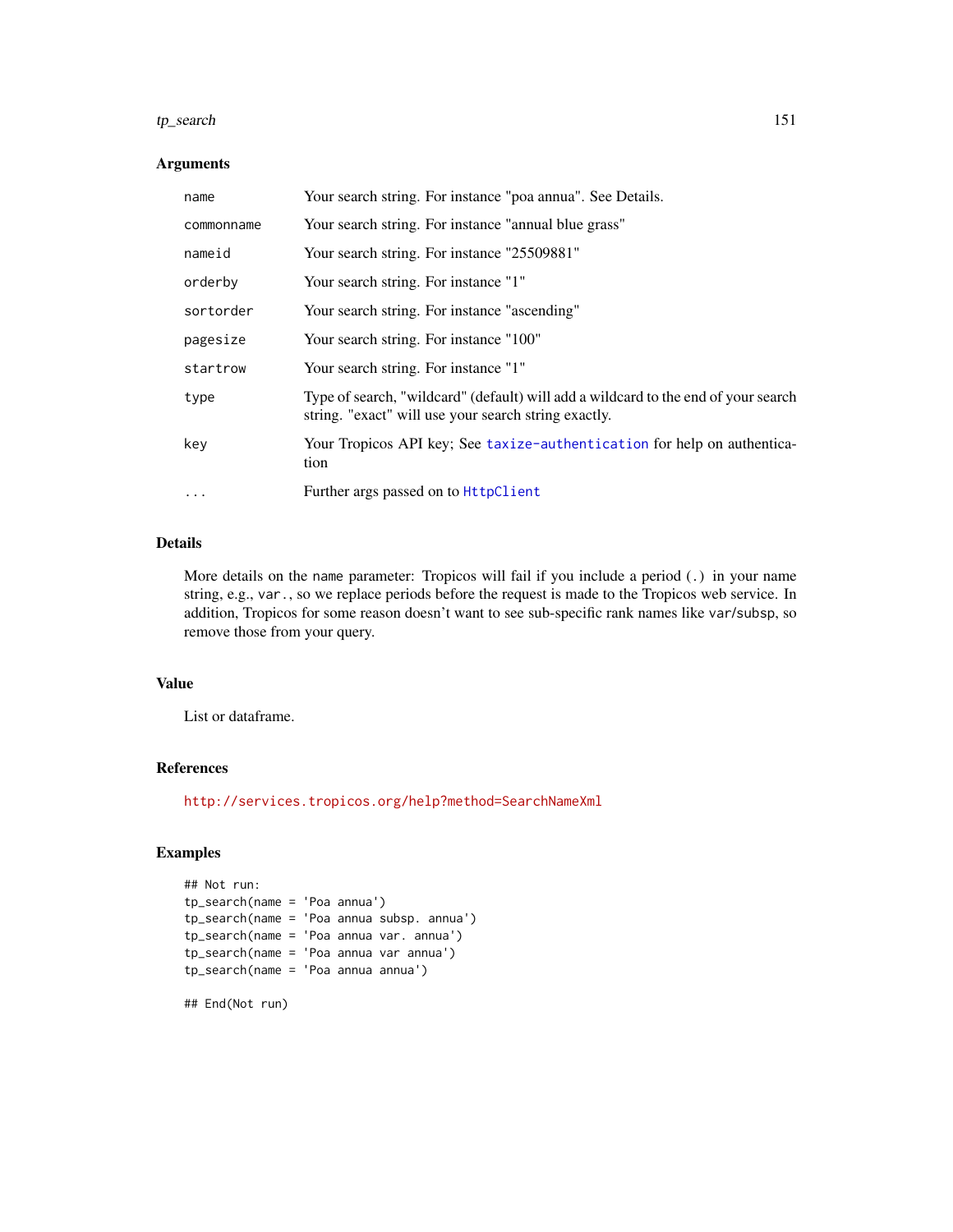### Arguments

| | |
|---|---|
| name | Your search string. For instance "poa annua". See Details. |
| commonname | Your search string. For instance "annual blue grass" |
| nameid | Your search string. For instance "25509881" |
| orderby | Your search string. For instance "1" |
| sortorder | Your search string. For instance "ascending" |
| pagesize | Your search string. For instance "100" |
| startrow | Your search string. For instance "1" |
| type | Type of search, "wildcard" (default) will add a wildcard to the end of your search string. "exact" will use your search string exactly. |
| key | Your Tropicos API key; See taxize-authentication for help on authentication |
| ... | Further args passed on to HttpClient |

### Details

More details on the name parameter: Tropicos will fail if you include a period (.) in your name string, e.g., var., so we replace periods before the request is made to the Tropicos web service. In addition, Tropicos for some reason doesn't want to see sub-specific rank names like var/subsp, so remove those from your query.

### Value

List or dataframe.

### References

http://services.tropicos.org/help?method=SearchNameXml

### Examples

```
## Not run:
tp_search(name = 'Poa annua')
tp_search(name = 'Poa annua subsp. annua')
tp_search(name = 'Poa annua var. annua')
tp_search(name = 'Poa annua var annua')
tp_search(name = 'Poa annua annua')

## End(Not run)
```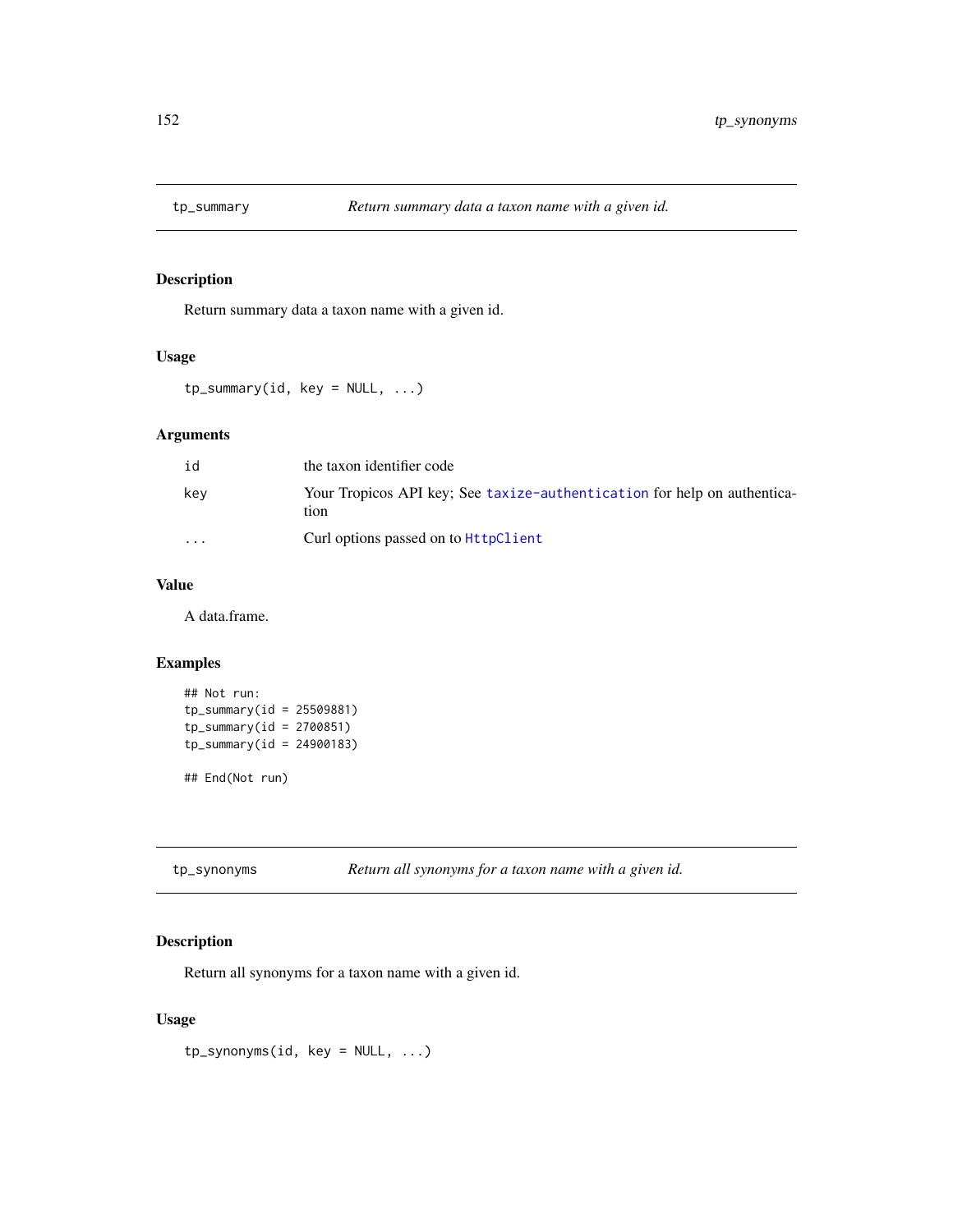## tp_summary — *Return summary data a taxon name with a given id.*

### Description

Return summary data a taxon name with a given id.

### Usage

```
tp_summary(id, key = NULL, ...)
```

### Arguments

| | |
|---|---|
| `id` | the taxon identifier code |
| `key` | Your Tropicos API key; See `taxize-authentication` for help on authentication |
| `...` | Curl options passed on to `HttpClient` |

### Value

A data.frame.

### Examples

```
## Not run:
tp_summary(id = 25509881)
tp_summary(id = 2700851)
tp_summary(id = 24900183)

## End(Not run)
```

## tp_synonyms — *Return all synonyms for a taxon name with a given id.*

### Description

Return all synonyms for a taxon name with a given id.

### Usage

```
tp_synonyms(id, key = NULL, ...)
```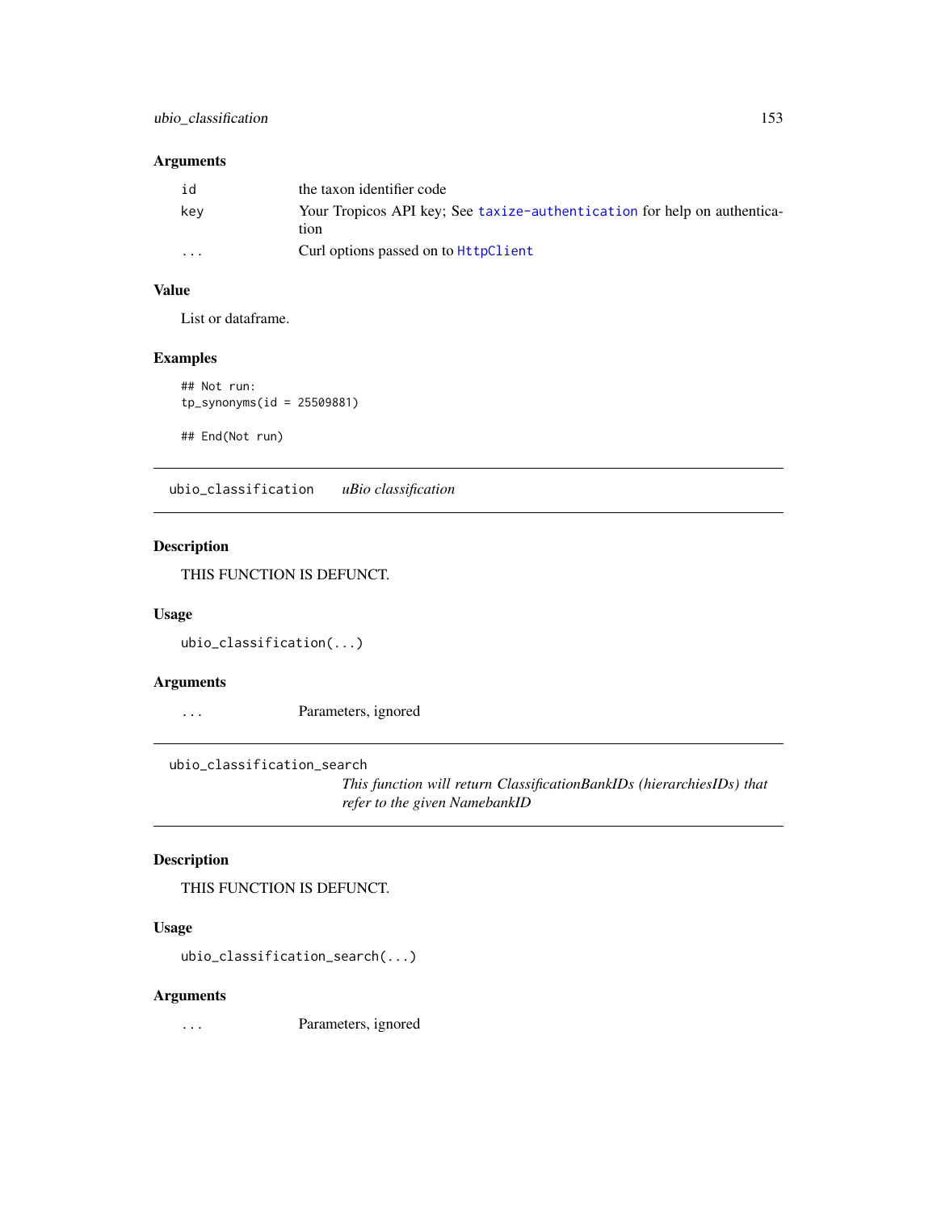## Arguments

| | |
|---|---|
| id | the taxon identifier code |
| key | Your Tropicos API key; See taxize-authentication for help on authentication |
| ... | Curl options passed on to HttpClient |

## Value

List or dataframe.

## Examples

```
## Not run:
tp_synonyms(id = 25509881)

## End(Not run)
```

---

# ubio_classification *uBio classification*

## Description

THIS FUNCTION IS DEFUNCT.

## Usage

```
ubio_classification(...)
```

## Arguments

| | |
|---|---|
| ... | Parameters, ignored |

---

# ubio_classification_search *This function will return ClassificationBankIDs (hierarchiesIDs) that refer to the given NamebankID*

## Description

THIS FUNCTION IS DEFUNCT.

## Usage

```
ubio_classification_search(...)
```

## Arguments

| | |
|---|---|
| ... | Parameters, ignored |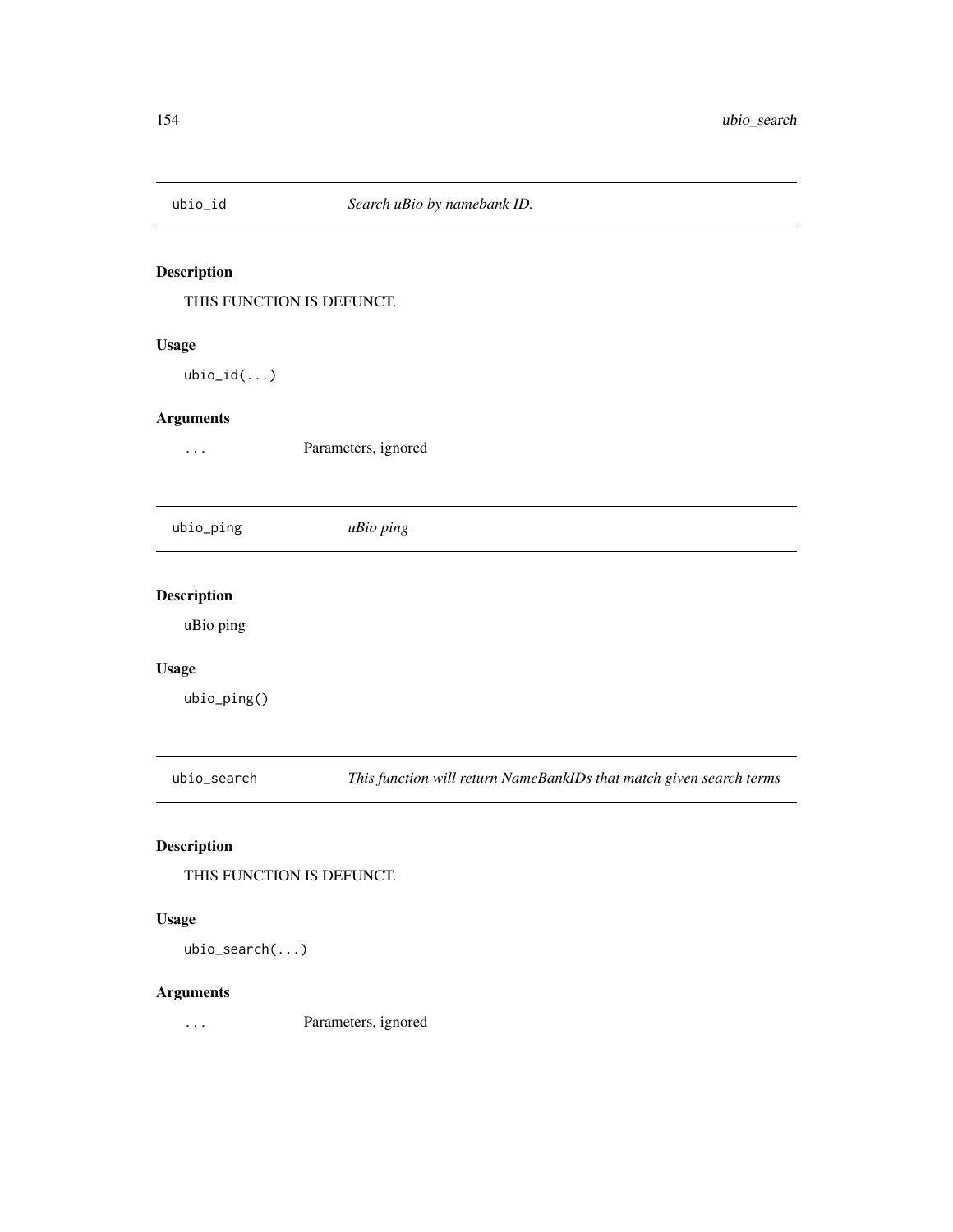## ubio_id *Search uBio by namebank ID.*

### Description

THIS FUNCTION IS DEFUNCT.

### Usage

```
ubio_id(...)
```

### Arguments

... Parameters, ignored

## ubio_ping *uBio ping*

### Description

uBio ping

### Usage

```
ubio_ping()
```

## ubio_search *This function will return NameBankIDs that match given search terms*

### Description

THIS FUNCTION IS DEFUNCT.

### Usage

```
ubio_search(...)
```

### Arguments

... Parameters, ignored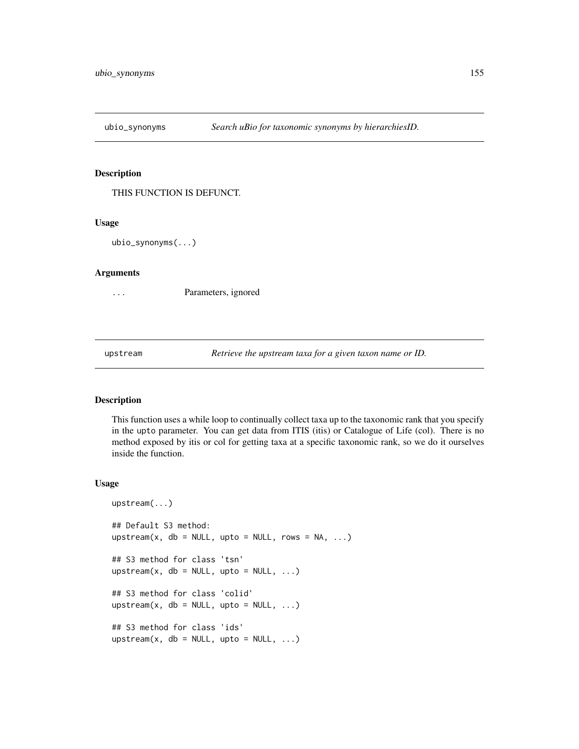## ubio_synonyms — *Search uBio for taxonomic synonyms by hierarchiesID.*

### Description

THIS FUNCTION IS DEFUNCT.

### Usage

```
ubio_synonyms(...)
```

### Arguments

| | |
|---|---|
| ... | Parameters, ignored |

## upstream — *Retrieve the upstream taxa for a given taxon name or ID.*

### Description

This function uses a while loop to continually collect taxa up to the taxonomic rank that you specify in the `upto` parameter. You can get data from ITIS (itis) or Catalogue of Life (col). There is no method exposed by itis or col for getting taxa at a specific taxonomic rank, so we do it ourselves inside the function.

### Usage

```
upstream(...)

## Default S3 method:
upstream(x, db = NULL, upto = NULL, rows = NA, ...)

## S3 method for class 'tsn'
upstream(x, db = NULL, upto = NULL, ...)

## S3 method for class 'colid'
upstream(x, db = NULL, upto = NULL, ...)

## S3 method for class 'ids'
upstream(x, db = NULL, upto = NULL, ...)
```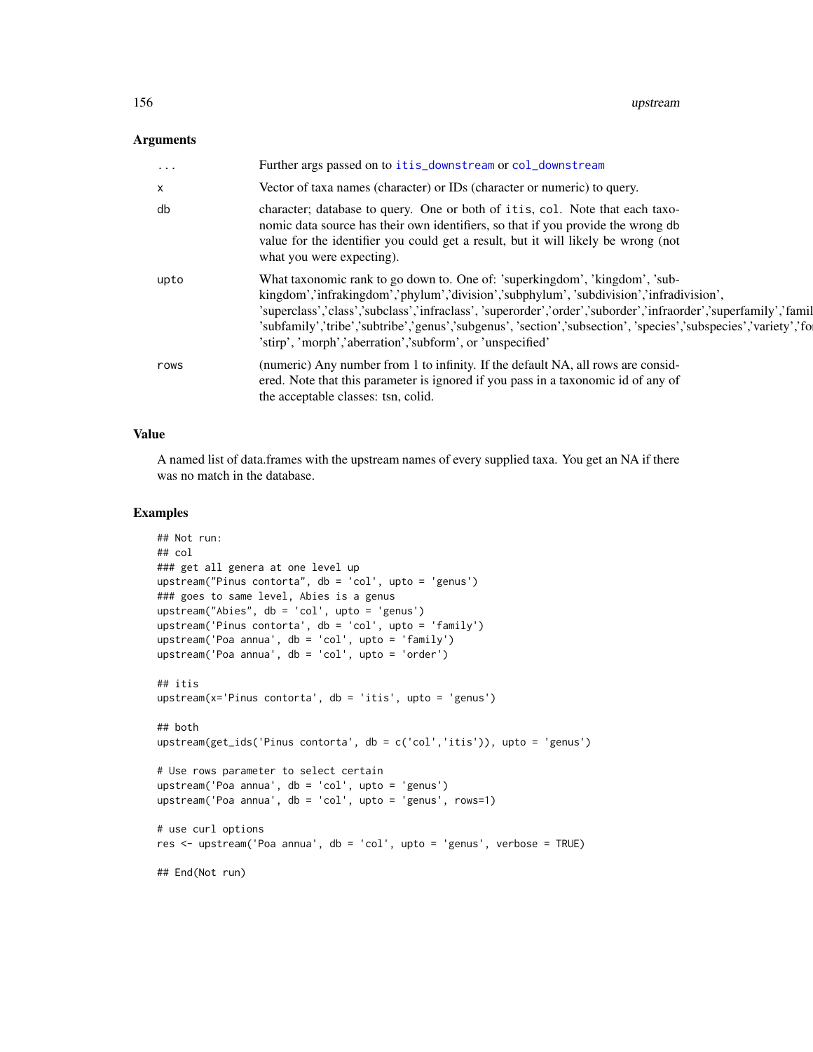### Arguments

| | |
|---|---|
| ... | Further args passed on to itis_downstream or col_downstream |
| x | Vector of taxa names (character) or IDs (character or numeric) to query. |
| db | character; database to query. One or both of itis, col. Note that each taxonomic data source has their own identifiers, so that if you provide the wrong db value for the identifier you could get a result, but it will likely be wrong (not what you were expecting). |
| upto | What taxonomic rank to go down to. One of: 'superkingdom', 'kingdom', 'subkingdom','infrakingdom','phylum','division','subphylum', 'subdivision','infradivision', 'superclass','class','subclass','infraclass', 'superorder','order','suborder','infraorder','superfamily','famil 'subfamily','tribe','subtribe','genus','subgenus', 'section','subsection', 'species','subspecies','variety','fo 'stirp', 'morph','aberration','subform', or 'unspecified' |
| rows | (numeric) Any number from 1 to infinity. If the default NA, all rows are considered. Note that this parameter is ignored if you pass in a taxonomic id of any of the acceptable classes: tsn, colid. |

### Value

A named list of data.frames with the upstream names of every supplied taxa. You get an NA if there was no match in the database.

### Examples

```
## Not run:
## col
### get all genera at one level up
upstream("Pinus contorta", db = 'col', upto = 'genus')
### goes to same level, Abies is a genus
upstream("Abies", db = 'col', upto = 'genus')
upstream('Pinus contorta', db = 'col', upto = 'family')
upstream('Poa annua', db = 'col', upto = 'family')
upstream('Poa annua', db = 'col', upto = 'order')

## itis
upstream(x='Pinus contorta', db = 'itis', upto = 'genus')

## both
upstream(get_ids('Pinus contorta', db = c('col','itis')), upto = 'genus')

# Use rows parameter to select certain
upstream('Poa annua', db = 'col', upto = 'genus')
upstream('Poa annua', db = 'col', upto = 'genus', rows=1)

# use curl options
res <- upstream('Poa annua', db = 'col', upto = 'genus', verbose = TRUE)

## End(Not run)
```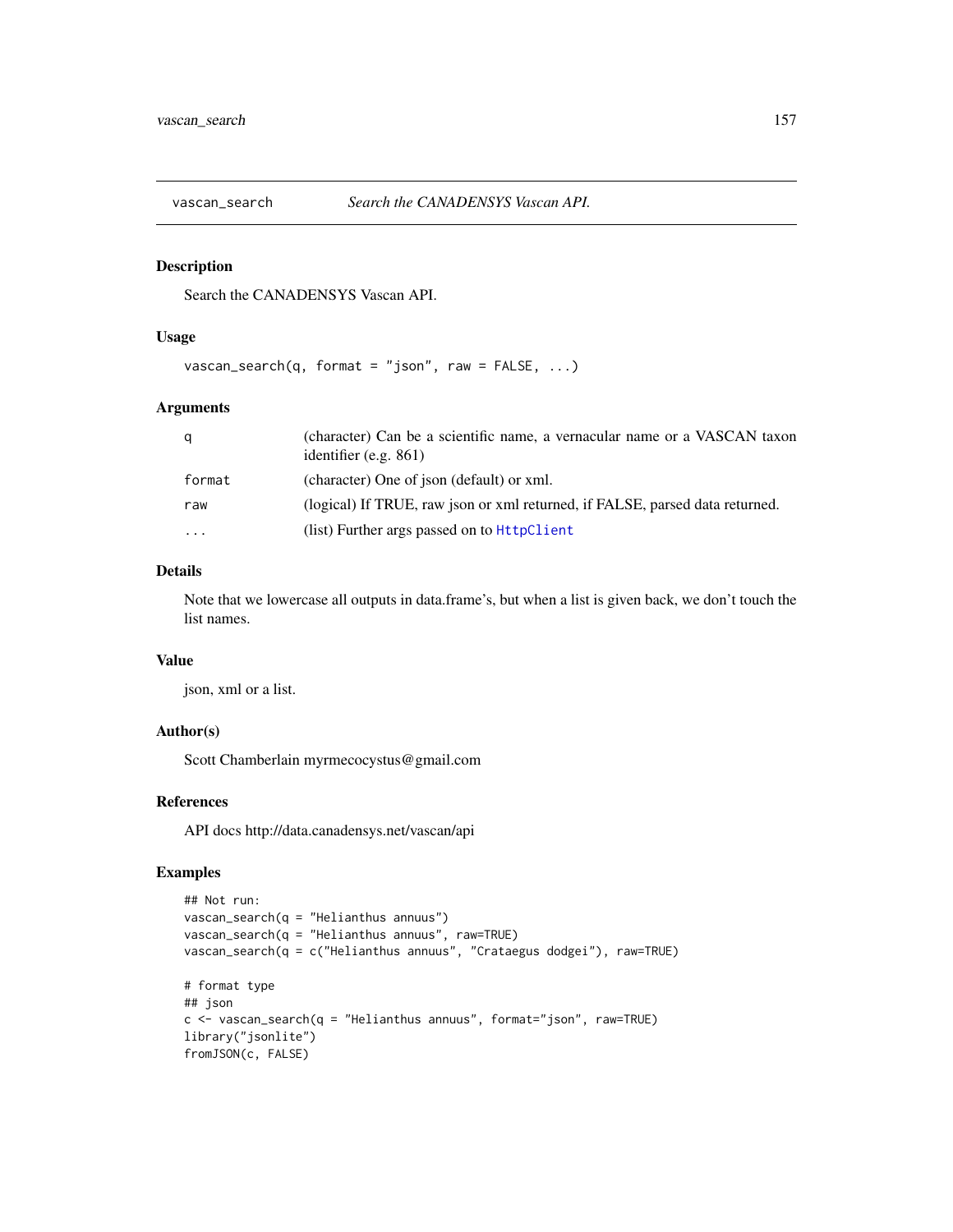## vascan_search    *Search the CANADENSYS Vascan API.*

### Description

Search the CANADENSYS Vascan API.

### Usage

```
vascan_search(q, format = "json", raw = FALSE, ...)
```

### Arguments

| | |
|---|---|
| `q` | (character) Can be a scientific name, a vernacular name or a VASCAN taxon identifier (e.g. 861) |
| `format` | (character) One of json (default) or xml. |
| `raw` | (logical) If TRUE, raw json or xml returned, if FALSE, parsed data returned. |
| `...` | (list) Further args passed on to `HttpClient` |

### Details

Note that we lowercase all outputs in data.frame's, but when a list is given back, we don't touch the list names.

### Value

json, xml or a list.

### Author(s)

Scott Chamberlain myrmecocystus@gmail.com

### References

API docs http://data.canadensys.net/vascan/api

### Examples

```
## Not run:
vascan_search(q = "Helianthus annuus")
vascan_search(q = "Helianthus annuus", raw=TRUE)
vascan_search(q = c("Helianthus annuus", "Crataegus dodgei"), raw=TRUE)

# format type
## json
c <- vascan_search(q = "Helianthus annuus", format="json", raw=TRUE)
library("jsonlite")
fromJSON(c, FALSE)
```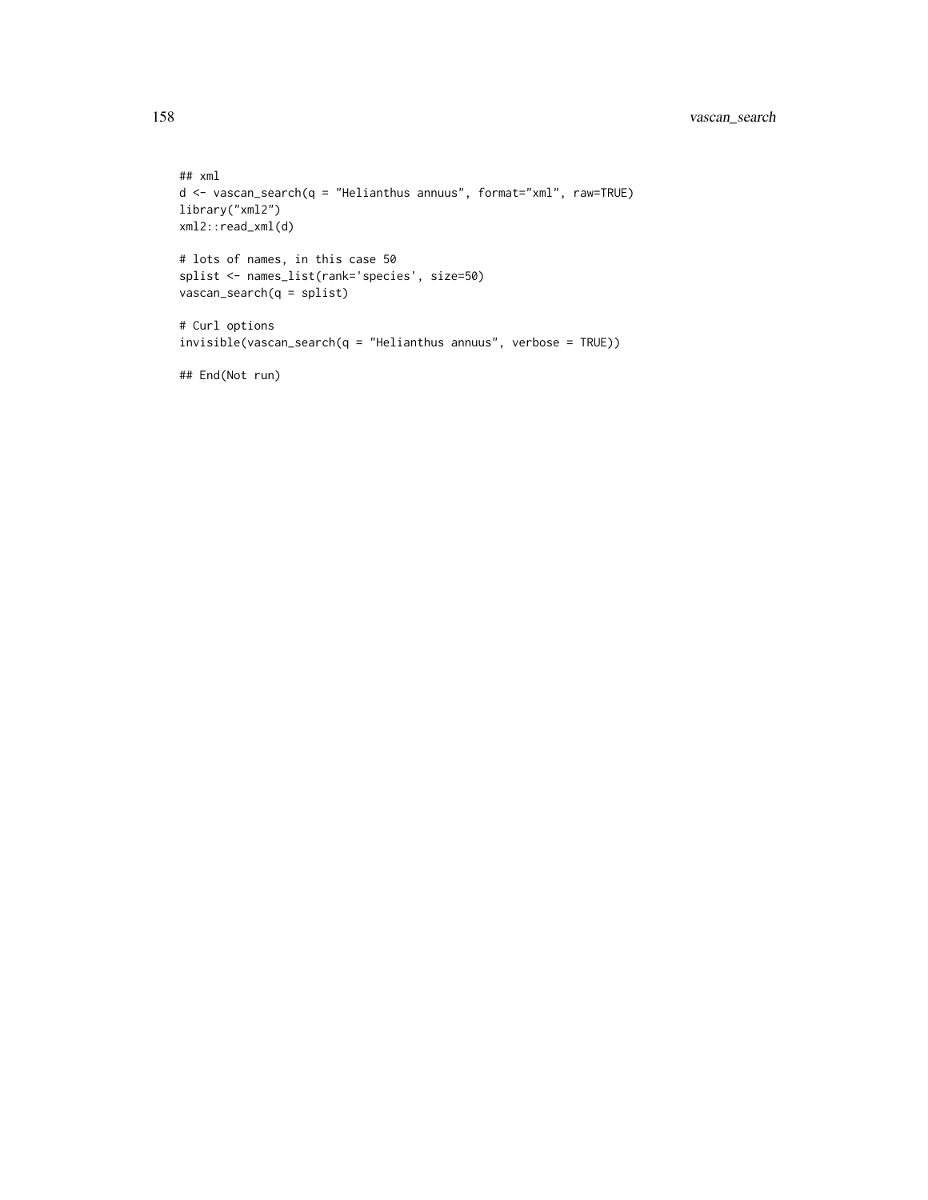```
## xml
d <- vascan_search(q = "Helianthus annuus", format="xml", raw=TRUE)
library("xml2")
xml2::read_xml(d)

# lots of names, in this case 50
splist <- names_list(rank='species', size=50)
vascan_search(q = splist)

# Curl options
invisible(vascan_search(q = "Helianthus annuus", verbose = TRUE))

## End(Not run)
```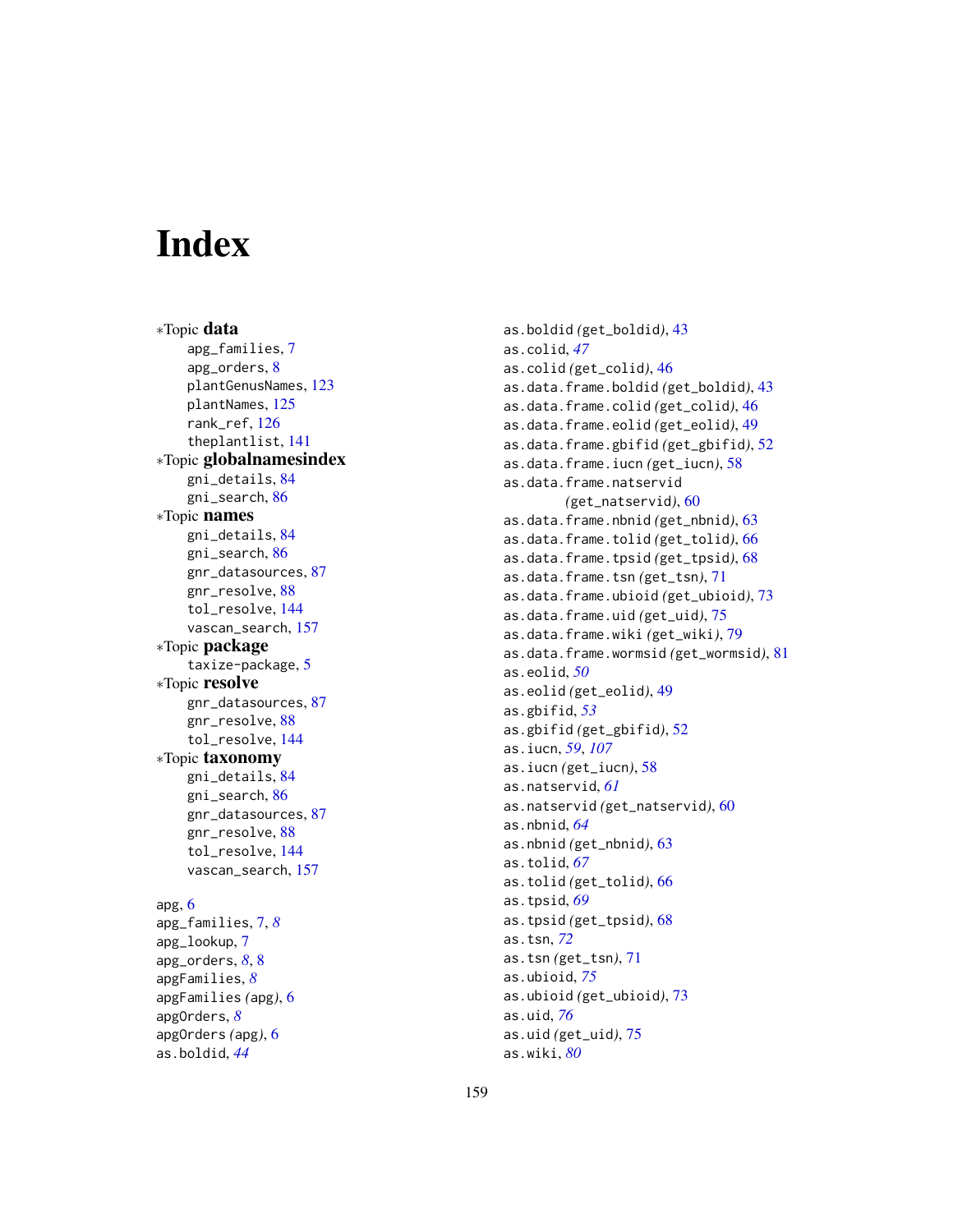# Index

∗Topic **data**
- apg_families, 7
- apg_orders, 8
- plantGenusNames, 123
- plantNames, 125
- rank_ref, 126
- theplantlist, 141

∗Topic **globalnamesindex**
- gni_details, 84
- gni_search, 86

∗Topic **names**
- gni_details, 84
- gni_search, 86
- gnr_datasources, 87
- gnr_resolve, 88
- tol_resolve, 144
- vascan_search, 157

∗Topic **package**
- taxize-package, 5

∗Topic **resolve**
- gnr_datasources, 87
- gnr_resolve, 88
- tol_resolve, 144

∗Topic **taxonomy**
- gni_details, 84
- gni_search, 86
- gnr_datasources, 87
- gnr_resolve, 88
- tol_resolve, 144
- vascan_search, 157

apg, 6
apg_families, 7, *8*
apg_lookup, 7
apg_orders, *8*, 8
apgFamilies, *8*
apgFamilies *(*apg*)*, 6
apgOrders, *8*
apgOrders *(*apg*)*, 6
as.boldid, *44*
as.boldid *(*get_boldid*)*, 43
as.colid, *47*
as.colid *(*get_colid*)*, 46
as.data.frame.boldid *(*get_boldid*)*, 43
as.data.frame.colid *(*get_colid*)*, 46
as.data.frame.eolid *(*get_eolid*)*, 49
as.data.frame.gbifid *(*get_gbifid*)*, 52
as.data.frame.iucn *(*get_iucn*)*, 58
as.data.frame.natservid *(*get_natservid*)*, 60
as.data.frame.nbnid *(*get_nbnid*)*, 63
as.data.frame.tolid *(*get_tolid*)*, 66
as.data.frame.tpsid *(*get_tpsid*)*, 68
as.data.frame.tsn *(*get_tsn*)*, 71
as.data.frame.ubioid *(*get_ubioid*)*, 73
as.data.frame.uid *(*get_uid*)*, 75
as.data.frame.wiki *(*get_wiki*)*, 79
as.data.frame.wormsid *(*get_wormsid*)*, 81
as.eolid, *50*
as.eolid *(*get_eolid*)*, 49
as.gbifid, *53*
as.gbifid *(*get_gbifid*)*, 52
as.iucn, *59*, *107*
as.iucn *(*get_iucn*)*, 58
as.natservid, *61*
as.natservid *(*get_natservid*)*, 60
as.nbnid, *64*
as.nbnid *(*get_nbnid*)*, 63
as.tolid, *67*
as.tolid *(*get_tolid*)*, 66
as.tpsid, *69*
as.tpsid *(*get_tpsid*)*, 68
as.tsn, *72*
as.tsn *(*get_tsn*)*, 71
as.ubioid, *75*
as.ubioid *(*get_ubioid*)*, 73
as.uid, *76*
as.uid *(*get_uid*)*, 75
as.wiki, *80*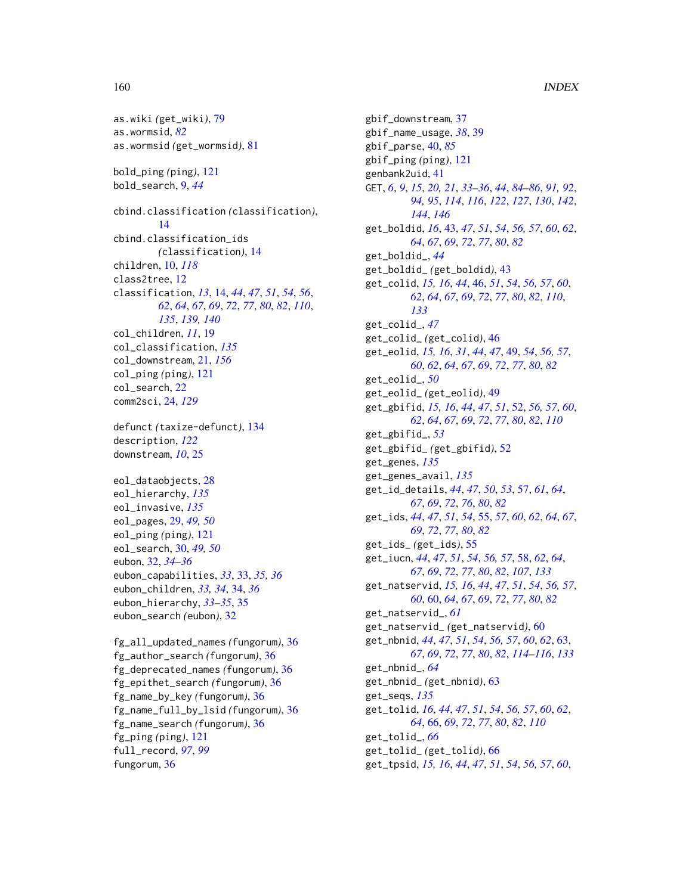as.wiki (get_wiki), 79
as.wormsid, *82*
as.wormsid (get_wormsid), 81

bold_ping (ping), 121
bold_search, 9, *44*

cbind.classification (classification), 14
cbind.classification_ids (classification), 14
children, 10, *118*
class2tree, 12
classification, *13*, 14, *44*, *47*, *51*, *54*, *56*, *62*, *64*, *67*, *69*, *72*, *77*, *80*, *82*, *110*, *135*, *139, 140*
col_children, *11*, 19
col_classification, *135*
col_downstream, 21, *156*
col_ping (ping), 121
col_search, 22
comm2sci, 24, *129*

defunct (taxize-defunct), 134
description, *122*
downstream, *10*, 25

eol_dataobjects, 28
eol_hierarchy, *135*
eol_invasive, *135*
eol_pages, 29, *49, 50*
eol_ping (ping), 121
eol_search, 30, *49, 50*
eubon, 32, *34–36*
eubon_capabilities, *33*, 33, *35, 36*
eubon_children, *33, 34*, 34, *36*
eubon_hierarchy, *33–35*, 35
eubon_search (eubon), 32

fg_all_updated_names (fungorum), 36
fg_author_search (fungorum), 36
fg_deprecated_names (fungorum), 36
fg_epithet_search (fungorum), 36
fg_name_by_key (fungorum), 36
fg_name_full_by_lsid (fungorum), 36
fg_name_search (fungorum), 36
fg_ping (ping), 121
full_record, *97*, *99*
fungorum, 36

gbif_downstream, 37
gbif_name_usage, *38*, 39
gbif_parse, 40, *85*
gbif_ping (ping), 121
genbank2uid, 41
GET, *6*, *9*, *15*, *20, 21*, *33–36*, *44*, *84–86*, *91, 92*, *94, 95*, *114*, *116*, *122*, *127*, *130*, *142*, *144*, *146*
get_boldid, *16*, 43, *47*, *51*, *54*, *56, 57*, *60*, *62*, *64*, *67*, *69*, *72*, *77*, *80*, *82*
get_boldid_, *44*
get_boldid_ (get_boldid), 43
get_colid, *15, 16*, *44*, 46, *51*, *54*, *56, 57*, *60*, *62*, *64*, *67*, *69*, *72*, *77*, *80*, *82*, *110*, *133*
get_colid_, *47*
get_colid_ (get_colid), 46
get_eolid, *15, 16*, *31*, *44*, *47*, 49, *54*, *56, 57*, *60*, *62*, *64*, *67*, *69*, *72*, *77*, *80*, *82*
get_eolid_, *50*
get_eolid_ (get_eolid), 49
get_gbifid, *15, 16*, *44*, *47*, *51*, 52, *56, 57*, *60*, *62*, *64*, *67*, *69*, *72*, *77*, *80*, *82*, *110*
get_gbifid_, *53*
get_gbifid_ (get_gbifid), 52
get_genes, *135*
get_genes_avail, *135*
get_id_details, *44*, *47*, *50*, *53*, 57, *61*, *64*, *67*, *69*, *72*, *76*, *80*, *82*
get_ids, *44*, *47*, *51*, *54*, 55, *57*, *60*, *62*, *64*, *67*, *69*, *72*, *77*, *80*, *82*
get_ids_ (get_ids), 55
get_iucn, *44*, *47*, *51*, *54*, *56, 57*, 58, *62*, *64*, *67*, *69*, *72*, *77*, *80*, *82*, *107*, *133*
get_natservid, *15, 16*, *44*, *47*, *51*, *54*, *56, 57*, *60*, 60, *64*, *67*, *69*, *72*, *77*, *80*, *82*
get_natservid_, *61*
get_natservid_ (get_natservid), 60
get_nbnid, *44*, *47*, *51*, *54*, *56, 57*, *60*, *62*, 63, *67*, *69*, *72*, *77*, *80*, *82*, *114–116*, *133*
get_nbnid_, *64*
get_nbnid_ (get_nbnid), 63
get_seqs, *135*
get_tolid, *16*, *44*, *47*, *51*, *54*, *56, 57*, *60*, *62*, *64*, 66, *69*, *72*, *77*, *80*, *82*, *110*
get_tolid_, *66*
get_tolid_ (get_tolid), 66
get_tpsid, *15, 16*, *44*, *47*, *51*, *54*, *56, 57*, *60*,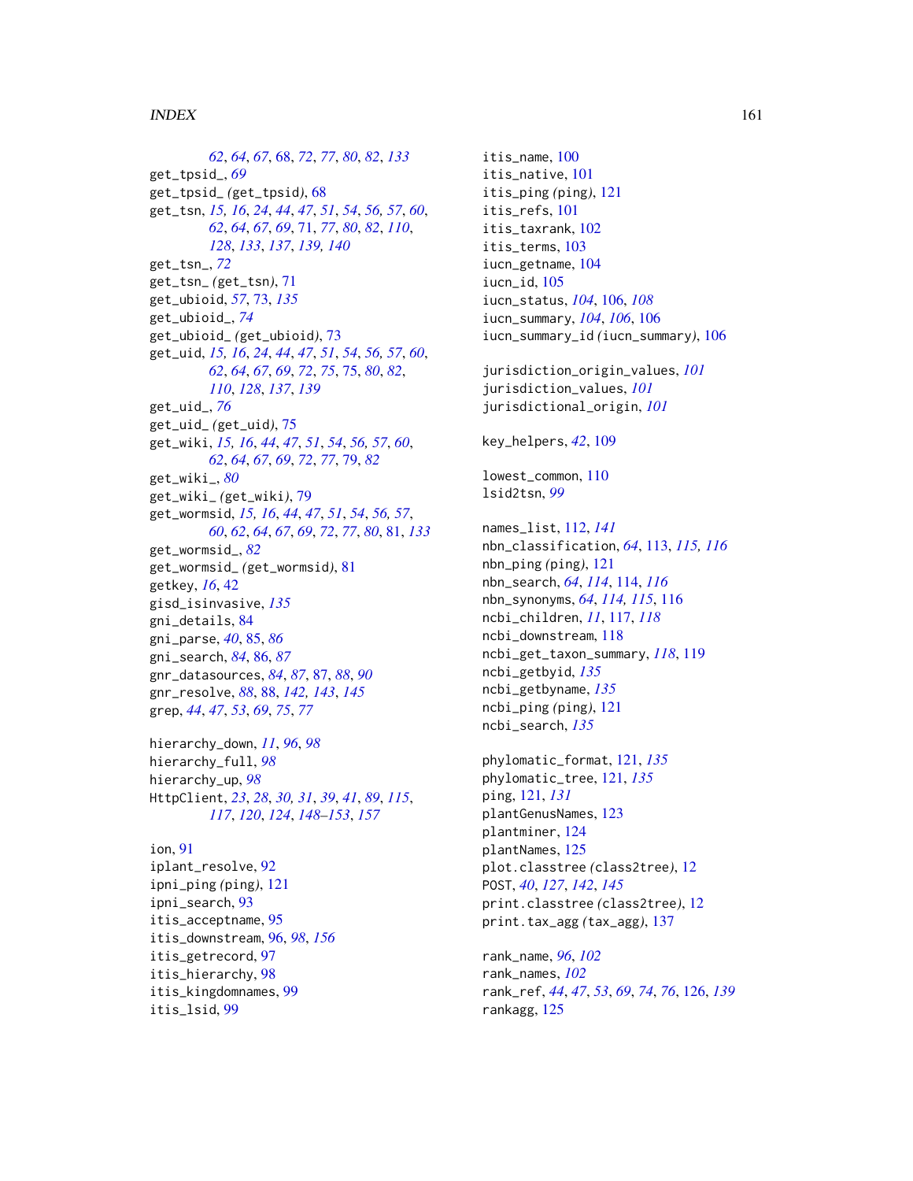*62*, *64*, *67*, 68, *72*, *77*, *80*, *82*, *133*
get_tpsid_, *69*
get_tpsid_ *(get_tpsid)*, 68
get_tsn, *15, 16*, *24*, *44*, *47*, *51*, *54*, *56, 57*, *60*, *62*, *64*, *67*, *69*, 71, *77*, *80*, *82*, *110*, *128*, *133*, *137*, *139, 140*
get_tsn_, *72*
get_tsn_ *(get_tsn)*, 71
get_ubioid, *57*, 73, *135*
get_ubioid_, *74*
get_ubioid_ *(get_ubioid)*, 73
get_uid, *15, 16*, *24*, *44*, *47*, *51*, *54*, *56, 57*, *60*, *62*, *64*, *67*, *69*, *72*, *75*, 75, *80*, *82*, *110*, *128*, *137*, *139*
get_uid_, *76*
get_uid_ *(get_uid)*, 75
get_wiki, *15, 16*, *44*, *47*, *51*, *54*, *56, 57*, *60*, *62*, *64*, *67*, *69*, *72*, *77*, 79, *82*
get_wiki_, *80*
get_wiki_ *(get_wiki)*, 79
get_wormsid, *15, 16*, *44*, *47*, *51*, *54*, *56, 57*, *60*, *62*, *64*, *67*, *69*, *72*, *77*, *80*, 81, *133*
get_wormsid_, *82*
get_wormsid_ *(get_wormsid)*, 81
getkey, *16*, 42
gisd_isinvasive, *135*
gni_details, 84
gni_parse, *40*, 85, *86*
gni_search, *84*, 86, *87*
gnr_datasources, *84*, *87*, 87, *88*, *90*
gnr_resolve, *88*, 88, *142, 143*, *145*
grep, *44*, *47*, *53*, *69*, *75*, *77*

hierarchy_down, *11*, *96*, *98*
hierarchy_full, *98*
hierarchy_up, *98*
HttpClient, *23*, *28*, *30, 31*, *39*, *41*, *89*, *115*, *117*, *120*, *124*, *148–153*, *157*

ion, 91
iplant_resolve, 92
ipni_ping *(ping)*, 121
ipni_search, 93
itis_acceptname, 95
itis_downstream, 96, *98*, *156*
itis_getrecord, 97
itis_hierarchy, 98
itis_kingdomnames, 99
itis_lsid, 99
itis_name, 100
itis_native, 101
itis_ping *(ping)*, 121
itis_refs, 101
itis_taxrank, 102
itis_terms, 103
iucn_getname, 104
iucn_id, 105
iucn_status, *104*, 106, *108*
iucn_summary, *104*, *106*, 106
iucn_summary_id *(iucn_summary)*, 106

jurisdiction_origin_values, *101*
jurisdiction_values, *101*
jurisdictional_origin, *101*

key_helpers, *42*, 109

lowest_common, 110
lsid2tsn, *99*

names_list, 112, *141*
nbn_classification, *64*, 113, *115, 116*
nbn_ping *(ping)*, 121
nbn_search, *64*, *114*, 114, *116*
nbn_synonyms, *64*, *114, 115*, 116
ncbi_children, *11*, 117, *118*
ncbi_downstream, 118
ncbi_get_taxon_summary, *118*, 119
ncbi_getbyid, *135*
ncbi_getbyname, *135*
ncbi_ping *(ping)*, 121
ncbi_search, *135*

phylomatic_format, 121, *135*
phylomatic_tree, 121, *135*
ping, 121, *131*
plantGenusNames, 123
plantminer, 124
plantNames, 125
plot.classtree *(class2tree)*, 12
POST, *40*, *127*, *142*, *145*
print.classtree *(class2tree)*, 12
print.tax_agg *(tax_agg)*, 137

rank_name, *96*, *102*
rank_names, *102*
rank_ref, *44*, *47*, *53*, *69*, *74*, *76*, 126, *139*
rankagg, 125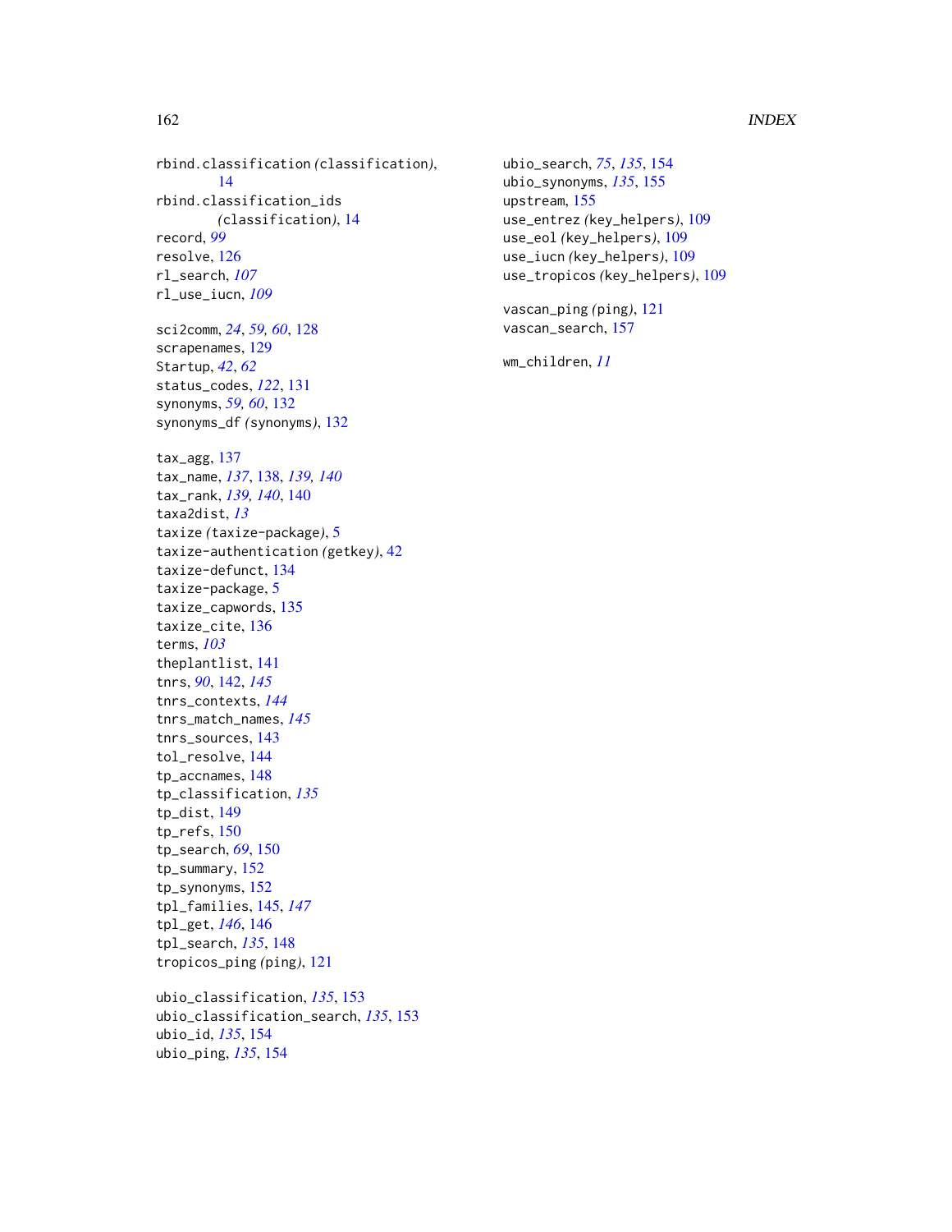rbind.classification *(classification)*, 14
rbind.classification_ids *(classification)*, 14
record, *99*
resolve, 126
rl_search, *107*
rl_use_iucn, *109*

sci2comm, *24*, *59, 60*, 128
scrapenames, 129
Startup, *42*, *62*
status_codes, *122*, 131
synonyms, *59, 60*, 132
synonyms_df *(synonyms)*, 132

tax_agg, 137
tax_name, *137*, 138, *139, 140*
tax_rank, *139, 140*, 140
taxa2dist, *13*
taxize *(taxize-package)*, 5
taxize-authentication *(getkey)*, 42
taxize-defunct, 134
taxize-package, 5
taxize_capwords, 135
taxize_cite, 136
terms, *103*
theplantlist, 141
tnrs, *90*, 142, *145*
tnrs_contexts, *144*
tnrs_match_names, *145*
tnrs_sources, 143
tol_resolve, 144
tp_accnames, 148
tp_classification, *135*
tp_dist, 149
tp_refs, 150
tp_search, *69*, 150
tp_summary, 152
tp_synonyms, 152
tpl_families, 145, *147*
tpl_get, *146*, 146
tpl_search, *135*, 148
tropicos_ping *(ping)*, 121

ubio_classification, *135*, 153
ubio_classification_search, *135*, 153
ubio_id, *135*, 154
ubio_ping, *135*, 154
ubio_search, *75*, *135*, 154
ubio_synonyms, *135*, 155
upstream, 155
use_entrez *(key_helpers)*, 109
use_eol *(key_helpers)*, 109
use_iucn *(key_helpers)*, 109
use_tropicos *(key_helpers)*, 109

vascan_ping *(ping)*, 121
vascan_search, 157

wm_children, *11*